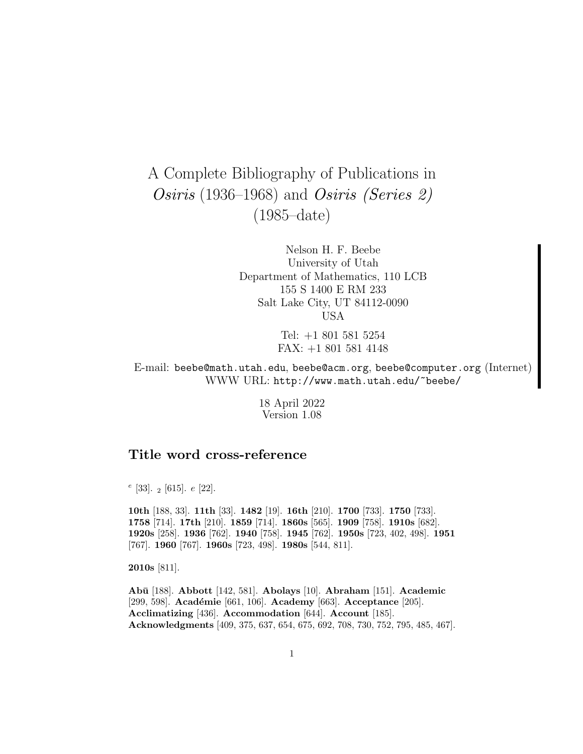# A Complete Bibliography of Publications in *Osiris* (1936–1968) and *Osiris (Series 2)* (1985–date)

Nelson H. F. Beebe
University of Utah
Department of Mathematics, 110 LCB
155 S 1400 E RM 233
Salt Lake City, UT 84112-0090
USA

Tel: +1 801 581 5254
FAX: +1 801 581 4148

E-mail: `beebe@math.utah.edu`, `beebe@acm.org`, `beebe@computer.org` (Internet)
WWW URL: `http://www.math.utah.edu/~beebe/`

18 April 2022
Version 1.08

## Title word cross-reference

$^e$ [33]. $_2$ [615]. $e$ [22].

**10th** [188, 33]. **11th** [33]. **1482** [19]. **16th** [210]. **1700** [733]. **1750** [733]. **1758** [714]. **17th** [210]. **1859** [714]. **1860s** [565]. **1909** [758]. **1910s** [682]. **1920s** [258]. **1936** [762]. **1940** [758]. **1945** [762]. **1950s** [723, 402, 498]. **1951** [767]. **1960** [767]. **1960s** [723, 498]. **1980s** [544, 811].

**2010s** [811].

**Abū** [188]. **Abbott** [142, 581]. **Abolays** [10]. **Abraham** [151]. **Academic** [299, 598]. **Académie** [661, 106]. **Academy** [663]. **Acceptance** [205]. **Acclimatizing** [436]. **Accommodation** [644]. **Account** [185]. **Acknowledgments** [409, 375, 637, 654, 675, 692, 708, 730, 752, 795, 485, 467].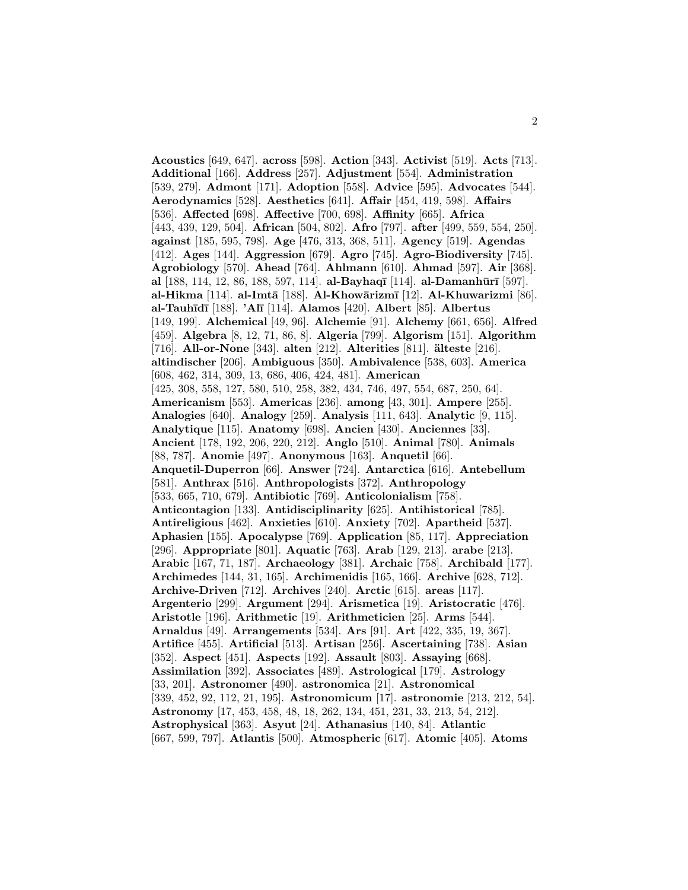**Acoustics** [649, 647]. **across** [598]. **Action** [343]. **Activist** [519]. **Acts** [713]. **Additional** [166]. **Address** [257]. **Adjustment** [554]. **Administration** [539, 279]. **Admont** [171]. **Adoption** [558]. **Advice** [595]. **Advocates** [544]. **Aerodynamics** [528]. **Aesthetics** [641]. **Affair** [454, 419, 598]. **Affairs** [536]. **Affected** [698]. **Affective** [700, 698]. **Affinity** [665]. **Africa** [443, 439, 129, 504]. **African** [504, 802]. **Afro** [797]. **after** [499, 559, 554, 250]. **against** [185, 595, 798]. **Age** [476, 313, 368, 511]. **Agency** [519]. **Agendas** [412]. **Ages** [144]. **Aggression** [679]. **Agro** [745]. **Agro-Biodiversity** [745]. **Agrobiology** [570]. **Ahead** [764]. **Ahlmann** [610]. **Ahmad** [597]. **Air** [368]. **al** [188, 114, 12, 86, 188, 597, 114]. **al-Bayhaqī** [114]. **al-Damanhūrī** [597]. **al-Hikma** [114]. **al-Imtā** [188]. **Al-Khowārizmī** [12]. **Al-Khuwarizmi** [86]. **al-Tauhīdī** [188]. **'Alī** [114]. **Alamos** [420]. **Albert** [85]. **Albertus** [149, 199]. **Alchemical** [49, 96]. **Alchemie** [91]. **Alchemy** [661, 656]. **Alfred** [459]. **Algebra** [8, 12, 71, 86, 8]. **Algeria** [799]. **Algorism** [151]. **Algorithm** [716]. **All-or-None** [343]. **alten** [212]. **Alterities** [811]. **älteste** [216]. **altindischer** [206]. **Ambiguous** [350]. **Ambivalence** [538, 603]. **America** [608, 462, 314, 309, 13, 686, 406, 424, 481]. **American** [425, 308, 558, 127, 580, 510, 258, 382, 434, 746, 497, 554, 687, 250, 64]. **Americanism** [553]. **Americas** [236]. **among** [43, 301]. **Ampere** [255]. **Analogies** [640]. **Analogy** [259]. **Analysis** [111, 643]. **Analytic** [9, 115]. **Analytique** [115]. **Anatomy** [698]. **Ancien** [430]. **Anciennes** [33]. **Ancient** [178, 192, 206, 220, 212]. **Anglo** [510]. **Animal** [780]. **Animals** [88, 787]. **Anomie** [497]. **Anonymous** [163]. **Anquetil** [66]. **Anquetil-Duperron** [66]. **Answer** [724]. **Antarctica** [616]. **Antebellum** [581]. **Anthrax** [516]. **Anthropologists** [372]. **Anthropology** [533, 665, 710, 679]. **Antibiotic** [769]. **Anticolonialism** [758]. **Anticontagion** [133]. **Antidisciplinarity** [625]. **Antihistorical** [785]. **Antireligious** [462]. **Anxieties** [610]. **Anxiety** [702]. **Apartheid** [537]. **Aphasien** [155]. **Apocalypse** [769]. **Application** [85, 117]. **Appreciation** [296]. **Appropriate** [801]. **Aquatic** [763]. **Arab** [129, 213]. **arabe** [213]. **Arabic** [167, 71, 187]. **Archaeology** [381]. **Archaic** [758]. **Archibald** [177]. **Archimedes** [144, 31, 165]. **Archimenidis** [165, 166]. **Archive** [628, 712]. **Archive-Driven** [712]. **Archives** [240]. **Arctic** [615]. **areas** [117]. **Argenterio** [299]. **Argument** [294]. **Arismetica** [19]. **Aristocratic** [476]. **Aristotle** [196]. **Arithmetic** [19]. **Arithmeticien** [25]. **Arms** [544]. **Arnaldus** [49]. **Arrangements** [534]. **Ars** [91]. **Art** [422, 335, 19, 367]. **Artifice** [455]. **Artificial** [513]. **Artisan** [256]. **Ascertaining** [738]. **Asian** [352]. **Aspect** [451]. **Aspects** [192]. **Assault** [803]. **Assaying** [668]. **Assimilation** [392]. **Associates** [489]. **Astrological** [179]. **Astrology** [33, 201]. **Astronomer** [490]. **astronomica** [21]. **Astronomical** [339, 452, 92, 112, 21, 195]. **Astronomicum** [17]. **astronomie** [213, 212, 54]. **Astronomy** [17, 453, 458, 48, 18, 262, 134, 451, 231, 33, 213, 54, 212]. **Astrophysical** [363]. **Asyut** [24]. **Athanasius** [140, 84]. **Atlantic** [667, 599, 797]. **Atlantis** [500]. **Atmospheric** [617]. **Atomic** [405]. **Atoms**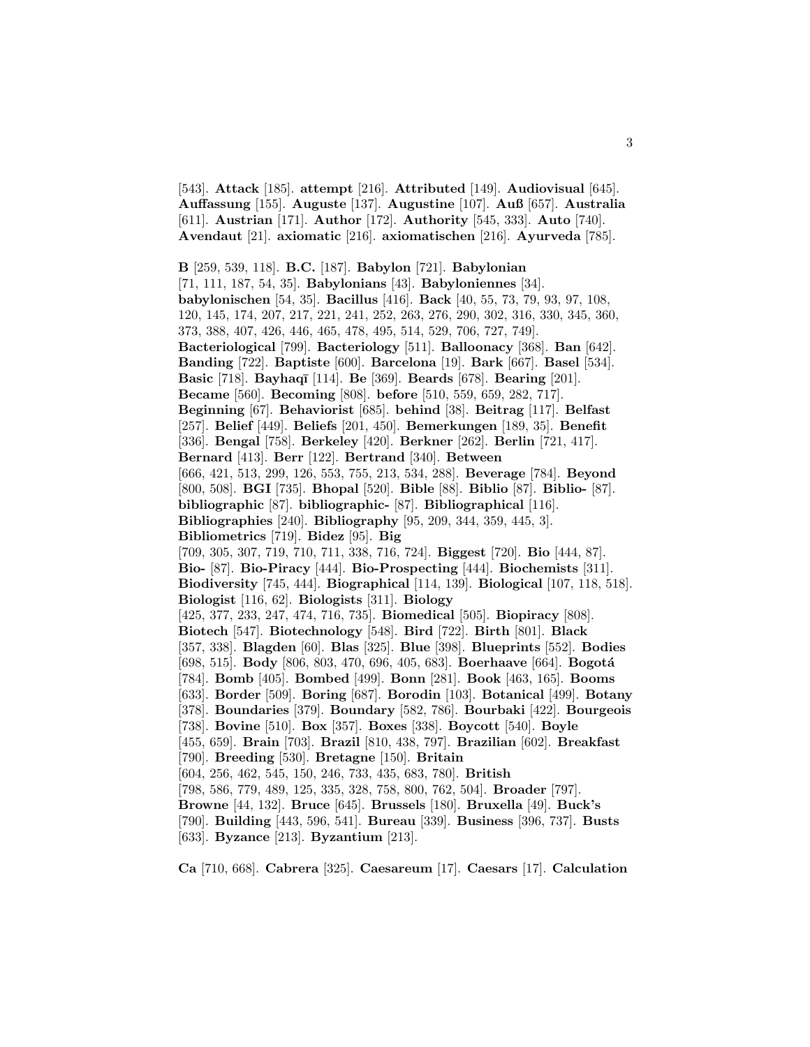[543]. **Attack** [185]. **attempt** [216]. **Attributed** [149]. **Audiovisual** [645]. **Auffassung** [155]. **Auguste** [137]. **Augustine** [107]. **Auß** [657]. **Australia** [611]. **Austrian** [171]. **Author** [172]. **Authority** [545, 333]. **Auto** [740]. **Avendaut** [21]. **axiomatic** [216]. **axiomatischen** [216]. **Ayurveda** [785].

**B** [259, 539, 118]. **B.C.** [187]. **Babylon** [721]. **Babylonian** [71, 111, 187, 54, 35]. **Babylonians** [43]. **Babyloniennes** [34]. **babylonischen** [54, 35]. **Bacillus** [416]. **Back** [40, 55, 73, 79, 93, 97, 108, 120, 145, 174, 207, 217, 221, 241, 252, 263, 276, 290, 302, 316, 330, 345, 360, 373, 388, 407, 426, 446, 465, 478, 495, 514, 529, 706, 727, 749]. **Bacteriological** [799]. **Bacteriology** [511]. **Balloonacy** [368]. **Ban** [642]. **Banding** [722]. **Baptiste** [600]. **Barcelona** [19]. **Bark** [667]. **Basel** [534]. **Basic** [718]. **Bayhaqī** [114]. **Be** [369]. **Beards** [678]. **Bearing** [201]. **Became** [560]. **Becoming** [808]. **before** [510, 559, 659, 282, 717]. **Beginning** [67]. **Behaviorist** [685]. **behind** [38]. **Beitrag** [117]. **Belfast** [257]. **Belief** [449]. **Beliefs** [201, 450]. **Bemerkungen** [189, 35]. **Benefit** [336]. **Bengal** [758]. **Berkeley** [420]. **Berkner** [262]. **Berlin** [721, 417]. **Bernard** [413]. **Berr** [122]. **Bertrand** [340]. **Between** [666, 421, 513, 299, 126, 553, 755, 213, 534, 288]. **Beverage** [784]. **Beyond** [800, 508]. **BGI** [735]. **Bhopal** [520]. **Bible** [88]. **Biblio** [87]. **Biblio-** [87]. **bibliographic** [87]. **bibliographic-** [87]. **Bibliographical** [116]. **Bibliographies** [240]. **Bibliography** [95, 209, 344, 359, 445, 3]. **Bibliometrics** [719]. **Bidez** [95]. **Big** [709, 305, 307, 719, 710, 711, 338, 716, 724]. **Biggest** [720]. **Bio** [444, 87]. **Bio-** [87]. **Bio-Piracy** [444]. **Bio-Prospecting** [444]. **Biochemists** [311]. **Biodiversity** [745, 444]. **Biographical** [114, 139]. **Biological** [107, 118, 518]. **Biologist** [116, 62]. **Biologists** [311]. **Biology** [425, 377, 233, 247, 474, 716, 735]. **Biomedical** [505]. **Biopiracy** [808]. **Biotech** [547]. **Biotechnology** [548]. **Bird** [722]. **Birth** [801]. **Black** [357, 338]. **Blagden** [60]. **Blas** [325]. **Blue** [398]. **Blueprints** [552]. **Bodies** [698, 515]. **Body** [806, 803, 470, 696, 405, 683]. **Boerhaave** [664]. **Bogotá** [784]. **Bomb** [405]. **Bombed** [499]. **Bonn** [281]. **Book** [463, 165]. **Booms** [633]. **Border** [509]. **Boring** [687]. **Borodin** [103]. **Botanical** [499]. **Botany** [378]. **Boundaries** [379]. **Boundary** [582, 786]. **Bourbaki** [422]. **Bourgeois** [738]. **Bovine** [510]. **Box** [357]. **Boxes** [338]. **Boycott** [540]. **Boyle** [455, 659]. **Brain** [703]. **Brazil** [810, 438, 797]. **Brazilian** [602]. **Breakfast** [790]. **Breeding** [530]. **Bretagne** [150]. **Britain** [604, 256, 462, 545, 150, 246, 733, 435, 683, 780]. **British** [798, 586, 779, 489, 125, 335, 328, 758, 800, 762, 504]. **Broader** [797]. **Browne** [44, 132]. **Bruce** [645]. **Brussels** [180]. **Bruxella** [49]. **Buck's** [790]. **Building** [443, 596, 541]. **Bureau** [339]. **Business** [396, 737]. **Busts** [633]. **Byzance** [213]. **Byzantium** [213].

**Ca** [710, 668]. **Cabrera** [325]. **Caesareum** [17]. **Caesars** [17]. **Calculation**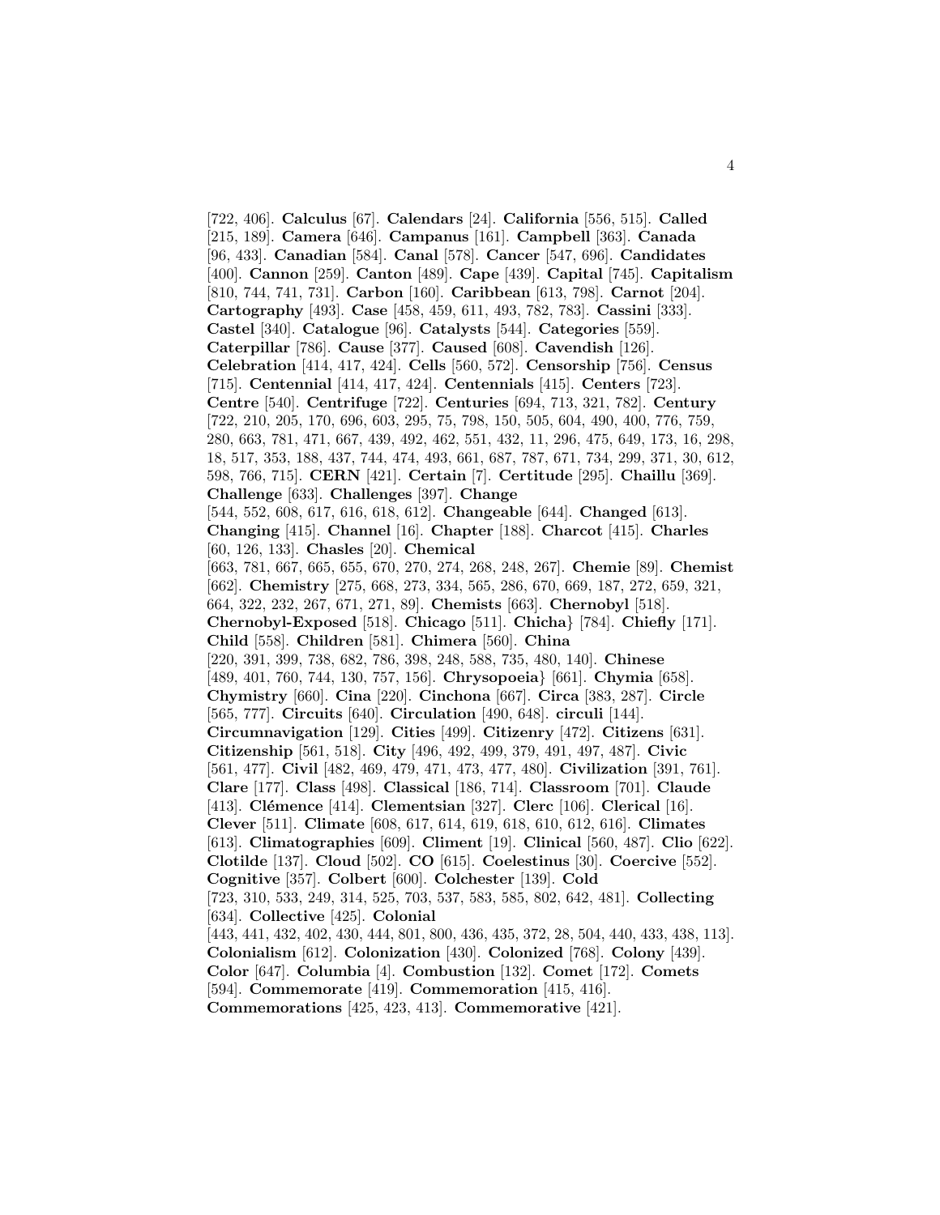[722, 406]. **Calculus** [67]. **Calendars** [24]. **California** [556, 515]. **Called** [215, 189]. **Camera** [646]. **Campanus** [161]. **Campbell** [363]. **Canada** [96, 433]. **Canadian** [584]. **Canal** [578]. **Cancer** [547, 696]. **Candidates** [400]. **Cannon** [259]. **Canton** [489]. **Cape** [439]. **Capital** [745]. **Capitalism** [810, 744, 741, 731]. **Carbon** [160]. **Caribbean** [613, 798]. **Carnot** [204]. **Cartography** [493]. **Case** [458, 459, 611, 493, 782, 783]. **Cassini** [333]. **Castel** [340]. **Catalogue** [96]. **Catalysts** [544]. **Categories** [559]. **Caterpillar** [786]. **Cause** [377]. **Caused** [608]. **Cavendish** [126]. **Celebration** [414, 417, 424]. **Cells** [560, 572]. **Censorship** [756]. **Census** [715]. **Centennial** [414, 417, 424]. **Centennials** [415]. **Centers** [723]. **Centre** [540]. **Centrifuge** [722]. **Centuries** [694, 713, 321, 782]. **Century** [722, 210, 205, 170, 696, 603, 295, 75, 798, 150, 505, 604, 490, 400, 776, 759, 280, 663, 781, 471, 667, 439, 492, 462, 551, 432, 11, 296, 475, 649, 173, 16, 298, 18, 517, 353, 188, 437, 744, 474, 493, 661, 687, 787, 671, 734, 299, 371, 30, 612, 598, 766, 715]. **CERN** [421]. **Certain** [7]. **Certitude** [295]. **Chaillu** [369]. **Challenge** [633]. **Challenges** [397]. **Change** [544, 552, 608, 617, 616, 618, 612]. **Changeable** [644]. **Changed** [613]. **Changing** [415]. **Channel** [16]. **Chapter** [188]. **Charcot** [415]. **Charles** [60, 126, 133]. **Chasles** [20]. **Chemical** [663, 781, 667, 665, 655, 670, 270, 274, 268, 248, 267]. **Chemie** [89]. **Chemist** [662]. **Chemistry** [275, 668, 273, 334, 565, 286, 670, 669, 187, 272, 659, 321, 664, 322, 232, 267, 671, 271, 89]. **Chemists** [663]. **Chernobyl** [518]. **Chernobyl-Exposed** [518]. **Chicago** [511]. **Chicha}** [784]. **Chiefly** [171]. **Child** [558]. **Children** [581]. **Chimera** [560]. **China** [220, 391, 399, 738, 682, 786, 398, 248, 588, 735, 480, 140]. **Chinese** [489, 401, 760, 744, 130, 757, 156]. **Chrysopoeia}** [661]. **Chymia** [658]. **Chymistry** [660]. **Cina** [220]. **Cinchona** [667]. **Circa** [383, 287]. **Circle** [565, 777]. **Circuits** [640]. **Circulation** [490, 648]. **circuli** [144]. **Circumnavigation** [129]. **Cities** [499]. **Citizenry** [472]. **Citizens** [631]. **Citizenship** [561, 518]. **City** [496, 492, 499, 379, 491, 497, 487]. **Civic** [561, 477]. **Civil** [482, 469, 479, 471, 473, 477, 480]. **Civilization** [391, 761]. **Clare** [177]. **Class** [498]. **Classical** [186, 714]. **Classroom** [701]. **Claude** [413]. **Clémence** [414]. **Clementsian** [327]. **Clerc** [106]. **Clerical** [16]. **Clever** [511]. **Climate** [608, 617, 614, 619, 618, 610, 612, 616]. **Climates** [613]. **Climatographies** [609]. **Climent** [19]. **Clinical** [560, 487]. **Clio** [622]. **Clotilde** [137]. **Cloud** [502]. **CO** [615]. **Coelestinus** [30]. **Coercive** [552]. **Cognitive** [357]. **Colbert** [600]. **Colchester** [139]. **Cold** [723, 310, 533, 249, 314, 525, 703, 537, 583, 585, 802, 642, 481]. **Collecting** [634]. **Collective** [425]. **Colonial** [443, 441, 432, 402, 430, 444, 801, 800, 436, 435, 372, 28, 504, 440, 433, 438, 113]. **Colonialism** [612]. **Colonization** [430]. **Colonized** [768]. **Colony** [439]. **Color** [647]. **Columbia** [4]. **Combustion** [132]. **Comet** [172]. **Comets** [594]. **Commemorate** [419]. **Commemoration** [415, 416]. **Commemorations** [425, 423, 413]. **Commemorative** [421].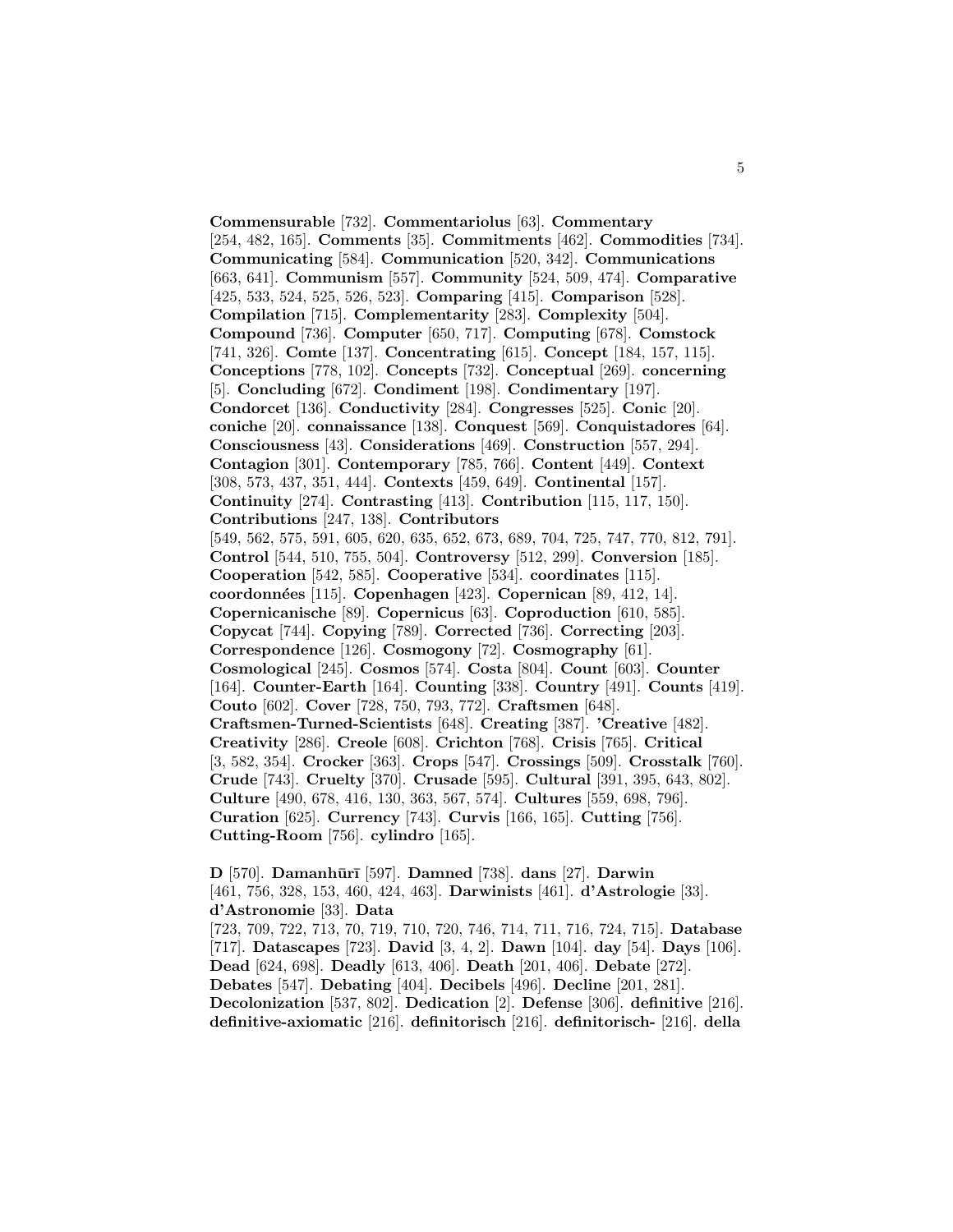**Commensurable** [732]. **Commentariolus** [63]. **Commentary** [254, 482, 165]. **Comments** [35]. **Commitments** [462]. **Commodities** [734]. **Communicating** [584]. **Communication** [520, 342]. **Communications** [663, 641]. **Communism** [557]. **Community** [524, 509, 474]. **Comparative** [425, 533, 524, 525, 526, 523]. **Comparing** [415]. **Comparison** [528]. **Compilation** [715]. **Complementarity** [283]. **Complexity** [504]. **Compound** [736]. **Computer** [650, 717]. **Computing** [678]. **Comstock** [741, 326]. **Comte** [137]. **Concentrating** [615]. **Concept** [184, 157, 115]. **Conceptions** [778, 102]. **Concepts** [732]. **Conceptual** [269]. **concerning** [5]. **Concluding** [672]. **Condiment** [198]. **Condimentary** [197]. **Condorcet** [136]. **Conductivity** [284]. **Congresses** [525]. **Conic** [20]. **coniche** [20]. **connaissance** [138]. **Conquest** [569]. **Conquistadores** [64]. **Consciousness** [43]. **Considerations** [469]. **Construction** [557, 294]. **Contagion** [301]. **Contemporary** [785, 766]. **Content** [449]. **Context** [308, 573, 437, 351, 444]. **Contexts** [459, 649]. **Continental** [157]. **Continuity** [274]. **Contrasting** [413]. **Contribution** [115, 117, 150]. **Contributions** [247, 138]. **Contributors** [549, 562, 575, 591, 605, 620, 635, 652, 673, 689, 704, 725, 747, 770, 812, 791]. **Control** [544, 510, 755, 504]. **Controversy** [512, 299]. **Conversion** [185]. **Cooperation** [542, 585]. **Cooperative** [534]. **coordinates** [115]. **coordonnées** [115]. **Copenhagen** [423]. **Copernican** [89, 412, 14]. **Copernicanische** [89]. **Copernicus** [63]. **Coproduction** [610, 585]. **Copycat** [744]. **Copying** [789]. **Corrected** [736]. **Correcting** [203]. **Correspondence** [126]. **Cosmogony** [72]. **Cosmography** [61]. **Cosmological** [245]. **Cosmos** [574]. **Costa** [804]. **Count** [603]. **Counter** [164]. **Counter-Earth** [164]. **Counting** [338]. **Country** [491]. **Counts** [419]. **Couto** [602]. **Cover** [728, 750, 793, 772]. **Craftsmen** [648]. **Craftsmen-Turned-Scientists** [648]. **Creating** [387]. **'Creative** [482]. **Creativity** [286]. **Creole** [608]. **Crichton** [768]. **Crisis** [765]. **Critical** [3, 582, 354]. **Crocker** [363]. **Crops** [547]. **Crossings** [509]. **Crosstalk** [760]. **Crude** [743]. **Cruelty** [370]. **Crusade** [595]. **Cultural** [391, 395, 643, 802]. **Culture** [490, 678, 416, 130, 363, 567, 574]. **Cultures** [559, 698, 796]. **Curation** [625]. **Currency** [743]. **Curvis** [166, 165]. **Cutting** [756]. **Cutting-Room** [756]. **cylindro** [165].

**D** [570]. **Damanhūrī** [597]. **Damned** [738]. **dans** [27]. **Darwin** [461, 756, 328, 153, 460, 424, 463]. **Darwinists** [461]. **d'Astrologie** [33]. **d'Astronomie** [33]. **Data** [723, 709, 722, 713, 70, 719, 710, 720, 746, 714, 711, 716, 724, 715]. **Database** [717]. **Datascapes** [723]. **David** [3, 4, 2]. **Dawn** [104]. **day** [54]. **Days** [106]. **Dead** [624, 698]. **Deadly** [613, 406]. **Death** [201, 406]. **Debate** [272]. **Debates** [547]. **Debating** [404]. **Decibels** [496]. **Decline** [201, 281]. **Decolonization** [537, 802]. **Dedication** [2]. **Defense** [306]. **definitive** [216]. **definitive-axiomatic** [216]. **definitorisch** [216]. **definitorisch-** [216]. **della**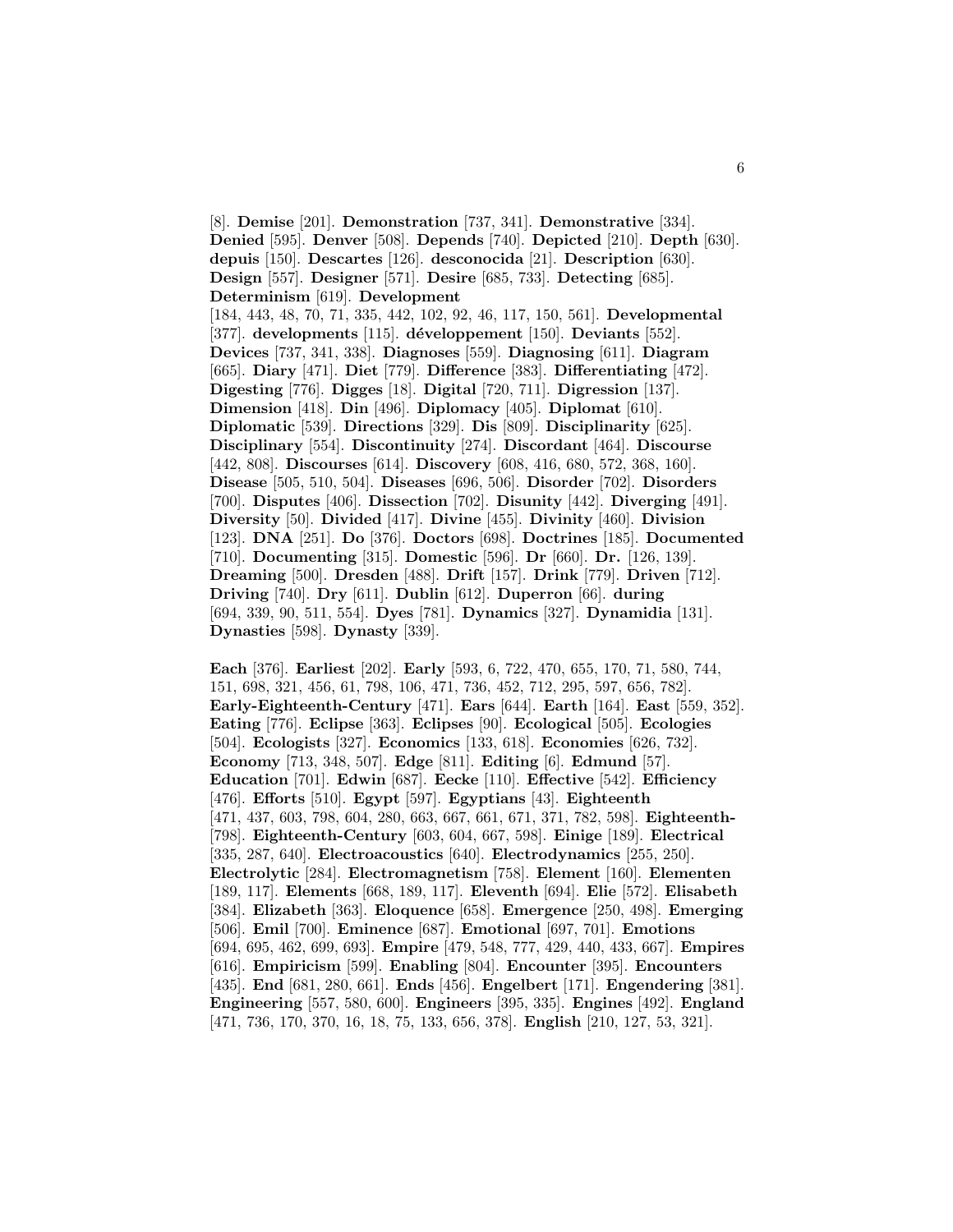[8]. **Demise** [201]. **Demonstration** [737, 341]. **Demonstrative** [334]. **Denied** [595]. **Denver** [508]. **Depends** [740]. **Depicted** [210]. **Depth** [630]. **depuis** [150]. **Descartes** [126]. **desconocida** [21]. **Description** [630]. **Design** [557]. **Designer** [571]. **Desire** [685, 733]. **Detecting** [685]. **Determinism** [619]. **Development** [184, 443, 48, 70, 71, 335, 442, 102, 92, 46, 117, 150, 561]. **Developmental** [377]. **developments** [115]. **développement** [150]. **Deviants** [552]. **Devices** [737, 341, 338]. **Diagnoses** [559]. **Diagnosing** [611]. **Diagram** [665]. **Diary** [471]. **Diet** [779]. **Difference** [383]. **Differentiating** [472]. **Digesting** [776]. **Digges** [18]. **Digital** [720, 711]. **Digression** [137]. **Dimension** [418]. **Din** [496]. **Diplomacy** [405]. **Diplomat** [610]. **Diplomatic** [539]. **Directions** [329]. **Dis** [809]. **Disciplinarity** [625]. **Disciplinary** [554]. **Discontinuity** [274]. **Discordant** [464]. **Discourse** [442, 808]. **Discourses** [614]. **Discovery** [608, 416, 680, 572, 368, 160]. **Disease** [505, 510, 504]. **Diseases** [696, 506]. **Disorder** [702]. **Disorders** [700]. **Disputes** [406]. **Dissection** [702]. **Disunity** [442]. **Diverging** [491]. **Diversity** [50]. **Divided** [417]. **Divine** [455]. **Divinity** [460]. **Division** [123]. **DNA** [251]. **Do** [376]. **Doctors** [698]. **Doctrines** [185]. **Documented** [710]. **Documenting** [315]. **Domestic** [596]. **Dr** [660]. **Dr.** [126, 139]. **Dreaming** [500]. **Dresden** [488]. **Drift** [157]. **Drink** [779]. **Driven** [712]. **Driving** [740]. **Dry** [611]. **Dublin** [612]. **Duperron** [66]. **during** [694, 339, 90, 511, 554]. **Dyes** [781]. **Dynamics** [327]. **Dynamidia** [131]. **Dynasties** [598]. **Dynasty** [339].

**Each** [376]. **Earliest** [202]. **Early** [593, 6, 722, 470, 655, 170, 71, 580, 744, 151, 698, 321, 456, 61, 798, 106, 471, 736, 452, 712, 295, 597, 656, 782]. **Early-Eighteenth-Century** [471]. **Ears** [644]. **Earth** [164]. **East** [559, 352]. **Eating** [776]. **Eclipse** [363]. **Eclipses** [90]. **Ecological** [505]. **Ecologies** [504]. **Ecologists** [327]. **Economics** [133, 618]. **Economies** [626, 732]. **Economy** [713, 348, 507]. **Edge** [811]. **Editing** [6]. **Edmund** [57]. **Education** [701]. **Edwin** [687]. **Eecke** [110]. **Effective** [542]. **Efficiency** [476]. **Efforts** [510]. **Egypt** [597]. **Egyptians** [43]. **Eighteenth** [471, 437, 603, 798, 604, 280, 663, 667, 661, 671, 371, 782, 598]. **Eighteenth-** [798]. **Eighteenth-Century** [603, 604, 667, 598]. **Einige** [189]. **Electrical** [335, 287, 640]. **Electroacoustics** [640]. **Electrodynamics** [255, 250]. **Electrolytic** [284]. **Electromagnetism** [758]. **Element** [160]. **Elementen** [189, 117]. **Elements** [668, 189, 117]. **Eleventh** [694]. **Elie** [572]. **Elisabeth** [384]. **Elizabeth** [363]. **Eloquence** [658]. **Emergence** [250, 498]. **Emerging** [506]. **Emil** [700]. **Eminence** [687]. **Emotional** [697, 701]. **Emotions** [694, 695, 462, 699, 693]. **Empire** [479, 548, 777, 429, 440, 433, 667]. **Empires** [616]. **Empiricism** [599]. **Enabling** [804]. **Encounter** [395]. **Encounters** [435]. **End** [681, 280, 661]. **Ends** [456]. **Engelbert** [171]. **Engendering** [381]. **Engineering** [557, 580, 600]. **Engineers** [395, 335]. **Engines** [492]. **England** [471, 736, 170, 370, 16, 18, 75, 133, 656, 378]. **English** [210, 127, 53, 321].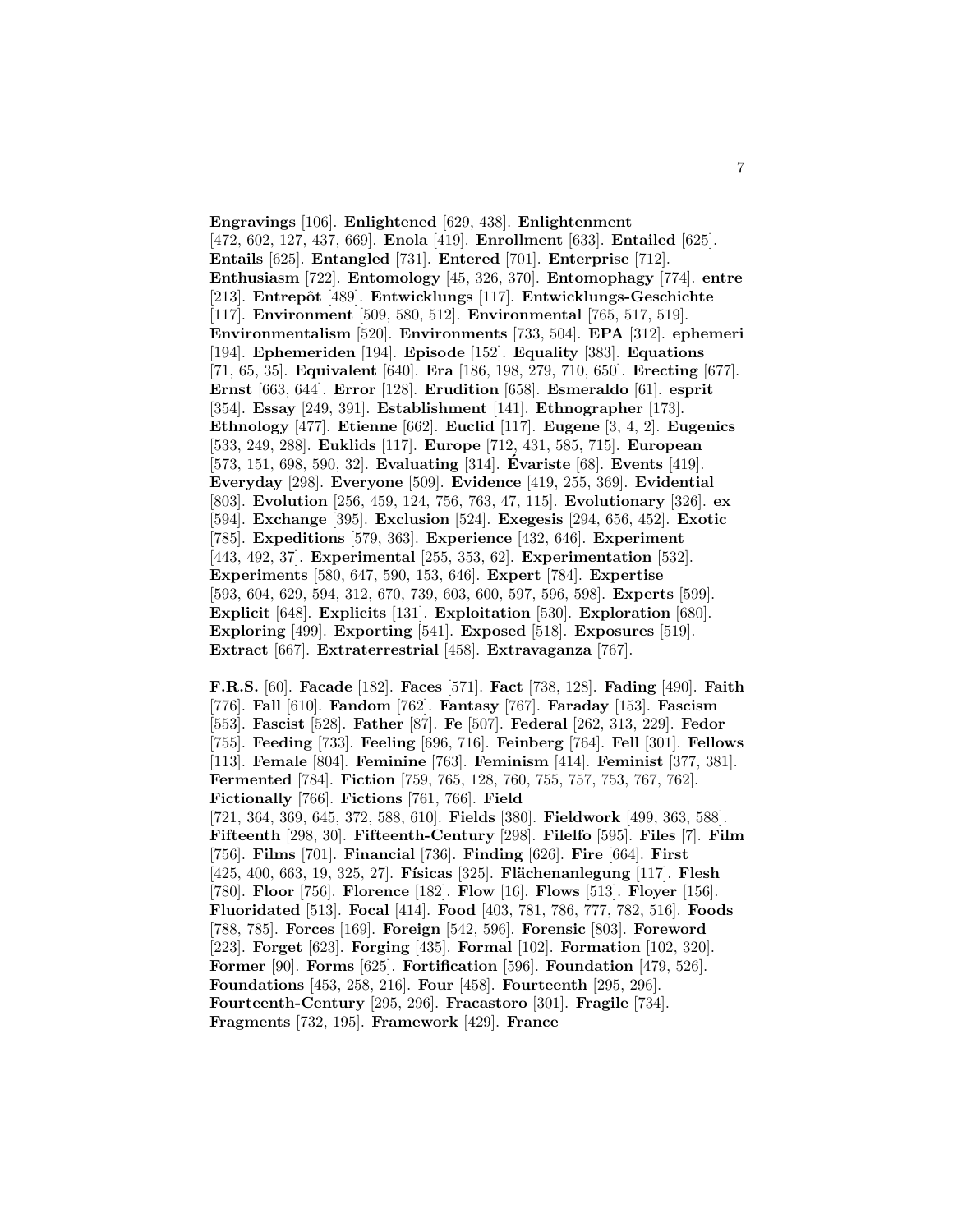**Engravings** [106]. **Enlightened** [629, 438]. **Enlightenment** [472, 602, 127, 437, 669]. **Enola** [419]. **Enrollment** [633]. **Entailed** [625]. **Entails** [625]. **Entangled** [731]. **Entered** [701]. **Enterprise** [712]. **Enthusiasm** [722]. **Entomology** [45, 326, 370]. **Entomophagy** [774]. **entre** [213]. **Entrepôt** [489]. **Entwicklungs** [117]. **Entwicklungs-Geschichte** [117]. **Environment** [509, 580, 512]. **Environmental** [765, 517, 519]. **Environmentalism** [520]. **Environments** [733, 504]. **EPA** [312]. **ephemeri** [194]. **Ephemeriden** [194]. **Episode** [152]. **Equality** [383]. **Equations** [71, 65, 35]. **Equivalent** [640]. **Era** [186, 198, 279, 710, 650]. **Erecting** [677]. **Ernst** [663, 644]. **Error** [128]. **Erudition** [658]. **Esmeraldo** [61]. **esprit** [354]. **Essay** [249, 391]. **Establishment** [141]. **Ethnographer** [173]. **Ethnology** [477]. **Etienne** [662]. **Euclid** [117]. **Eugene** [3, 4, 2]. **Eugenics** [533, 249, 288]. **Euklids** [117]. **Europe** [712, 431, 585, 715]. **European** [573, 151, 698, 590, 32]. **Evaluating** [314]. **Évariste** [68]. **Events** [419]. **Everyday** [298]. **Everyone** [509]. **Evidence** [419, 255, 369]. **Evidential** [803]. **Evolution** [256, 459, 124, 756, 763, 47, 115]. **Evolutionary** [326]. **ex** [594]. **Exchange** [395]. **Exclusion** [524]. **Exegesis** [294, 656, 452]. **Exotic** [785]. **Expeditions** [579, 363]. **Experience** [432, 646]. **Experiment** [443, 492, 37]. **Experimental** [255, 353, 62]. **Experimentation** [532]. **Experiments** [580, 647, 590, 153, 646]. **Expert** [784]. **Expertise** [593, 604, 629, 594, 312, 670, 739, 603, 600, 597, 596, 598]. **Experts** [599]. **Explicit** [648]. **Explicits** [131]. **Exploitation** [530]. **Exploration** [680]. **Exploring** [499]. **Exporting** [541]. **Exposed** [518]. **Exposures** [519]. **Extract** [667]. **Extraterrestrial** [458]. **Extravaganza** [767].

**F.R.S.** [60]. **Facade** [182]. **Faces** [571]. **Fact** [738, 128]. **Fading** [490]. **Faith** [776]. **Fall** [610]. **Fandom** [762]. **Fantasy** [767]. **Faraday** [153]. **Fascism** [553]. **Fascist** [528]. **Father** [87]. **Fe** [507]. **Federal** [262, 313, 229]. **Fedor** [755]. **Feeding** [733]. **Feeling** [696, 716]. **Feinberg** [764]. **Fell** [301]. **Fellows** [113]. **Female** [804]. **Feminine** [763]. **Feminism** [414]. **Feminist** [377, 381]. **Fermented** [784]. **Fiction** [759, 765, 128, 760, 755, 757, 753, 767, 762]. **Fictionally** [766]. **Fictions** [761, 766]. **Field** [721, 364, 369, 645, 372, 588, 610]. **Fields** [380]. **Fieldwork** [499, 363, 588]. **Fifteenth** [298, 30]. **Fifteenth-Century** [298]. **Filelfo** [595]. **Files** [7]. **Film** [756]. **Films** [701]. **Financial** [736]. **Finding** [626]. **Fire** [664]. **First** [425, 400, 663, 19, 325, 27]. **Físicas** [325]. **Flächenanlegung** [117]. **Flesh** [780]. **Floor** [756]. **Florence** [182]. **Flow** [16]. **Flows** [513]. **Floyer** [156]. **Fluoridated** [513]. **Focal** [414]. **Food** [403, 781, 786, 777, 782, 516]. **Foods** [788, 785]. **Forces** [169]. **Foreign** [542, 596]. **Forensic** [803]. **Foreword** [223]. **Forget** [623]. **Forging** [435]. **Formal** [102]. **Formation** [102, 320]. **Former** [90]. **Forms** [625]. **Fortification** [596]. **Foundation** [479, 526]. **Foundations** [453, 258, 216]. **Four** [458]. **Fourteenth** [295, 296]. **Fourteenth-Century** [295, 296]. **Fracastoro** [301]. **Fragile** [734]. **Fragments** [732, 195]. **Framework** [429]. **France**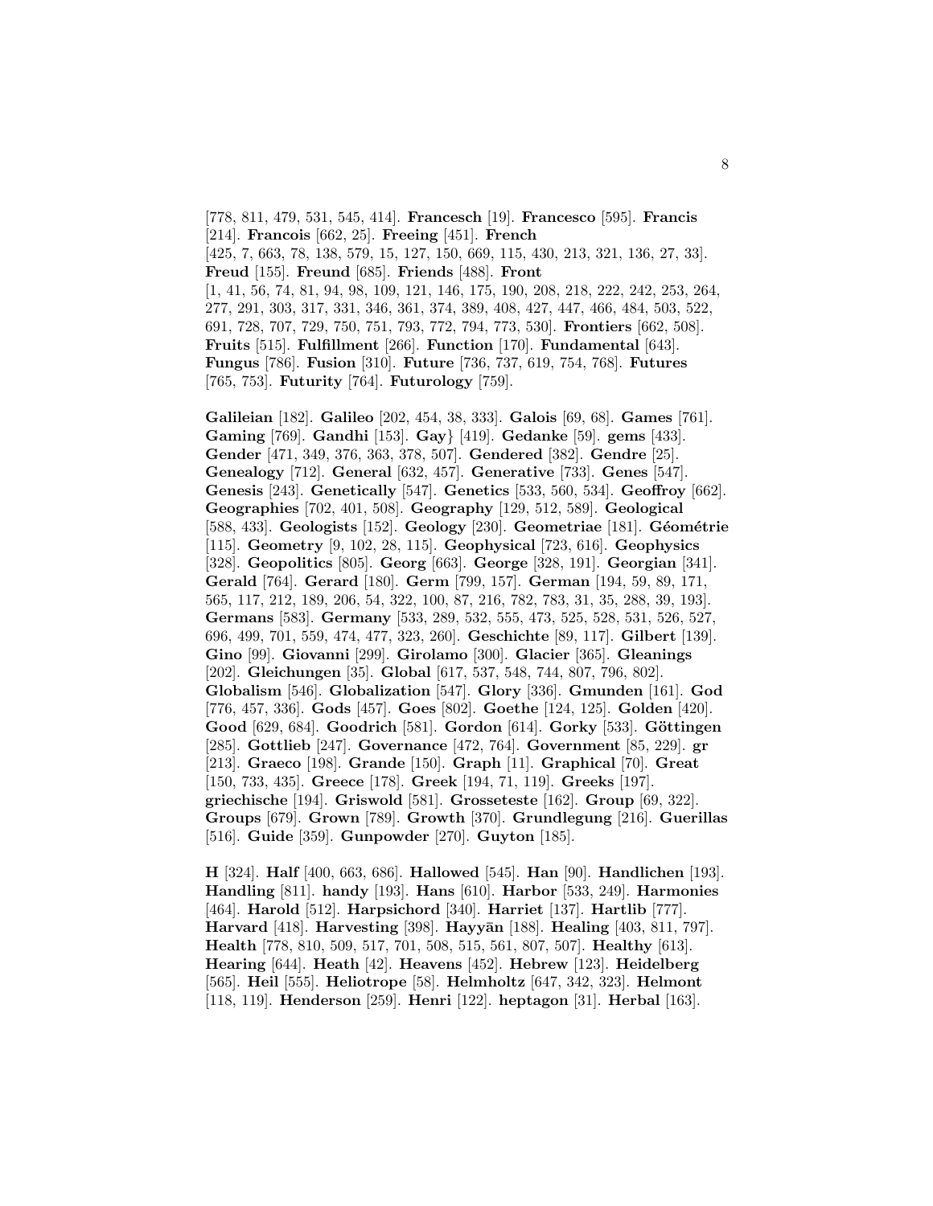[778, 811, 479, 531, 545, 414]. **Francesch** [19]. **Francesco** [595]. **Francis** [214]. **Francois** [662, 25]. **Freeing** [451]. **French** [425, 7, 663, 78, 138, 579, 15, 127, 150, 669, 115, 430, 213, 321, 136, 27, 33]. **Freud** [155]. **Freund** [685]. **Friends** [488]. **Front** [1, 41, 56, 74, 81, 94, 98, 109, 121, 146, 175, 190, 208, 218, 222, 242, 253, 264, 277, 291, 303, 317, 331, 346, 361, 374, 389, 408, 427, 447, 466, 484, 503, 522, 691, 728, 707, 729, 750, 751, 793, 772, 794, 773, 530]. **Frontiers** [662, 508]. **Fruits** [515]. **Fulfillment** [266]. **Function** [170]. **Fundamental** [643]. **Fungus** [786]. **Fusion** [310]. **Future** [736, 737, 619, 754, 768]. **Futures** [765, 753]. **Futurity** [764]. **Futurology** [759].

**Galileian** [182]. **Galileo** [202, 454, 38, 333]. **Galois** [69, 68]. **Games** [761]. **Gaming** [769]. **Gandhi** [153]. **Gay}** [419]. **Gedanke** [59]. **gems** [433]. **Gender** [471, 349, 376, 363, 378, 507]. **Gendered** [382]. **Gendre** [25]. **Genealogy** [712]. **General** [632, 457]. **Generative** [733]. **Genes** [547]. **Genesis** [243]. **Genetically** [547]. **Genetics** [533, 560, 534]. **Geoffroy** [662]. **Geographies** [702, 401, 508]. **Geography** [129, 512, 589]. **Geological** [588, 433]. **Geologists** [152]. **Geology** [230]. **Geometriae** [181]. **Géométrie** [115]. **Geometry** [9, 102, 28, 115]. **Geophysical** [723, 616]. **Geophysics** [328]. **Geopolitics** [805]. **Georg** [663]. **George** [328, 191]. **Georgian** [341]. **Gerald** [764]. **Gerard** [180]. **Germ** [799, 157]. **German** [194, 59, 89, 171, 565, 117, 212, 189, 206, 54, 322, 100, 87, 216, 782, 783, 31, 35, 288, 39, 193]. **Germans** [583]. **Germany** [533, 289, 532, 555, 473, 525, 528, 531, 526, 527, 696, 499, 701, 559, 474, 477, 323, 260]. **Geschichte** [89, 117]. **Gilbert** [139]. **Gino** [99]. **Giovanni** [299]. **Girolamo** [300]. **Glacier** [365]. **Gleanings** [202]. **Gleichungen** [35]. **Global** [617, 537, 548, 744, 807, 796, 802]. **Globalism** [546]. **Globalization** [547]. **Glory** [336]. **Gmunden** [161]. **God** [776, 457, 336]. **Gods** [457]. **Goes** [802]. **Goethe** [124, 125]. **Golden** [420]. **Good** [629, 684]. **Goodrich** [581]. **Gordon** [614]. **Gorky** [533]. **Göttingen** [285]. **Gottlieb** [247]. **Governance** [472, 764]. **Government** [85, 229]. **gr** [213]. **Graeco** [198]. **Grande** [150]. **Graph** [11]. **Graphical** [70]. **Great** [150, 733, 435]. **Greece** [178]. **Greek** [194, 71, 119]. **Greeks** [197]. **griechische** [194]. **Griswold** [581]. **Grosseteste** [162]. **Group** [69, 322]. **Groups** [679]. **Grown** [789]. **Growth** [370]. **Grundlegung** [216]. **Guerillas** [516]. **Guide** [359]. **Gunpowder** [270]. **Guyton** [185].

**H** [324]. **Half** [400, 663, 686]. **Hallowed** [545]. **Han** [90]. **Handlichen** [193]. **Handling** [811]. **handy** [193]. **Hans** [610]. **Harbor** [533, 249]. **Harmonies** [464]. **Harold** [512]. **Harpsichord** [340]. **Harriet** [137]. **Hartlib** [777]. **Harvard** [418]. **Harvesting** [398]. **Hayyān** [188]. **Healing** [403, 811, 797]. **Health** [778, 810, 509, 517, 701, 508, 515, 561, 807, 507]. **Healthy** [613]. **Hearing** [644]. **Heath** [42]. **Heavens** [452]. **Hebrew** [123]. **Heidelberg** [565]. **Heil** [555]. **Heliotrope** [58]. **Helmholtz** [647, 342, 323]. **Helmont** [118, 119]. **Henderson** [259]. **Henri** [122]. **heptagon** [31]. **Herbal** [163].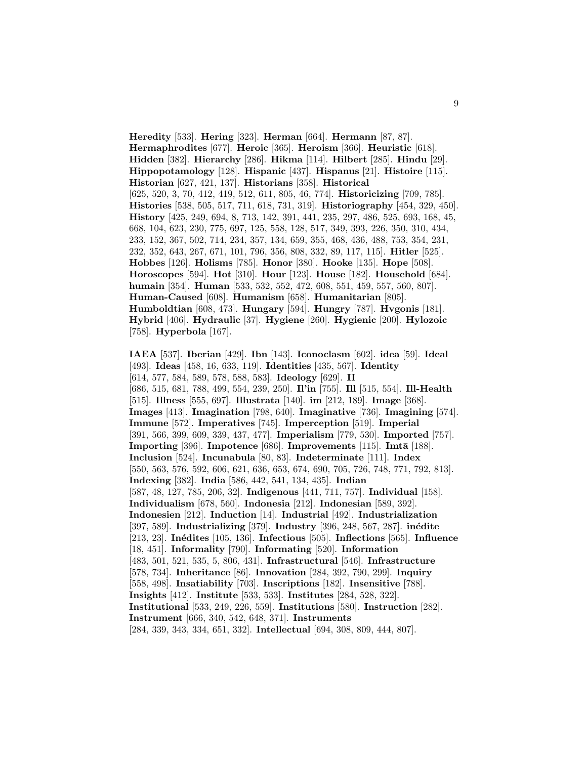**Heredity** [533]. **Hering** [323]. **Herman** [664]. **Hermann** [87, 87]. **Hermaphrodites** [677]. **Heroic** [365]. **Heroism** [366]. **Heuristic** [618]. **Hidden** [382]. **Hierarchy** [286]. **Hikma** [114]. **Hilbert** [285]. **Hindu** [29]. **Hippopotamology** [128]. **Hispanic** [437]. **Hispanus** [21]. **Histoire** [115]. **Historian** [627, 421, 137]. **Historians** [358]. **Historical** [625, 520, 3, 70, 412, 419, 512, 611, 805, 46, 774]. **Historicizing** [709, 785]. **Histories** [538, 505, 517, 711, 618, 731, 319]. **Historiography** [454, 329, 450]. **History** [425, 249, 694, 8, 713, 142, 391, 441, 235, 297, 486, 525, 693, 168, 45, 668, 104, 623, 230, 775, 697, 125, 558, 128, 517, 349, 393, 226, 350, 310, 434, 233, 152, 367, 502, 714, 234, 357, 134, 659, 355, 468, 436, 488, 753, 354, 231, 232, 352, 643, 267, 671, 101, 796, 356, 808, 332, 89, 117, 115]. **Hitler** [525]. **Hobbes** [126]. **Holisms** [785]. **Honor** [380]. **Hooke** [135]. **Hope** [508]. **Horoscopes** [594]. **Hot** [310]. **Hour** [123]. **House** [182]. **Household** [684]. **humain** [354]. **Human** [533, 532, 552, 472, 608, 551, 459, 557, 560, 807]. **Human-Caused** [608]. **Humanism** [658]. **Humanitarian** [805]. **Humboldtian** [608, 473]. **Hungary** [594]. **Hungry** [787]. **Hvgonis** [181]. **Hybrid** [406]. **Hydraulic** [37]. **Hygiene** [260]. **Hygienic** [200]. **Hylozoic** [758]. **Hyperbola** [167].

**IAEA** [537]. **Iberian** [429]. **Ibn** [143]. **Iconoclasm** [602]. **idea** [59]. **Ideal** [493]. **Ideas** [458, 16, 633, 119]. **Identities** [435, 567]. **Identity** [614, 577, 584, 589, 578, 588, 583]. **Ideology** [629]. **II** [686, 515, 681, 788, 499, 554, 239, 250]. **Il'in** [755]. **Ill** [515, 554]. **Ill-Health** [515]. **Illness** [555, 697]. **Illustrata** [140]. **im** [212, 189]. **Image** [368]. **Images** [413]. **Imagination** [798, 640]. **Imaginative** [736]. **Imagining** [574]. **Immune** [572]. **Imperatives** [745]. **Imperception** [519]. **Imperial** [391, 566, 399, 609, 339, 437, 477]. **Imperialism** [779, 530]. **Imported** [757]. **Importing** [396]. **Impotence** [686]. **Improvements** [115]. **Imtā** [188]. **Inclusion** [524]. **Incunabula** [80, 83]. **Indeterminate** [111]. **Index** [550, 563, 576, 592, 606, 621, 636, 653, 674, 690, 705, 726, 748, 771, 792, 813]. **Indexing** [382]. **India** [586, 442, 541, 134, 435]. **Indian** [587, 48, 127, 785, 206, 32]. **Indigenous** [441, 711, 757]. **Individual** [158]. **Individualism** [678, 560]. **Indonesia** [212]. **Indonesian** [589, 392]. **Indonesien** [212]. **Induction** [14]. **Industrial** [492]. **Industrialization** [397, 589]. **Industrializing** [379]. **Industry** [396, 248, 567, 287]. **inédite** [213, 23]. **Inédites** [105, 136]. **Infectious** [505]. **Inflections** [565]. **Influence** [18, 451]. **Informality** [790]. **Informating** [520]. **Information** [483, 501, 521, 535, 5, 806, 431]. **Infrastructural** [546]. **Infrastructure** [578, 734]. **Inheritance** [86]. **Innovation** [284, 392, 790, 299]. **Inquiry** [558, 498]. **Insatiability** [703]. **Inscriptions** [182]. **Insensitive** [788]. **Insights** [412]. **Institute** [533, 533]. **Institutes** [284, 528, 322]. **Institutional** [533, 249, 226, 559]. **Institutions** [580]. **Instruction** [282]. **Instrument** [666, 340, 542, 648, 371]. **Instruments** [284, 339, 343, 334, 651, 332]. **Intellectual** [694, 308, 809, 444, 807].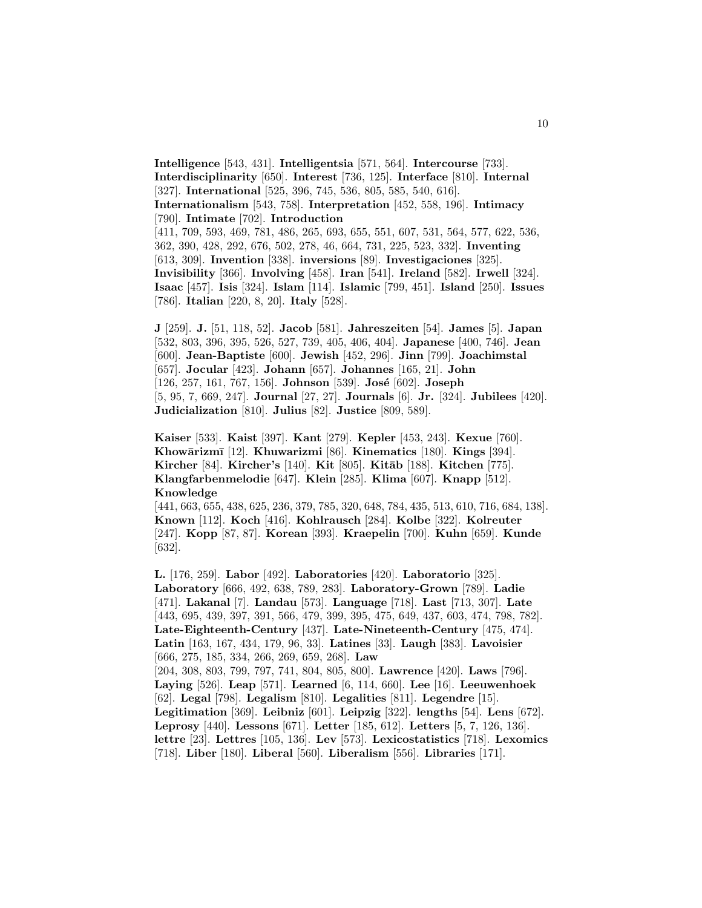**Intelligence** [543, 431]. **Intelligentsia** [571, 564]. **Intercourse** [733]. **Interdisciplinarity** [650]. **Interest** [736, 125]. **Interface** [810]. **Internal** [327]. **International** [525, 396, 745, 536, 805, 585, 540, 616]. **Internationalism** [543, 758]. **Interpretation** [452, 558, 196]. **Intimacy** [790]. **Intimate** [702]. **Introduction** [411, 709, 593, 469, 781, 486, 265, 693, 655, 551, 607, 531, 564, 577, 622, 536, 362, 390, 428, 292, 676, 502, 278, 46, 664, 731, 225, 523, 332]. **Inventing** [613, 309]. **Invention** [338]. **inversions** [89]. **Investigaciones** [325]. **Invisibility** [366]. **Involving** [458]. **Iran** [541]. **Ireland** [582]. **Irwell** [324]. **Isaac** [457]. **Isis** [324]. **Islam** [114]. **Islamic** [799, 451]. **Island** [250]. **Issues** [786]. **Italian** [220, 8, 20]. **Italy** [528].

**J** [259]. **J.** [51, 118, 52]. **Jacob** [581]. **Jahreszeiten** [54]. **James** [5]. **Japan** [532, 803, 396, 395, 526, 527, 739, 405, 406, 404]. **Japanese** [400, 746]. **Jean** [600]. **Jean-Baptiste** [600]. **Jewish** [452, 296]. **Jinn** [799]. **Joachimstal** [657]. **Jocular** [423]. **Johann** [657]. **Johannes** [165, 21]. **John** [126, 257, 161, 767, 156]. **Johnson** [539]. **José** [602]. **Joseph** [5, 95, 7, 669, 247]. **Journal** [27, 27]. **Journals** [6]. **Jr.** [324]. **Jubilees** [420]. **Judicialization** [810]. **Julius** [82]. **Justice** [809, 589].

**Kaiser** [533]. **Kaist** [397]. **Kant** [279]. **Kepler** [453, 243]. **Kexue** [760]. **Khowārizmī** [12]. **Khuwarizmi** [86]. **Kinematics** [180]. **Kings** [394]. **Kircher** [84]. **Kircher's** [140]. **Kit** [805]. **Kitāb** [188]. **Kitchen** [775]. **Klangfarbenmelodie** [647]. **Klein** [285]. **Klima** [607]. **Knapp** [512]. **Knowledge** [441, 663, 655, 438, 625, 236, 379, 785, 320, 648, 784, 435, 513, 610, 716, 684, 138]. **Known** [112]. **Koch** [416]. **Kohlrausch** [284]. **Kolbe** [322]. **Kolreuter** [247]. **Kopp** [87, 87]. **Korean** [393]. **Kraepelin** [700]. **Kuhn** [659]. **Kunde** [632].

**L.** [176, 259]. **Labor** [492]. **Laboratories** [420]. **Laboratorio** [325]. **Laboratory** [666, 492, 638, 789, 283]. **Laboratory-Grown** [789]. **Ladie** [471]. **Lakanal** [7]. **Landau** [573]. **Language** [718]. **Last** [713, 307]. **Late** [443, 695, 439, 397, 391, 566, 479, 399, 395, 475, 649, 437, 603, 474, 798, 782]. **Late-Eighteenth-Century** [437]. **Late-Nineteenth-Century** [475, 474]. **Latin** [163, 167, 434, 179, 96, 33]. **Latines** [33]. **Laugh** [383]. **Lavoisier** [666, 275, 185, 334, 266, 269, 659, 268]. **Law** [204, 308, 803, 799, 797, 741, 804, 805, 800]. **Lawrence** [420]. **Laws** [796]. **Laying** [526]. **Leap** [571]. **Learned** [6, 114, 660]. **Lee** [16]. **Leeuwenhoek** [62]. **Legal** [798]. **Legalism** [810]. **Legalities** [811]. **Legendre** [15]. **Legitimation** [369]. **Leibniz** [601]. **Leipzig** [322]. **lengths** [54]. **Lens** [672]. **Leprosy** [440]. **Lessons** [671]. **Letter** [185, 612]. **Letters** [5, 7, 126, 136]. **lettre** [23]. **Lettres** [105, 136]. **Lev** [573]. **Lexicostatistics** [718]. **Lexomics** [718]. **Liber** [180]. **Liberal** [560]. **Liberalism** [556]. **Libraries** [171].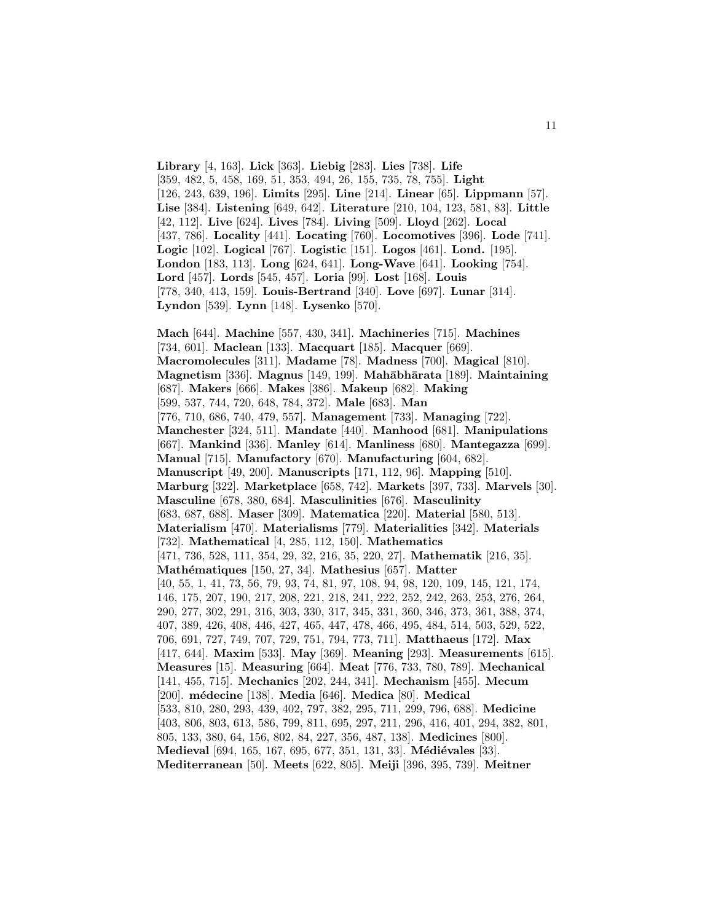**Library** [4, 163]. **Lick** [363]. **Liebig** [283]. **Lies** [738]. **Life** [359, 482, 5, 458, 169, 51, 353, 494, 26, 155, 735, 78, 755]. **Light** [126, 243, 639, 196]. **Limits** [295]. **Line** [214]. **Linear** [65]. **Lippmann** [57]. **Lise** [384]. **Listening** [649, 642]. **Literature** [210, 104, 123, 581, 83]. **Little** [42, 112]. **Live** [624]. **Lives** [784]. **Living** [509]. **Lloyd** [262]. **Local** [437, 786]. **Locality** [441]. **Locating** [760]. **Locomotives** [396]. **Lode** [741]. **Logic** [102]. **Logical** [767]. **Logistic** [151]. **Logos** [461]. **Lond.** [195]. **London** [183, 113]. **Long** [624, 641]. **Long-Wave** [641]. **Looking** [754]. **Lord** [457]. **Lords** [545, 457]. **Loria** [99]. **Lost** [168]. **Louis** [778, 340, 413, 159]. **Louis-Bertrand** [340]. **Love** [697]. **Lunar** [314]. **Lyndon** [539]. **Lynn** [148]. **Lysenko** [570].

**Mach** [644]. **Machine** [557, 430, 341]. **Machineries** [715]. **Machines** [734, 601]. **Maclean** [133]. **Macquart** [185]. **Macquer** [669]. **Macromolecules** [311]. **Madame** [78]. **Madness** [700]. **Magical** [810]. **Magnetism** [336]. **Magnus** [149, 199]. **Mahābhārata** [189]. **Maintaining** [687]. **Makers** [666]. **Makes** [386]. **Makeup** [682]. **Making** [599, 537, 744, 720, 648, 784, 372]. **Male** [683]. **Man** [776, 710, 686, 740, 479, 557]. **Management** [733]. **Managing** [722]. **Manchester** [324, 511]. **Mandate** [440]. **Manhood** [681]. **Manipulations** [667]. **Mankind** [336]. **Manley** [614]. **Manliness** [680]. **Mantegazza** [699]. **Manual** [715]. **Manufactory** [670]. **Manufacturing** [604, 682]. **Manuscript** [49, 200]. **Manuscripts** [171, 112, 96]. **Mapping** [510]. **Marburg** [322]. **Marketplace** [658, 742]. **Markets** [397, 733]. **Marvels** [30]. **Masculine** [678, 380, 684]. **Masculinities** [676]. **Masculinity** [683, 687, 688]. **Maser** [309]. **Matematica** [220]. **Material** [580, 513]. **Materialism** [470]. **Materialisms** [779]. **Materialities** [342]. **Materials** [732]. **Mathematical** [4, 285, 112, 150]. **Mathematics** [471, 736, 528, 111, 354, 29, 32, 216, 35, 220, 27]. **Mathematik** [216, 35]. **Mathématiques** [150, 27, 34]. **Mathesius** [657]. **Matter** [40, 55, 1, 41, 73, 56, 79, 93, 74, 81, 97, 108, 94, 98, 120, 109, 145, 121, 174, 146, 175, 207, 190, 217, 208, 221, 218, 241, 222, 252, 242, 263, 253, 276, 264, 290, 277, 302, 291, 316, 303, 330, 317, 345, 331, 360, 346, 373, 361, 388, 374, 407, 389, 426, 408, 446, 427, 465, 447, 478, 466, 495, 484, 514, 503, 529, 522, 706, 691, 727, 749, 707, 729, 751, 794, 773, 711]. **Matthaeus** [172]. **Max** [417, 644]. **Maxim** [533]. **May** [369]. **Meaning** [293]. **Measurements** [615]. **Measures** [15]. **Measuring** [664]. **Meat** [776, 733, 780, 789]. **Mechanical** [141, 455, 715]. **Mechanics** [202, 244, 341]. **Mechanism** [455]. **Mecum** [200]. **médecine** [138]. **Media** [646]. **Medica** [80]. **Medical** [533, 810, 280, 293, 439, 402, 797, 382, 295, 711, 299, 796, 688]. **Medicine** [403, 806, 803, 613, 586, 799, 811, 695, 297, 211, 296, 416, 401, 294, 382, 801, 805, 133, 380, 64, 156, 802, 84, 227, 356, 487, 138]. **Medicines** [800]. **Medieval** [694, 165, 167, 695, 677, 351, 131, 33]. **Médiévales** [33]. **Mediterranean** [50]. **Meets** [622, 805]. **Meiji** [396, 395, 739]. **Meitner**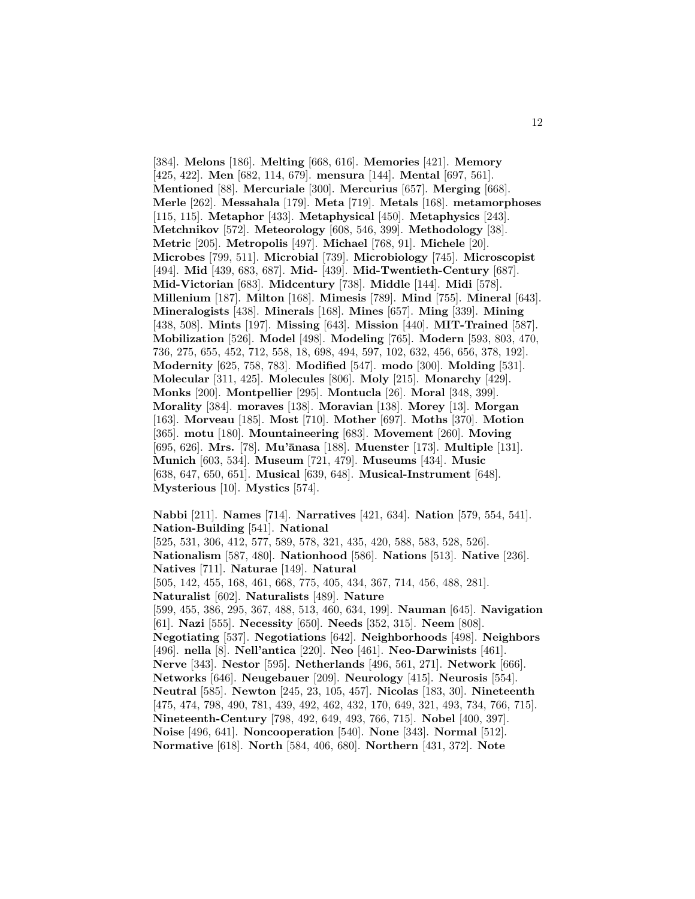[384]. **Melons** [186]. **Melting** [668, 616]. **Memories** [421]. **Memory** [425, 422]. **Men** [682, 114, 679]. **mensura** [144]. **Mental** [697, 561]. **Mentioned** [88]. **Mercuriale** [300]. **Mercurius** [657]. **Merging** [668]. **Merle** [262]. **Messahala** [179]. **Meta** [719]. **Metals** [168]. **metamorphoses** [115, 115]. **Metaphor** [433]. **Metaphysical** [450]. **Metaphysics** [243]. **Metchnikov** [572]. **Meteorology** [608, 546, 399]. **Methodology** [38]. **Metric** [205]. **Metropolis** [497]. **Michael** [768, 91]. **Michele** [20]. **Microbes** [799, 511]. **Microbial** [739]. **Microbiology** [745]. **Microscopist** [494]. **Mid** [439, 683, 687]. **Mid-** [439]. **Mid-Twentieth-Century** [687]. **Mid-Victorian** [683]. **Midcentury** [738]. **Middle** [144]. **Midi** [578]. **Millenium** [187]. **Milton** [168]. **Mimesis** [789]. **Mind** [755]. **Mineral** [643]. **Mineralogists** [438]. **Minerals** [168]. **Mines** [657]. **Ming** [339]. **Mining** [438, 508]. **Mints** [197]. **Missing** [643]. **Mission** [440]. **MIT-Trained** [587]. **Mobilization** [526]. **Model** [498]. **Modeling** [765]. **Modern** [593, 803, 470, 736, 275, 655, 452, 712, 558, 18, 698, 494, 597, 102, 632, 456, 656, 378, 192]. **Modernity** [625, 758, 783]. **Modified** [547]. **modo** [300]. **Molding** [531]. **Molecular** [311, 425]. **Molecules** [806]. **Moly** [215]. **Monarchy** [429]. **Monks** [200]. **Montpellier** [295]. **Montucla** [26]. **Moral** [348, 399]. **Morality** [384]. **moraves** [138]. **Moravian** [138]. **Morey** [13]. **Morgan** [163]. **Morveau** [185]. **Most** [710]. **Mother** [697]. **Moths** [370]. **Motion** [365]. **motu** [180]. **Mountaineering** [683]. **Movement** [260]. **Moving** [695, 626]. **Mrs.** [78]. **Mu'ānasa** [188]. **Muenster** [173]. **Multiple** [131]. **Munich** [603, 534]. **Museum** [721, 479]. **Museums** [434]. **Music** [638, 647, 650, 651]. **Musical** [639, 648]. **Musical-Instrument** [648]. **Mysterious** [10]. **Mystics** [574].

**Nabbi** [211]. **Names** [714]. **Narratives** [421, 634]. **Nation** [579, 554, 541]. **Nation-Building** [541]. **National** [525, 531, 306, 412, 577, 589, 578, 321, 435, 420, 588, 583, 528, 526]. **Nationalism** [587, 480]. **Nationhood** [586]. **Nations** [513]. **Native** [236]. **Natives** [711]. **Naturae** [149]. **Natural** [505, 142, 455, 168, 461, 668, 775, 405, 434, 367, 714, 456, 488, 281]. **Naturalist** [602]. **Naturalists** [489]. **Nature** [599, 455, 386, 295, 367, 488, 513, 460, 634, 199]. **Nauman** [645]. **Navigation** [61]. **Nazi** [555]. **Necessity** [650]. **Needs** [352, 315]. **Neem** [808]. **Negotiating** [537]. **Negotiations** [642]. **Neighborhoods** [498]. **Neighbors** [496]. **nella** [8]. **Nell'antica** [220]. **Neo** [461]. **Neo-Darwinists** [461]. **Nerve** [343]. **Nestor** [595]. **Netherlands** [496, 561, 271]. **Network** [666]. **Networks** [646]. **Neugebauer** [209]. **Neurology** [415]. **Neurosis** [554]. **Neutral** [585]. **Newton** [245, 23, 105, 457]. **Nicolas** [183, 30]. **Nineteenth** [475, 474, 798, 490, 781, 439, 492, 462, 432, 170, 649, 321, 493, 734, 766, 715]. **Nineteenth-Century** [798, 492, 649, 493, 766, 715]. **Nobel** [400, 397]. **Noise** [496, 641]. **Noncooperation** [540]. **None** [343]. **Normal** [512]. **Normative** [618]. **North** [584, 406, 680]. **Northern** [431, 372]. **Note**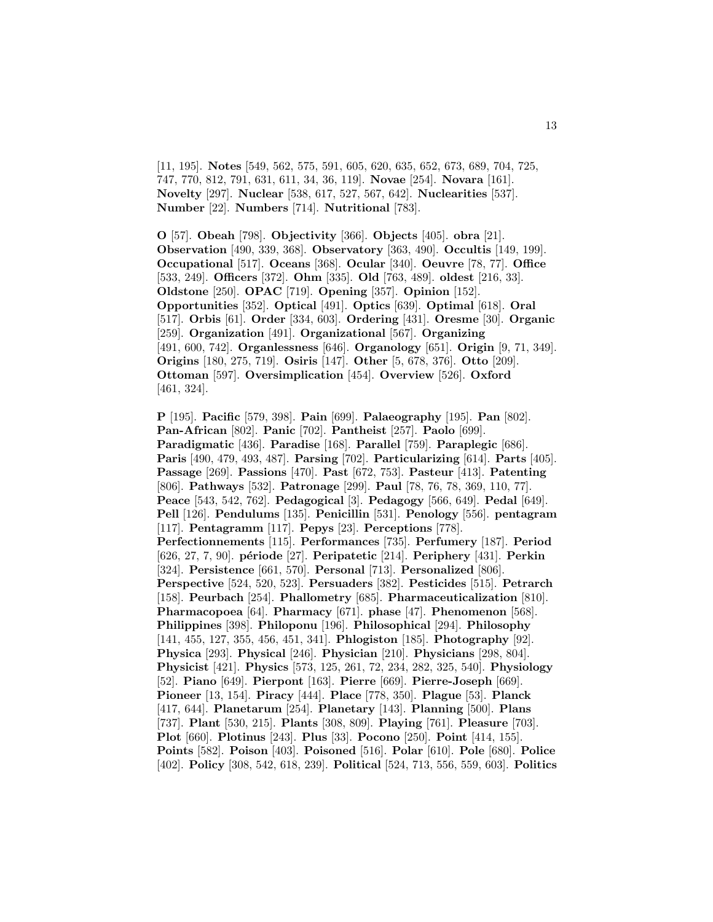[11, 195]. **Notes** [549, 562, 575, 591, 605, 620, 635, 652, 673, 689, 704, 725, 747, 770, 812, 791, 631, 611, 34, 36, 119]. **Novae** [254]. **Novara** [161]. **Novelty** [297]. **Nuclear** [538, 617, 527, 567, 642]. **Nuclearities** [537]. **Number** [22]. **Numbers** [714]. **Nutritional** [783].

**O** [57]. **Obeah** [798]. **Objectivity** [366]. **Objects** [405]. **obra** [21]. **Observation** [490, 339, 368]. **Observatory** [363, 490]. **Occultis** [149, 199]. **Occupational** [517]. **Oceans** [368]. **Ocular** [340]. **Oeuvre** [78, 77]. **Office** [533, 249]. **Officers** [372]. **Ohm** [335]. **Old** [763, 489]. **oldest** [216, 33]. **Oldstone** [250]. **OPAC** [719]. **Opening** [357]. **Opinion** [152]. **Opportunities** [352]. **Optical** [491]. **Optics** [639]. **Optimal** [618]. **Oral** [517]. **Orbis** [61]. **Order** [334, 603]. **Ordering** [431]. **Oresme** [30]. **Organic** [259]. **Organization** [491]. **Organizational** [567]. **Organizing** [491, 600, 742]. **Organlessness** [646]. **Organology** [651]. **Origin** [9, 71, 349]. **Origins** [180, 275, 719]. **Osiris** [147]. **Other** [5, 678, 376]. **Otto** [209]. **Ottoman** [597]. **Oversimplication** [454]. **Overview** [526]. **Oxford** [461, 324].

**P** [195]. **Pacific** [579, 398]. **Pain** [699]. **Palaeography** [195]. **Pan** [802]. **Pan-African** [802]. **Panic** [702]. **Pantheist** [257]. **Paolo** [699]. **Paradigmatic** [436]. **Paradise** [168]. **Parallel** [759]. **Paraplegic** [686]. **Paris** [490, 479, 493, 487]. **Parsing** [702]. **Particularizing** [614]. **Parts** [405]. **Passage** [269]. **Passions** [470]. **Past** [672, 753]. **Pasteur** [413]. **Patenting** [806]. **Pathways** [532]. **Patronage** [299]. **Paul** [78, 76, 78, 369, 110, 77]. **Peace** [543, 542, 762]. **Pedagogical** [3]. **Pedagogy** [566, 649]. **Pedal** [649]. **Pell** [126]. **Pendulums** [135]. **Penicillin** [531]. **Penology** [556]. **pentagram** [117]. **Pentagramm** [117]. **Pepys** [23]. **Perceptions** [778]. **Perfectionnements** [115]. **Performances** [735]. **Perfumery** [187]. **Period** [626, 27, 7, 90]. **période** [27]. **Peripatetic** [214]. **Periphery** [431]. **Perkin** [324]. **Persistence** [661, 570]. **Personal** [713]. **Personalized** [806]. **Perspective** [524, 520, 523]. **Persuaders** [382]. **Pesticides** [515]. **Petrarch** [158]. **Peurbach** [254]. **Phallometry** [685]. **Pharmaceuticalization** [810]. **Pharmacopoea** [64]. **Pharmacy** [671]. **phase** [47]. **Phenomenon** [568]. **Philippines** [398]. **Philoponu** [196]. **Philosophical** [294]. **Philosophy** [141, 455, 127, 355, 456, 451, 341]. **Phlogiston** [185]. **Photography** [92]. **Physica** [293]. **Physical** [246]. **Physician** [210]. **Physicians** [298, 804]. **Physicist** [421]. **Physics** [573, 125, 261, 72, 234, 282, 325, 540]. **Physiology** [52]. **Piano** [649]. **Pierpont** [163]. **Pierre** [669]. **Pierre-Joseph** [669]. **Pioneer** [13, 154]. **Piracy** [444]. **Place** [778, 350]. **Plague** [53]. **Planck** [417, 644]. **Planetarum** [254]. **Planetary** [143]. **Planning** [500]. **Plans** [737]. **Plant** [530, 215]. **Plants** [308, 809]. **Playing** [761]. **Pleasure** [703]. **Plot** [660]. **Plotinus** [243]. **Plus** [33]. **Pocono** [250]. **Point** [414, 155]. **Points** [582]. **Poison** [403]. **Poisoned** [516]. **Polar** [610]. **Pole** [680]. **Police** [402]. **Policy** [308, 542, 618, 239]. **Political** [524, 713, 556, 559, 603]. **Politics**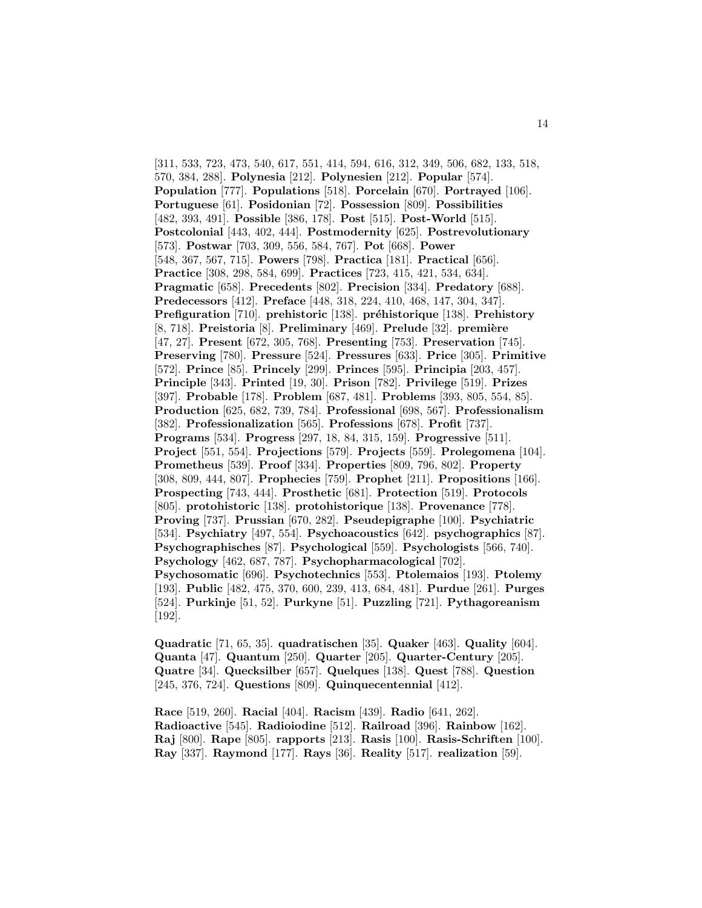[311, 533, 723, 473, 540, 617, 551, 414, 594, 616, 312, 349, 506, 682, 133, 518, 570, 384, 288]. **Polynesia** [212]. **Polynesien** [212]. **Popular** [574]. **Population** [777]. **Populations** [518]. **Porcelain** [670]. **Portrayed** [106]. **Portuguese** [61]. **Posidonian** [72]. **Possession** [809]. **Possibilities** [482, 393, 491]. **Possible** [386, 178]. **Post** [515]. **Post-World** [515]. **Postcolonial** [443, 402, 444]. **Postmodernity** [625]. **Postrevolutionary** [573]. **Postwar** [703, 309, 556, 584, 767]. **Pot** [668]. **Power** [548, 367, 567, 715]. **Powers** [798]. **Practica** [181]. **Practical** [656]. **Practice** [308, 298, 584, 699]. **Practices** [723, 415, 421, 534, 634]. **Pragmatic** [658]. **Precedents** [802]. **Precision** [334]. **Predatory** [688]. **Predecessors** [412]. **Preface** [448, 318, 224, 410, 468, 147, 304, 347]. **Prefiguration** [710]. **prehistoric** [138]. **préhistorique** [138]. **Prehistory** [8, 718]. **Preistoria** [8]. **Preliminary** [469]. **Prelude** [32]. **première** [47, 27]. **Present** [672, 305, 768]. **Presenting** [753]. **Preservation** [745]. **Preserving** [780]. **Pressure** [524]. **Pressures** [633]. **Price** [305]. **Primitive** [572]. **Prince** [85]. **Princely** [299]. **Princes** [595]. **Principia** [203, 457]. **Principle** [343]. **Printed** [19, 30]. **Prison** [782]. **Privilege** [519]. **Prizes** [397]. **Probable** [178]. **Problem** [687, 481]. **Problems** [393, 805, 554, 85]. **Production** [625, 682, 739, 784]. **Professional** [698, 567]. **Professionalism** [382]. **Professionalization** [565]. **Professions** [678]. **Profit** [737]. **Programs** [534]. **Progress** [297, 18, 84, 315, 159]. **Progressive** [511]. **Project** [551, 554]. **Projections** [579]. **Projects** [559]. **Prolegomena** [104]. **Prometheus** [539]. **Proof** [334]. **Properties** [809, 796, 802]. **Property** [308, 809, 444, 807]. **Prophecies** [759]. **Prophet** [211]. **Propositions** [166]. **Prospecting** [743, 444]. **Prosthetic** [681]. **Protection** [519]. **Protocols** [805]. **protohistoric** [138]. **protohistorique** [138]. **Provenance** [778]. **Proving** [737]. **Prussian** [670, 282]. **Pseudepigraphe** [100]. **Psychiatric** [534]. **Psychiatry** [497, 554]. **Psychoacoustics** [642]. **psychographics** [87]. **Psychographisches** [87]. **Psychological** [559]. **Psychologists** [566, 740]. **Psychology** [462, 687, 787]. **Psychopharmacological** [702]. **Psychosomatic** [696]. **Psychotechnics** [553]. **Ptolemaios** [193]. **Ptolemy** [193]. **Public** [482, 475, 370, 600, 239, 413, 684, 481]. **Purdue** [261]. **Purges** [524]. **Purkinje** [51, 52]. **Purkyne** [51]. **Puzzling** [721]. **Pythagoreanism** [192].

**Quadratic** [71, 65, 35]. **quadratischen** [35]. **Quaker** [463]. **Quality** [604]. **Quanta** [47]. **Quantum** [250]. **Quarter** [205]. **Quarter-Century** [205]. **Quatre** [34]. **Quecksilber** [657]. **Quelques** [138]. **Quest** [788]. **Question** [245, 376, 724]. **Questions** [809]. **Quinquecentennial** [412].

**Race** [519, 260]. **Racial** [404]. **Racism** [439]. **Radio** [641, 262]. **Radioactive** [545]. **Radioiodine** [512]. **Railroad** [396]. **Rainbow** [162]. **Raj** [800]. **Rape** [805]. **rapports** [213]. **Rasis** [100]. **Rasis-Schriften** [100]. **Ray** [337]. **Raymond** [177]. **Rays** [36]. **Reality** [517]. **realization** [59].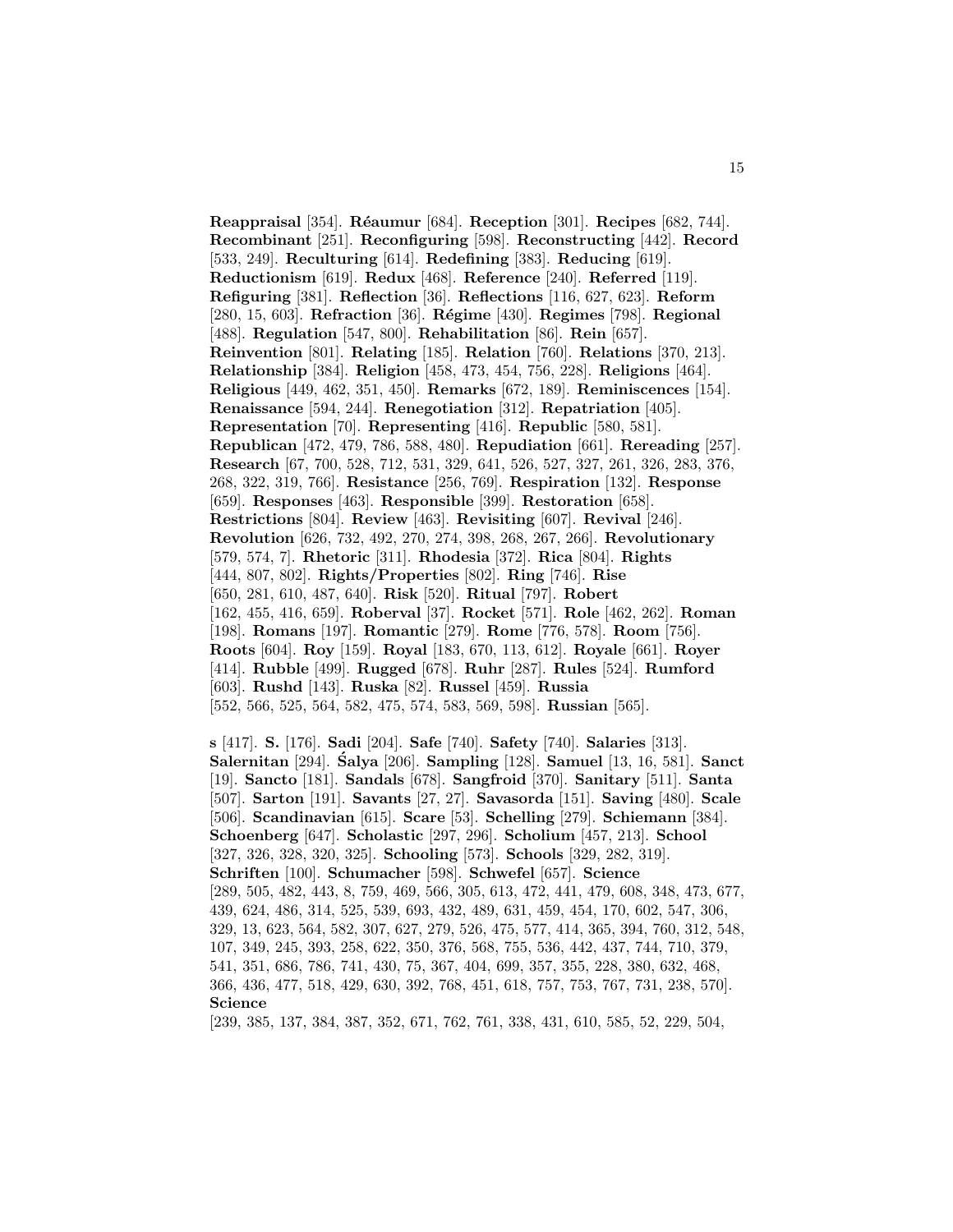**Reappraisal** [354]. **Réaumur** [684]. **Reception** [301]. **Recipes** [682, 744]. **Recombinant** [251]. **Reconfiguring** [598]. **Reconstructing** [442]. **Record** [533, 249]. **Reculturing** [614]. **Redefining** [383]. **Reducing** [619]. **Reductionism** [619]. **Redux** [468]. **Reference** [240]. **Referred** [119]. **Refiguring** [381]. **Reflection** [36]. **Reflections** [116, 627, 623]. **Reform** [280, 15, 603]. **Refraction** [36]. **Régime** [430]. **Regimes** [798]. **Regional** [488]. **Regulation** [547, 800]. **Rehabilitation** [86]. **Rein** [657]. **Reinvention** [801]. **Relating** [185]. **Relation** [760]. **Relations** [370, 213]. **Relationship** [384]. **Religion** [458, 473, 454, 756, 228]. **Religions** [464]. **Religious** [449, 462, 351, 450]. **Remarks** [672, 189]. **Reminiscences** [154]. **Renaissance** [594, 244]. **Renegotiation** [312]. **Repatriation** [405]. **Representation** [70]. **Representing** [416]. **Republic** [580, 581]. **Republican** [472, 479, 786, 588, 480]. **Repudiation** [661]. **Rereading** [257]. **Research** [67, 700, 528, 712, 531, 329, 641, 526, 527, 327, 261, 326, 283, 376, 268, 322, 319, 766]. **Resistance** [256, 769]. **Respiration** [132]. **Response** [659]. **Responses** [463]. **Responsible** [399]. **Restoration** [658]. **Restrictions** [804]. **Review** [463]. **Revisiting** [607]. **Revival** [246]. **Revolution** [626, 732, 492, 270, 274, 398, 268, 267, 266]. **Revolutionary** [579, 574, 7]. **Rhetoric** [311]. **Rhodesia** [372]. **Rica** [804]. **Rights** [444, 807, 802]. **Rights/Properties** [802]. **Ring** [746]. **Rise** [650, 281, 610, 487, 640]. **Risk** [520]. **Ritual** [797]. **Robert** [162, 455, 416, 659]. **Roberval** [37]. **Rocket** [571]. **Role** [462, 262]. **Roman** [198]. **Romans** [197]. **Romantic** [279]. **Rome** [776, 578]. **Room** [756]. **Roots** [604]. **Roy** [159]. **Royal** [183, 670, 113, 612]. **Royale** [661]. **Royer** [414]. **Rubble** [499]. **Rugged** [678]. **Ruhr** [287]. **Rules** [524]. **Rumford** [603]. **Rushd** [143]. **Ruska** [82]. **Russel** [459]. **Russia** [552, 566, 525, 564, 582, 475, 574, 583, 569, 598]. **Russian** [565].

**s** [417]. **S.** [176]. **Sadi** [204]. **Safe** [740]. **Safety** [740]. **Salaries** [313]. **Salernitan** [294]. **Śalya** [206]. **Sampling** [128]. **Samuel** [13, 16, 581]. **Sanct** [19]. **Sancto** [181]. **Sandals** [678]. **Sangfroid** [370]. **Sanitary** [511]. **Santa** [507]. **Sarton** [191]. **Savants** [27, 27]. **Savasorda** [151]. **Saving** [480]. **Scale** [506]. **Scandinavian** [615]. **Scare** [53]. **Schelling** [279]. **Schiemann** [384]. **Schoenberg** [647]. **Scholastic** [297, 296]. **Scholium** [457, 213]. **School** [327, 326, 328, 320, 325]. **Schooling** [573]. **Schools** [329, 282, 319]. **Schriften** [100]. **Schumacher** [598]. **Schwefel** [657]. **Science** [289, 505, 482, 443, 8, 759, 469, 566, 305, 613, 472, 441, 479, 608, 348, 473, 677, 439, 624, 486, 314, 525, 539, 693, 432, 489, 631, 459, 454, 170, 602, 547, 306, 329, 13, 623, 564, 582, 307, 627, 279, 526, 475, 577, 414, 365, 394, 760, 312, 548, 107, 349, 245, 393, 258, 622, 350, 376, 568, 755, 536, 442, 437, 744, 710, 379, 541, 351, 686, 786, 741, 430, 75, 367, 404, 699, 357, 355, 228, 380, 632, 468, 366, 436, 477, 518, 429, 630, 392, 768, 451, 618, 757, 753, 767, 731, 238, 570]. **Science** [239, 385, 137, 384, 387, 352, 671, 762, 761, 338, 431, 610, 585, 52, 229, 504,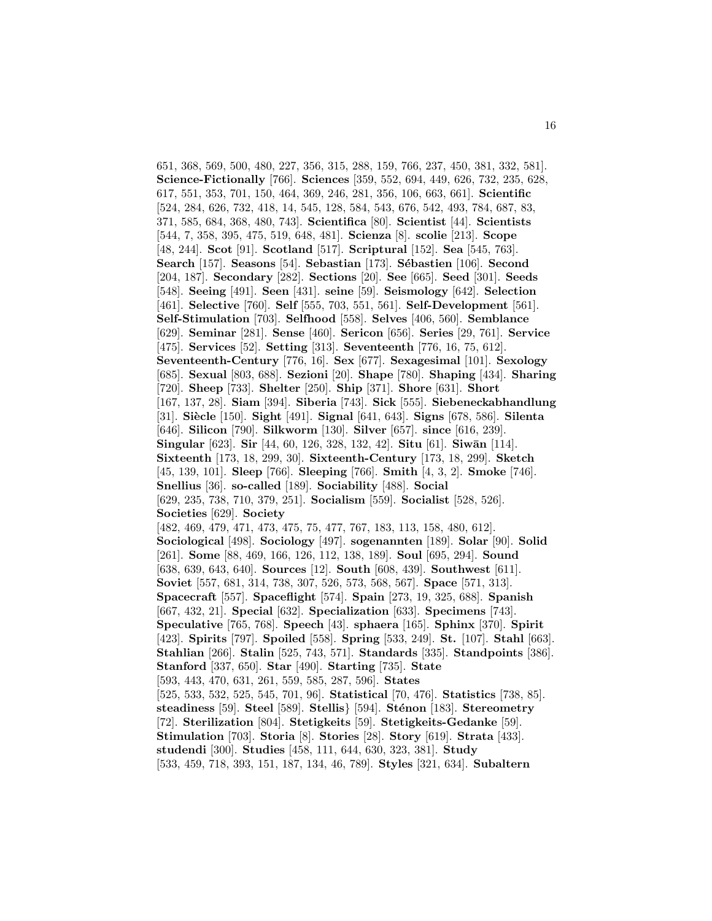651, 368, 569, 500, 480, 227, 356, 315, 288, 159, 766, 237, 450, 381, 332, 581]. **Science-Fictionally** [766]. **Sciences** [359, 552, 694, 449, 626, 732, 235, 628, 617, 551, 353, 701, 150, 464, 369, 246, 281, 356, 106, 663, 661]. **Scientific** [524, 284, 626, 732, 418, 14, 545, 128, 584, 543, 676, 542, 493, 784, 687, 83, 371, 585, 684, 368, 480, 743]. **Scientifica** [80]. **Scientist** [44]. **Scientists** [544, 7, 358, 395, 475, 519, 648, 481]. **Scienza** [8]. **scolie** [213]. **Scope** [48, 244]. **Scot** [91]. **Scotland** [517]. **Scriptural** [152]. **Sea** [545, 763]. **Search** [157]. **Seasons** [54]. **Sebastian** [173]. **Sébastien** [106]. **Second** [204, 187]. **Secondary** [282]. **Sections** [20]. **See** [665]. **Seed** [301]. **Seeds** [548]. **Seeing** [491]. **Seen** [431]. **seine** [59]. **Seismology** [642]. **Selection** [461]. **Selective** [760]. **Self** [555, 703, 551, 561]. **Self-Development** [561]. **Self-Stimulation** [703]. **Selfhood** [558]. **Selves** [406, 560]. **Semblance** [629]. **Seminar** [281]. **Sense** [460]. **Sericon** [656]. **Series** [29, 761]. **Service** [475]. **Services** [52]. **Setting** [313]. **Seventeenth** [776, 16, 75, 612]. **Seventeenth-Century** [776, 16]. **Sex** [677]. **Sexagesimal** [101]. **Sexology** [685]. **Sexual** [803, 688]. **Sezioni** [20]. **Shape** [780]. **Shaping** [434]. **Sharing** [720]. **Sheep** [733]. **Shelter** [250]. **Ship** [371]. **Shore** [631]. **Short** [167, 137, 28]. **Siam** [394]. **Siberia** [743]. **Sick** [555]. **Siebeneckabhandlung** [31]. **Siècle** [150]. **Sight** [491]. **Signal** [641, 643]. **Signs** [678, 586]. **Silenta** [646]. **Silicon** [790]. **Silkworm** [130]. **Silver** [657]. **since** [616, 239]. **Singular** [623]. **Sir** [44, 60, 126, 328, 132, 42]. **Situ** [61]. **Siwān** [114]. **Sixteenth** [173, 18, 299, 30]. **Sixteenth-Century** [173, 18, 299]. **Sketch** [45, 139, 101]. **Sleep** [766]. **Sleeping** [766]. **Smith** [4, 3, 2]. **Smoke** [746]. **Snellius** [36]. **so-called** [189]. **Sociability** [488]. **Social** [629, 235, 738, 710, 379, 251]. **Socialism** [559]. **Socialist** [528, 526]. **Societies** [629]. **Society** [482, 469, 479, 471, 473, 475, 75, 477, 767, 183, 113, 158, 480, 612]. **Sociological** [498]. **Sociology** [497]. **sogenannten** [189]. **Solar** [90]. **Solid** [261]. **Some** [88, 469, 166, 126, 112, 138, 189]. **Soul** [695, 294]. **Sound** [638, 639, 643, 640]. **Sources** [12]. **South** [608, 439]. **Southwest** [611]. **Soviet** [557, 681, 314, 738, 307, 526, 573, 568, 567]. **Space** [571, 313]. **Spacecraft** [557]. **Spaceflight** [574]. **Spain** [273, 19, 325, 688]. **Spanish** [667, 432, 21]. **Special** [632]. **Specialization** [633]. **Specimens** [743]. **Speculative** [765, 768]. **Speech** [43]. **sphaera** [165]. **Sphinx** [370]. **Spirit** [423]. **Spirits** [797]. **Spoiled** [558]. **Spring** [533, 249]. **St.** [107]. **Stahl** [663]. **Stahlian** [266]. **Stalin** [525, 743, 571]. **Standards** [335]. **Standpoints** [386]. **Stanford** [337, 650]. **Star** [490]. **Starting** [735]. **State** [593, 443, 470, 631, 261, 559, 585, 287, 596]. **States** [525, 533, 532, 525, 545, 701, 96]. **Statistical** [70, 476]. **Statistics** [738, 85]. **steadiness** [59]. **Steel** [589]. **Stellis}** [594]. **Sténon** [183]. **Stereometry** [72]. **Sterilization** [804]. **Stetigkeits** [59]. **Stetigkeits-Gedanke** [59]. **Stimulation** [703]. **Storia** [8]. **Stories** [28]. **Story** [619]. **Strata** [433]. **studendi** [300]. **Studies** [458, 111, 644, 630, 323, 381]. **Study** [533, 459, 718, 393, 151, 187, 134, 46, 789]. **Styles** [321, 634]. **Subaltern**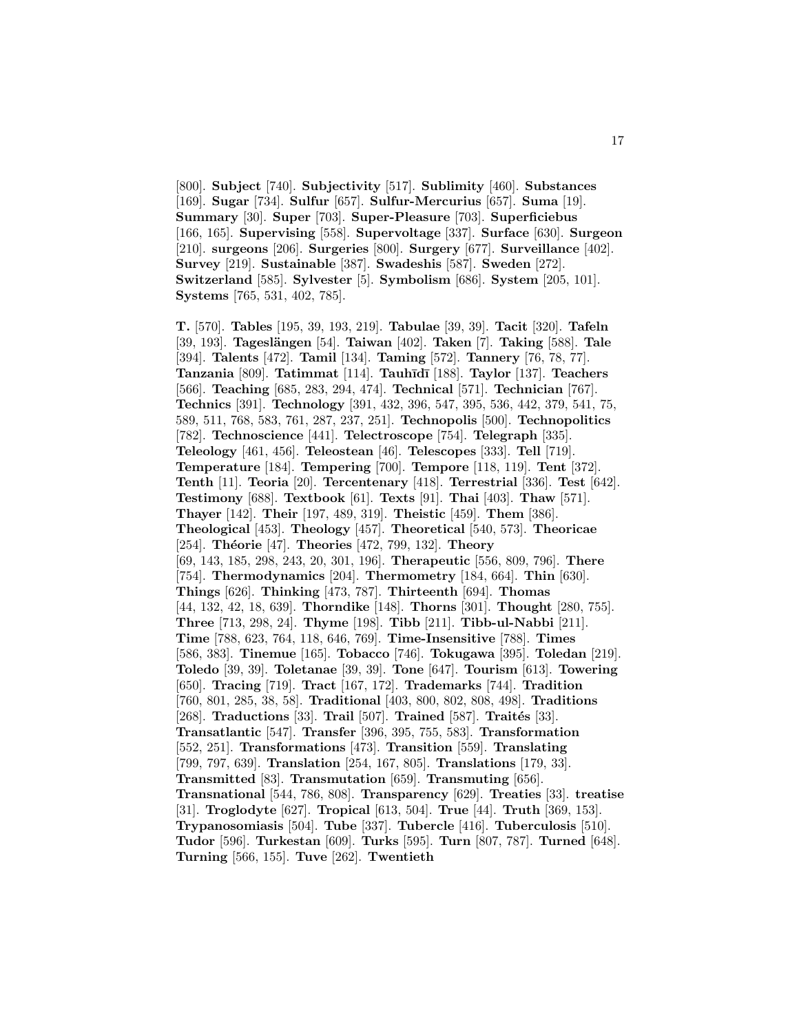[800]. **Subject** [740]. **Subjectivity** [517]. **Sublimity** [460]. **Substances** [169]. **Sugar** [734]. **Sulfur** [657]. **Sulfur-Mercurius** [657]. **Suma** [19]. **Summary** [30]. **Super** [703]. **Super-Pleasure** [703]. **Superficiebus** [166, 165]. **Supervising** [558]. **Supervoltage** [337]. **Surface** [630]. **Surgeon** [210]. **surgeons** [206]. **Surgeries** [800]. **Surgery** [677]. **Surveillance** [402]. **Survey** [219]. **Sustainable** [387]. **Swadeshis** [587]. **Sweden** [272]. **Switzerland** [585]. **Sylvester** [5]. **Symbolism** [686]. **System** [205, 101]. **Systems** [765, 531, 402, 785].

**T.** [570]. **Tables** [195, 39, 193, 219]. **Tabulae** [39, 39]. **Tacit** [320]. **Tafeln** [39, 193]. **Tageslängen** [54]. **Taiwan** [402]. **Taken** [7]. **Taking** [588]. **Tale** [394]. **Talents** [472]. **Tamil** [134]. **Taming** [572]. **Tannery** [76, 78, 77]. **Tanzania** [809]. **Tatimmat** [114]. **Tauhīdī** [188]. **Taylor** [137]. **Teachers** [566]. **Teaching** [685, 283, 294, 474]. **Technical** [571]. **Technician** [767]. **Technics** [391]. **Technology** [391, 432, 396, 547, 395, 536, 442, 379, 541, 75, 589, 511, 768, 583, 761, 287, 237, 251]. **Technopolis** [500]. **Technopolitics** [782]. **Technoscience** [441]. **Telectroscope** [754]. **Telegraph** [335]. **Teleology** [461, 456]. **Teleostean** [46]. **Telescopes** [333]. **Tell** [719]. **Temperature** [184]. **Tempering** [700]. **Tempore** [118, 119]. **Tent** [372]. **Tenth** [11]. **Teoria** [20]. **Tercentenary** [418]. **Terrestrial** [336]. **Test** [642]. **Testimony** [688]. **Textbook** [61]. **Texts** [91]. **Thai** [403]. **Thaw** [571]. **Thayer** [142]. **Their** [197, 489, 319]. **Theistic** [459]. **Them** [386]. **Theological** [453]. **Theology** [457]. **Theoretical** [540, 573]. **Theoricae** [254]. **Théorie** [47]. **Theories** [472, 799, 132]. **Theory** [69, 143, 185, 298, 243, 20, 301, 196]. **Therapeutic** [556, 809, 796]. **There** [754]. **Thermodynamics** [204]. **Thermometry** [184, 664]. **Thin** [630]. **Things** [626]. **Thinking** [473, 787]. **Thirteenth** [694]. **Thomas** [44, 132, 42, 18, 639]. **Thorndike** [148]. **Thorns** [301]. **Thought** [280, 755]. **Three** [713, 298, 24]. **Thyme** [198]. **Tibb** [211]. **Tibb-ul-Nabbi** [211]. **Time** [788, 623, 764, 118, 646, 769]. **Time-Insensitive** [788]. **Times** [586, 383]. **Tinemue** [165]. **Tobacco** [746]. **Tokugawa** [395]. **Toledan** [219]. **Toledo** [39, 39]. **Toletanae** [39, 39]. **Tone** [647]. **Tourism** [613]. **Towering** [650]. **Tracing** [719]. **Tract** [167, 172]. **Trademarks** [744]. **Tradition** [760, 801, 285, 38, 58]. **Traditional** [403, 800, 802, 808, 498]. **Traditions** [268]. **Traductions** [33]. **Trail** [507]. **Trained** [587]. **Traités** [33]. **Transatlantic** [547]. **Transfer** [396, 395, 755, 583]. **Transformation** [552, 251]. **Transformations** [473]. **Transition** [559]. **Translating** [799, 797, 639]. **Translation** [254, 167, 805]. **Translations** [179, 33]. **Transmitted** [83]. **Transmutation** [659]. **Transmuting** [656]. **Transnational** [544, 786, 808]. **Transparency** [629]. **Treaties** [33]. **treatise** [31]. **Troglodyte** [627]. **Tropical** [613, 504]. **True** [44]. **Truth** [369, 153]. **Trypanosomiasis** [504]. **Tube** [337]. **Tubercle** [416]. **Tuberculosis** [510]. **Tudor** [596]. **Turkestan** [609]. **Turks** [595]. **Turn** [807, 787]. **Turned** [648]. **Turning** [566, 155]. **Tuve** [262]. **Twentieth**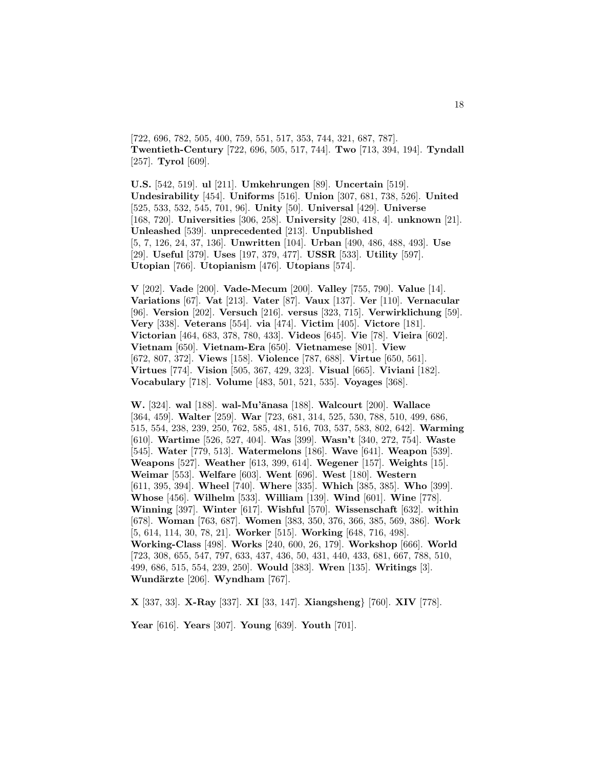[722, 696, 782, 505, 400, 759, 551, 517, 353, 744, 321, 687, 787]. **Twentieth-Century** [722, 696, 505, 517, 744]. **Two** [713, 394, 194]. **Tyndall** [257]. **Tyrol** [609].

**U.S.** [542, 519]. **ul** [211]. **Umkehrungen** [89]. **Uncertain** [519]. **Undesirability** [454]. **Uniforms** [516]. **Union** [307, 681, 738, 526]. **United** [525, 533, 532, 545, 701, 96]. **Unity** [50]. **Universal** [429]. **Universe** [168, 720]. **Universities** [306, 258]. **University** [280, 418, 4]. **unknown** [21]. **Unleashed** [539]. **unprecedented** [213]. **Unpublished** [5, 7, 126, 24, 37, 136]. **Unwritten** [104]. **Urban** [490, 486, 488, 493]. **Use** [29]. **Useful** [379]. **Uses** [197, 379, 477]. **USSR** [533]. **Utility** [597]. **Utopian** [766]. **Utopianism** [476]. **Utopians** [574].

**V** [202]. **Vade** [200]. **Vade-Mecum** [200]. **Valley** [755, 790]. **Value** [14]. **Variations** [67]. **Vat** [213]. **Vater** [87]. **Vaux** [137]. **Ver** [110]. **Vernacular** [96]. **Version** [202]. **Versuch** [216]. **versus** [323, 715]. **Verwirklichung** [59]. **Very** [338]. **Veterans** [554]. **via** [474]. **Victim** [405]. **Victore** [181]. **Victorian** [464, 683, 378, 780, 433]. **Videos** [645]. **Vie** [78]. **Vieira** [602]. **Vietnam** [650]. **Vietnam-Era** [650]. **Vietnamese** [801]. **View** [672, 807, 372]. **Views** [158]. **Violence** [787, 688]. **Virtue** [650, 561]. **Virtues** [774]. **Vision** [505, 367, 429, 323]. **Visual** [665]. **Viviani** [182]. **Vocabulary** [718]. **Volume** [483, 501, 521, 535]. **Voyages** [368].

**W.** [324]. **wal** [188]. **wal-Mu'ānasa** [188]. **Walcourt** [200]. **Wallace** [364, 459]. **Walter** [259]. **War** [723, 681, 314, 525, 530, 788, 510, 499, 686, 515, 554, 238, 239, 250, 762, 585, 481, 516, 703, 537, 583, 802, 642]. **Warming** [610]. **Wartime** [526, 527, 404]. **Was** [399]. **Wasn't** [340, 272, 754]. **Waste** [545]. **Water** [779, 513]. **Watermelons** [186]. **Wave** [641]. **Weapon** [539]. **Weapons** [527]. **Weather** [613, 399, 614]. **Wegener** [157]. **Weights** [15]. **Weimar** [553]. **Welfare** [603]. **Went** [696]. **West** [180]. **Western** [611, 395, 394]. **Wheel** [740]. **Where** [335]. **Which** [385, 385]. **Who** [399]. **Whose** [456]. **Wilhelm** [533]. **William** [139]. **Wind** [601]. **Wine** [778]. **Winning** [397]. **Winter** [617]. **Wishful** [570]. **Wissenschaft** [632]. **within** [678]. **Woman** [763, 687]. **Women** [383, 350, 376, 366, 385, 569, 386]. **Work** [5, 614, 114, 30, 78, 21]. **Worker** [515]. **Working** [648, 716, 498]. **Working-Class** [498]. **Works** [240, 600, 26, 179]. **Workshop** [666]. **World** [723, 308, 655, 547, 797, 633, 437, 436, 50, 431, 440, 433, 681, 667, 788, 510, 499, 686, 515, 554, 239, 250]. **Would** [383]. **Wren** [135]. **Writings** [3]. **Wundärzte** [206]. **Wyndham** [767].

**X** [337, 33]. **X-Ray** [337]. **XI** [33, 147]. **Xiangsheng}** [760]. **XIV** [778].

**Year** [616]. **Years** [307]. **Young** [639]. **Youth** [701].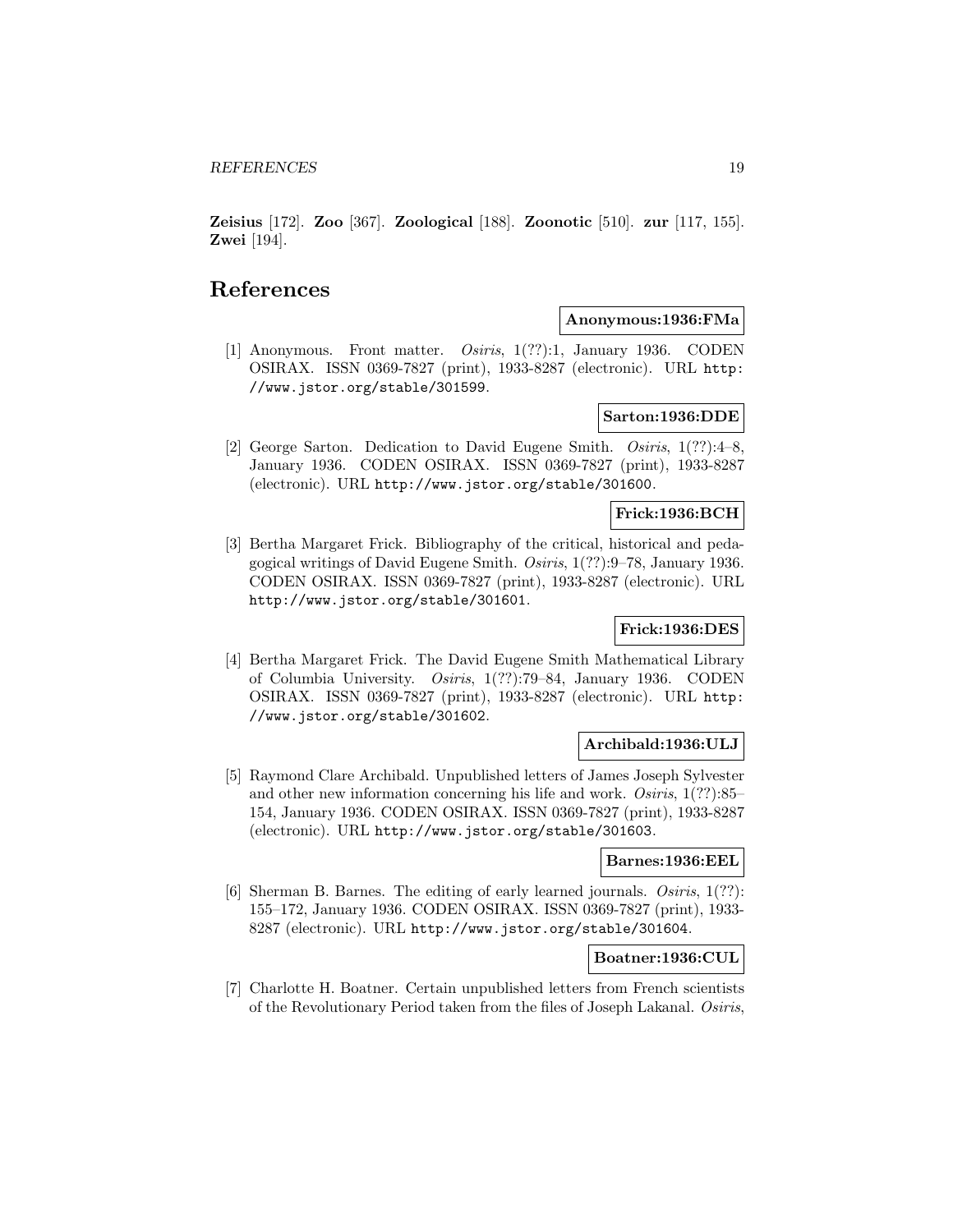**Zeisius** [172]. **Zoo** [367]. **Zoological** [188]. **Zoonotic** [510]. **zur** [117, 155]. **Zwei** [194].

# References

**Anonymous:1936:FMa**

[1] Anonymous. Front matter. *Osiris*, 1(??):1, January 1936. CODEN OSIRAX. ISSN 0369-7827 (print), 1933-8287 (electronic). URL http://www.jstor.org/stable/301599.

**Sarton:1936:DDE**

[2] George Sarton. Dedication to David Eugene Smith. *Osiris*, 1(??):4–8, January 1936. CODEN OSIRAX. ISSN 0369-7827 (print), 1933-8287 (electronic). URL http://www.jstor.org/stable/301600.

**Frick:1936:BCH**

[3] Bertha Margaret Frick. Bibliography of the critical, historical and pedagogical writings of David Eugene Smith. *Osiris*, 1(??):9–78, January 1936. CODEN OSIRAX. ISSN 0369-7827 (print), 1933-8287 (electronic). URL http://www.jstor.org/stable/301601.

**Frick:1936:DES**

[4] Bertha Margaret Frick. The David Eugene Smith Mathematical Library of Columbia University. *Osiris*, 1(??):79–84, January 1936. CODEN OSIRAX. ISSN 0369-7827 (print), 1933-8287 (electronic). URL http://www.jstor.org/stable/301602.

**Archibald:1936:ULJ**

[5] Raymond Clare Archibald. Unpublished letters of James Joseph Sylvester and other new information concerning his life and work. *Osiris*, 1(??):85–154, January 1936. CODEN OSIRAX. ISSN 0369-7827 (print), 1933-8287 (electronic). URL http://www.jstor.org/stable/301603.

**Barnes:1936:EEL**

[6] Sherman B. Barnes. The editing of early learned journals. *Osiris*, 1(??): 155–172, January 1936. CODEN OSIRAX. ISSN 0369-7827 (print), 1933-8287 (electronic). URL http://www.jstor.org/stable/301604.

**Boatner:1936:CUL**

[7] Charlotte H. Boatner. Certain unpublished letters from French scientists of the Revolutionary Period taken from the files of Joseph Lakanal. *Osiris*,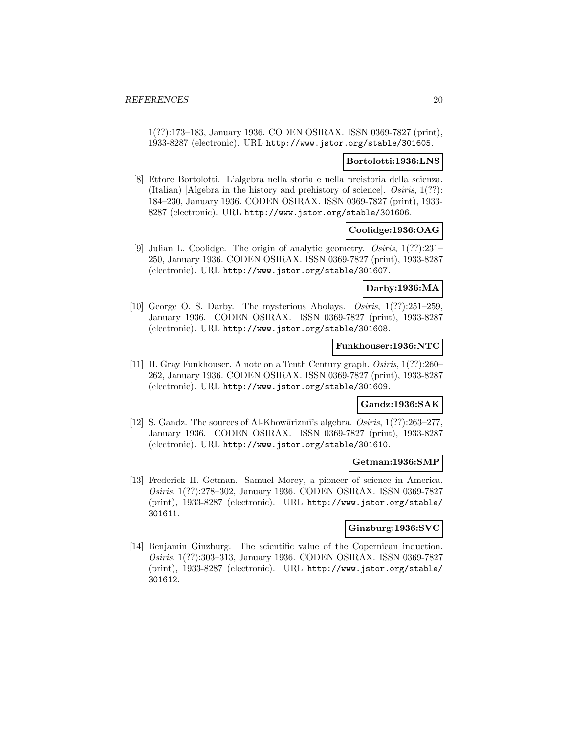1(??):173–183, January 1936. CODEN OSIRAX. ISSN 0369-7827 (print), 1933-8287 (electronic). URL http://www.jstor.org/stable/301605.

**Bortolotti:1936:LNS**

[8] Ettore Bortolotti. L'algebra nella storia e nella preistoria della scienza. (Italian) [Algebra in the history and prehistory of science]. *Osiris*, 1(??): 184–230, January 1936. CODEN OSIRAX. ISSN 0369-7827 (print), 1933-8287 (electronic). URL http://www.jstor.org/stable/301606.

**Coolidge:1936:OAG**

[9] Julian L. Coolidge. The origin of analytic geometry. *Osiris*, 1(??):231–250, January 1936. CODEN OSIRAX. ISSN 0369-7827 (print), 1933-8287 (electronic). URL http://www.jstor.org/stable/301607.

**Darby:1936:MA**

[10] George O. S. Darby. The mysterious Abolays. *Osiris*, 1(??):251–259, January 1936. CODEN OSIRAX. ISSN 0369-7827 (print), 1933-8287 (electronic). URL http://www.jstor.org/stable/301608.

**Funkhouser:1936:NTC**

[11] H. Gray Funkhouser. A note on a Tenth Century graph. *Osiris*, 1(??):260–262, January 1936. CODEN OSIRAX. ISSN 0369-7827 (print), 1933-8287 (electronic). URL http://www.jstor.org/stable/301609.

**Gandz:1936:SAK**

[12] S. Gandz. The sources of Al-Khowārizmī's algebra. *Osiris*, 1(??):263–277, January 1936. CODEN OSIRAX. ISSN 0369-7827 (print), 1933-8287 (electronic). URL http://www.jstor.org/stable/301610.

**Getman:1936:SMP**

[13] Frederick H. Getman. Samuel Morey, a pioneer of science in America. *Osiris*, 1(??):278–302, January 1936. CODEN OSIRAX. ISSN 0369-7827 (print), 1933-8287 (electronic). URL http://www.jstor.org/stable/301611.

**Ginzburg:1936:SVC**

[14] Benjamin Ginzburg. The scientific value of the Copernican induction. *Osiris*, 1(??):303–313, January 1936. CODEN OSIRAX. ISSN 0369-7827 (print), 1933-8287 (electronic). URL http://www.jstor.org/stable/301612.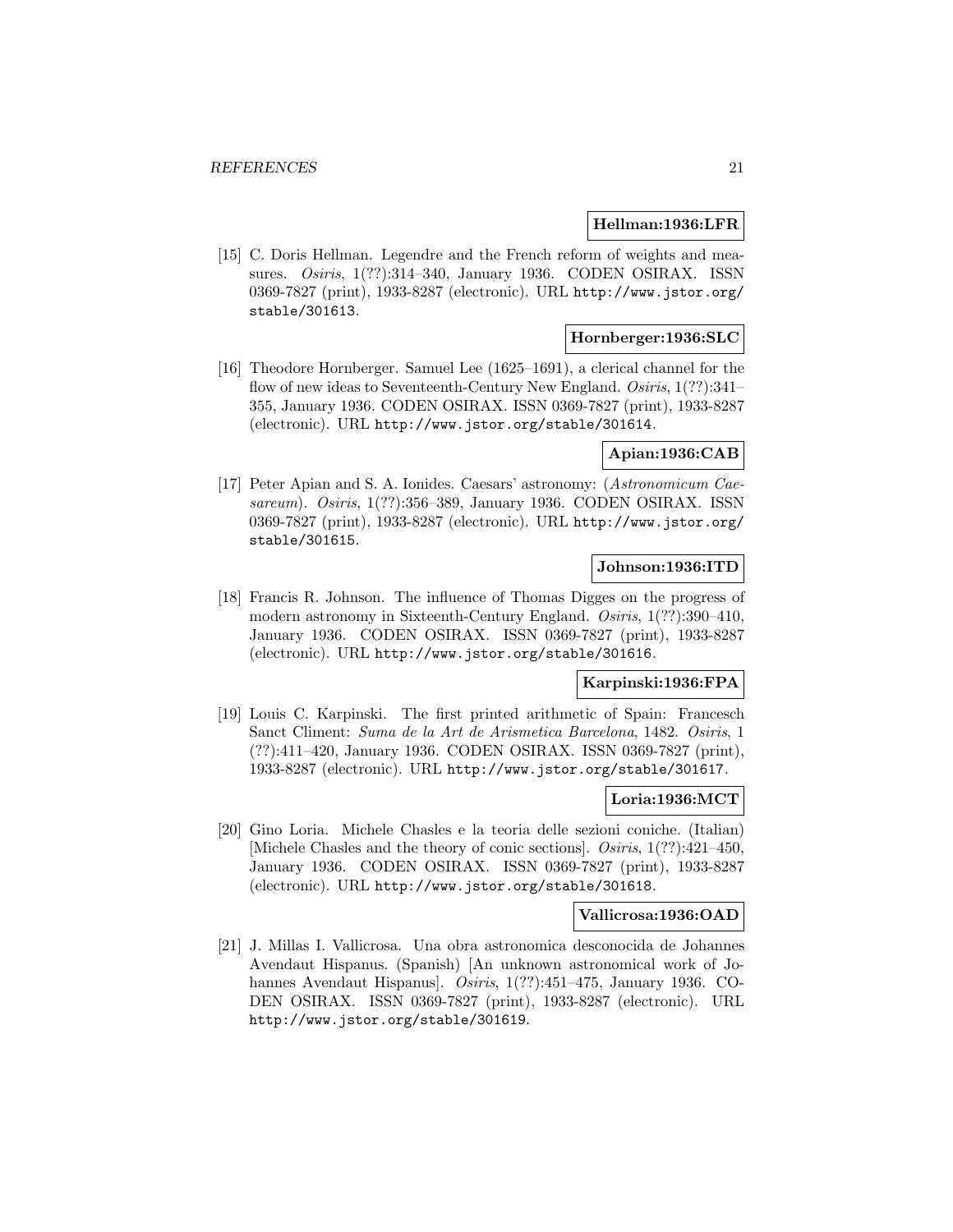**Hellman:1936:LFR**

[15] C. Doris Hellman. Legendre and the French reform of weights and measures. *Osiris*, 1(??):314–340, January 1936. CODEN OSIRAX. ISSN 0369-7827 (print), 1933-8287 (electronic). URL http://www.jstor.org/stable/301613.

**Hornberger:1936:SLC**

[16] Theodore Hornberger. Samuel Lee (1625–1691), a clerical channel for the flow of new ideas to Seventeenth-Century New England. *Osiris*, 1(??):341–355, January 1936. CODEN OSIRAX. ISSN 0369-7827 (print), 1933-8287 (electronic). URL http://www.jstor.org/stable/301614.

**Apian:1936:CAB**

[17] Peter Apian and S. A. Ionides. Caesars' astronomy: (*Astronomicum Caesareum*). *Osiris*, 1(??):356–389, January 1936. CODEN OSIRAX. ISSN 0369-7827 (print), 1933-8287 (electronic). URL http://www.jstor.org/stable/301615.

**Johnson:1936:ITD**

[18] Francis R. Johnson. The influence of Thomas Digges on the progress of modern astronomy in Sixteenth-Century England. *Osiris*, 1(??):390–410, January 1936. CODEN OSIRAX. ISSN 0369-7827 (print), 1933-8287 (electronic). URL http://www.jstor.org/stable/301616.

**Karpinski:1936:FPA**

[19] Louis C. Karpinski. The first printed arithmetic of Spain: Francesch Sanct Climent: *Suma de la Art de Arismetica Barcelona*, 1482. *Osiris*, 1 (??):411–420, January 1936. CODEN OSIRAX. ISSN 0369-7827 (print), 1933-8287 (electronic). URL http://www.jstor.org/stable/301617.

**Loria:1936:MCT**

[20] Gino Loria. Michele Chasles e la teoria delle sezioni coniche. (Italian) [Michele Chasles and the theory of conic sections]. *Osiris*, 1(??):421–450, January 1936. CODEN OSIRAX. ISSN 0369-7827 (print), 1933-8287 (electronic). URL http://www.jstor.org/stable/301618.

**Vallicrosa:1936:OAD**

[21] J. Millas I. Vallicrosa. Una obra astronomica desconocida de Johannes Avendaut Hispanus. (Spanish) [An unknown astronomical work of Johannes Avendaut Hispanus]. *Osiris*, 1(??):451–475, January 1936. CODEN OSIRAX. ISSN 0369-7827 (print), 1933-8287 (electronic). URL http://www.jstor.org/stable/301619.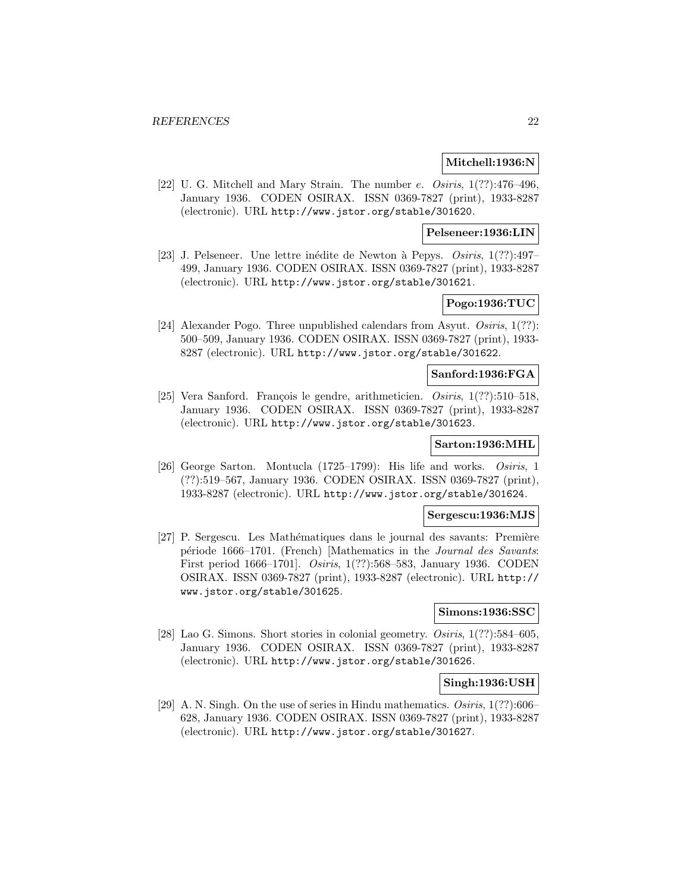**Mitchell:1936:N**

[22] U. G. Mitchell and Mary Strain. The number *e*. *Osiris*, 1(??):476–496, January 1936. CODEN OSIRAX. ISSN 0369-7827 (print), 1933-8287 (electronic). URL http://www.jstor.org/stable/301620.

**Pelseneer:1936:LIN**

[23] J. Pelseneer. Une lettre inédite de Newton à Pepys. *Osiris*, 1(??):497–499, January 1936. CODEN OSIRAX. ISSN 0369-7827 (print), 1933-8287 (electronic). URL http://www.jstor.org/stable/301621.

**Pogo:1936:TUC**

[24] Alexander Pogo. Three unpublished calendars from Asyut. *Osiris*, 1(??):500–509, January 1936. CODEN OSIRAX. ISSN 0369-7827 (print), 1933-8287 (electronic). URL http://www.jstor.org/stable/301622.

**Sanford:1936:FGA**

[25] Vera Sanford. François le gendre, arithmeticien. *Osiris*, 1(??):510–518, January 1936. CODEN OSIRAX. ISSN 0369-7827 (print), 1933-8287 (electronic). URL http://www.jstor.org/stable/301623.

**Sarton:1936:MHL**

[26] George Sarton. Montucla (1725–1799): His life and works. *Osiris*, 1 (??):519–567, January 1936. CODEN OSIRAX. ISSN 0369-7827 (print), 1933-8287 (electronic). URL http://www.jstor.org/stable/301624.

**Sergescu:1936:MJS**

[27] P. Sergescu. Les Mathématiques dans le journal des savants: Première période 1666–1701. (French) [Mathematics in the *Journal des Savants*: First period 1666–1701]. *Osiris*, 1(??):568–583, January 1936. CODEN OSIRAX. ISSN 0369-7827 (print), 1933-8287 (electronic). URL http://www.jstor.org/stable/301625.

**Simons:1936:SSC**

[28] Lao G. Simons. Short stories in colonial geometry. *Osiris*, 1(??):584–605, January 1936. CODEN OSIRAX. ISSN 0369-7827 (print), 1933-8287 (electronic). URL http://www.jstor.org/stable/301626.

**Singh:1936:USH**

[29] A. N. Singh. On the use of series in Hindu mathematics. *Osiris*, 1(??):606–628, January 1936. CODEN OSIRAX. ISSN 0369-7827 (print), 1933-8287 (electronic). URL http://www.jstor.org/stable/301627.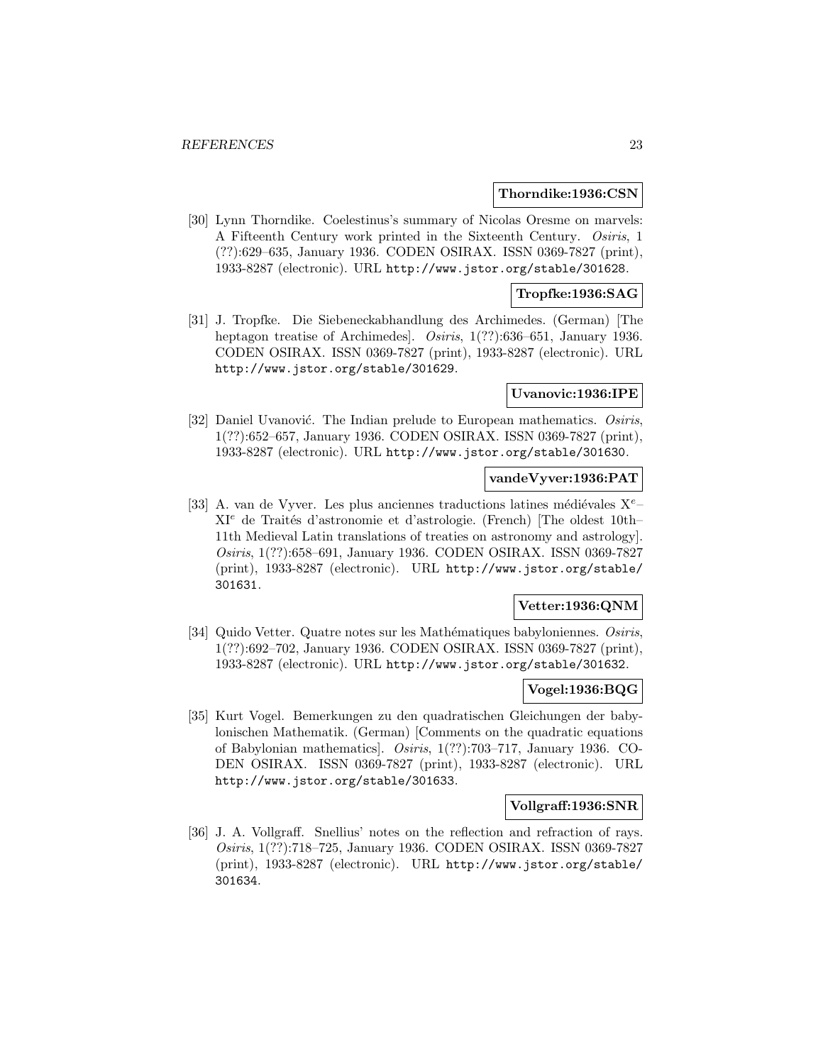**Thorndike:1936:CSN**

[30] Lynn Thorndike. Coelestinus's summary of Nicolas Oresme on marvels: A Fifteenth Century work printed in the Sixteenth Century. *Osiris*, 1 (??):629–635, January 1936. CODEN OSIRAX. ISSN 0369-7827 (print), 1933-8287 (electronic). URL http://www.jstor.org/stable/301628.

**Tropfke:1936:SAG**

[31] J. Tropfke. Die Siebeneckabhandlung des Archimedes. (German) [The heptagon treatise of Archimedes]. *Osiris*, 1(??):636–651, January 1936. CODEN OSIRAX. ISSN 0369-7827 (print), 1933-8287 (electronic). URL http://www.jstor.org/stable/301629.

**Uvanovic:1936:IPE**

[32] Daniel Uvanović. The Indian prelude to European mathematics. *Osiris*, 1(??):652–657, January 1936. CODEN OSIRAX. ISSN 0369-7827 (print), 1933-8287 (electronic). URL http://www.jstor.org/stable/301630.

**vandeVyver:1936:PAT**

[33] A. van de Vyver. Les plus anciennes traductions latines médiévales X$^{e}$–XI$^{e}$ de Traités d'astronomie et d'astrologie. (French) [The oldest 10th–11th Medieval Latin translations of treaties on astronomy and astrology]. *Osiris*, 1(??):658–691, January 1936. CODEN OSIRAX. ISSN 0369-7827 (print), 1933-8287 (electronic). URL http://www.jstor.org/stable/301631.

**Vetter:1936:QNM**

[34] Quido Vetter. Quatre notes sur les Mathématiques babyloniennes. *Osiris*, 1(??):692–702, January 1936. CODEN OSIRAX. ISSN 0369-7827 (print), 1933-8287 (electronic). URL http://www.jstor.org/stable/301632.

**Vogel:1936:BQG**

[35] Kurt Vogel. Bemerkungen zu den quadratischen Gleichungen der babylonischen Mathematik. (German) [Comments on the quadratic equations of Babylonian mathematics]. *Osiris*, 1(??):703–717, January 1936. CODEN OSIRAX. ISSN 0369-7827 (print), 1933-8287 (electronic). URL http://www.jstor.org/stable/301633.

**Vollgraff:1936:SNR**

[36] J. A. Vollgraff. Snellius' notes on the reflection and refraction of rays. *Osiris*, 1(??):718–725, January 1936. CODEN OSIRAX. ISSN 0369-7827 (print), 1933-8287 (electronic). URL http://www.jstor.org/stable/301634.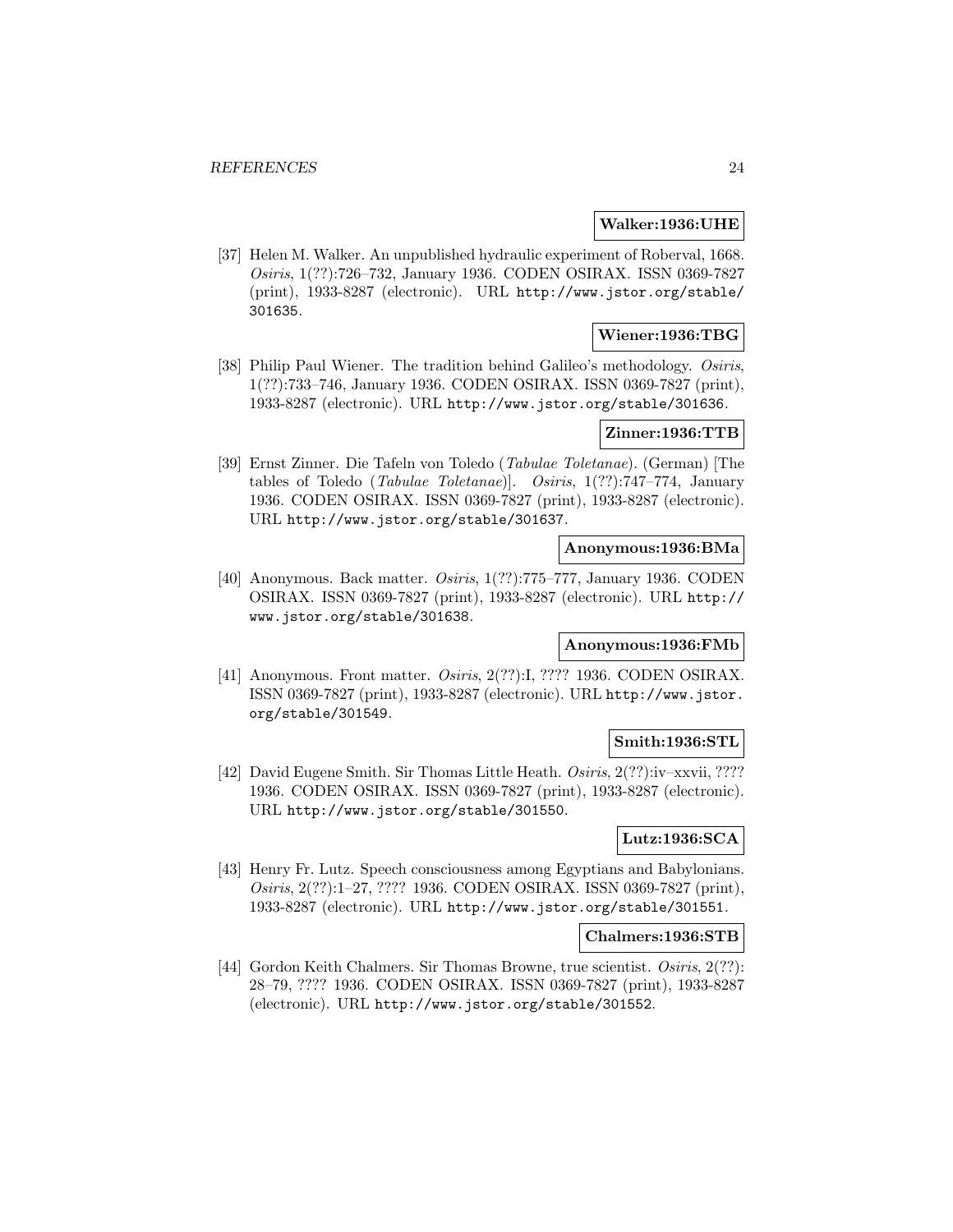**Walker:1936:UHE**

[37] Helen M. Walker. An unpublished hydraulic experiment of Roberval, 1668. *Osiris*, 1(??):726–732, January 1936. CODEN OSIRAX. ISSN 0369-7827 (print), 1933-8287 (electronic). URL http://www.jstor.org/stable/301635.

**Wiener:1936:TBG**

[38] Philip Paul Wiener. The tradition behind Galileo's methodology. *Osiris*, 1(??):733–746, January 1936. CODEN OSIRAX. ISSN 0369-7827 (print), 1933-8287 (electronic). URL http://www.jstor.org/stable/301636.

**Zinner:1936:TTB**

[39] Ernst Zinner. Die Tafeln von Toledo (*Tabulae Toletanae*). (German) [The tables of Toledo (*Tabulae Toletanae*)]. *Osiris*, 1(??):747–774, January 1936. CODEN OSIRAX. ISSN 0369-7827 (print), 1933-8287 (electronic). URL http://www.jstor.org/stable/301637.

**Anonymous:1936:BMa**

[40] Anonymous. Back matter. *Osiris*, 1(??):775–777, January 1936. CODEN OSIRAX. ISSN 0369-7827 (print), 1933-8287 (electronic). URL http://www.jstor.org/stable/301638.

**Anonymous:1936:FMb**

[41] Anonymous. Front matter. *Osiris*, 2(??):I, ???? 1936. CODEN OSIRAX. ISSN 0369-7827 (print), 1933-8287 (electronic). URL http://www.jstor.org/stable/301549.

**Smith:1936:STL**

[42] David Eugene Smith. Sir Thomas Little Heath. *Osiris*, 2(??):iv–xxvii, ???? 1936. CODEN OSIRAX. ISSN 0369-7827 (print), 1933-8287 (electronic). URL http://www.jstor.org/stable/301550.

**Lutz:1936:SCA**

[43] Henry Fr. Lutz. Speech consciousness among Egyptians and Babylonians. *Osiris*, 2(??):1–27, ???? 1936. CODEN OSIRAX. ISSN 0369-7827 (print), 1933-8287 (electronic). URL http://www.jstor.org/stable/301551.

**Chalmers:1936:STB**

[44] Gordon Keith Chalmers. Sir Thomas Browne, true scientist. *Osiris*, 2(??): 28–79, ???? 1936. CODEN OSIRAX. ISSN 0369-7827 (print), 1933-8287 (electronic). URL http://www.jstor.org/stable/301552.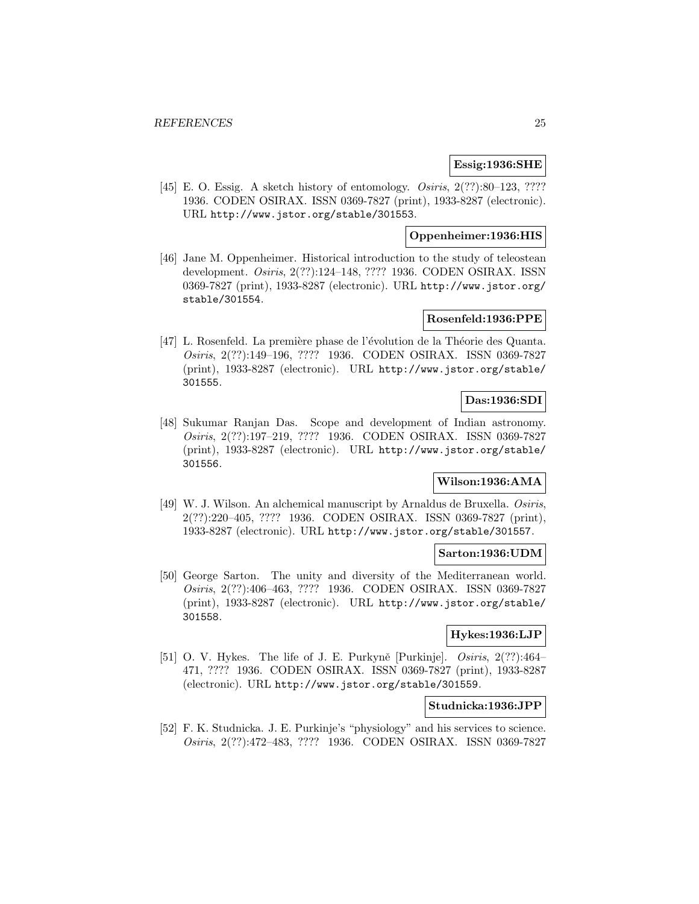**Essig:1936:SHE**

[45] E. O. Essig. A sketch history of entomology. *Osiris*, 2(??):80–123, ???? 1936. CODEN OSIRAX. ISSN 0369-7827 (print), 1933-8287 (electronic). URL http://www.jstor.org/stable/301553.

**Oppenheimer:1936:HIS**

[46] Jane M. Oppenheimer. Historical introduction to the study of teleostean development. *Osiris*, 2(??):124–148, ???? 1936. CODEN OSIRAX. ISSN 0369-7827 (print), 1933-8287 (electronic). URL http://www.jstor.org/stable/301554.

**Rosenfeld:1936:PPE**

[47] L. Rosenfeld. La première phase de l'évolution de la Théorie des Quanta. *Osiris*, 2(??):149–196, ???? 1936. CODEN OSIRAX. ISSN 0369-7827 (print), 1933-8287 (electronic). URL http://www.jstor.org/stable/301555.

**Das:1936:SDI**

[48] Sukumar Ranjan Das. Scope and development of Indian astronomy. *Osiris*, 2(??):197–219, ???? 1936. CODEN OSIRAX. ISSN 0369-7827 (print), 1933-8287 (electronic). URL http://www.jstor.org/stable/301556.

**Wilson:1936:AMA**

[49] W. J. Wilson. An alchemical manuscript by Arnaldus de Bruxella. *Osiris*, 2(??):220–405, ???? 1936. CODEN OSIRAX. ISSN 0369-7827 (print), 1933-8287 (electronic). URL http://www.jstor.org/stable/301557.

**Sarton:1936:UDM**

[50] George Sarton. The unity and diversity of the Mediterranean world. *Osiris*, 2(??):406–463, ???? 1936. CODEN OSIRAX. ISSN 0369-7827 (print), 1933-8287 (electronic). URL http://www.jstor.org/stable/301558.

**Hykes:1936:LJP**

[51] O. V. Hykes. The life of J. E. Purkyně [Purkinje]. *Osiris*, 2(??):464–471, ???? 1936. CODEN OSIRAX. ISSN 0369-7827 (print), 1933-8287 (electronic). URL http://www.jstor.org/stable/301559.

**Studnicka:1936:JPP**

[52] F. K. Studnicka. J. E. Purkinje's "physiology" and his services to science. *Osiris*, 2(??):472–483, ???? 1936. CODEN OSIRAX. ISSN 0369-7827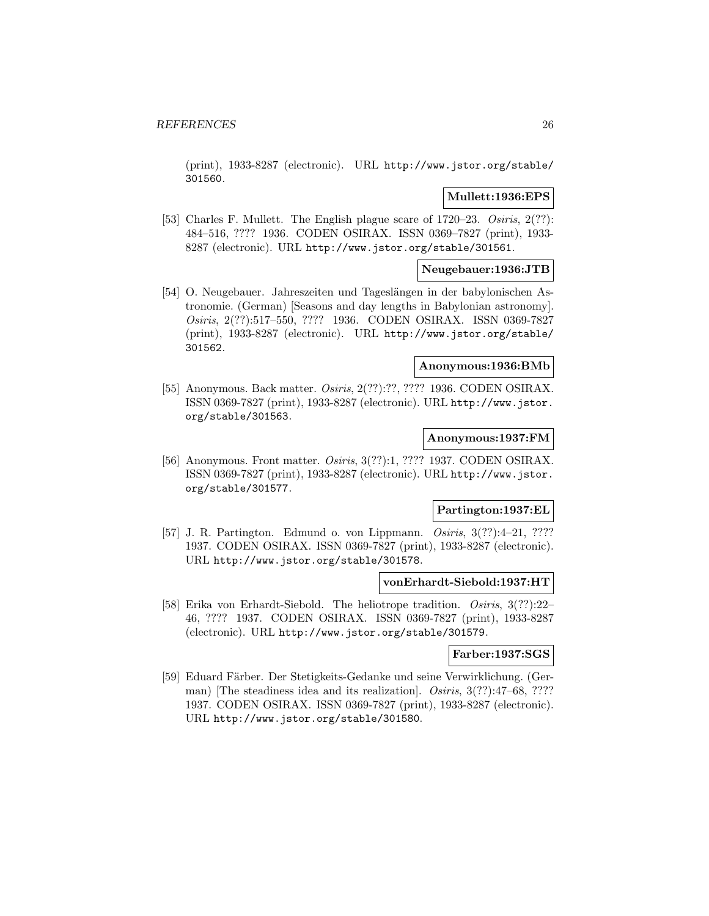(print), 1933-8287 (electronic). URL http://www.jstor.org/stable/301560.

**Mullett:1936:EPS**

[53] Charles F. Mullett. The English plague scare of 1720–23. *Osiris*, 2(??): 484–516, ???? 1936. CODEN OSIRAX. ISSN 0369-7827 (print), 1933-8287 (electronic). URL http://www.jstor.org/stable/301561.

**Neugebauer:1936:JTB**

[54] O. Neugebauer. Jahreszeiten und Tageslängen in der babylonischen Astronomie. (German) [Seasons and day lengths in Babylonian astronomy]. *Osiris*, 2(??):517–550, ???? 1936. CODEN OSIRAX. ISSN 0369-7827 (print), 1933-8287 (electronic). URL http://www.jstor.org/stable/301562.

**Anonymous:1936:BMb**

[55] Anonymous. Back matter. *Osiris*, 2(??):??, ???? 1936. CODEN OSIRAX. ISSN 0369-7827 (print), 1933-8287 (electronic). URL http://www.jstor.org/stable/301563.

**Anonymous:1937:FM**

[56] Anonymous. Front matter. *Osiris*, 3(??):1, ???? 1937. CODEN OSIRAX. ISSN 0369-7827 (print), 1933-8287 (electronic). URL http://www.jstor.org/stable/301577.

**Partington:1937:EL**

[57] J. R. Partington. Edmund o. von Lippmann. *Osiris*, 3(??):4–21, ???? 1937. CODEN OSIRAX. ISSN 0369-7827 (print), 1933-8287 (electronic). URL http://www.jstor.org/stable/301578.

**vonErhardt-Siebold:1937:HT**

[58] Erika von Erhardt-Siebold. The heliotrope tradition. *Osiris*, 3(??):22–46, ???? 1937. CODEN OSIRAX. ISSN 0369-7827 (print), 1933-8287 (electronic). URL http://www.jstor.org/stable/301579.

**Farber:1937:SGS**

[59] Eduard Färber. Der Stetigkeits-Gedanke und seine Verwirklichung. (German) [The steadiness idea and its realization]. *Osiris*, 3(??):47–68, ???? 1937. CODEN OSIRAX. ISSN 0369-7827 (print), 1933-8287 (electronic). URL http://www.jstor.org/stable/301580.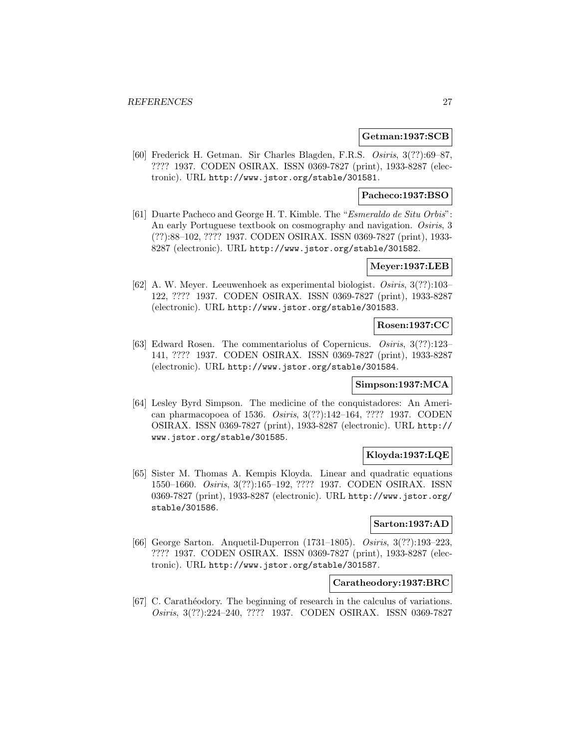**Getman:1937:SCB**

[60] Frederick H. Getman. Sir Charles Blagden, F.R.S. *Osiris*, 3(??):69–87, ???? 1937. CODEN OSIRAX. ISSN 0369-7827 (print), 1933-8287 (electronic). URL http://www.jstor.org/stable/301581.

**Pacheco:1937:BSO**

[61] Duarte Pacheco and George H. T. Kimble. The "*Esmeraldo de Situ Orbis*": An early Portuguese textbook on cosmography and navigation. *Osiris*, 3 (??):88–102, ???? 1937. CODEN OSIRAX. ISSN 0369-7827 (print), 1933-8287 (electronic). URL http://www.jstor.org/stable/301582.

**Meyer:1937:LEB**

[62] A. W. Meyer. Leeuwenhoek as experimental biologist. *Osiris*, 3(??):103–122, ???? 1937. CODEN OSIRAX. ISSN 0369-7827 (print), 1933-8287 (electronic). URL http://www.jstor.org/stable/301583.

**Rosen:1937:CC**

[63] Edward Rosen. The commentariolus of Copernicus. *Osiris*, 3(??):123–141, ???? 1937. CODEN OSIRAX. ISSN 0369-7827 (print), 1933-8287 (electronic). URL http://www.jstor.org/stable/301584.

**Simpson:1937:MCA**

[64] Lesley Byrd Simpson. The medicine of the conquistadores: An American pharmacopoea of 1536. *Osiris*, 3(??):142–164, ???? 1937. CODEN OSIRAX. ISSN 0369-7827 (print), 1933-8287 (electronic). URL http://www.jstor.org/stable/301585.

**Kloyda:1937:LQE**

[65] Sister M. Thomas A. Kempis Kloyda. Linear and quadratic equations 1550–1660. *Osiris*, 3(??):165–192, ???? 1937. CODEN OSIRAX. ISSN 0369-7827 (print), 1933-8287 (electronic). URL http://www.jstor.org/stable/301586.

**Sarton:1937:AD**

[66] George Sarton. Anquetil-Duperron (1731–1805). *Osiris*, 3(??):193–223, ???? 1937. CODEN OSIRAX. ISSN 0369-7827 (print), 1933-8287 (electronic). URL http://www.jstor.org/stable/301587.

**Caratheodory:1937:BRC**

[67] C. Carathéodory. The beginning of research in the calculus of variations. *Osiris*, 3(??):224–240, ???? 1937. CODEN OSIRAX. ISSN 0369-7827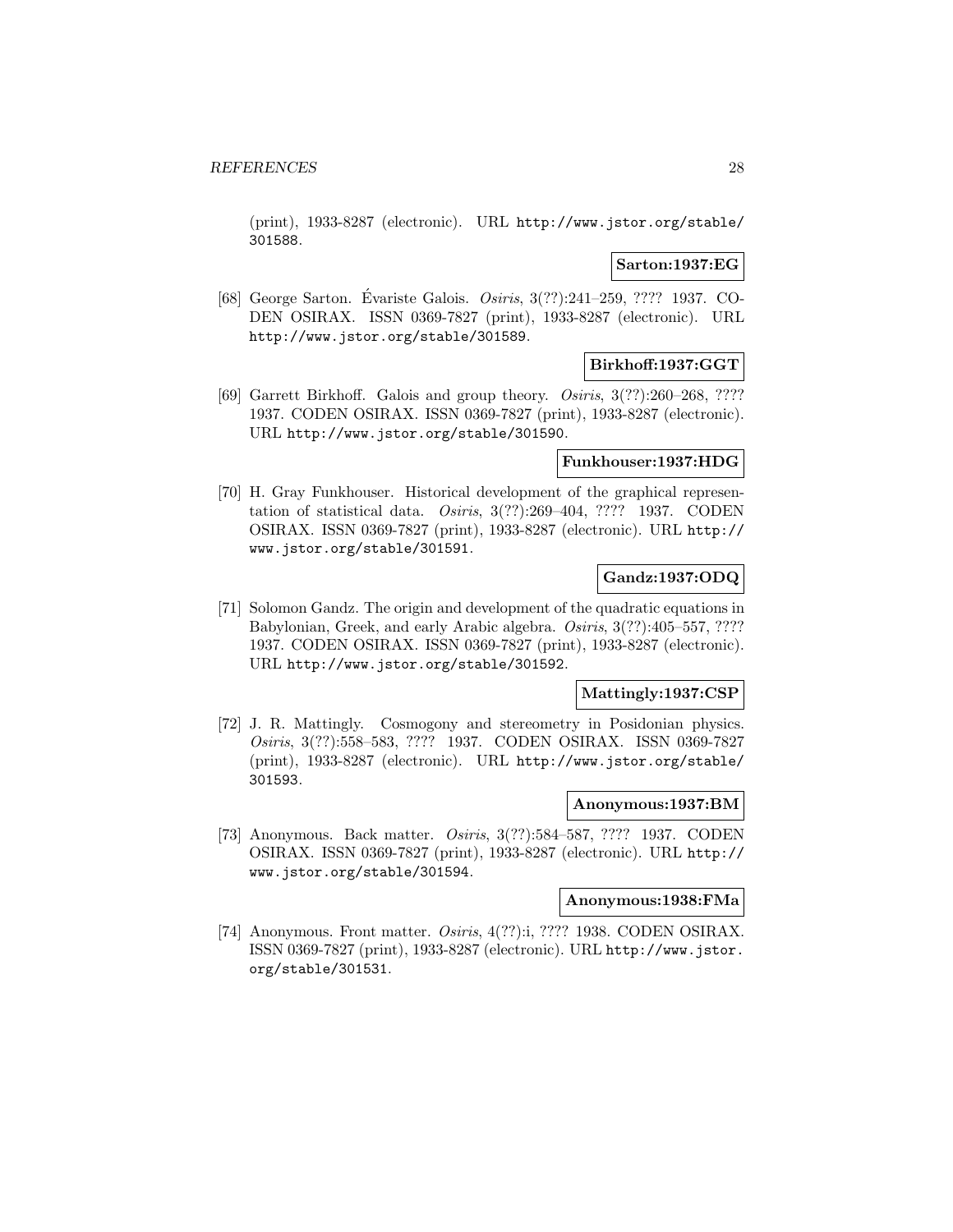(print), 1933-8287 (electronic). URL http://www.jstor.org/stable/301588.

**Sarton:1937:EG**

[68] George Sarton. Évariste Galois. *Osiris*, 3(??):241–259, ???? 1937. CODEN OSIRAX. ISSN 0369-7827 (print), 1933-8287 (electronic). URL http://www.jstor.org/stable/301589.

**Birkhoff:1937:GGT**

[69] Garrett Birkhoff. Galois and group theory. *Osiris*, 3(??):260–268, ???? 1937. CODEN OSIRAX. ISSN 0369-7827 (print), 1933-8287 (electronic). URL http://www.jstor.org/stable/301590.

**Funkhouser:1937:HDG**

[70] H. Gray Funkhouser. Historical development of the graphical representation of statistical data. *Osiris*, 3(??):269–404, ???? 1937. CODEN OSIRAX. ISSN 0369-7827 (print), 1933-8287 (electronic). URL http://www.jstor.org/stable/301591.

**Gandz:1937:ODQ**

[71] Solomon Gandz. The origin and development of the quadratic equations in Babylonian, Greek, and early Arabic algebra. *Osiris*, 3(??):405–557, ???? 1937. CODEN OSIRAX. ISSN 0369-7827 (print), 1933-8287 (electronic). URL http://www.jstor.org/stable/301592.

**Mattingly:1937:CSP**

[72] J. R. Mattingly. Cosmogony and stereometry in Posidonian physics. *Osiris*, 3(??):558–583, ???? 1937. CODEN OSIRAX. ISSN 0369-7827 (print), 1933-8287 (electronic). URL http://www.jstor.org/stable/301593.

**Anonymous:1937:BM**

[73] Anonymous. Back matter. *Osiris*, 3(??):584–587, ???? 1937. CODEN OSIRAX. ISSN 0369-7827 (print), 1933-8287 (electronic). URL http://www.jstor.org/stable/301594.

**Anonymous:1938:FMa**

[74] Anonymous. Front matter. *Osiris*, 4(??):i, ???? 1938. CODEN OSIRAX. ISSN 0369-7827 (print), 1933-8287 (electronic). URL http://www.jstor.org/stable/301531.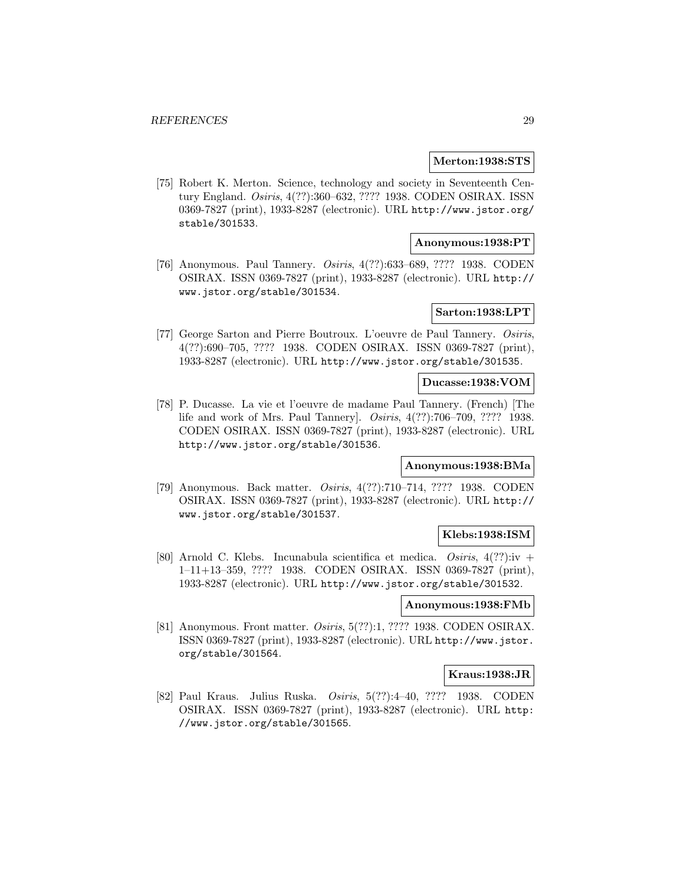**Merton:1938:STS**

[75] Robert K. Merton. Science, technology and society in Seventeenth Century England. *Osiris*, 4(??):360–632, ???? 1938. CODEN OSIRAX. ISSN 0369-7827 (print), 1933-8287 (electronic). URL http://www.jstor.org/stable/301533.

**Anonymous:1938:PT**

[76] Anonymous. Paul Tannery. *Osiris*, 4(??):633–689, ???? 1938. CODEN OSIRAX. ISSN 0369-7827 (print), 1933-8287 (electronic). URL http://www.jstor.org/stable/301534.

**Sarton:1938:LPT**

[77] George Sarton and Pierre Boutroux. L'oeuvre de Paul Tannery. *Osiris*, 4(??):690–705, ???? 1938. CODEN OSIRAX. ISSN 0369-7827 (print), 1933-8287 (electronic). URL http://www.jstor.org/stable/301535.

**Ducasse:1938:VOM**

[78] P. Ducasse. La vie et l'oeuvre de madame Paul Tannery. (French) [The life and work of Mrs. Paul Tannery]. *Osiris*, 4(??):706–709, ???? 1938. CODEN OSIRAX. ISSN 0369-7827 (print), 1933-8287 (electronic). URL http://www.jstor.org/stable/301536.

**Anonymous:1938:BMa**

[79] Anonymous. Back matter. *Osiris*, 4(??):710–714, ???? 1938. CODEN OSIRAX. ISSN 0369-7827 (print), 1933-8287 (electronic). URL http://www.jstor.org/stable/301537.

**Klebs:1938:ISM**

[80] Arnold C. Klebs. Incunabula scientifica et medica. *Osiris*, 4(??):iv + 1–11+13–359, ???? 1938. CODEN OSIRAX. ISSN 0369-7827 (print), 1933-8287 (electronic). URL http://www.jstor.org/stable/301532.

**Anonymous:1938:FMb**

[81] Anonymous. Front matter. *Osiris*, 5(??):1, ???? 1938. CODEN OSIRAX. ISSN 0369-7827 (print), 1933-8287 (electronic). URL http://www.jstor.org/stable/301564.

**Kraus:1938:JR**

[82] Paul Kraus. Julius Ruska. *Osiris*, 5(??):4–40, ???? 1938. CODEN OSIRAX. ISSN 0369-7827 (print), 1933-8287 (electronic). URL http://www.jstor.org/stable/301565.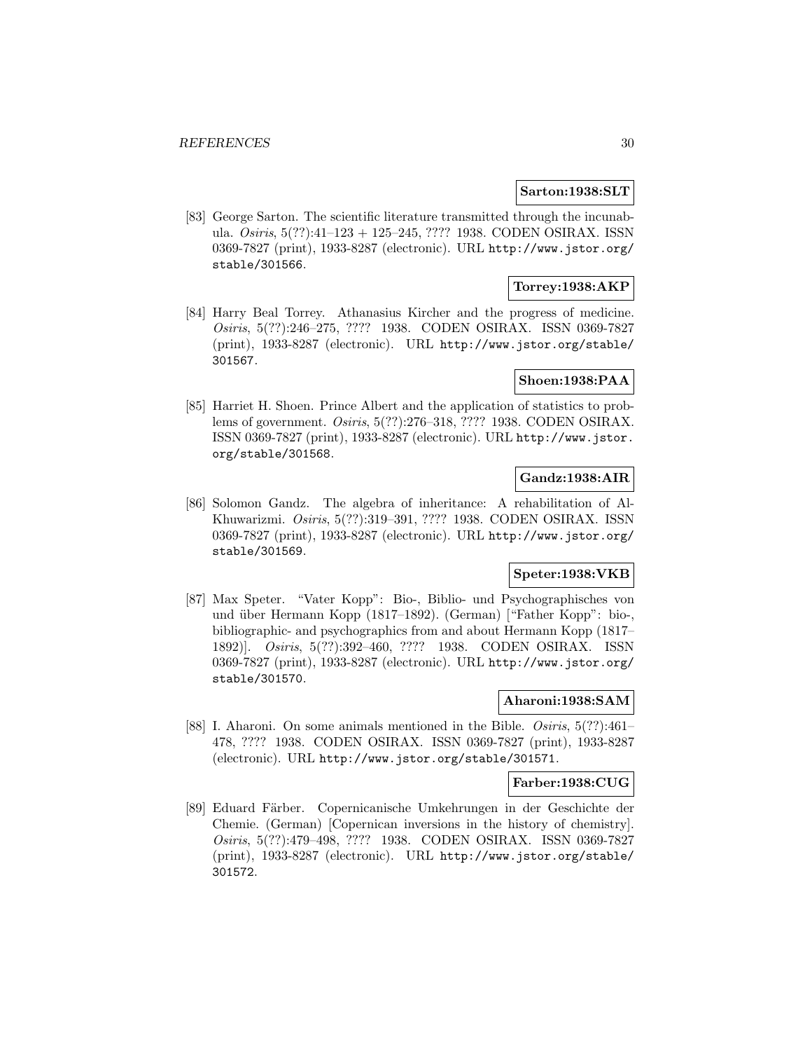**Sarton:1938:SLT**

[83] George Sarton. The scientific literature transmitted through the incunabula. *Osiris*, 5(??):41–123 + 125–245, ???? 1938. CODEN OSIRAX. ISSN 0369-7827 (print), 1933-8287 (electronic). URL http://www.jstor.org/stable/301566.

**Torrey:1938:AKP**

[84] Harry Beal Torrey. Athanasius Kircher and the progress of medicine. *Osiris*, 5(??):246–275, ???? 1938. CODEN OSIRAX. ISSN 0369-7827 (print), 1933-8287 (electronic). URL http://www.jstor.org/stable/301567.

**Shoen:1938:PAA**

[85] Harriet H. Shoen. Prince Albert and the application of statistics to problems of government. *Osiris*, 5(??):276–318, ???? 1938. CODEN OSIRAX. ISSN 0369-7827 (print), 1933-8287 (electronic). URL http://www.jstor.org/stable/301568.

**Gandz:1938:AIR**

[86] Solomon Gandz. The algebra of inheritance: A rehabilitation of Al-Khuwarizmi. *Osiris*, 5(??):319–391, ???? 1938. CODEN OSIRAX. ISSN 0369-7827 (print), 1933-8287 (electronic). URL http://www.jstor.org/stable/301569.

**Speter:1938:VKB**

[87] Max Speter. "Vater Kopp": Bio-, Biblio- und Psychographisches von und über Hermann Kopp (1817–1892). (German) ["Father Kopp": bio-, bibliographic- and psychographics from and about Hermann Kopp (1817–1892)]. *Osiris*, 5(??):392–460, ???? 1938. CODEN OSIRAX. ISSN 0369-7827 (print), 1933-8287 (electronic). URL http://www.jstor.org/stable/301570.

**Aharoni:1938:SAM**

[88] I. Aharoni. On some animals mentioned in the Bible. *Osiris*, 5(??):461–478, ???? 1938. CODEN OSIRAX. ISSN 0369-7827 (print), 1933-8287 (electronic). URL http://www.jstor.org/stable/301571.

**Farber:1938:CUG**

[89] Eduard Färber. Copernicanische Umkehrungen in der Geschichte der Chemie. (German) [Copernican inversions in the history of chemistry]. *Osiris*, 5(??):479–498, ???? 1938. CODEN OSIRAX. ISSN 0369-7827 (print), 1933-8287 (electronic). URL http://www.jstor.org/stable/301572.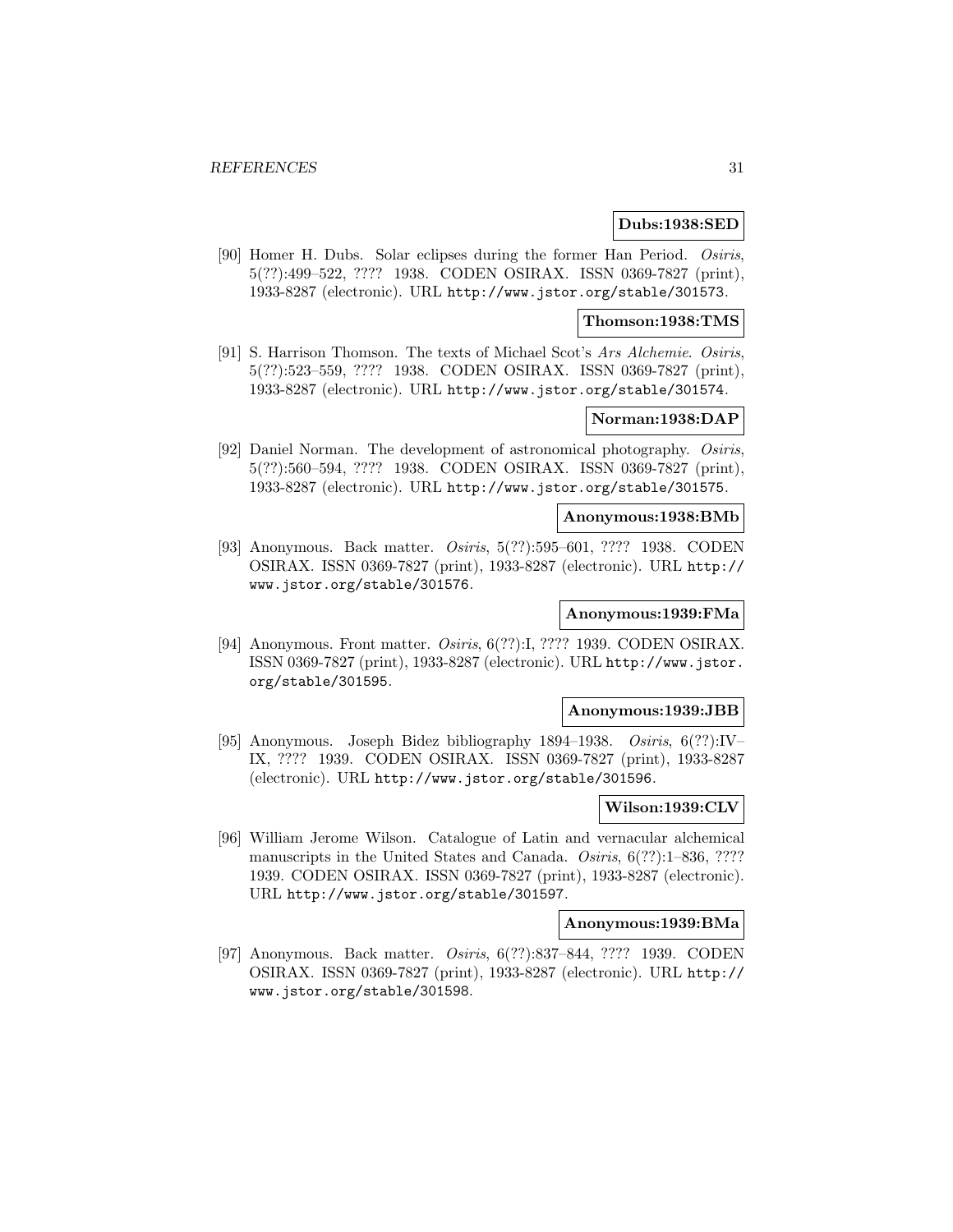**Dubs:1938:SED**

[90] Homer H. Dubs. Solar eclipses during the former Han Period. *Osiris*, 5(??):499–522, ???? 1938. CODEN OSIRAX. ISSN 0369-7827 (print), 1933-8287 (electronic). URL http://www.jstor.org/stable/301573.

**Thomson:1938:TMS**

[91] S. Harrison Thomson. The texts of Michael Scot's *Ars Alchemie*. *Osiris*, 5(??):523–559, ???? 1938. CODEN OSIRAX. ISSN 0369-7827 (print), 1933-8287 (electronic). URL http://www.jstor.org/stable/301574.

**Norman:1938:DAP**

[92] Daniel Norman. The development of astronomical photography. *Osiris*, 5(??):560–594, ???? 1938. CODEN OSIRAX. ISSN 0369-7827 (print), 1933-8287 (electronic). URL http://www.jstor.org/stable/301575.

**Anonymous:1938:BMb**

[93] Anonymous. Back matter. *Osiris*, 5(??):595–601, ???? 1938. CODEN OSIRAX. ISSN 0369-7827 (print), 1933-8287 (electronic). URL http://www.jstor.org/stable/301576.

**Anonymous:1939:FMa**

[94] Anonymous. Front matter. *Osiris*, 6(??):I, ???? 1939. CODEN OSIRAX. ISSN 0369-7827 (print), 1933-8287 (electronic). URL http://www.jstor.org/stable/301595.

**Anonymous:1939:JBB**

[95] Anonymous. Joseph Bidez bibliography 1894–1938. *Osiris*, 6(??):IV–IX, ???? 1939. CODEN OSIRAX. ISSN 0369-7827 (print), 1933-8287 (electronic). URL http://www.jstor.org/stable/301596.

**Wilson:1939:CLV**

[96] William Jerome Wilson. Catalogue of Latin and vernacular alchemical manuscripts in the United States and Canada. *Osiris*, 6(??):1–836, ???? 1939. CODEN OSIRAX. ISSN 0369-7827 (print), 1933-8287 (electronic). URL http://www.jstor.org/stable/301597.

**Anonymous:1939:BMa**

[97] Anonymous. Back matter. *Osiris*, 6(??):837–844, ???? 1939. CODEN OSIRAX. ISSN 0369-7827 (print), 1933-8287 (electronic). URL http://www.jstor.org/stable/301598.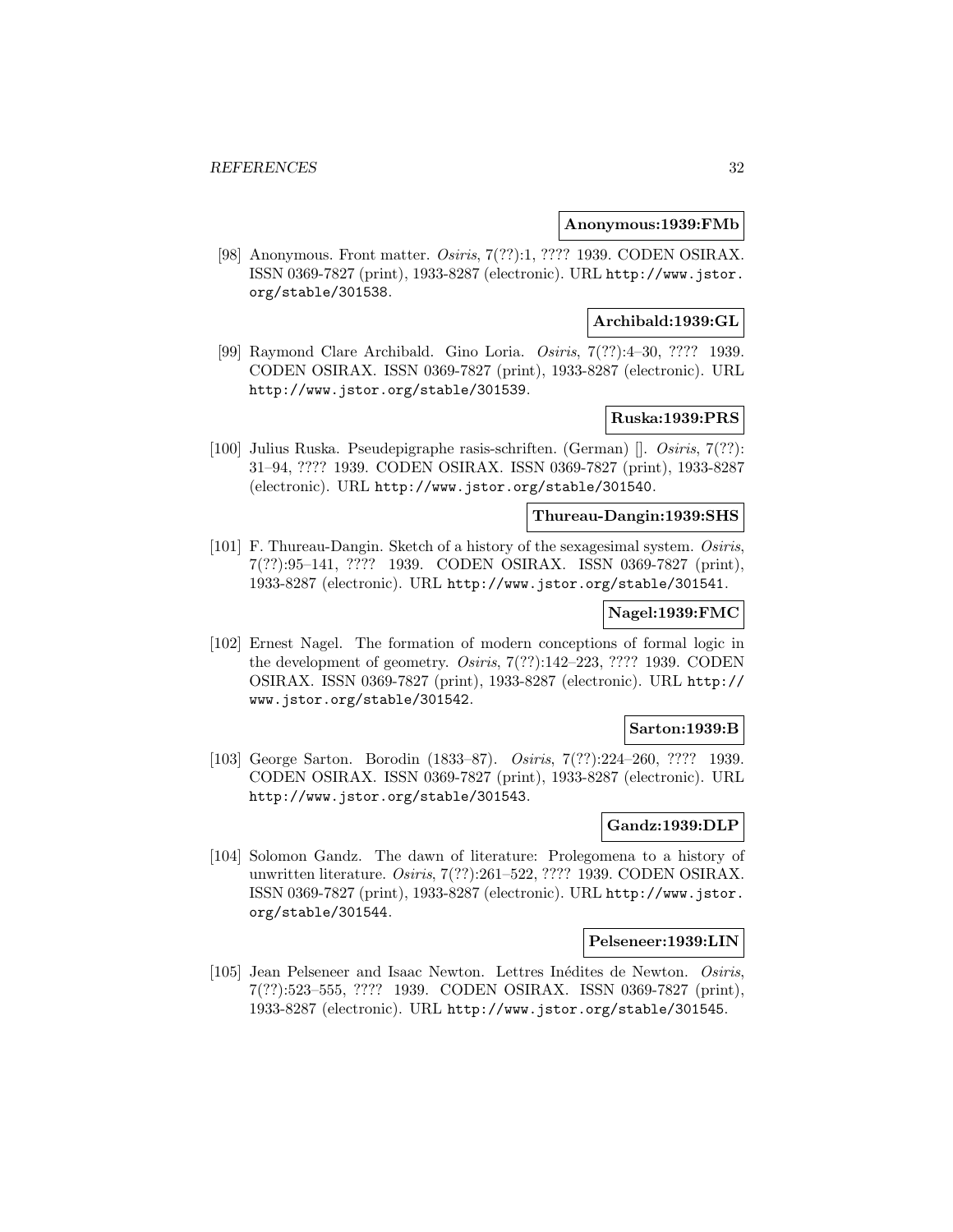**Anonymous:1939:FMb**

[98] Anonymous. Front matter. *Osiris*, 7(??):1, ???? 1939. CODEN OSIRAX. ISSN 0369-7827 (print), 1933-8287 (electronic). URL http://www.jstor.org/stable/301538.

**Archibald:1939:GL**

[99] Raymond Clare Archibald. Gino Loria. *Osiris*, 7(??):4–30, ???? 1939. CODEN OSIRAX. ISSN 0369-7827 (print), 1933-8287 (electronic). URL http://www.jstor.org/stable/301539.

**Ruska:1939:PRS**

[100] Julius Ruska. Pseudepigraphe rasis-schriften. (German) []. *Osiris*, 7(??): 31–94, ???? 1939. CODEN OSIRAX. ISSN 0369-7827 (print), 1933-8287 (electronic). URL http://www.jstor.org/stable/301540.

**Thureau-Dangin:1939:SHS**

[101] F. Thureau-Dangin. Sketch of a history of the sexagesimal system. *Osiris*, 7(??):95–141, ???? 1939. CODEN OSIRAX. ISSN 0369-7827 (print), 1933-8287 (electronic). URL http://www.jstor.org/stable/301541.

**Nagel:1939:FMC**

[102] Ernest Nagel. The formation of modern conceptions of formal logic in the development of geometry. *Osiris*, 7(??):142–223, ???? 1939. CODEN OSIRAX. ISSN 0369-7827 (print), 1933-8287 (electronic). URL http://www.jstor.org/stable/301542.

**Sarton:1939:B**

[103] George Sarton. Borodin (1833–87). *Osiris*, 7(??):224–260, ???? 1939. CODEN OSIRAX. ISSN 0369-7827 (print), 1933-8287 (electronic). URL http://www.jstor.org/stable/301543.

**Gandz:1939:DLP**

[104] Solomon Gandz. The dawn of literature: Prolegomena to a history of unwritten literature. *Osiris*, 7(??):261–522, ???? 1939. CODEN OSIRAX. ISSN 0369-7827 (print), 1933-8287 (electronic). URL http://www.jstor.org/stable/301544.

**Pelseneer:1939:LIN**

[105] Jean Pelseneer and Isaac Newton. Lettres Inédites de Newton. *Osiris*, 7(??):523–555, ???? 1939. CODEN OSIRAX. ISSN 0369-7827 (print), 1933-8287 (electronic). URL http://www.jstor.org/stable/301545.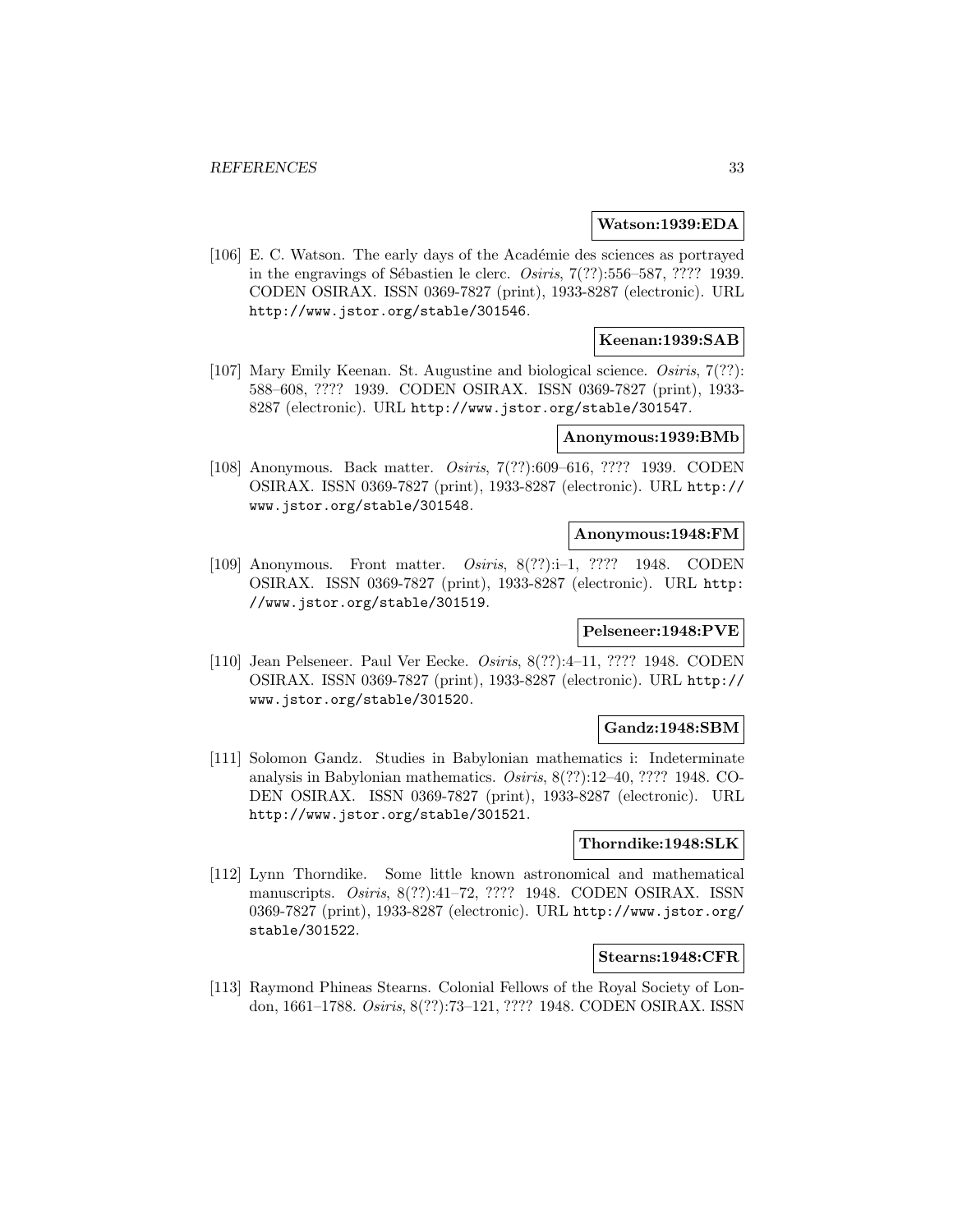**Watson:1939:EDA**

[106] E. C. Watson. The early days of the Académie des sciences as portrayed in the engravings of Sébastien le clerc. *Osiris*, 7(??):556–587, ???? 1939. CODEN OSIRAX. ISSN 0369-7827 (print), 1933-8287 (electronic). URL http://www.jstor.org/stable/301546.

**Keenan:1939:SAB**

[107] Mary Emily Keenan. St. Augustine and biological science. *Osiris*, 7(??): 588–608, ???? 1939. CODEN OSIRAX. ISSN 0369-7827 (print), 1933-8287 (electronic). URL http://www.jstor.org/stable/301547.

**Anonymous:1939:BMb**

[108] Anonymous. Back matter. *Osiris*, 7(??):609–616, ???? 1939. CODEN OSIRAX. ISSN 0369-7827 (print), 1933-8287 (electronic). URL http://www.jstor.org/stable/301548.

**Anonymous:1948:FM**

[109] Anonymous. Front matter. *Osiris*, 8(??):i–1, ???? 1948. CODEN OSIRAX. ISSN 0369-7827 (print), 1933-8287 (electronic). URL http://www.jstor.org/stable/301519.

**Pelseneer:1948:PVE**

[110] Jean Pelseneer. Paul Ver Eecke. *Osiris*, 8(??):4–11, ???? 1948. CODEN OSIRAX. ISSN 0369-7827 (print), 1933-8287 (electronic). URL http://www.jstor.org/stable/301520.

**Gandz:1948:SBM**

[111] Solomon Gandz. Studies in Babylonian mathematics i: Indeterminate analysis in Babylonian mathematics. *Osiris*, 8(??):12–40, ???? 1948. CODEN OSIRAX. ISSN 0369-7827 (print), 1933-8287 (electronic). URL http://www.jstor.org/stable/301521.

**Thorndike:1948:SLK**

[112] Lynn Thorndike. Some little known astronomical and mathematical manuscripts. *Osiris*, 8(??):41–72, ???? 1948. CODEN OSIRAX. ISSN 0369-7827 (print), 1933-8287 (electronic). URL http://www.jstor.org/stable/301522.

**Stearns:1948:CFR**

[113] Raymond Phineas Stearns. Colonial Fellows of the Royal Society of London, 1661–1788. *Osiris*, 8(??):73–121, ???? 1948. CODEN OSIRAX. ISSN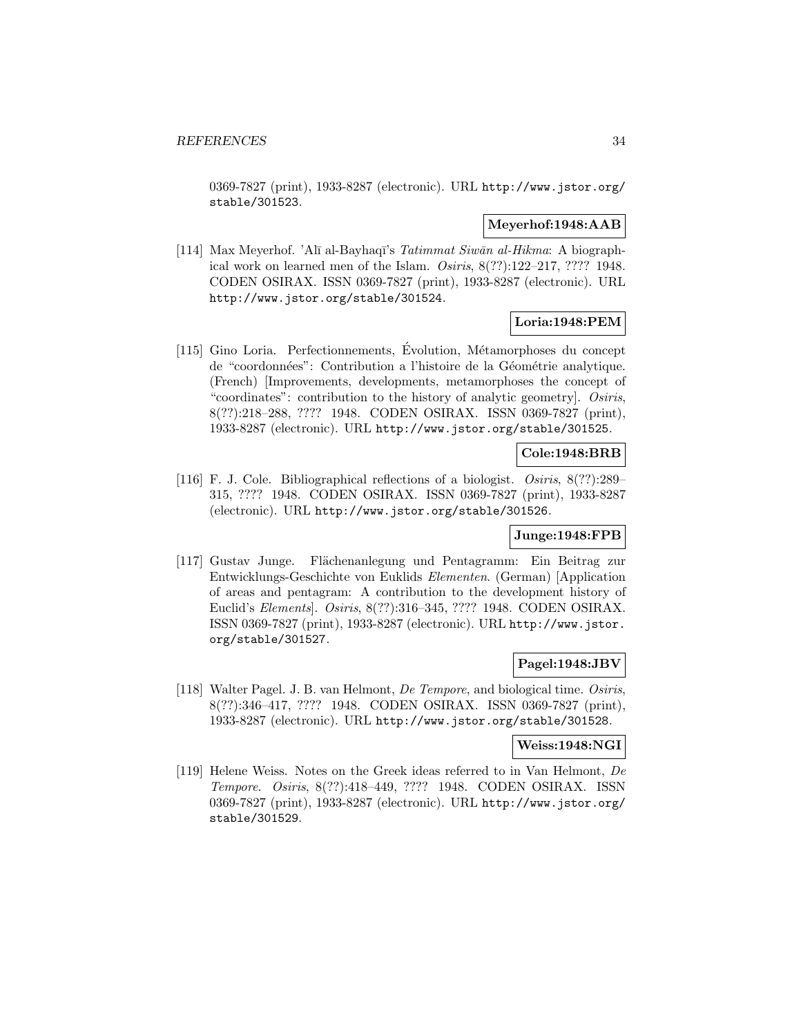0369-7827 (print), 1933-8287 (electronic). URL http://www.jstor.org/stable/301523.

**Meyerhof:1948:AAB**

[114] Max Meyerhof. 'Alī al-Bayhaqī's *Tatimmat Siwān al-Hikma*: A biographical work on learned men of the Islam. *Osiris*, 8(??):122–217, ???? 1948. CODEN OSIRAX. ISSN 0369-7827 (print), 1933-8287 (electronic). URL http://www.jstor.org/stable/301524.

**Loria:1948:PEM**

[115] Gino Loria. Perfectionnements, Évolution, Métamorphoses du concept de "coordonnées": Contribution a l'histoire de la Géométrie analytique. (French) [Improvements, developments, metamorphoses the concept of "coordinates": contribution to the history of analytic geometry]. *Osiris*, 8(??):218–288, ???? 1948. CODEN OSIRAX. ISSN 0369-7827 (print), 1933-8287 (electronic). URL http://www.jstor.org/stable/301525.

**Cole:1948:BRB**

[116] F. J. Cole. Bibliographical reflections of a biologist. *Osiris*, 8(??):289–315, ???? 1948. CODEN OSIRAX. ISSN 0369-7827 (print), 1933-8287 (electronic). URL http://www.jstor.org/stable/301526.

**Junge:1948:FPB**

[117] Gustav Junge. Flächenanlegung und Pentagramm: Ein Beitrag zur Entwicklungs-Geschichte von Euklids *Elementen*. (German) [Application of areas and pentagram: A contribution to the development history of Euclid's *Elements*]. *Osiris*, 8(??):316–345, ???? 1948. CODEN OSIRAX. ISSN 0369-7827 (print), 1933-8287 (electronic). URL http://www.jstor.org/stable/301527.

**Pagel:1948:JBV**

[118] Walter Pagel. J. B. van Helmont, *De Tempore*, and biological time. *Osiris*, 8(??):346–417, ???? 1948. CODEN OSIRAX. ISSN 0369-7827 (print), 1933-8287 (electronic). URL http://www.jstor.org/stable/301528.

**Weiss:1948:NGI**

[119] Helene Weiss. Notes on the Greek ideas referred to in Van Helmont, *De Tempore*. *Osiris*, 8(??):418–449, ???? 1948. CODEN OSIRAX. ISSN 0369-7827 (print), 1933-8287 (electronic). URL http://www.jstor.org/stable/301529.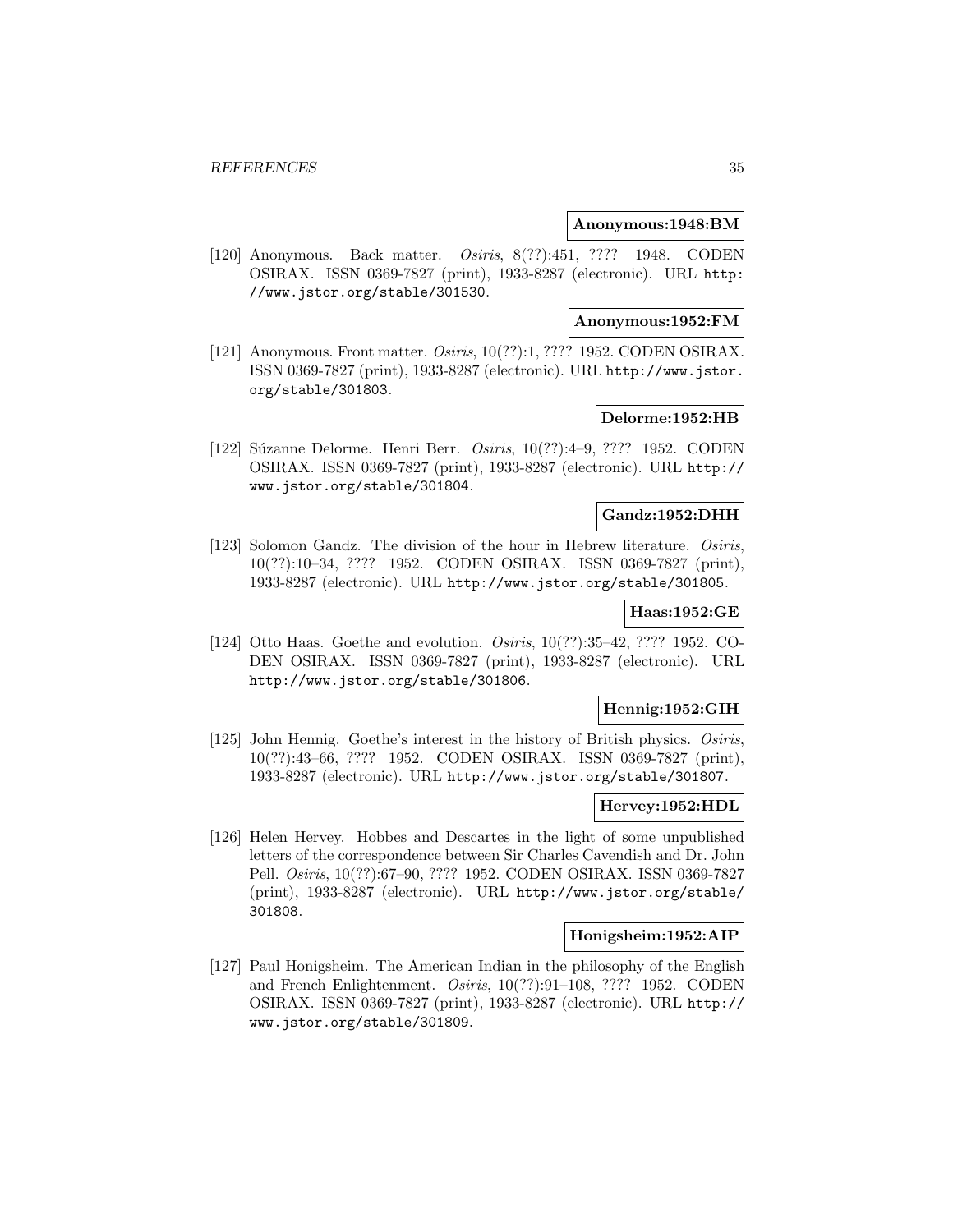**Anonymous:1948:BM**

[120] Anonymous. Back matter. *Osiris*, 8(??):451, ???? 1948. CODEN OSIRAX. ISSN 0369-7827 (print), 1933-8287 (electronic). URL http://www.jstor.org/stable/301530.

**Anonymous:1952:FM**

[121] Anonymous. Front matter. *Osiris*, 10(??):1, ???? 1952. CODEN OSIRAX. ISSN 0369-7827 (print), 1933-8287 (electronic). URL http://www.jstor.org/stable/301803.

**Delorme:1952:HB**

[122] Súzanne Delorme. Henri Berr. *Osiris*, 10(??):4–9, ???? 1952. CODEN OSIRAX. ISSN 0369-7827 (print), 1933-8287 (electronic). URL http://www.jstor.org/stable/301804.

**Gandz:1952:DHH**

[123] Solomon Gandz. The division of the hour in Hebrew literature. *Osiris*, 10(??):10–34, ???? 1952. CODEN OSIRAX. ISSN 0369-7827 (print), 1933-8287 (electronic). URL http://www.jstor.org/stable/301805.

**Haas:1952:GE**

[124] Otto Haas. Goethe and evolution. *Osiris*, 10(??):35–42, ???? 1952. CODEN OSIRAX. ISSN 0369-7827 (print), 1933-8287 (electronic). URL http://www.jstor.org/stable/301806.

**Hennig:1952:GIH**

[125] John Hennig. Goethe's interest in the history of British physics. *Osiris*, 10(??):43–66, ???? 1952. CODEN OSIRAX. ISSN 0369-7827 (print), 1933-8287 (electronic). URL http://www.jstor.org/stable/301807.

**Hervey:1952:HDL**

[126] Helen Hervey. Hobbes and Descartes in the light of some unpublished letters of the correspondence between Sir Charles Cavendish and Dr. John Pell. *Osiris*, 10(??):67–90, ???? 1952. CODEN OSIRAX. ISSN 0369-7827 (print), 1933-8287 (electronic). URL http://www.jstor.org/stable/301808.

**Honigsheim:1952:AIP**

[127] Paul Honigsheim. The American Indian in the philosophy of the English and French Enlightenment. *Osiris*, 10(??):91–108, ???? 1952. CODEN OSIRAX. ISSN 0369-7827 (print), 1933-8287 (electronic). URL http://www.jstor.org/stable/301809.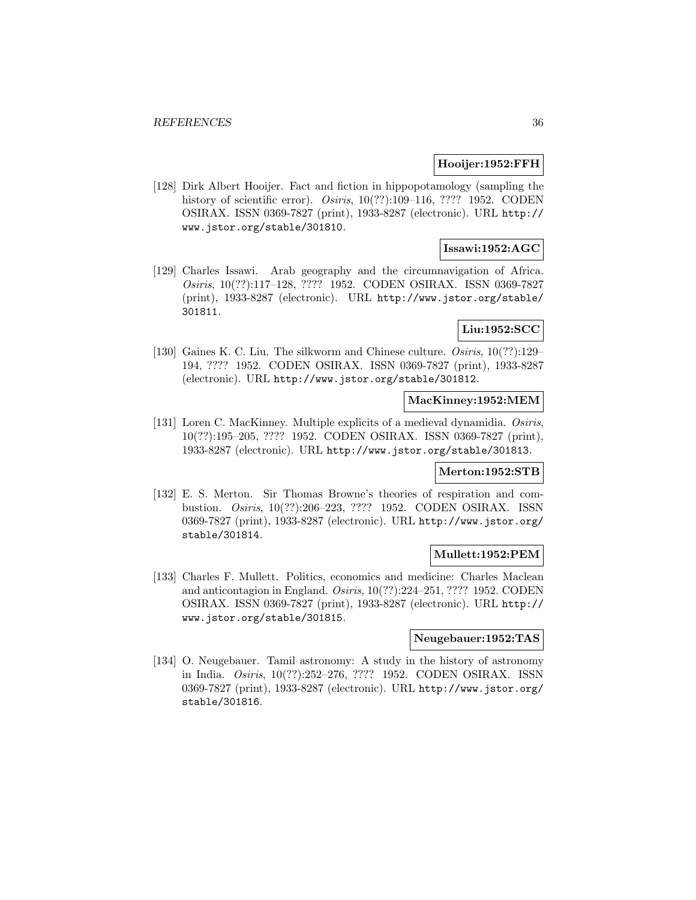**Hooijer:1952:FFH**

[128] Dirk Albert Hooijer. Fact and fiction in hippopotamology (sampling the history of scientific error). *Osiris*, 10(??):109–116, ???? 1952. CODEN OSIRAX. ISSN 0369-7827 (print), 1933-8287 (electronic). URL http://www.jstor.org/stable/301810.

**Issawi:1952:AGC**

[129] Charles Issawi. Arab geography and the circumnavigation of Africa. *Osiris*, 10(??):117–128, ???? 1952. CODEN OSIRAX. ISSN 0369-7827 (print), 1933-8287 (electronic). URL http://www.jstor.org/stable/301811.

**Liu:1952:SCC**

[130] Gaines K. C. Liu. The silkworm and Chinese culture. *Osiris*, 10(??):129–194, ???? 1952. CODEN OSIRAX. ISSN 0369-7827 (print), 1933-8287 (electronic). URL http://www.jstor.org/stable/301812.

**MacKinney:1952:MEM**

[131] Loren C. MacKinney. Multiple explicits of a medieval dynamidia. *Osiris*, 10(??):195–205, ???? 1952. CODEN OSIRAX. ISSN 0369-7827 (print), 1933-8287 (electronic). URL http://www.jstor.org/stable/301813.

**Merton:1952:STB**

[132] E. S. Merton. Sir Thomas Browne's theories of respiration and combustion. *Osiris*, 10(??):206–223, ???? 1952. CODEN OSIRAX. ISSN 0369-7827 (print), 1933-8287 (electronic). URL http://www.jstor.org/stable/301814.

**Mullett:1952:PEM**

[133] Charles F. Mullett. Politics, economics and medicine: Charles Maclean and anticontagion in England. *Osiris*, 10(??):224–251, ???? 1952. CODEN OSIRAX. ISSN 0369-7827 (print), 1933-8287 (electronic). URL http://www.jstor.org/stable/301815.

**Neugebauer:1952:TAS**

[134] O. Neugebauer. Tamil astronomy: A study in the history of astronomy in India. *Osiris*, 10(??):252–276, ???? 1952. CODEN OSIRAX. ISSN 0369-7827 (print), 1933-8287 (electronic). URL http://www.jstor.org/stable/301816.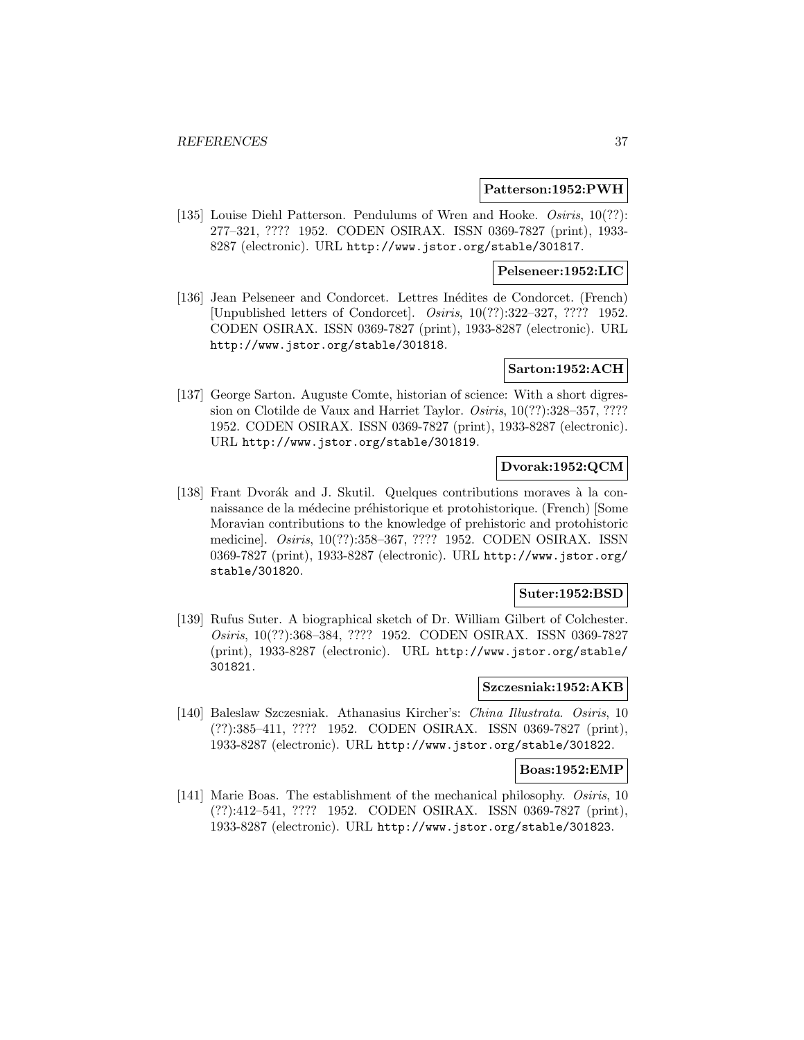**Patterson:1952:PWH**

[135] Louise Diehl Patterson. Pendulums of Wren and Hooke. *Osiris*, 10(??): 277–321, ???? 1952. CODEN OSIRAX. ISSN 0369-7827 (print), 1933-8287 (electronic). URL http://www.jstor.org/stable/301817.

**Pelseneer:1952:LIC**

[136] Jean Pelseneer and Condorcet. Lettres Inédites de Condorcet. (French) [Unpublished letters of Condorcet]. *Osiris*, 10(??):322–327, ???? 1952. CODEN OSIRAX. ISSN 0369-7827 (print), 1933-8287 (electronic). URL http://www.jstor.org/stable/301818.

**Sarton:1952:ACH**

[137] George Sarton. Auguste Comte, historian of science: With a short digression on Clotilde de Vaux and Harriet Taylor. *Osiris*, 10(??):328–357, ???? 1952. CODEN OSIRAX. ISSN 0369-7827 (print), 1933-8287 (electronic). URL http://www.jstor.org/stable/301819.

**Dvorak:1952:QCM**

[138] Frant Dvorák and J. Skutil. Quelques contributions moraves à la connaissance de la médecine préhistorique et protohistorique. (French) [Some Moravian contributions to the knowledge of prehistoric and protohistoric medicine]. *Osiris*, 10(??):358–367, ???? 1952. CODEN OSIRAX. ISSN 0369-7827 (print), 1933-8287 (electronic). URL http://www.jstor.org/stable/301820.

**Suter:1952:BSD**

[139] Rufus Suter. A biographical sketch of Dr. William Gilbert of Colchester. *Osiris*, 10(??):368–384, ???? 1952. CODEN OSIRAX. ISSN 0369-7827 (print), 1933-8287 (electronic). URL http://www.jstor.org/stable/301821.

**Szczesniak:1952:AKB**

[140] Baleslaw Szczesniak. Athanasius Kircher's: *China Illustrata*. *Osiris*, 10 (??):385–411, ???? 1952. CODEN OSIRAX. ISSN 0369-7827 (print), 1933-8287 (electronic). URL http://www.jstor.org/stable/301822.

**Boas:1952:EMP**

[141] Marie Boas. The establishment of the mechanical philosophy. *Osiris*, 10 (??):412–541, ???? 1952. CODEN OSIRAX. ISSN 0369-7827 (print), 1933-8287 (electronic). URL http://www.jstor.org/stable/301823.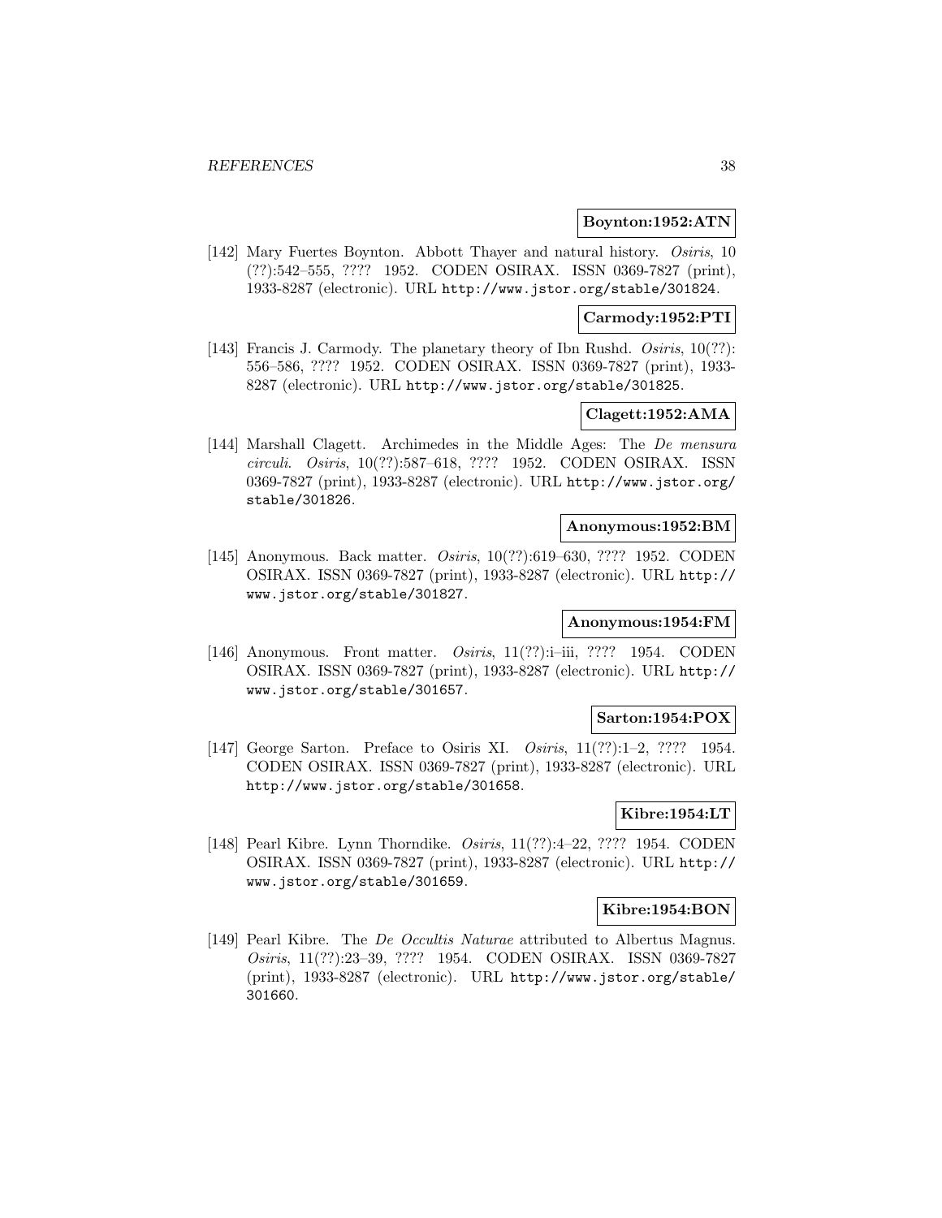**Boynton:1952:ATN**

[142] Mary Fuertes Boynton. Abbott Thayer and natural history. *Osiris*, 10 (??):542–555, ???? 1952. CODEN OSIRAX. ISSN 0369-7827 (print), 1933-8287 (electronic). URL http://www.jstor.org/stable/301824.

**Carmody:1952:PTI**

[143] Francis J. Carmody. The planetary theory of Ibn Rushd. *Osiris*, 10(??): 556–586, ???? 1952. CODEN OSIRAX. ISSN 0369-7827 (print), 1933-8287 (electronic). URL http://www.jstor.org/stable/301825.

**Clagett:1952:AMA**

[144] Marshall Clagett. Archimedes in the Middle Ages: The *De mensura circuli*. *Osiris*, 10(??):587–618, ???? 1952. CODEN OSIRAX. ISSN 0369-7827 (print), 1933-8287 (electronic). URL http://www.jstor.org/stable/301826.

**Anonymous:1952:BM**

[145] Anonymous. Back matter. *Osiris*, 10(??):619–630, ???? 1952. CODEN OSIRAX. ISSN 0369-7827 (print), 1933-8287 (electronic). URL http://www.jstor.org/stable/301827.

**Anonymous:1954:FM**

[146] Anonymous. Front matter. *Osiris*, 11(??):i–iii, ???? 1954. CODEN OSIRAX. ISSN 0369-7827 (print), 1933-8287 (electronic). URL http://www.jstor.org/stable/301657.

**Sarton:1954:POX**

[147] George Sarton. Preface to Osiris XI. *Osiris*, 11(??):1–2, ???? 1954. CODEN OSIRAX. ISSN 0369-7827 (print), 1933-8287 (electronic). URL http://www.jstor.org/stable/301658.

**Kibre:1954:LT**

[148] Pearl Kibre. Lynn Thorndike. *Osiris*, 11(??):4–22, ???? 1954. CODEN OSIRAX. ISSN 0369-7827 (print), 1933-8287 (electronic). URL http://www.jstor.org/stable/301659.

**Kibre:1954:BON**

[149] Pearl Kibre. The *De Occultis Naturae* attributed to Albertus Magnus. *Osiris*, 11(??):23–39, ???? 1954. CODEN OSIRAX. ISSN 0369-7827 (print), 1933-8287 (electronic). URL http://www.jstor.org/stable/301660.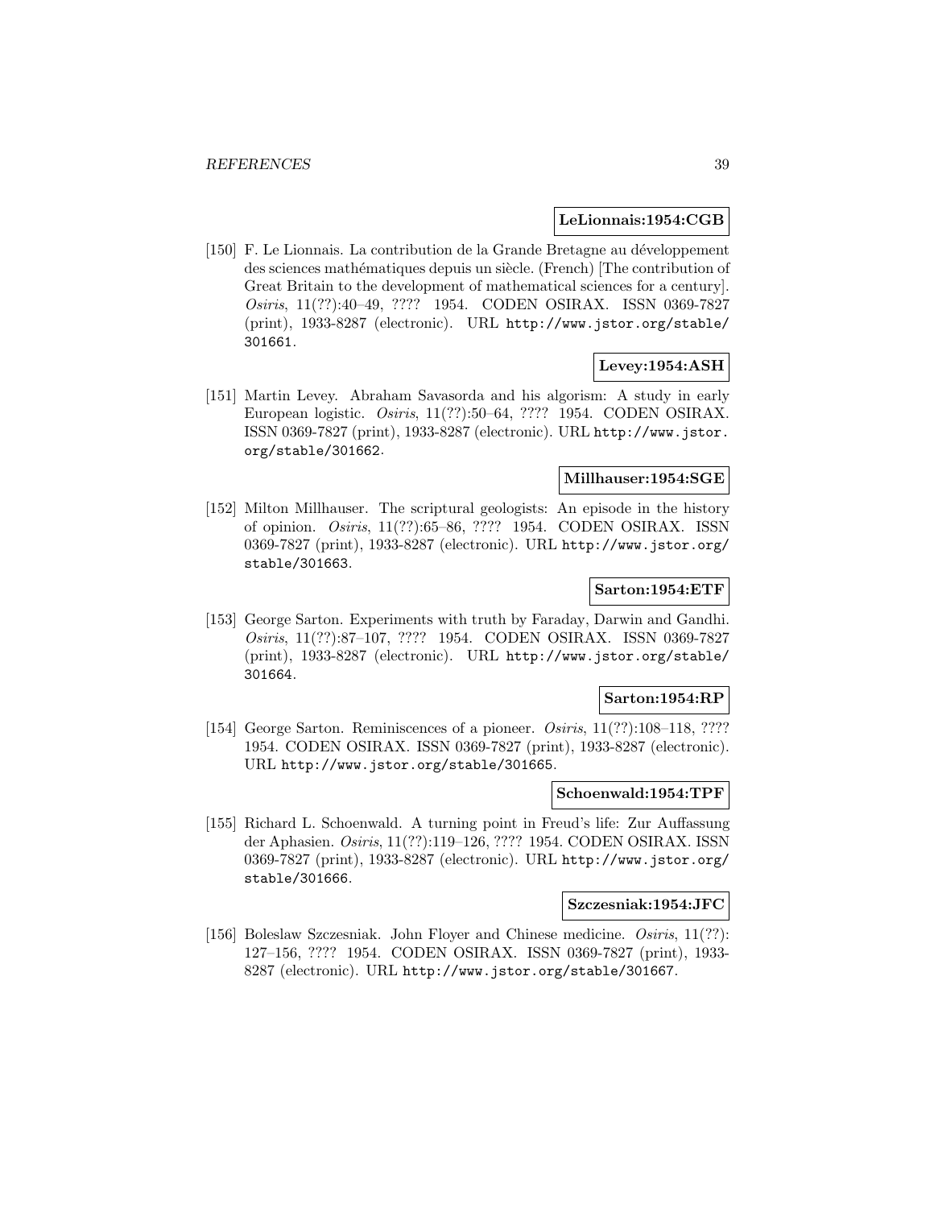**LeLionnais:1954:CGB**

[150] F. Le Lionnais. La contribution de la Grande Bretagne au développement des sciences mathématiques depuis un siècle. (French) [The contribution of Great Britain to the development of mathematical sciences for a century]. *Osiris*, 11(??):40–49, ???? 1954. CODEN OSIRAX. ISSN 0369-7827 (print), 1933-8287 (electronic). URL http://www.jstor.org/stable/301661.

**Levey:1954:ASH**

[151] Martin Levey. Abraham Savasorda and his algorism: A study in early European logistic. *Osiris*, 11(??):50–64, ???? 1954. CODEN OSIRAX. ISSN 0369-7827 (print), 1933-8287 (electronic). URL http://www.jstor.org/stable/301662.

**Millhauser:1954:SGE**

[152] Milton Millhauser. The scriptural geologists: An episode in the history of opinion. *Osiris*, 11(??):65–86, ???? 1954. CODEN OSIRAX. ISSN 0369-7827 (print), 1933-8287 (electronic). URL http://www.jstor.org/stable/301663.

**Sarton:1954:ETF**

[153] George Sarton. Experiments with truth by Faraday, Darwin and Gandhi. *Osiris*, 11(??):87–107, ???? 1954. CODEN OSIRAX. ISSN 0369-7827 (print), 1933-8287 (electronic). URL http://www.jstor.org/stable/301664.

**Sarton:1954:RP**

[154] George Sarton. Reminiscences of a pioneer. *Osiris*, 11(??):108–118, ???? 1954. CODEN OSIRAX. ISSN 0369-7827 (print), 1933-8287 (electronic). URL http://www.jstor.org/stable/301665.

**Schoenwald:1954:TPF**

[155] Richard L. Schoenwald. A turning point in Freud's life: Zur Auffassung der Aphasien. *Osiris*, 11(??):119–126, ???? 1954. CODEN OSIRAX. ISSN 0369-7827 (print), 1933-8287 (electronic). URL http://www.jstor.org/stable/301666.

**Szczesniak:1954:JFC**

[156] Boleslaw Szczesniak. John Floyer and Chinese medicine. *Osiris*, 11(??):127–156, ???? 1954. CODEN OSIRAX. ISSN 0369-7827 (print), 1933-8287 (electronic). URL http://www.jstor.org/stable/301667.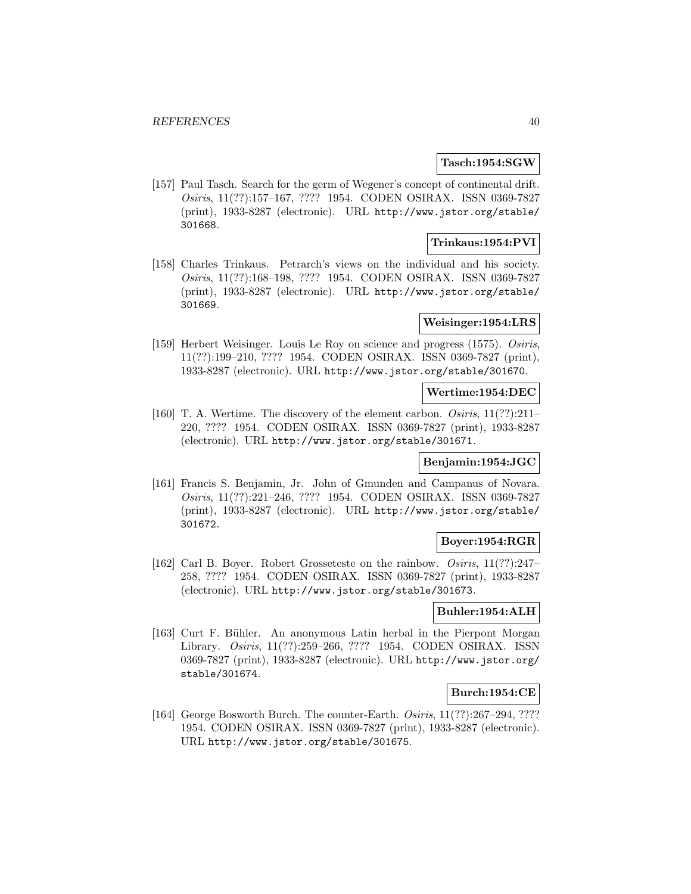**Tasch:1954:SGW**

[157] Paul Tasch. Search for the germ of Wegener's concept of continental drift. *Osiris*, 11(??):157–167, ???? 1954. CODEN OSIRAX. ISSN 0369-7827 (print), 1933-8287 (electronic). URL http://www.jstor.org/stable/301668.

**Trinkaus:1954:PVI**

[158] Charles Trinkaus. Petrarch's views on the individual and his society. *Osiris*, 11(??):168–198, ???? 1954. CODEN OSIRAX. ISSN 0369-7827 (print), 1933-8287 (electronic). URL http://www.jstor.org/stable/301669.

**Weisinger:1954:LRS**

[159] Herbert Weisinger. Louis Le Roy on science and progress (1575). *Osiris*, 11(??):199–210, ???? 1954. CODEN OSIRAX. ISSN 0369-7827 (print), 1933-8287 (electronic). URL http://www.jstor.org/stable/301670.

**Wertime:1954:DEC**

[160] T. A. Wertime. The discovery of the element carbon. *Osiris*, 11(??):211–220, ???? 1954. CODEN OSIRAX. ISSN 0369-7827 (print), 1933-8287 (electronic). URL http://www.jstor.org/stable/301671.

**Benjamin:1954:JGC**

[161] Francis S. Benjamin, Jr. John of Gmunden and Campanus of Novara. *Osiris*, 11(??):221–246, ???? 1954. CODEN OSIRAX. ISSN 0369-7827 (print), 1933-8287 (electronic). URL http://www.jstor.org/stable/301672.

**Boyer:1954:RGR**

[162] Carl B. Boyer. Robert Grosseteste on the rainbow. *Osiris*, 11(??):247–258, ???? 1954. CODEN OSIRAX. ISSN 0369-7827 (print), 1933-8287 (electronic). URL http://www.jstor.org/stable/301673.

**Buhler:1954:ALH**

[163] Curt F. Bühler. An anonymous Latin herbal in the Pierpont Morgan Library. *Osiris*, 11(??):259–266, ???? 1954. CODEN OSIRAX. ISSN 0369-7827 (print), 1933-8287 (electronic). URL http://www.jstor.org/stable/301674.

**Burch:1954:CE**

[164] George Bosworth Burch. The counter-Earth. *Osiris*, 11(??):267–294, ???? 1954. CODEN OSIRAX. ISSN 0369-7827 (print), 1933-8287 (electronic). URL http://www.jstor.org/stable/301675.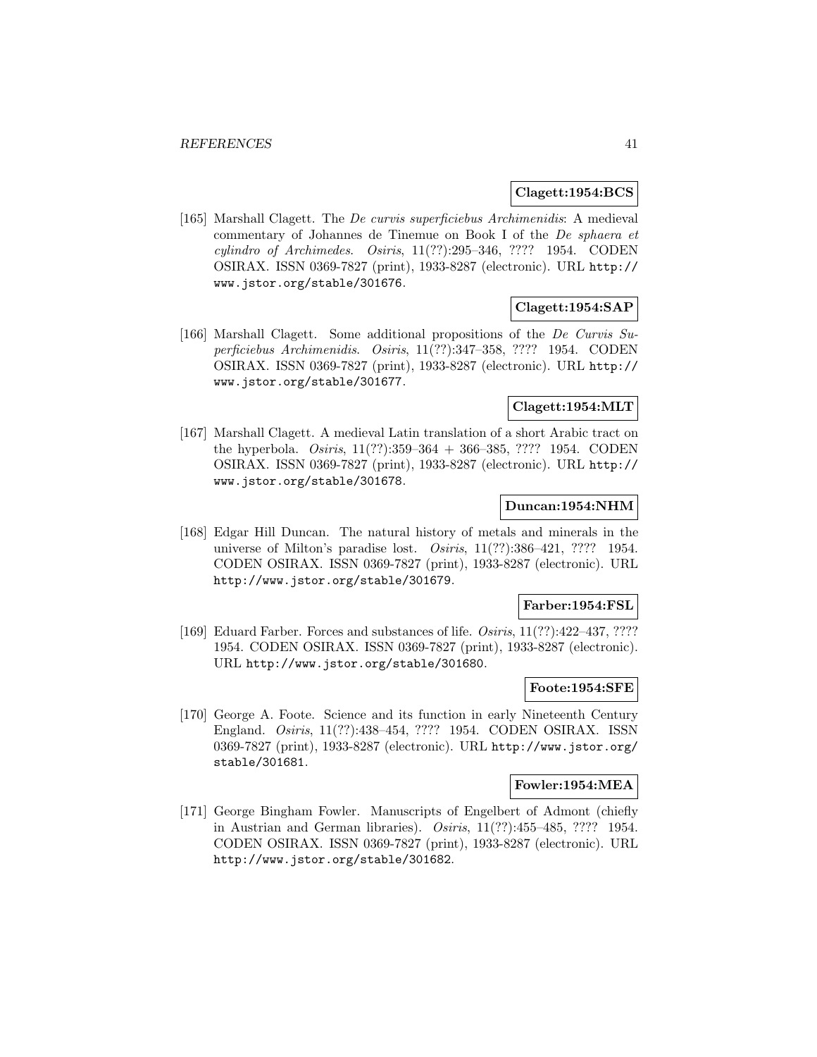**Clagett:1954:BCS**

[165] Marshall Clagett. The *De curvis superficiebus Archimenidis*: A medieval commentary of Johannes de Tinemue on Book I of the *De sphaera et cylindro of Archimedes*. *Osiris*, 11(??):295–346, ???? 1954. CODEN OSIRAX. ISSN 0369-7827 (print), 1933-8287 (electronic). URL http://www.jstor.org/stable/301676.

**Clagett:1954:SAP**

[166] Marshall Clagett. Some additional propositions of the *De Curvis Superficiebus Archimenidis*. *Osiris*, 11(??):347–358, ???? 1954. CODEN OSIRAX. ISSN 0369-7827 (print), 1933-8287 (electronic). URL http://www.jstor.org/stable/301677.

**Clagett:1954:MLT**

[167] Marshall Clagett. A medieval Latin translation of a short Arabic tract on the hyperbola. *Osiris*, 11(??):359–364 + 366–385, ???? 1954. CODEN OSIRAX. ISSN 0369-7827 (print), 1933-8287 (electronic). URL http://www.jstor.org/stable/301678.

**Duncan:1954:NHM**

[168] Edgar Hill Duncan. The natural history of metals and minerals in the universe of Milton's paradise lost. *Osiris*, 11(??):386–421, ???? 1954. CODEN OSIRAX. ISSN 0369-7827 (print), 1933-8287 (electronic). URL http://www.jstor.org/stable/301679.

**Farber:1954:FSL**

[169] Eduard Farber. Forces and substances of life. *Osiris*, 11(??):422–437, ???? 1954. CODEN OSIRAX. ISSN 0369-7827 (print), 1933-8287 (electronic). URL http://www.jstor.org/stable/301680.

**Foote:1954:SFE**

[170] George A. Foote. Science and its function in early Nineteenth Century England. *Osiris*, 11(??):438–454, ???? 1954. CODEN OSIRAX. ISSN 0369-7827 (print), 1933-8287 (electronic). URL http://www.jstor.org/stable/301681.

**Fowler:1954:MEA**

[171] George Bingham Fowler. Manuscripts of Engelbert of Admont (chiefly in Austrian and German libraries). *Osiris*, 11(??):455–485, ???? 1954. CODEN OSIRAX. ISSN 0369-7827 (print), 1933-8287 (electronic). URL http://www.jstor.org/stable/301682.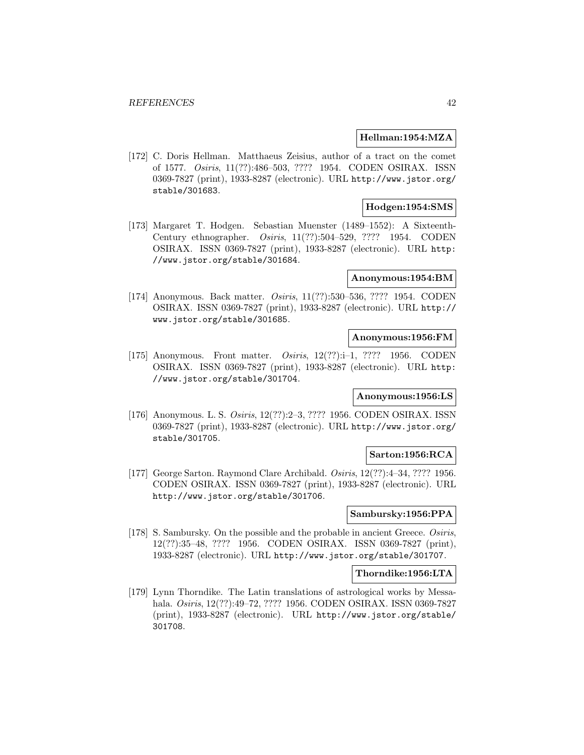**Hellman:1954:MZA**

[172] C. Doris Hellman. Matthaeus Zeisius, author of a tract on the comet of 1577. *Osiris*, 11(??):486–503, ???? 1954. CODEN OSIRAX. ISSN 0369-7827 (print), 1933-8287 (electronic). URL http://www.jstor.org/stable/301683.

**Hodgen:1954:SMS**

[173] Margaret T. Hodgen. Sebastian Muenster (1489–1552): A Sixteenth-Century ethnographer. *Osiris*, 11(??):504–529, ???? 1954. CODEN OSIRAX. ISSN 0369-7827 (print), 1933-8287 (electronic). URL http://www.jstor.org/stable/301684.

**Anonymous:1954:BM**

[174] Anonymous. Back matter. *Osiris*, 11(??):530–536, ???? 1954. CODEN OSIRAX. ISSN 0369-7827 (print), 1933-8287 (electronic). URL http://www.jstor.org/stable/301685.

**Anonymous:1956:FM**

[175] Anonymous. Front matter. *Osiris*, 12(??):i–1, ???? 1956. CODEN OSIRAX. ISSN 0369-7827 (print), 1933-8287 (electronic). URL http://www.jstor.org/stable/301704.

**Anonymous:1956:LS**

[176] Anonymous. L. S. *Osiris*, 12(??):2–3, ???? 1956. CODEN OSIRAX. ISSN 0369-7827 (print), 1933-8287 (electronic). URL http://www.jstor.org/stable/301705.

**Sarton:1956:RCA**

[177] George Sarton. Raymond Clare Archibald. *Osiris*, 12(??):4–34, ???? 1956. CODEN OSIRAX. ISSN 0369-7827 (print), 1933-8287 (electronic). URL http://www.jstor.org/stable/301706.

**Sambursky:1956:PPA**

[178] S. Sambursky. On the possible and the probable in ancient Greece. *Osiris*, 12(??):35–48, ???? 1956. CODEN OSIRAX. ISSN 0369-7827 (print), 1933-8287 (electronic). URL http://www.jstor.org/stable/301707.

**Thorndike:1956:LTA**

[179] Lynn Thorndike. The Latin translations of astrological works by Messahala. *Osiris*, 12(??):49–72, ???? 1956. CODEN OSIRAX. ISSN 0369-7827 (print), 1933-8287 (electronic). URL http://www.jstor.org/stable/301708.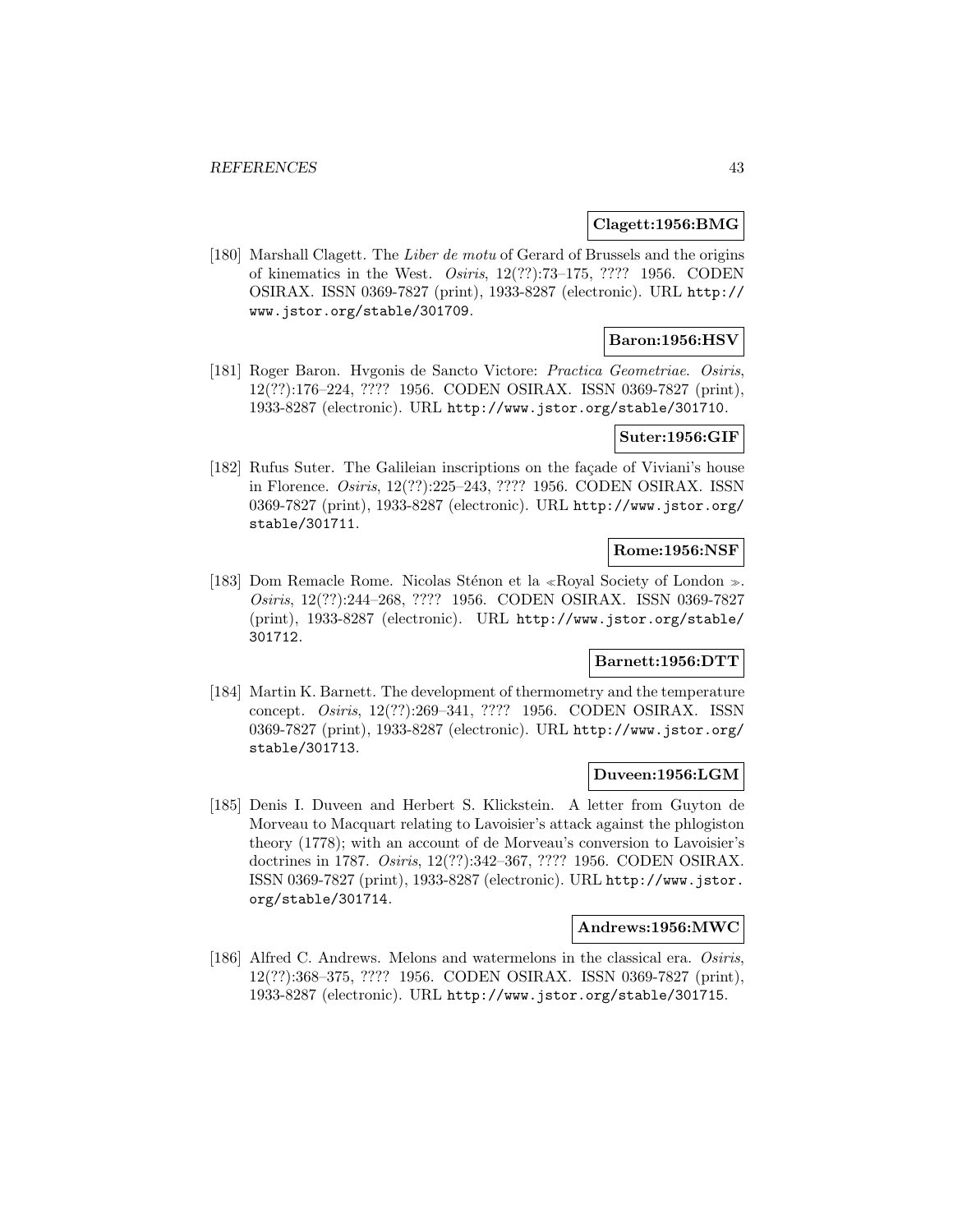**Clagett:1956:BMG**

[180] Marshall Clagett. The *Liber de motu* of Gerard of Brussels and the origins of kinematics in the West. *Osiris*, 12(??):73–175, ???? 1956. CODEN OSIRAX. ISSN 0369-7827 (print), 1933-8287 (electronic). URL http://www.jstor.org/stable/301709.

**Baron:1956:HSV**

[181] Roger Baron. Hvgonis de Sancto Victore: *Practica Geometriae*. *Osiris*, 12(??):176–224, ???? 1956. CODEN OSIRAX. ISSN 0369-7827 (print), 1933-8287 (electronic). URL http://www.jstor.org/stable/301710.

**Suter:1956:GIF**

[182] Rufus Suter. The Galileian inscriptions on the façade of Viviani's house in Florence. *Osiris*, 12(??):225–243, ???? 1956. CODEN OSIRAX. ISSN 0369-7827 (print), 1933-8287 (electronic). URL http://www.jstor.org/stable/301711.

**Rome:1956:NSF**

[183] Dom Remacle Rome. Nicolas Sténon et la ≪Royal Society of London ≫. *Osiris*, 12(??):244–268, ???? 1956. CODEN OSIRAX. ISSN 0369-7827 (print), 1933-8287 (electronic). URL http://www.jstor.org/stable/301712.

**Barnett:1956:DTT**

[184] Martin K. Barnett. The development of thermometry and the temperature concept. *Osiris*, 12(??):269–341, ???? 1956. CODEN OSIRAX. ISSN 0369-7827 (print), 1933-8287 (electronic). URL http://www.jstor.org/stable/301713.

**Duveen:1956:LGM**

[185] Denis I. Duveen and Herbert S. Klickstein. A letter from Guyton de Morveau to Macquart relating to Lavoisier's attack against the phlogiston theory (1778); with an account of de Morveau's conversion to Lavoisier's doctrines in 1787. *Osiris*, 12(??):342–367, ???? 1956. CODEN OSIRAX. ISSN 0369-7827 (print), 1933-8287 (electronic). URL http://www.jstor.org/stable/301714.

**Andrews:1956:MWC**

[186] Alfred C. Andrews. Melons and watermelons in the classical era. *Osiris*, 12(??):368–375, ???? 1956. CODEN OSIRAX. ISSN 0369-7827 (print), 1933-8287 (electronic). URL http://www.jstor.org/stable/301715.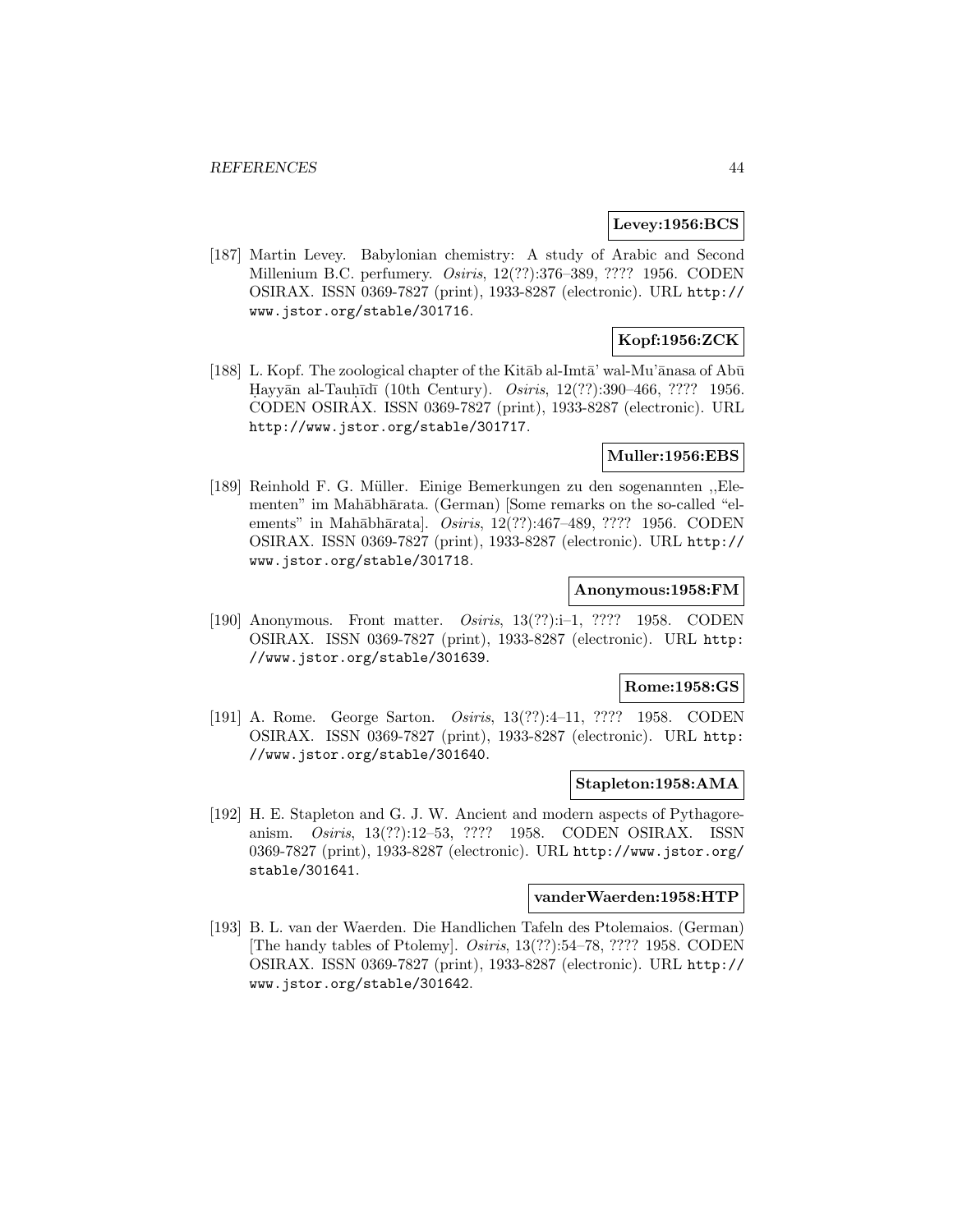**Levey:1956:BCS**

[187] Martin Levey. Babylonian chemistry: A study of Arabic and Second Millenium B.C. perfumery. *Osiris*, 12(??):376–389, ???? 1956. CODEN OSIRAX. ISSN 0369-7827 (print), 1933-8287 (electronic). URL http://www.jstor.org/stable/301716.

**Kopf:1956:ZCK**

[188] L. Kopf. The zoological chapter of the Kitāb al-Imtā' wal-Mu'ānasa of Abū Ḥayyān al-Tauḥīdī (10th Century). *Osiris*, 12(??):390–466, ???? 1956. CODEN OSIRAX. ISSN 0369-7827 (print), 1933-8287 (electronic). URL http://www.jstor.org/stable/301717.

**Muller:1956:EBS**

[189] Reinhold F. G. Müller. Einige Bemerkungen zu den sogenannten „Elementen" im Mahābhārata. (German) [Some remarks on the so-called "elements" in Mahābhārata]. *Osiris*, 12(??):467–489, ???? 1956. CODEN OSIRAX. ISSN 0369-7827 (print), 1933-8287 (electronic). URL http://www.jstor.org/stable/301718.

**Anonymous:1958:FM**

[190] Anonymous. Front matter. *Osiris*, 13(??):i–1, ???? 1958. CODEN OSIRAX. ISSN 0369-7827 (print), 1933-8287 (electronic). URL http://www.jstor.org/stable/301639.

**Rome:1958:GS**

[191] A. Rome. George Sarton. *Osiris*, 13(??):4–11, ???? 1958. CODEN OSIRAX. ISSN 0369-7827 (print), 1933-8287 (electronic). URL http://www.jstor.org/stable/301640.

**Stapleton:1958:AMA**

[192] H. E. Stapleton and G. J. W. Ancient and modern aspects of Pythagoreanism. *Osiris*, 13(??):12–53, ???? 1958. CODEN OSIRAX. ISSN 0369-7827 (print), 1933-8287 (electronic). URL http://www.jstor.org/stable/301641.

**vanderWaerden:1958:HTP**

[193] B. L. van der Waerden. Die Handlichen Tafeln des Ptolemaios. (German) [The handy tables of Ptolemy]. *Osiris*, 13(??):54–78, ???? 1958. CODEN OSIRAX. ISSN 0369-7827 (print), 1933-8287 (electronic). URL http://www.jstor.org/stable/301642.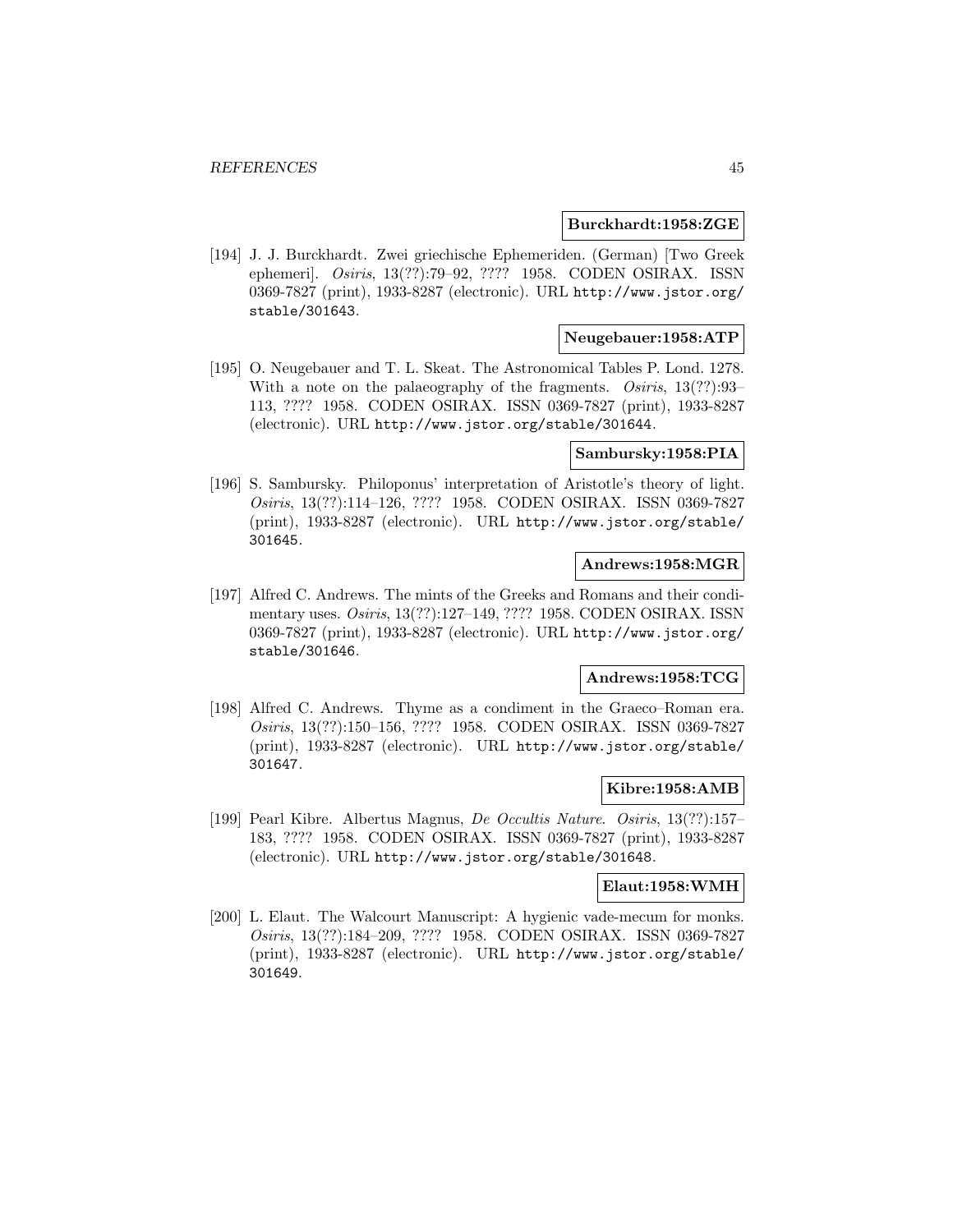**Burckhardt:1958:ZGE**

[194] J. J. Burckhardt. Zwei griechische Ephemeriden. (German) [Two Greek ephemeri]. *Osiris*, 13(??):79–92, ???? 1958. CODEN OSIRAX. ISSN 0369-7827 (print), 1933-8287 (electronic). URL http://www.jstor.org/stable/301643.

**Neugebauer:1958:ATP**

[195] O. Neugebauer and T. L. Skeat. The Astronomical Tables P. Lond. 1278. With a note on the palaeography of the fragments. *Osiris*, 13(??):93–113, ???? 1958. CODEN OSIRAX. ISSN 0369-7827 (print), 1933-8287 (electronic). URL http://www.jstor.org/stable/301644.

**Sambursky:1958:PIA**

[196] S. Sambursky. Philoponus' interpretation of Aristotle's theory of light. *Osiris*, 13(??):114–126, ???? 1958. CODEN OSIRAX. ISSN 0369-7827 (print), 1933-8287 (electronic). URL http://www.jstor.org/stable/301645.

**Andrews:1958:MGR**

[197] Alfred C. Andrews. The mints of the Greeks and Romans and their condimentary uses. *Osiris*, 13(??):127–149, ???? 1958. CODEN OSIRAX. ISSN 0369-7827 (print), 1933-8287 (electronic). URL http://www.jstor.org/stable/301646.

**Andrews:1958:TCG**

[198] Alfred C. Andrews. Thyme as a condiment in the Graeco–Roman era. *Osiris*, 13(??):150–156, ???? 1958. CODEN OSIRAX. ISSN 0369-7827 (print), 1933-8287 (electronic). URL http://www.jstor.org/stable/301647.

**Kibre:1958:AMB**

[199] Pearl Kibre. Albertus Magnus, *De Occultis Nature*. *Osiris*, 13(??):157–183, ???? 1958. CODEN OSIRAX. ISSN 0369-7827 (print), 1933-8287 (electronic). URL http://www.jstor.org/stable/301648.

**Elaut:1958:WMH**

[200] L. Elaut. The Walcourt Manuscript: A hygienic vade-mecum for monks. *Osiris*, 13(??):184–209, ???? 1958. CODEN OSIRAX. ISSN 0369-7827 (print), 1933-8287 (electronic). URL http://www.jstor.org/stable/301649.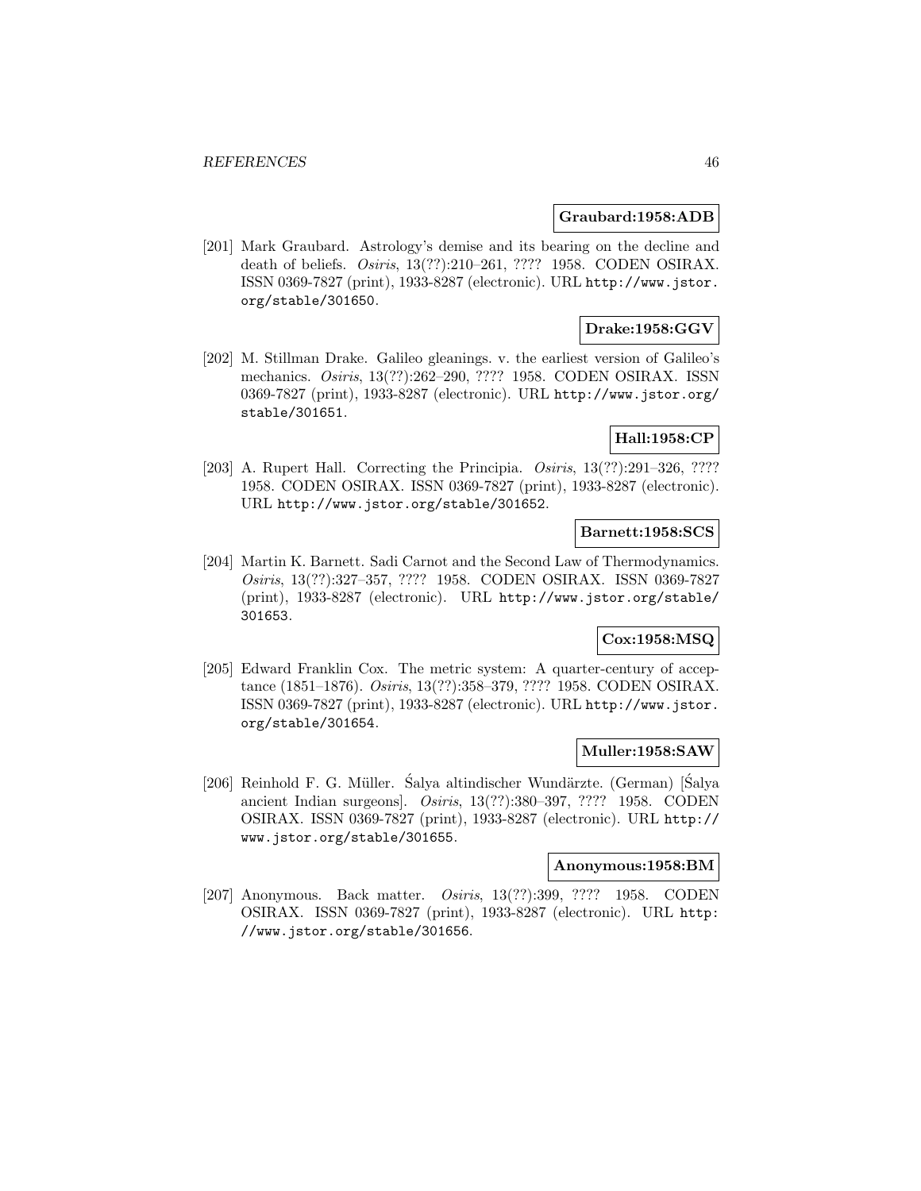**Graubard:1958:ADB**

[201] Mark Graubard. Astrology's demise and its bearing on the decline and death of beliefs. *Osiris*, 13(??):210–261, ???? 1958. CODEN OSIRAX. ISSN 0369-7827 (print), 1933-8287 (electronic). URL http://www.jstor.org/stable/301650.

**Drake:1958:GGV**

[202] M. Stillman Drake. Galileo gleanings. v. the earliest version of Galileo's mechanics. *Osiris*, 13(??):262–290, ???? 1958. CODEN OSIRAX. ISSN 0369-7827 (print), 1933-8287 (electronic). URL http://www.jstor.org/stable/301651.

**Hall:1958:CP**

[203] A. Rupert Hall. Correcting the Principia. *Osiris*, 13(??):291–326, ???? 1958. CODEN OSIRAX. ISSN 0369-7827 (print), 1933-8287 (electronic). URL http://www.jstor.org/stable/301652.

**Barnett:1958:SCS**

[204] Martin K. Barnett. Sadi Carnot and the Second Law of Thermodynamics. *Osiris*, 13(??):327–357, ???? 1958. CODEN OSIRAX. ISSN 0369-7827 (print), 1933-8287 (electronic). URL http://www.jstor.org/stable/301653.

**Cox:1958:MSQ**

[205] Edward Franklin Cox. The metric system: A quarter-century of acceptance (1851–1876). *Osiris*, 13(??):358–379, ???? 1958. CODEN OSIRAX. ISSN 0369-7827 (print), 1933-8287 (electronic). URL http://www.jstor.org/stable/301654.

**Muller:1958:SAW**

[206] Reinhold F. G. Müller. Śalya altindischer Wundärzte. (German) [Śalya ancient Indian surgeons]. *Osiris*, 13(??):380–397, ???? 1958. CODEN OSIRAX. ISSN 0369-7827 (print), 1933-8287 (electronic). URL http://www.jstor.org/stable/301655.

**Anonymous:1958:BM**

[207] Anonymous. Back matter. *Osiris*, 13(??):399, ???? 1958. CODEN OSIRAX. ISSN 0369-7827 (print), 1933-8287 (electronic). URL http://www.jstor.org/stable/301656.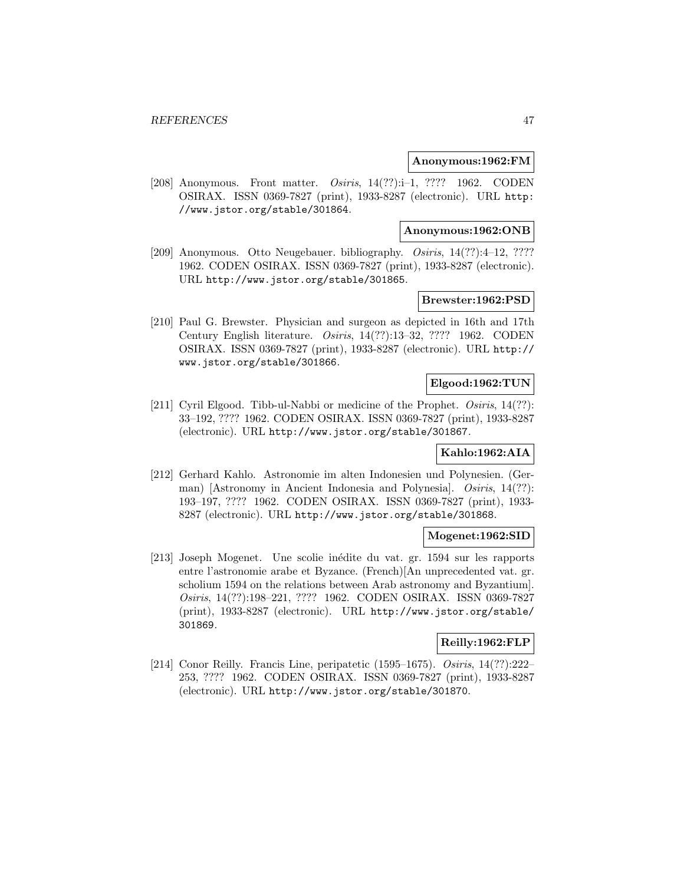**Anonymous:1962:FM**

[208] Anonymous. Front matter. *Osiris*, 14(??):i–1, ???? 1962. CODEN OSIRAX. ISSN 0369-7827 (print), 1933-8287 (electronic). URL http://www.jstor.org/stable/301864.

**Anonymous:1962:ONB**

[209] Anonymous. Otto Neugebauer. bibliography. *Osiris*, 14(??):4–12, ???? 1962. CODEN OSIRAX. ISSN 0369-7827 (print), 1933-8287 (electronic). URL http://www.jstor.org/stable/301865.

**Brewster:1962:PSD**

[210] Paul G. Brewster. Physician and surgeon as depicted in 16th and 17th Century English literature. *Osiris*, 14(??):13–32, ???? 1962. CODEN OSIRAX. ISSN 0369-7827 (print), 1933-8287 (electronic). URL http://www.jstor.org/stable/301866.

**Elgood:1962:TUN**

[211] Cyril Elgood. Tibb-ul-Nabbi or medicine of the Prophet. *Osiris*, 14(??): 33–192, ???? 1962. CODEN OSIRAX. ISSN 0369-7827 (print), 1933-8287 (electronic). URL http://www.jstor.org/stable/301867.

**Kahlo:1962:AIA**

[212] Gerhard Kahlo. Astronomie im alten Indonesien und Polynesien. (German) [Astronomy in Ancient Indonesia and Polynesia]. *Osiris*, 14(??): 193–197, ???? 1962. CODEN OSIRAX. ISSN 0369-7827 (print), 1933-8287 (electronic). URL http://www.jstor.org/stable/301868.

**Mogenet:1962:SID**

[213] Joseph Mogenet. Une scolie inédite du vat. gr. 1594 sur les rapports entre l'astronomie arabe et Byzance. (French)[An unprecedented vat. gr. scholium 1594 on the relations between Arab astronomy and Byzantium]. *Osiris*, 14(??):198–221, ???? 1962. CODEN OSIRAX. ISSN 0369-7827 (print), 1933-8287 (electronic). URL http://www.jstor.org/stable/301869.

**Reilly:1962:FLP**

[214] Conor Reilly. Francis Line, peripatetic (1595–1675). *Osiris*, 14(??):222–253, ???? 1962. CODEN OSIRAX. ISSN 0369-7827 (print), 1933-8287 (electronic). URL http://www.jstor.org/stable/301870.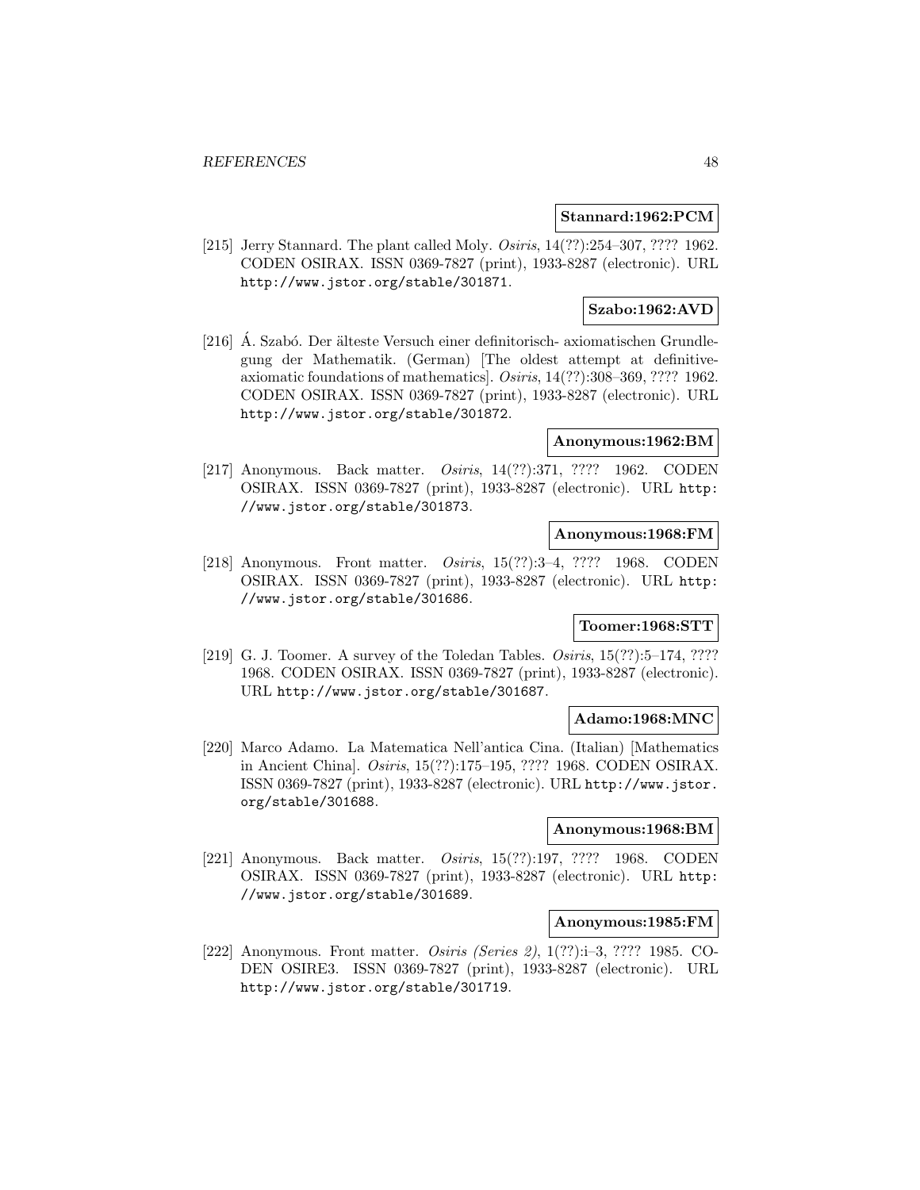**Stannard:1962:PCM**

[215] Jerry Stannard. The plant called Moly. *Osiris*, 14(??):254–307, ???? 1962. CODEN OSIRAX. ISSN 0369-7827 (print), 1933-8287 (electronic). URL http://www.jstor.org/stable/301871.

**Szabo:1962:AVD**

[216] Á. Szabó. Der älteste Versuch einer definitorisch- axiomatischen Grundlegung der Mathematik. (German) [The oldest attempt at definitive-axiomatic foundations of mathematics]. *Osiris*, 14(??):308–369, ???? 1962. CODEN OSIRAX. ISSN 0369-7827 (print), 1933-8287 (electronic). URL http://www.jstor.org/stable/301872.

**Anonymous:1962:BM**

[217] Anonymous. Back matter. *Osiris*, 14(??):371, ???? 1962. CODEN OSIRAX. ISSN 0369-7827 (print), 1933-8287 (electronic). URL http://www.jstor.org/stable/301873.

**Anonymous:1968:FM**

[218] Anonymous. Front matter. *Osiris*, 15(??):3–4, ???? 1968. CODEN OSIRAX. ISSN 0369-7827 (print), 1933-8287 (electronic). URL http://www.jstor.org/stable/301686.

**Toomer:1968:STT**

[219] G. J. Toomer. A survey of the Toledan Tables. *Osiris*, 15(??):5–174, ???? 1968. CODEN OSIRAX. ISSN 0369-7827 (print), 1933-8287 (electronic). URL http://www.jstor.org/stable/301687.

**Adamo:1968:MNC**

[220] Marco Adamo. La Matematica Nell'antica Cina. (Italian) [Mathematics in Ancient China]. *Osiris*, 15(??):175–195, ???? 1968. CODEN OSIRAX. ISSN 0369-7827 (print), 1933-8287 (electronic). URL http://www.jstor.org/stable/301688.

**Anonymous:1968:BM**

[221] Anonymous. Back matter. *Osiris*, 15(??):197, ???? 1968. CODEN OSIRAX. ISSN 0369-7827 (print), 1933-8287 (electronic). URL http://www.jstor.org/stable/301689.

**Anonymous:1985:FM**

[222] Anonymous. Front matter. *Osiris (Series 2)*, 1(??):i–3, ???? 1985. CODEN OSIRE3. ISSN 0369-7827 (print), 1933-8287 (electronic). URL http://www.jstor.org/stable/301719.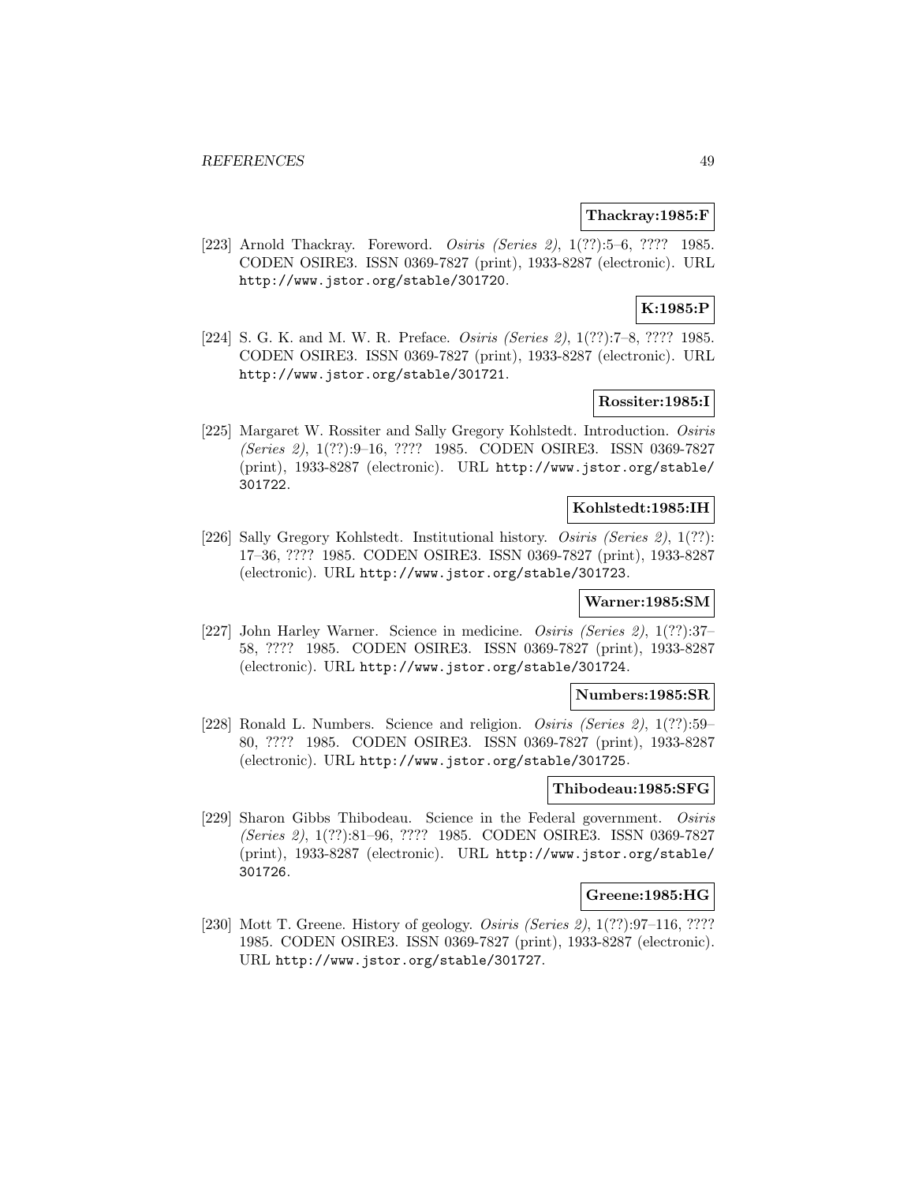**Thackray:1985:F**

[223] Arnold Thackray. Foreword. *Osiris (Series 2)*, 1(??):5–6, ???? 1985. CODEN OSIRE3. ISSN 0369-7827 (print), 1933-8287 (electronic). URL http://www.jstor.org/stable/301720.

**K:1985:P**

[224] S. G. K. and M. W. R. Preface. *Osiris (Series 2)*, 1(??):7–8, ???? 1985. CODEN OSIRE3. ISSN 0369-7827 (print), 1933-8287 (electronic). URL http://www.jstor.org/stable/301721.

**Rossiter:1985:I**

[225] Margaret W. Rossiter and Sally Gregory Kohlstedt. Introduction. *Osiris (Series 2)*, 1(??):9–16, ???? 1985. CODEN OSIRE3. ISSN 0369-7827 (print), 1933-8287 (electronic). URL http://www.jstor.org/stable/301722.

**Kohlstedt:1985:IH**

[226] Sally Gregory Kohlstedt. Institutional history. *Osiris (Series 2)*, 1(??): 17–36, ???? 1985. CODEN OSIRE3. ISSN 0369-7827 (print), 1933-8287 (electronic). URL http://www.jstor.org/stable/301723.

**Warner:1985:SM**

[227] John Harley Warner. Science in medicine. *Osiris (Series 2)*, 1(??):37–58, ???? 1985. CODEN OSIRE3. ISSN 0369-7827 (print), 1933-8287 (electronic). URL http://www.jstor.org/stable/301724.

**Numbers:1985:SR**

[228] Ronald L. Numbers. Science and religion. *Osiris (Series 2)*, 1(??):59–80, ???? 1985. CODEN OSIRE3. ISSN 0369-7827 (print), 1933-8287 (electronic). URL http://www.jstor.org/stable/301725.

**Thibodeau:1985:SFG**

[229] Sharon Gibbs Thibodeau. Science in the Federal government. *Osiris (Series 2)*, 1(??):81–96, ???? 1985. CODEN OSIRE3. ISSN 0369-7827 (print), 1933-8287 (electronic). URL http://www.jstor.org/stable/301726.

**Greene:1985:HG**

[230] Mott T. Greene. History of geology. *Osiris (Series 2)*, 1(??):97–116, ???? 1985. CODEN OSIRE3. ISSN 0369-7827 (print), 1933-8287 (electronic). URL http://www.jstor.org/stable/301727.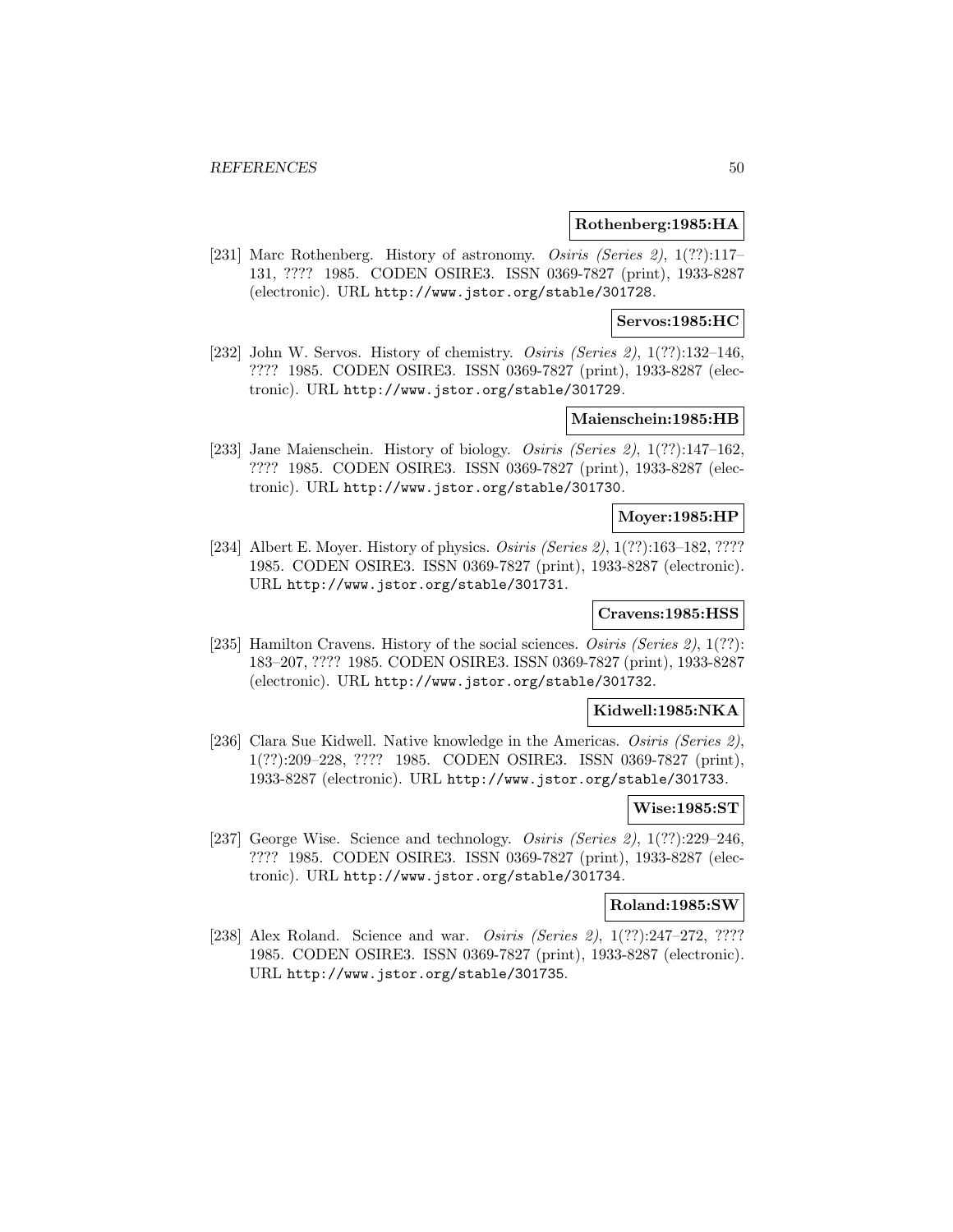**Rothenberg:1985:HA**

[231] Marc Rothenberg. History of astronomy. *Osiris (Series 2)*, 1(??):117–131, ???? 1985. CODEN OSIRE3. ISSN 0369-7827 (print), 1933-8287 (electronic). URL http://www.jstor.org/stable/301728.

**Servos:1985:HC**

[232] John W. Servos. History of chemistry. *Osiris (Series 2)*, 1(??):132–146, ???? 1985. CODEN OSIRE3. ISSN 0369-7827 (print), 1933-8287 (electronic). URL http://www.jstor.org/stable/301729.

**Maienschein:1985:HB**

[233] Jane Maienschein. History of biology. *Osiris (Series 2)*, 1(??):147–162, ???? 1985. CODEN OSIRE3. ISSN 0369-7827 (print), 1933-8287 (electronic). URL http://www.jstor.org/stable/301730.

**Moyer:1985:HP**

[234] Albert E. Moyer. History of physics. *Osiris (Series 2)*, 1(??):163–182, ???? 1985. CODEN OSIRE3. ISSN 0369-7827 (print), 1933-8287 (electronic). URL http://www.jstor.org/stable/301731.

**Cravens:1985:HSS**

[235] Hamilton Cravens. History of the social sciences. *Osiris (Series 2)*, 1(??):183–207, ???? 1985. CODEN OSIRE3. ISSN 0369-7827 (print), 1933-8287 (electronic). URL http://www.jstor.org/stable/301732.

**Kidwell:1985:NKA**

[236] Clara Sue Kidwell. Native knowledge in the Americas. *Osiris (Series 2)*, 1(??):209–228, ???? 1985. CODEN OSIRE3. ISSN 0369-7827 (print), 1933-8287 (electronic). URL http://www.jstor.org/stable/301733.

**Wise:1985:ST**

[237] George Wise. Science and technology. *Osiris (Series 2)*, 1(??):229–246, ???? 1985. CODEN OSIRE3. ISSN 0369-7827 (print), 1933-8287 (electronic). URL http://www.jstor.org/stable/301734.

**Roland:1985:SW**

[238] Alex Roland. Science and war. *Osiris (Series 2)*, 1(??):247–272, ???? 1985. CODEN OSIRE3. ISSN 0369-7827 (print), 1933-8287 (electronic). URL http://www.jstor.org/stable/301735.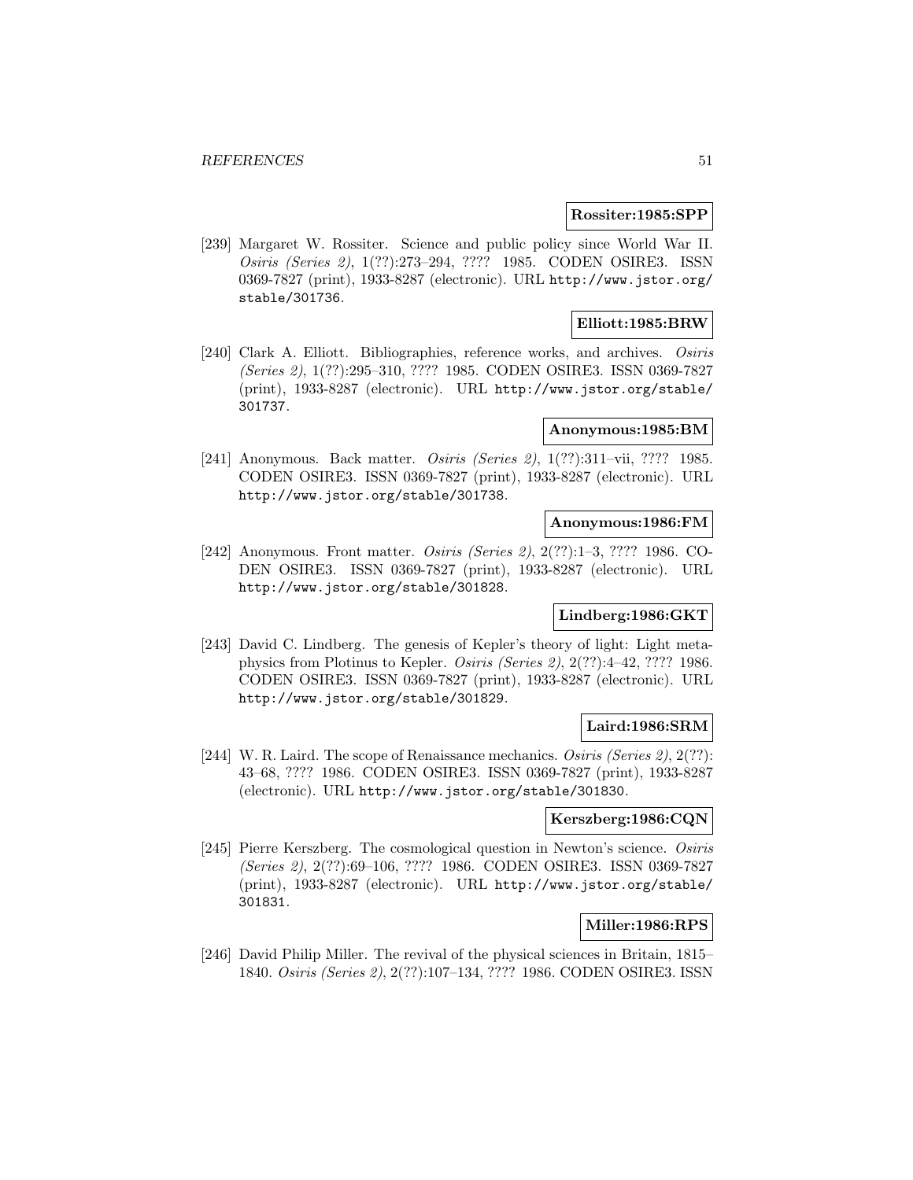**Rossiter:1985:SPP**

[239] Margaret W. Rossiter. Science and public policy since World War II. *Osiris (Series 2)*, 1(??):273–294, ???? 1985. CODEN OSIRE3. ISSN 0369-7827 (print), 1933-8287 (electronic). URL http://www.jstor.org/stable/301736.

**Elliott:1985:BRW**

[240] Clark A. Elliott. Bibliographies, reference works, and archives. *Osiris (Series 2)*, 1(??):295–310, ???? 1985. CODEN OSIRE3. ISSN 0369-7827 (print), 1933-8287 (electronic). URL http://www.jstor.org/stable/301737.

**Anonymous:1985:BM**

[241] Anonymous. Back matter. *Osiris (Series 2)*, 1(??):311–vii, ???? 1985. CODEN OSIRE3. ISSN 0369-7827 (print), 1933-8287 (electronic). URL http://www.jstor.org/stable/301738.

**Anonymous:1986:FM**

[242] Anonymous. Front matter. *Osiris (Series 2)*, 2(??):1–3, ???? 1986. CODEN OSIRE3. ISSN 0369-7827 (print), 1933-8287 (electronic). URL http://www.jstor.org/stable/301828.

**Lindberg:1986:GKT**

[243] David C. Lindberg. The genesis of Kepler's theory of light: Light metaphysics from Plotinus to Kepler. *Osiris (Series 2)*, 2(??):4–42, ???? 1986. CODEN OSIRE3. ISSN 0369-7827 (print), 1933-8287 (electronic). URL http://www.jstor.org/stable/301829.

**Laird:1986:SRM**

[244] W. R. Laird. The scope of Renaissance mechanics. *Osiris (Series 2)*, 2(??):43–68, ???? 1986. CODEN OSIRE3. ISSN 0369-7827 (print), 1933-8287 (electronic). URL http://www.jstor.org/stable/301830.

**Kerszberg:1986:CQN**

[245] Pierre Kerszberg. The cosmological question in Newton's science. *Osiris (Series 2)*, 2(??):69–106, ???? 1986. CODEN OSIRE3. ISSN 0369-7827 (print), 1933-8287 (electronic). URL http://www.jstor.org/stable/301831.

**Miller:1986:RPS**

[246] David Philip Miller. The revival of the physical sciences in Britain, 1815–1840. *Osiris (Series 2)*, 2(??):107–134, ???? 1986. CODEN OSIRE3. ISSN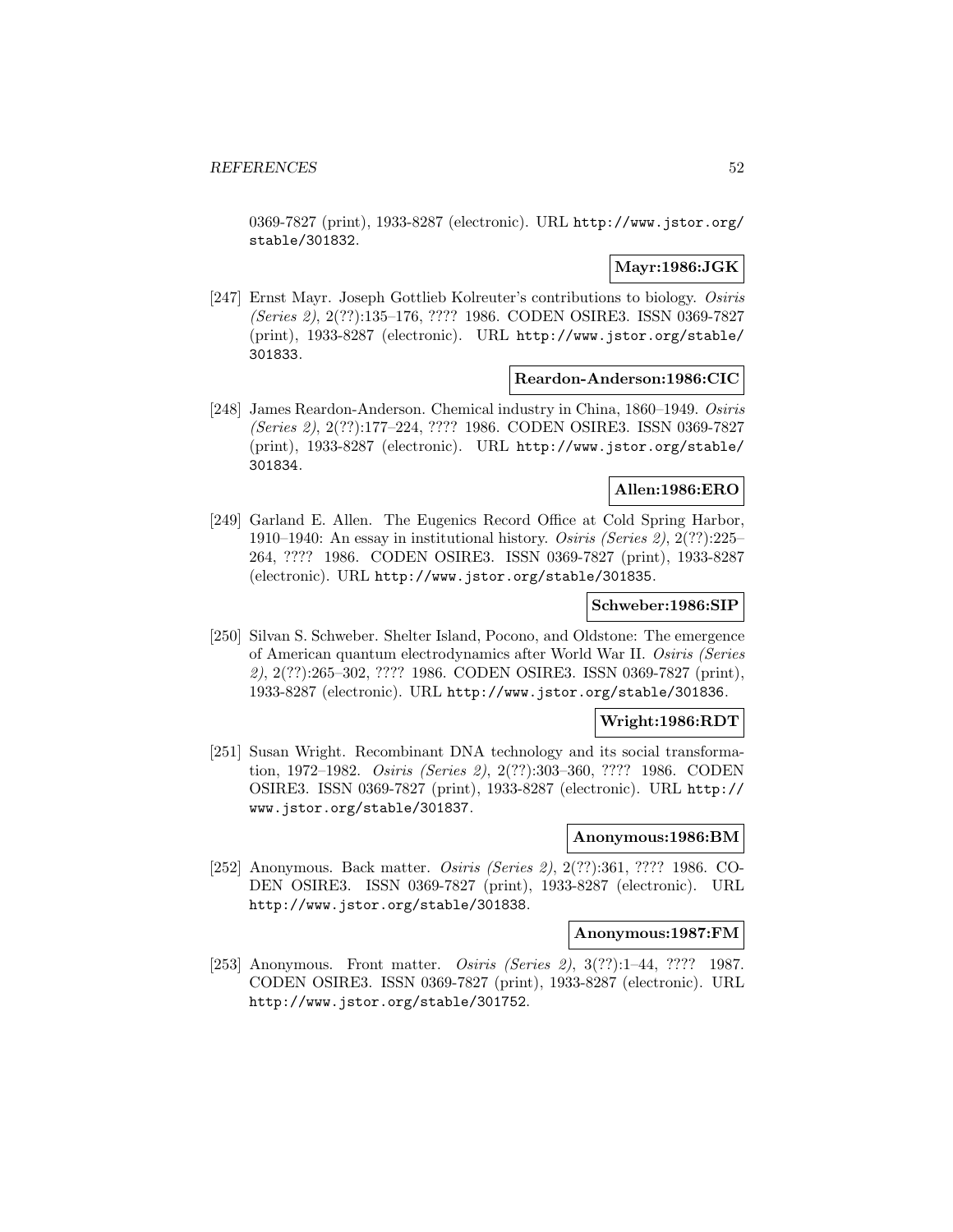0369-7827 (print), 1933-8287 (electronic). URL http://www.jstor.org/stable/301832.

**Mayr:1986:JGK**

[247] Ernst Mayr. Joseph Gottlieb Kolreuter's contributions to biology. *Osiris (Series 2)*, 2(??):135–176, ???? 1986. CODEN OSIRE3. ISSN 0369-7827 (print), 1933-8287 (electronic). URL http://www.jstor.org/stable/301833.

**Reardon-Anderson:1986:CIC**

[248] James Reardon-Anderson. Chemical industry in China, 1860–1949. *Osiris (Series 2)*, 2(??):177–224, ???? 1986. CODEN OSIRE3. ISSN 0369-7827 (print), 1933-8287 (electronic). URL http://www.jstor.org/stable/301834.

**Allen:1986:ERO**

[249] Garland E. Allen. The Eugenics Record Office at Cold Spring Harbor, 1910–1940: An essay in institutional history. *Osiris (Series 2)*, 2(??):225–264, ???? 1986. CODEN OSIRE3. ISSN 0369-7827 (print), 1933-8287 (electronic). URL http://www.jstor.org/stable/301835.

**Schweber:1986:SIP**

[250] Silvan S. Schweber. Shelter Island, Pocono, and Oldstone: The emergence of American quantum electrodynamics after World War II. *Osiris (Series 2)*, 2(??):265–302, ???? 1986. CODEN OSIRE3. ISSN 0369-7827 (print), 1933-8287 (electronic). URL http://www.jstor.org/stable/301836.

**Wright:1986:RDT**

[251] Susan Wright. Recombinant DNA technology and its social transformation, 1972–1982. *Osiris (Series 2)*, 2(??):303–360, ???? 1986. CODEN OSIRE3. ISSN 0369-7827 (print), 1933-8287 (electronic). URL http://www.jstor.org/stable/301837.

**Anonymous:1986:BM**

[252] Anonymous. Back matter. *Osiris (Series 2)*, 2(??):361, ???? 1986. CODEN OSIRE3. ISSN 0369-7827 (print), 1933-8287 (electronic). URL http://www.jstor.org/stable/301838.

**Anonymous:1987:FM**

[253] Anonymous. Front matter. *Osiris (Series 2)*, 3(??):1–44, ???? 1987. CODEN OSIRE3. ISSN 0369-7827 (print), 1933-8287 (electronic). URL http://www.jstor.org/stable/301752.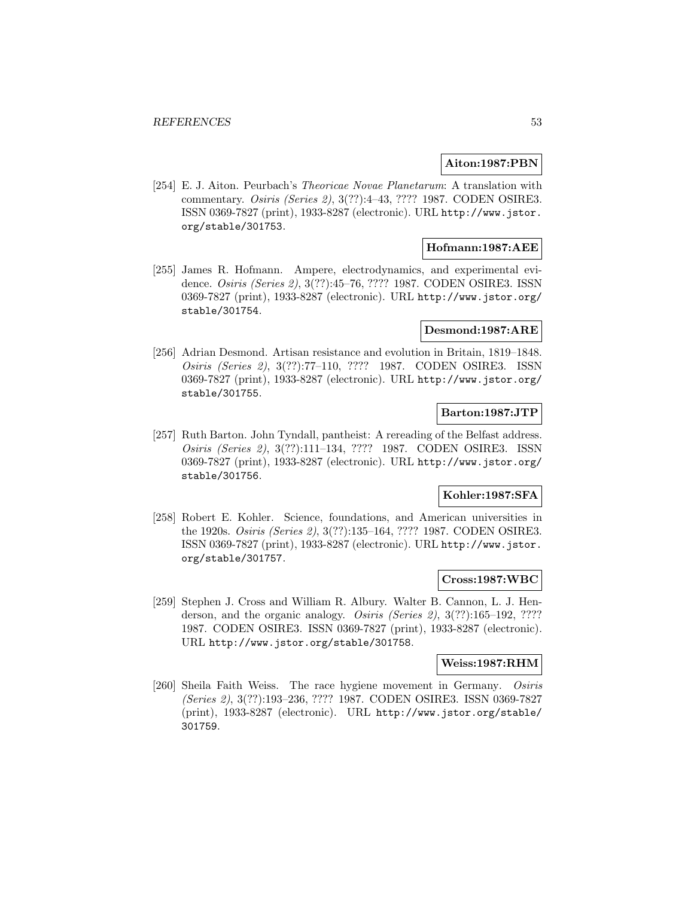**Aiton:1987:PBN**

[254] E. J. Aiton. Peurbach's *Theoricae Novae Planetarum*: A translation with commentary. *Osiris (Series 2)*, 3(??):4–43, ???? 1987. CODEN OSIRE3. ISSN 0369-7827 (print), 1933-8287 (electronic). URL http://www.jstor.org/stable/301753.

**Hofmann:1987:AEE**

[255] James R. Hofmann. Ampere, electrodynamics, and experimental evidence. *Osiris (Series 2)*, 3(??):45–76, ???? 1987. CODEN OSIRE3. ISSN 0369-7827 (print), 1933-8287 (electronic). URL http://www.jstor.org/stable/301754.

**Desmond:1987:ARE**

[256] Adrian Desmond. Artisan resistance and evolution in Britain, 1819–1848. *Osiris (Series 2)*, 3(??):77–110, ???? 1987. CODEN OSIRE3. ISSN 0369-7827 (print), 1933-8287 (electronic). URL http://www.jstor.org/stable/301755.

**Barton:1987:JTP**

[257] Ruth Barton. John Tyndall, pantheist: A rereading of the Belfast address. *Osiris (Series 2)*, 3(??):111–134, ???? 1987. CODEN OSIRE3. ISSN 0369-7827 (print), 1933-8287 (electronic). URL http://www.jstor.org/stable/301756.

**Kohler:1987:SFA**

[258] Robert E. Kohler. Science, foundations, and American universities in the 1920s. *Osiris (Series 2)*, 3(??):135–164, ???? 1987. CODEN OSIRE3. ISSN 0369-7827 (print), 1933-8287 (electronic). URL http://www.jstor.org/stable/301757.

**Cross:1987:WBC**

[259] Stephen J. Cross and William R. Albury. Walter B. Cannon, L. J. Henderson, and the organic analogy. *Osiris (Series 2)*, 3(??):165–192, ???? 1987. CODEN OSIRE3. ISSN 0369-7827 (print), 1933-8287 (electronic). URL http://www.jstor.org/stable/301758.

**Weiss:1987:RHM**

[260] Sheila Faith Weiss. The race hygiene movement in Germany. *Osiris (Series 2)*, 3(??):193–236, ???? 1987. CODEN OSIRE3. ISSN 0369-7827 (print), 1933-8287 (electronic). URL http://www.jstor.org/stable/301759.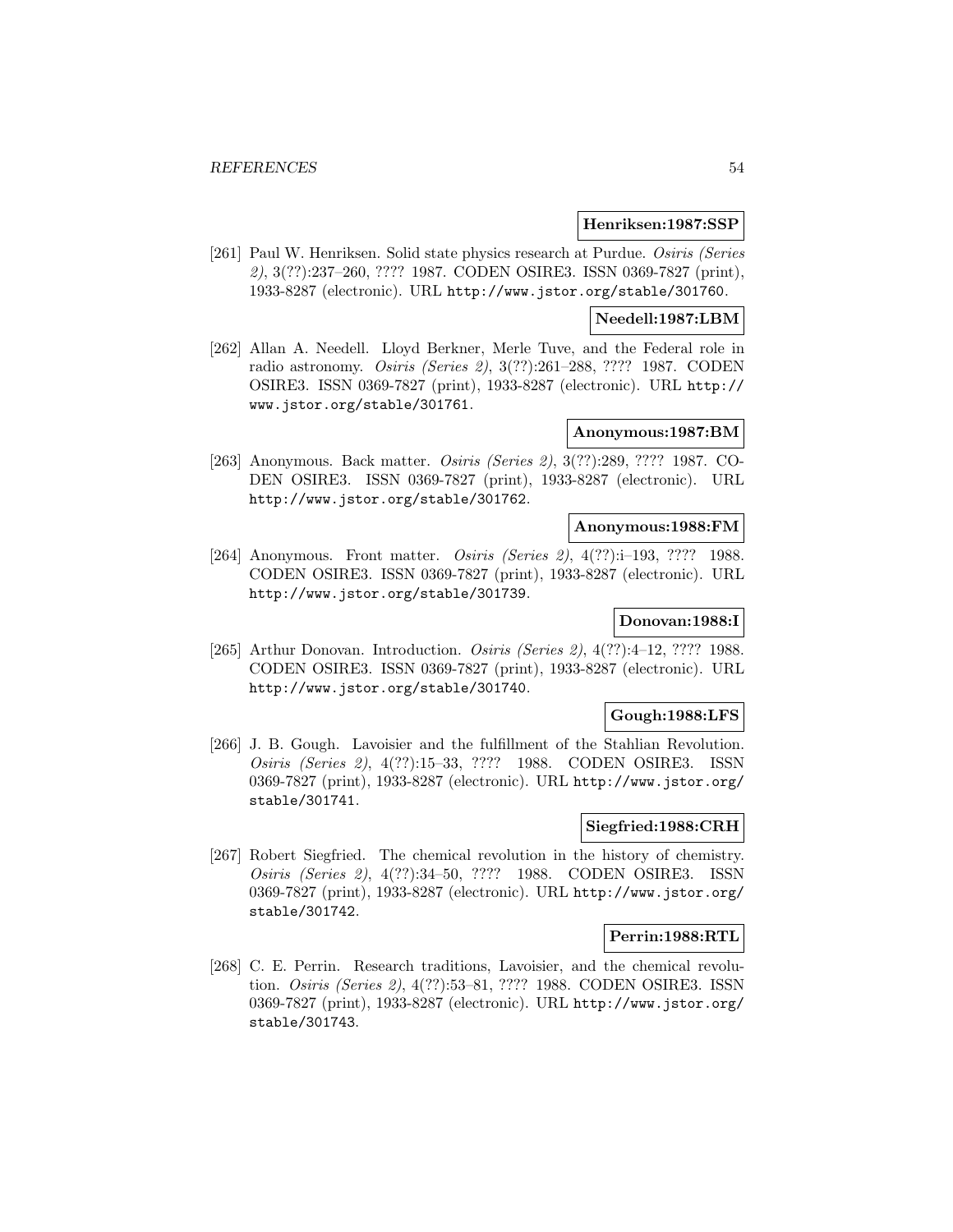**Henriksen:1987:SSP**

[261] Paul W. Henriksen. Solid state physics research at Purdue. *Osiris (Series 2)*, 3(??):237–260, ???? 1987. CODEN OSIRE3. ISSN 0369-7827 (print), 1933-8287 (electronic). URL http://www.jstor.org/stable/301760.

**Needell:1987:LBM**

[262] Allan A. Needell. Lloyd Berkner, Merle Tuve, and the Federal role in radio astronomy. *Osiris (Series 2)*, 3(??):261–288, ???? 1987. CODEN OSIRE3. ISSN 0369-7827 (print), 1933-8287 (electronic). URL http://www.jstor.org/stable/301761.

**Anonymous:1987:BM**

[263] Anonymous. Back matter. *Osiris (Series 2)*, 3(??):289, ???? 1987. CODEN OSIRE3. ISSN 0369-7827 (print), 1933-8287 (electronic). URL http://www.jstor.org/stable/301762.

**Anonymous:1988:FM**

[264] Anonymous. Front matter. *Osiris (Series 2)*, 4(??):i–193, ???? 1988. CODEN OSIRE3. ISSN 0369-7827 (print), 1933-8287 (electronic). URL http://www.jstor.org/stable/301739.

**Donovan:1988:I**

[265] Arthur Donovan. Introduction. *Osiris (Series 2)*, 4(??):4–12, ???? 1988. CODEN OSIRE3. ISSN 0369-7827 (print), 1933-8287 (electronic). URL http://www.jstor.org/stable/301740.

**Gough:1988:LFS**

[266] J. B. Gough. Lavoisier and the fulfillment of the Stahlian Revolution. *Osiris (Series 2)*, 4(??):15–33, ???? 1988. CODEN OSIRE3. ISSN 0369-7827 (print), 1933-8287 (electronic). URL http://www.jstor.org/stable/301741.

**Siegfried:1988:CRH**

[267] Robert Siegfried. The chemical revolution in the history of chemistry. *Osiris (Series 2)*, 4(??):34–50, ???? 1988. CODEN OSIRE3. ISSN 0369-7827 (print), 1933-8287 (electronic). URL http://www.jstor.org/stable/301742.

**Perrin:1988:RTL**

[268] C. E. Perrin. Research traditions, Lavoisier, and the chemical revolution. *Osiris (Series 2)*, 4(??):53–81, ???? 1988. CODEN OSIRE3. ISSN 0369-7827 (print), 1933-8287 (electronic). URL http://www.jstor.org/stable/301743.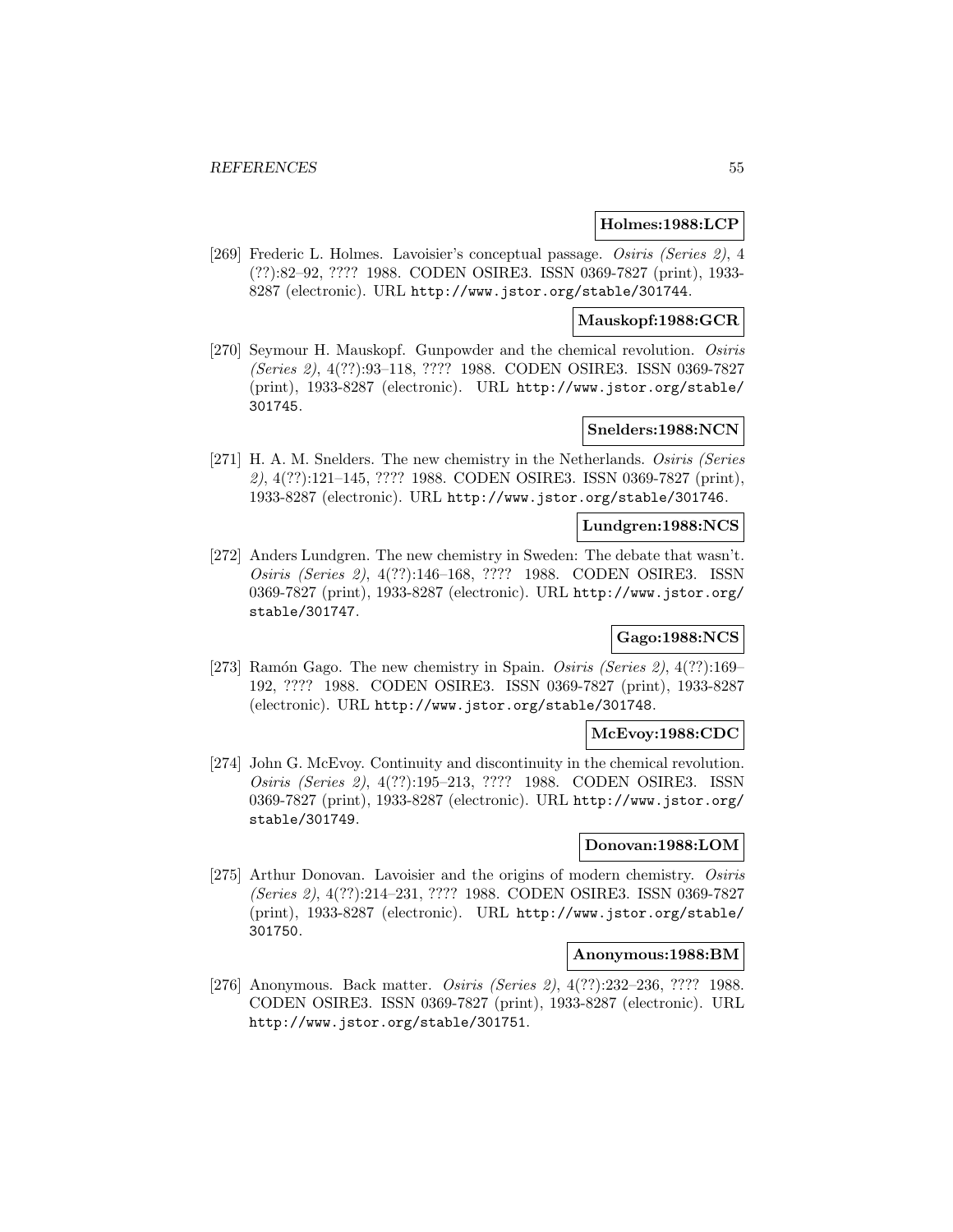**Holmes:1988:LCP**

[269] Frederic L. Holmes. Lavoisier's conceptual passage. *Osiris (Series 2)*, 4 (??):82–92, ???? 1988. CODEN OSIRE3. ISSN 0369-7827 (print), 1933-8287 (electronic). URL http://www.jstor.org/stable/301744.

**Mauskopf:1988:GCR**

[270] Seymour H. Mauskopf. Gunpowder and the chemical revolution. *Osiris (Series 2)*, 4(??):93–118, ???? 1988. CODEN OSIRE3. ISSN 0369-7827 (print), 1933-8287 (electronic). URL http://www.jstor.org/stable/301745.

**Snelders:1988:NCN**

[271] H. A. M. Snelders. The new chemistry in the Netherlands. *Osiris (Series 2)*, 4(??):121–145, ???? 1988. CODEN OSIRE3. ISSN 0369-7827 (print), 1933-8287 (electronic). URL http://www.jstor.org/stable/301746.

**Lundgren:1988:NCS**

[272] Anders Lundgren. The new chemistry in Sweden: The debate that wasn't. *Osiris (Series 2)*, 4(??):146–168, ???? 1988. CODEN OSIRE3. ISSN 0369-7827 (print), 1933-8287 (electronic). URL http://www.jstor.org/stable/301747.

**Gago:1988:NCS**

[273] Ramón Gago. The new chemistry in Spain. *Osiris (Series 2)*, 4(??):169–192, ???? 1988. CODEN OSIRE3. ISSN 0369-7827 (print), 1933-8287 (electronic). URL http://www.jstor.org/stable/301748.

**McEvoy:1988:CDC**

[274] John G. McEvoy. Continuity and discontinuity in the chemical revolution. *Osiris (Series 2)*, 4(??):195–213, ???? 1988. CODEN OSIRE3. ISSN 0369-7827 (print), 1933-8287 (electronic). URL http://www.jstor.org/stable/301749.

**Donovan:1988:LOM**

[275] Arthur Donovan. Lavoisier and the origins of modern chemistry. *Osiris (Series 2)*, 4(??):214–231, ???? 1988. CODEN OSIRE3. ISSN 0369-7827 (print), 1933-8287 (electronic). URL http://www.jstor.org/stable/301750.

**Anonymous:1988:BM**

[276] Anonymous. Back matter. *Osiris (Series 2)*, 4(??):232–236, ???? 1988. CODEN OSIRE3. ISSN 0369-7827 (print), 1933-8287 (electronic). URL http://www.jstor.org/stable/301751.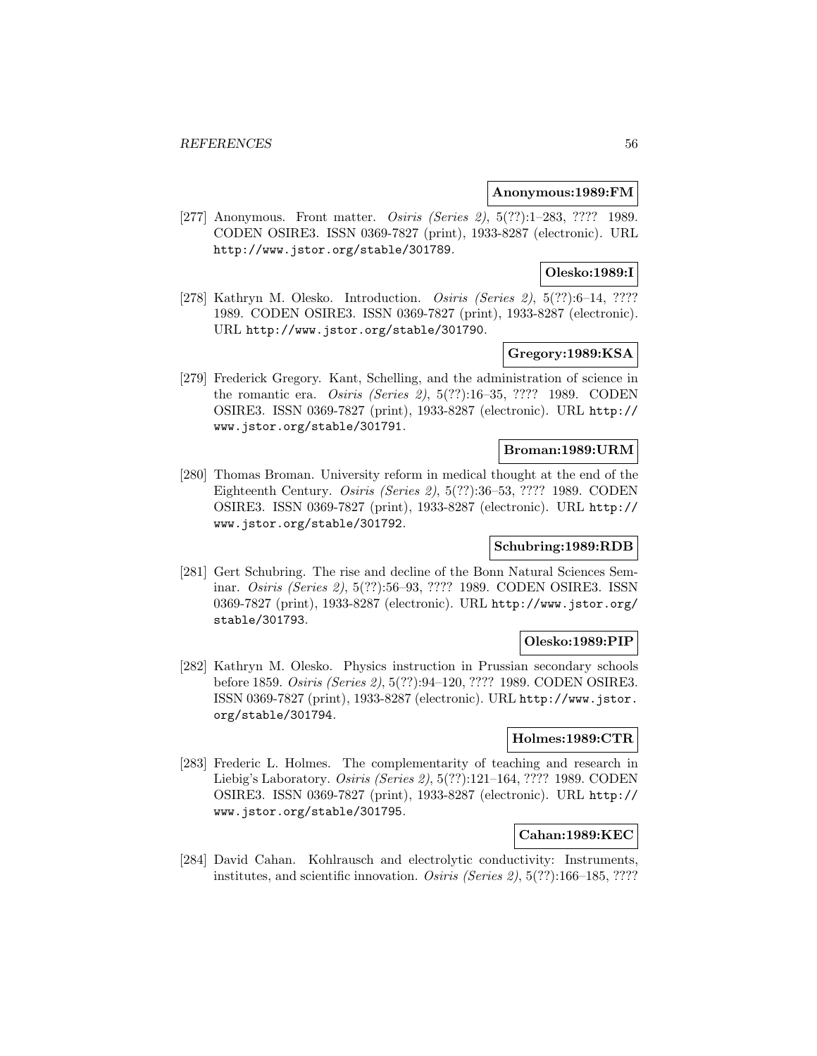**Anonymous:1989:FM**

[277] Anonymous. Front matter. *Osiris (Series 2)*, 5(??):1–283, ???? 1989. CODEN OSIRE3. ISSN 0369-7827 (print), 1933-8287 (electronic). URL http://www.jstor.org/stable/301789.

**Olesko:1989:I**

[278] Kathryn M. Olesko. Introduction. *Osiris (Series 2)*, 5(??):6–14, ???? 1989. CODEN OSIRE3. ISSN 0369-7827 (print), 1933-8287 (electronic). URL http://www.jstor.org/stable/301790.

**Gregory:1989:KSA**

[279] Frederick Gregory. Kant, Schelling, and the administration of science in the romantic era. *Osiris (Series 2)*, 5(??):16–35, ???? 1989. CODEN OSIRE3. ISSN 0369-7827 (print), 1933-8287 (electronic). URL http://www.jstor.org/stable/301791.

**Broman:1989:URM**

[280] Thomas Broman. University reform in medical thought at the end of the Eighteenth Century. *Osiris (Series 2)*, 5(??):36–53, ???? 1989. CODEN OSIRE3. ISSN 0369-7827 (print), 1933-8287 (electronic). URL http://www.jstor.org/stable/301792.

**Schubring:1989:RDB**

[281] Gert Schubring. The rise and decline of the Bonn Natural Sciences Seminar. *Osiris (Series 2)*, 5(??):56–93, ???? 1989. CODEN OSIRE3. ISSN 0369-7827 (print), 1933-8287 (electronic). URL http://www.jstor.org/stable/301793.

**Olesko:1989:PIP**

[282] Kathryn M. Olesko. Physics instruction in Prussian secondary schools before 1859. *Osiris (Series 2)*, 5(??):94–120, ???? 1989. CODEN OSIRE3. ISSN 0369-7827 (print), 1933-8287 (electronic). URL http://www.jstor.org/stable/301794.

**Holmes:1989:CTR**

[283] Frederic L. Holmes. The complementarity of teaching and research in Liebig's Laboratory. *Osiris (Series 2)*, 5(??):121–164, ???? 1989. CODEN OSIRE3. ISSN 0369-7827 (print), 1933-8287 (electronic). URL http://www.jstor.org/stable/301795.

**Cahan:1989:KEC**

[284] David Cahan. Kohlrausch and electrolytic conductivity: Instruments, institutes, and scientific innovation. *Osiris (Series 2)*, 5(??):166–185, ????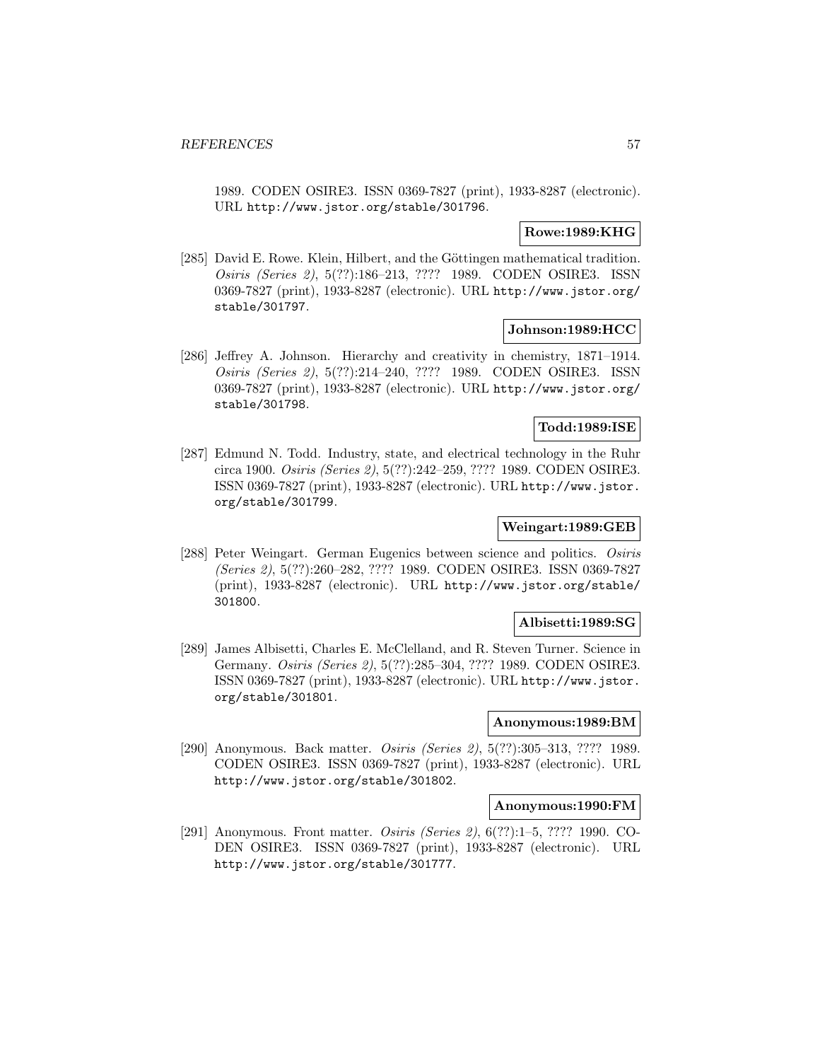1989. CODEN OSIRE3. ISSN 0369-7827 (print), 1933-8287 (electronic). URL http://www.jstor.org/stable/301796.

**Rowe:1989:KHG**

[285] David E. Rowe. Klein, Hilbert, and the Göttingen mathematical tradition. *Osiris (Series 2)*, 5(??):186–213, ???? 1989. CODEN OSIRE3. ISSN 0369-7827 (print), 1933-8287 (electronic). URL http://www.jstor.org/stable/301797.

**Johnson:1989:HCC**

[286] Jeffrey A. Johnson. Hierarchy and creativity in chemistry, 1871–1914. *Osiris (Series 2)*, 5(??):214–240, ???? 1989. CODEN OSIRE3. ISSN 0369-7827 (print), 1933-8287 (electronic). URL http://www.jstor.org/stable/301798.

**Todd:1989:ISE**

[287] Edmund N. Todd. Industry, state, and electrical technology in the Ruhr circa 1900. *Osiris (Series 2)*, 5(??):242–259, ???? 1989. CODEN OSIRE3. ISSN 0369-7827 (print), 1933-8287 (electronic). URL http://www.jstor.org/stable/301799.

**Weingart:1989:GEB**

[288] Peter Weingart. German Eugenics between science and politics. *Osiris (Series 2)*, 5(??):260–282, ???? 1989. CODEN OSIRE3. ISSN 0369-7827 (print), 1933-8287 (electronic). URL http://www.jstor.org/stable/301800.

**Albisetti:1989:SG**

[289] James Albisetti, Charles E. McClelland, and R. Steven Turner. Science in Germany. *Osiris (Series 2)*, 5(??):285–304, ???? 1989. CODEN OSIRE3. ISSN 0369-7827 (print), 1933-8287 (electronic). URL http://www.jstor.org/stable/301801.

**Anonymous:1989:BM**

[290] Anonymous. Back matter. *Osiris (Series 2)*, 5(??):305–313, ???? 1989. CODEN OSIRE3. ISSN 0369-7827 (print), 1933-8287 (electronic). URL http://www.jstor.org/stable/301802.

**Anonymous:1990:FM**

[291] Anonymous. Front matter. *Osiris (Series 2)*, 6(??):1–5, ???? 1990. CODEN OSIRE3. ISSN 0369-7827 (print), 1933-8287 (electronic). URL http://www.jstor.org/stable/301777.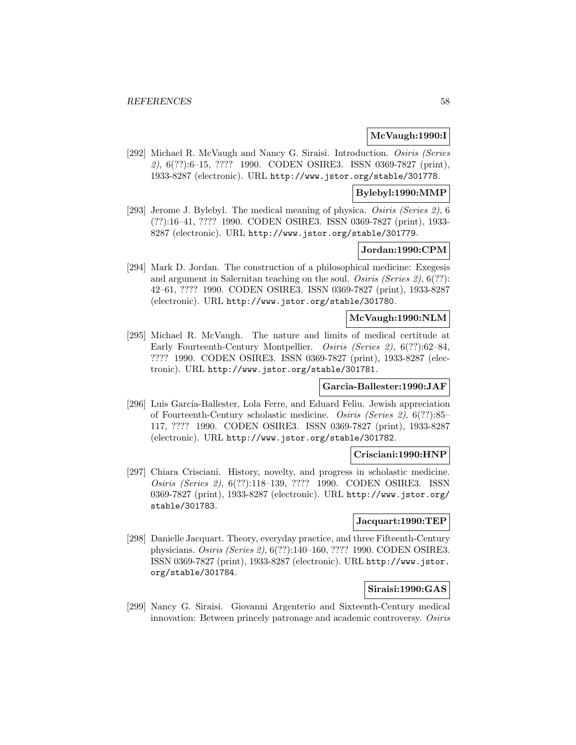**McVaugh:1990:I**

[292] Michael R. McVaugh and Nancy G. Siraisi. Introduction. *Osiris (Series 2)*, 6(??):6–15, ???? 1990. CODEN OSIRE3. ISSN 0369-7827 (print), 1933-8287 (electronic). URL http://www.jstor.org/stable/301778.

**Bylebyl:1990:MMP**

[293] Jerome J. Bylebyl. The medical meaning of physica. *Osiris (Series 2)*, 6 (??):16–41, ???? 1990. CODEN OSIRE3. ISSN 0369-7827 (print), 1933-8287 (electronic). URL http://www.jstor.org/stable/301779.

**Jordan:1990:CPM**

[294] Mark D. Jordan. The construction of a philosophical medicine: Exegesis and argument in Salernitan teaching on the soul. *Osiris (Series 2)*, 6(??): 42–61, ???? 1990. CODEN OSIRE3. ISSN 0369-7827 (print), 1933-8287 (electronic). URL http://www.jstor.org/stable/301780.

**McVaugh:1990:NLM**

[295] Michael R. McVaugh. The nature and limits of medical certitude at Early Fourteenth-Century Montpellier. *Osiris (Series 2)*, 6(??):62–84, ???? 1990. CODEN OSIRE3. ISSN 0369-7827 (print), 1933-8287 (electronic). URL http://www.jstor.org/stable/301781.

**Garcia-Ballester:1990:JAF**

[296] Luis García-Ballester, Lola Ferre, and Eduard Feliu. Jewish appreciation of Fourteenth-Century scholastic medicine. *Osiris (Series 2)*, 6(??):85–117, ???? 1990. CODEN OSIRE3. ISSN 0369-7827 (print), 1933-8287 (electronic). URL http://www.jstor.org/stable/301782.

**Crisciani:1990:HNP**

[297] Chiara Crisciani. History, novelty, and progress in scholastic medicine. *Osiris (Series 2)*, 6(??):118–139, ???? 1990. CODEN OSIRE3. ISSN 0369-7827 (print), 1933-8287 (electronic). URL http://www.jstor.org/stable/301783.

**Jacquart:1990:TEP**

[298] Danielle Jacquart. Theory, everyday practice, and three Fifteenth-Century physicians. *Osiris (Series 2)*, 6(??):140–160, ???? 1990. CODEN OSIRE3. ISSN 0369-7827 (print), 1933-8287 (electronic). URL http://www.jstor.org/stable/301784.

**Siraisi:1990:GAS**

[299] Nancy G. Siraisi. Giovanni Argenterio and Sixteenth-Century medical innovation: Between princely patronage and academic controversy. *Osiris*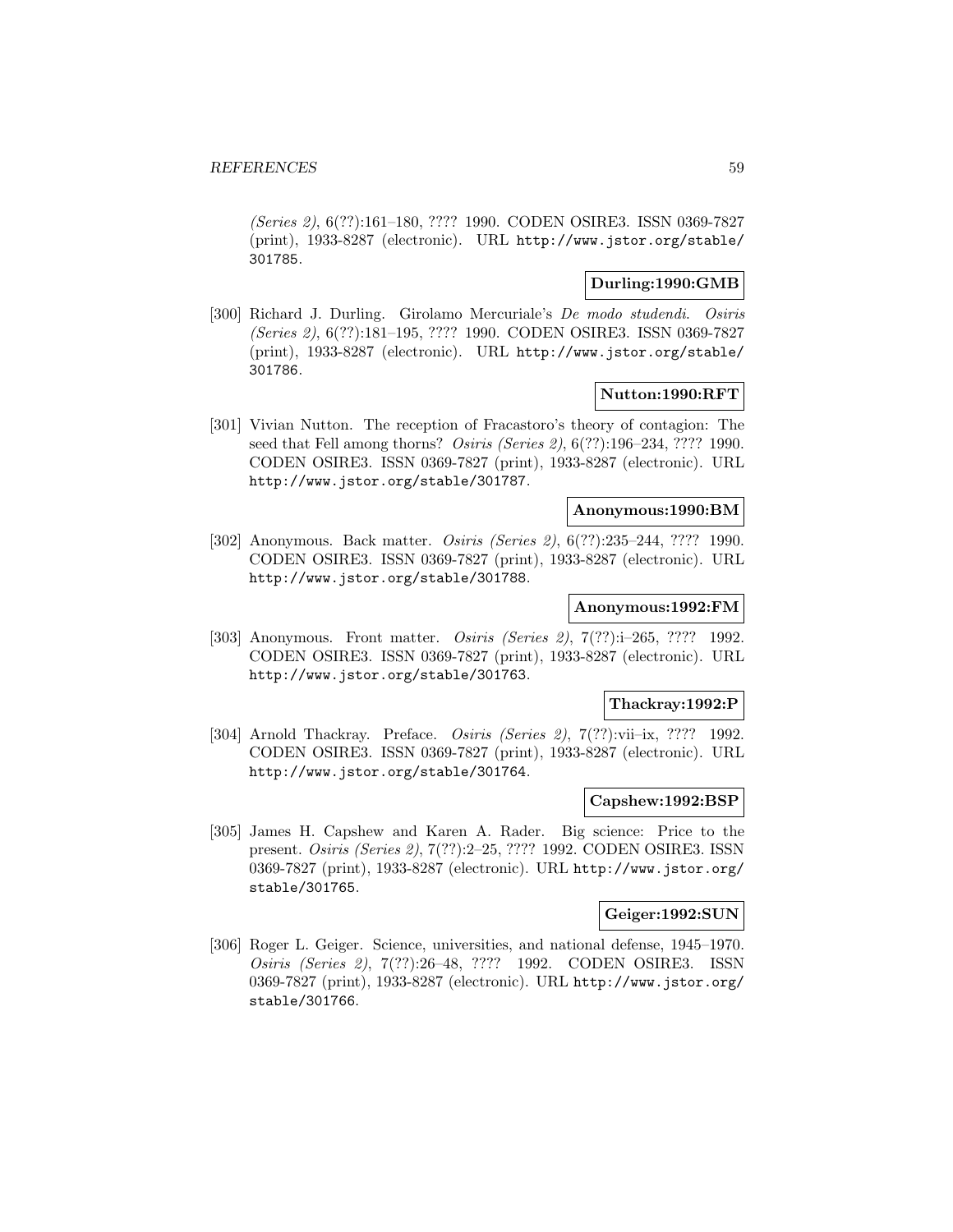*(Series 2)*, 6(??):161–180, ???? 1990. CODEN OSIRE3. ISSN 0369-7827 (print), 1933-8287 (electronic). URL http://www.jstor.org/stable/301785.

**Durling:1990:GMB**

[300] Richard J. Durling. Girolamo Mercuriale's *De modo studendi*. *Osiris (Series 2)*, 6(??):181–195, ???? 1990. CODEN OSIRE3. ISSN 0369-7827 (print), 1933-8287 (electronic). URL http://www.jstor.org/stable/301786.

**Nutton:1990:RFT**

[301] Vivian Nutton. The reception of Fracastoro's theory of contagion: The seed that Fell among thorns? *Osiris (Series 2)*, 6(??):196–234, ???? 1990. CODEN OSIRE3. ISSN 0369-7827 (print), 1933-8287 (electronic). URL http://www.jstor.org/stable/301787.

**Anonymous:1990:BM**

[302] Anonymous. Back matter. *Osiris (Series 2)*, 6(??):235–244, ???? 1990. CODEN OSIRE3. ISSN 0369-7827 (print), 1933-8287 (electronic). URL http://www.jstor.org/stable/301788.

**Anonymous:1992:FM**

[303] Anonymous. Front matter. *Osiris (Series 2)*, 7(??):i–265, ???? 1992. CODEN OSIRE3. ISSN 0369-7827 (print), 1933-8287 (electronic). URL http://www.jstor.org/stable/301763.

**Thackray:1992:P**

[304] Arnold Thackray. Preface. *Osiris (Series 2)*, 7(??):vii–ix, ???? 1992. CODEN OSIRE3. ISSN 0369-7827 (print), 1933-8287 (electronic). URL http://www.jstor.org/stable/301764.

**Capshew:1992:BSP**

[305] James H. Capshew and Karen A. Rader. Big science: Price to the present. *Osiris (Series 2)*, 7(??):2–25, ???? 1992. CODEN OSIRE3. ISSN 0369-7827 (print), 1933-8287 (electronic). URL http://www.jstor.org/stable/301765.

**Geiger:1992:SUN**

[306] Roger L. Geiger. Science, universities, and national defense, 1945–1970. *Osiris (Series 2)*, 7(??):26–48, ???? 1992. CODEN OSIRE3. ISSN 0369-7827 (print), 1933-8287 (electronic). URL http://www.jstor.org/stable/301766.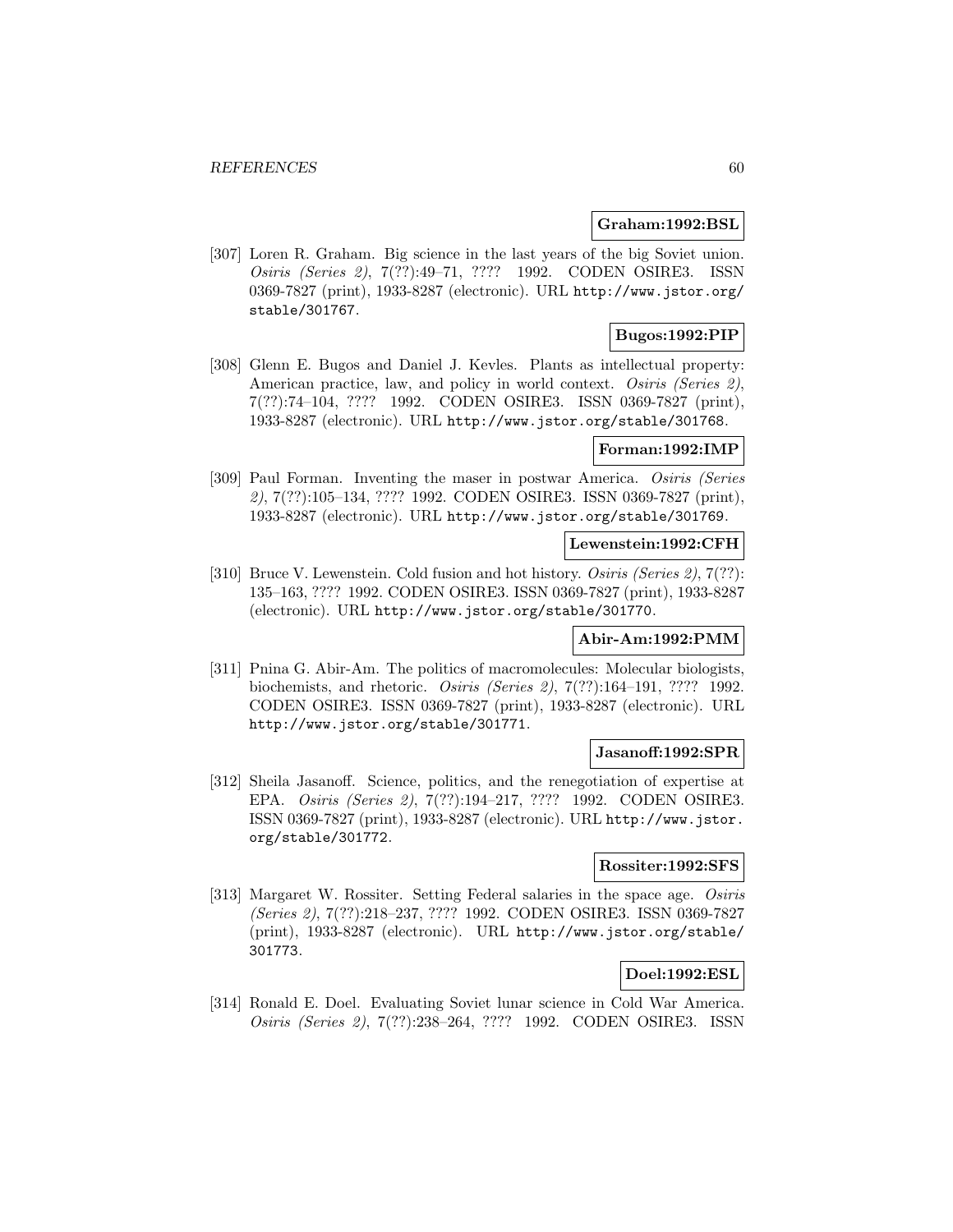**Graham:1992:BSL**

[307] Loren R. Graham. Big science in the last years of the big Soviet union. *Osiris (Series 2)*, 7(??):49–71, ???? 1992. CODEN OSIRE3. ISSN 0369-7827 (print), 1933-8287 (electronic). URL http://www.jstor.org/stable/301767.

**Bugos:1992:PIP**

[308] Glenn E. Bugos and Daniel J. Kevles. Plants as intellectual property: American practice, law, and policy in world context. *Osiris (Series 2)*, 7(??):74–104, ???? 1992. CODEN OSIRE3. ISSN 0369-7827 (print), 1933-8287 (electronic). URL http://www.jstor.org/stable/301768.

**Forman:1992:IMP**

[309] Paul Forman. Inventing the maser in postwar America. *Osiris (Series 2)*, 7(??):105–134, ???? 1992. CODEN OSIRE3. ISSN 0369-7827 (print), 1933-8287 (electronic). URL http://www.jstor.org/stable/301769.

**Lewenstein:1992:CFH**

[310] Bruce V. Lewenstein. Cold fusion and hot history. *Osiris (Series 2)*, 7(??): 135–163, ???? 1992. CODEN OSIRE3. ISSN 0369-7827 (print), 1933-8287 (electronic). URL http://www.jstor.org/stable/301770.

**Abir-Am:1992:PMM**

[311] Pnina G. Abir-Am. The politics of macromolecules: Molecular biologists, biochemists, and rhetoric. *Osiris (Series 2)*, 7(??):164–191, ???? 1992. CODEN OSIRE3. ISSN 0369-7827 (print), 1933-8287 (electronic). URL http://www.jstor.org/stable/301771.

**Jasanoff:1992:SPR**

[312] Sheila Jasanoff. Science, politics, and the renegotiation of expertise at EPA. *Osiris (Series 2)*, 7(??):194–217, ???? 1992. CODEN OSIRE3. ISSN 0369-7827 (print), 1933-8287 (electronic). URL http://www.jstor.org/stable/301772.

**Rossiter:1992:SFS**

[313] Margaret W. Rossiter. Setting Federal salaries in the space age. *Osiris (Series 2)*, 7(??):218–237, ???? 1992. CODEN OSIRE3. ISSN 0369-7827 (print), 1933-8287 (electronic). URL http://www.jstor.org/stable/301773.

**Doel:1992:ESL**

[314] Ronald E. Doel. Evaluating Soviet lunar science in Cold War America. *Osiris (Series 2)*, 7(??):238–264, ???? 1992. CODEN OSIRE3. ISSN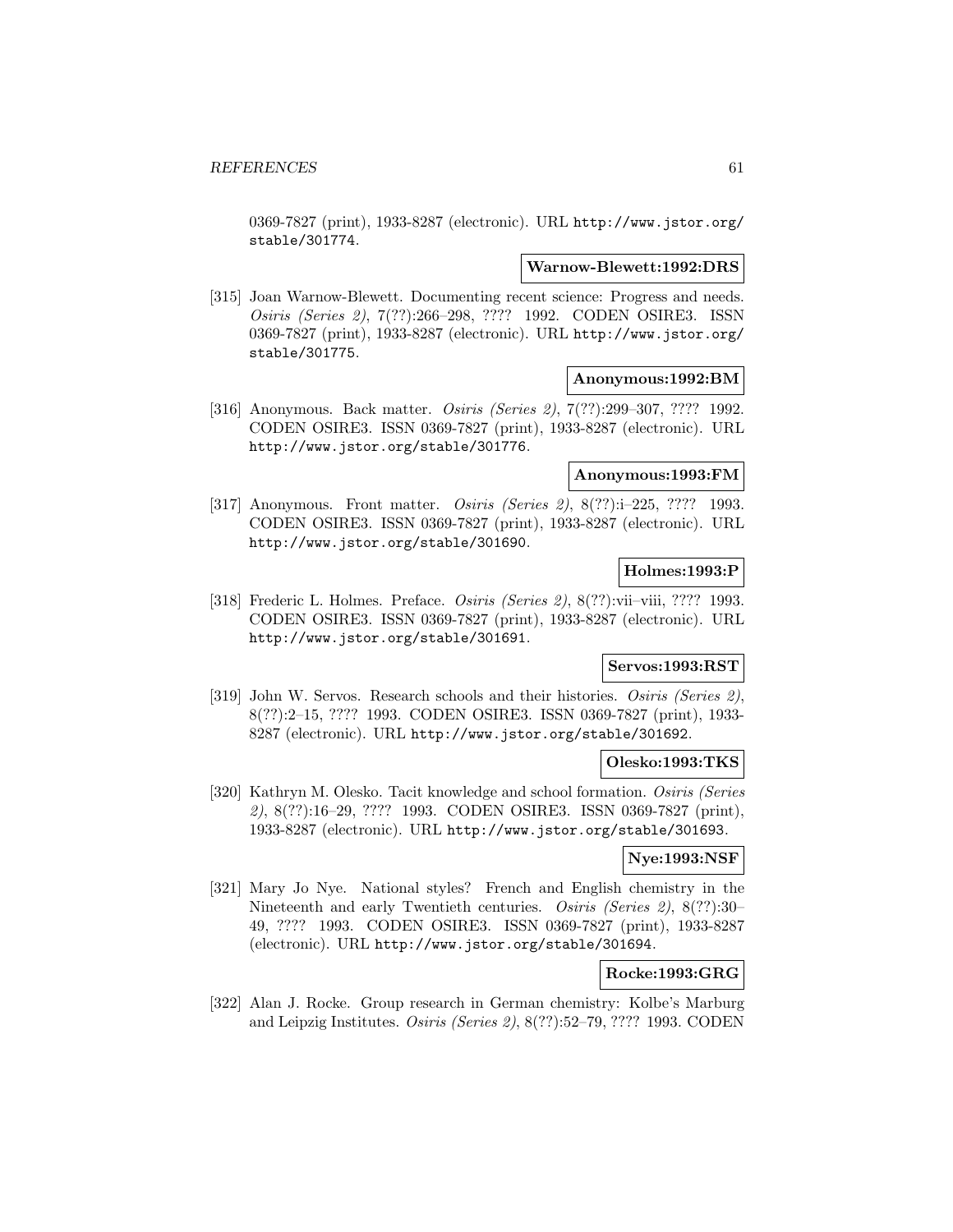0369-7827 (print), 1933-8287 (electronic). URL http://www.jstor.org/stable/301774.

**Warnow-Blewett:1992:DRS**

[315] Joan Warnow-Blewett. Documenting recent science: Progress and needs. *Osiris (Series 2)*, 7(??):266–298, ???? 1992. CODEN OSIRE3. ISSN 0369-7827 (print), 1933-8287 (electronic). URL http://www.jstor.org/stable/301775.

**Anonymous:1992:BM**

[316] Anonymous. Back matter. *Osiris (Series 2)*, 7(??):299–307, ???? 1992. CODEN OSIRE3. ISSN 0369-7827 (print), 1933-8287 (electronic). URL http://www.jstor.org/stable/301776.

**Anonymous:1993:FM**

[317] Anonymous. Front matter. *Osiris (Series 2)*, 8(??):i–225, ???? 1993. CODEN OSIRE3. ISSN 0369-7827 (print), 1933-8287 (electronic). URL http://www.jstor.org/stable/301690.

**Holmes:1993:P**

[318] Frederic L. Holmes. Preface. *Osiris (Series 2)*, 8(??):vii–viii, ???? 1993. CODEN OSIRE3. ISSN 0369-7827 (print), 1933-8287 (electronic). URL http://www.jstor.org/stable/301691.

**Servos:1993:RST**

[319] John W. Servos. Research schools and their histories. *Osiris (Series 2)*, 8(??):2–15, ???? 1993. CODEN OSIRE3. ISSN 0369-7827 (print), 1933-8287 (electronic). URL http://www.jstor.org/stable/301692.

**Olesko:1993:TKS**

[320] Kathryn M. Olesko. Tacit knowledge and school formation. *Osiris (Series 2)*, 8(??):16–29, ???? 1993. CODEN OSIRE3. ISSN 0369-7827 (print), 1933-8287 (electronic). URL http://www.jstor.org/stable/301693.

**Nye:1993:NSF**

[321] Mary Jo Nye. National styles? French and English chemistry in the Nineteenth and early Twentieth centuries. *Osiris (Series 2)*, 8(??):30–49, ???? 1993. CODEN OSIRE3. ISSN 0369-7827 (print), 1933-8287 (electronic). URL http://www.jstor.org/stable/301694.

**Rocke:1993:GRG**

[322] Alan J. Rocke. Group research in German chemistry: Kolbe's Marburg and Leipzig Institutes. *Osiris (Series 2)*, 8(??):52–79, ???? 1993. CODEN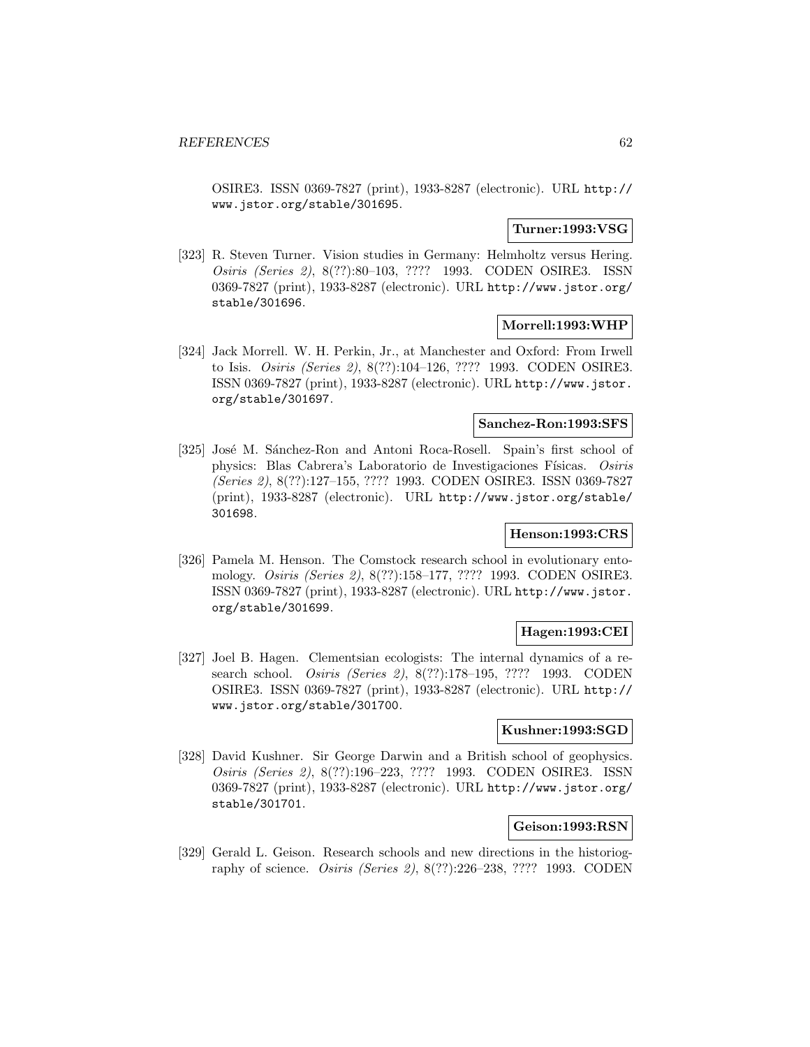OSIRE3. ISSN 0369-7827 (print), 1933-8287 (electronic). URL http://www.jstor.org/stable/301695.

**Turner:1993:VSG**

[323] R. Steven Turner. Vision studies in Germany: Helmholtz versus Hering. *Osiris (Series 2)*, 8(??):80–103, ???? 1993. CODEN OSIRE3. ISSN 0369-7827 (print), 1933-8287 (electronic). URL http://www.jstor.org/stable/301696.

**Morrell:1993:WHP**

[324] Jack Morrell. W. H. Perkin, Jr., at Manchester and Oxford: From Irwell to Isis. *Osiris (Series 2)*, 8(??):104–126, ???? 1993. CODEN OSIRE3. ISSN 0369-7827 (print), 1933-8287 (electronic). URL http://www.jstor.org/stable/301697.

**Sanchez-Ron:1993:SFS**

[325] José M. Sánchez-Ron and Antoni Roca-Rosell. Spain's first school of physics: Blas Cabrera's Laboratorio de Investigaciones Físicas. *Osiris (Series 2)*, 8(??):127–155, ???? 1993. CODEN OSIRE3. ISSN 0369-7827 (print), 1933-8287 (electronic). URL http://www.jstor.org/stable/301698.

**Henson:1993:CRS**

[326] Pamela M. Henson. The Comstock research school in evolutionary entomology. *Osiris (Series 2)*, 8(??):158–177, ???? 1993. CODEN OSIRE3. ISSN 0369-7827 (print), 1933-8287 (electronic). URL http://www.jstor.org/stable/301699.

**Hagen:1993:CEI**

[327] Joel B. Hagen. Clementsian ecologists: The internal dynamics of a research school. *Osiris (Series 2)*, 8(??):178–195, ???? 1993. CODEN OSIRE3. ISSN 0369-7827 (print), 1933-8287 (electronic). URL http://www.jstor.org/stable/301700.

**Kushner:1993:SGD**

[328] David Kushner. Sir George Darwin and a British school of geophysics. *Osiris (Series 2)*, 8(??):196–223, ???? 1993. CODEN OSIRE3. ISSN 0369-7827 (print), 1933-8287 (electronic). URL http://www.jstor.org/stable/301701.

**Geison:1993:RSN**

[329] Gerald L. Geison. Research schools and new directions in the historiography of science. *Osiris (Series 2)*, 8(??):226–238, ???? 1993. CODEN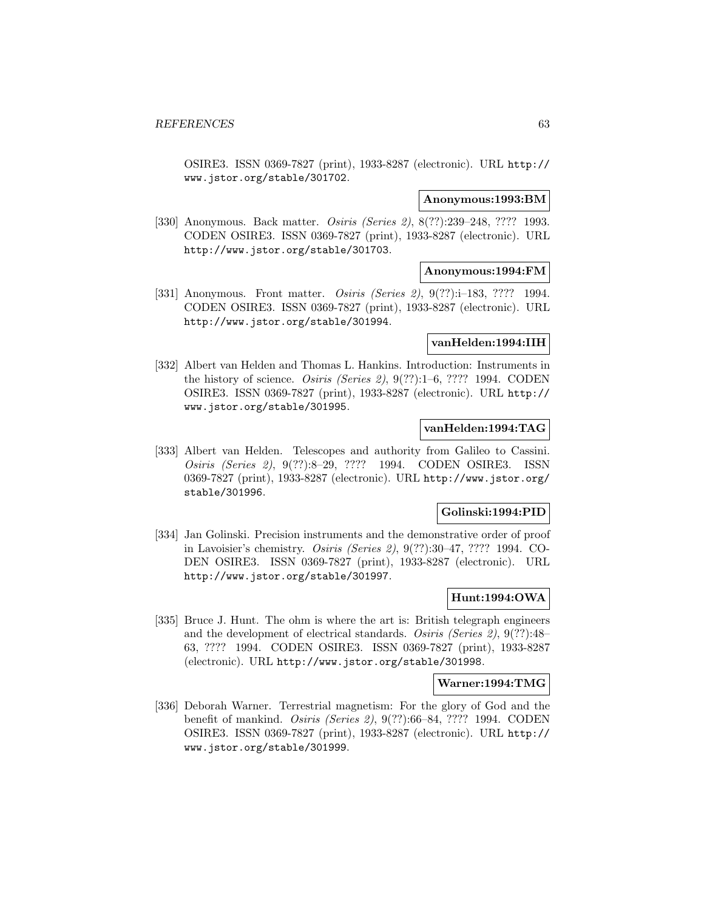OSIRE3. ISSN 0369-7827 (print), 1933-8287 (electronic). URL http://www.jstor.org/stable/301702.

**Anonymous:1993:BM**

[330] Anonymous. Back matter. *Osiris (Series 2)*, 8(??):239–248, ???? 1993. CODEN OSIRE3. ISSN 0369-7827 (print), 1933-8287 (electronic). URL http://www.jstor.org/stable/301703.

**Anonymous:1994:FM**

[331] Anonymous. Front matter. *Osiris (Series 2)*, 9(??):i–183, ???? 1994. CODEN OSIRE3. ISSN 0369-7827 (print), 1933-8287 (electronic). URL http://www.jstor.org/stable/301994.

**vanHelden:1994:IIH**

[332] Albert van Helden and Thomas L. Hankins. Introduction: Instruments in the history of science. *Osiris (Series 2)*, 9(??):1–6, ???? 1994. CODEN OSIRE3. ISSN 0369-7827 (print), 1933-8287 (electronic). URL http://www.jstor.org/stable/301995.

**vanHelden:1994:TAG**

[333] Albert van Helden. Telescopes and authority from Galileo to Cassini. *Osiris (Series 2)*, 9(??):8–29, ???? 1994. CODEN OSIRE3. ISSN 0369-7827 (print), 1933-8287 (electronic). URL http://www.jstor.org/stable/301996.

**Golinski:1994:PID**

[334] Jan Golinski. Precision instruments and the demonstrative order of proof in Lavoisier's chemistry. *Osiris (Series 2)*, 9(??):30–47, ???? 1994. CODEN OSIRE3. ISSN 0369-7827 (print), 1933-8287 (electronic). URL http://www.jstor.org/stable/301997.

**Hunt:1994:OWA**

[335] Bruce J. Hunt. The ohm is where the art is: British telegraph engineers and the development of electrical standards. *Osiris (Series 2)*, 9(??):48–63, ???? 1994. CODEN OSIRE3. ISSN 0369-7827 (print), 1933-8287 (electronic). URL http://www.jstor.org/stable/301998.

**Warner:1994:TMG**

[336] Deborah Warner. Terrestrial magnetism: For the glory of God and the benefit of mankind. *Osiris (Series 2)*, 9(??):66–84, ???? 1994. CODEN OSIRE3. ISSN 0369-7827 (print), 1933-8287 (electronic). URL http://www.jstor.org/stable/301999.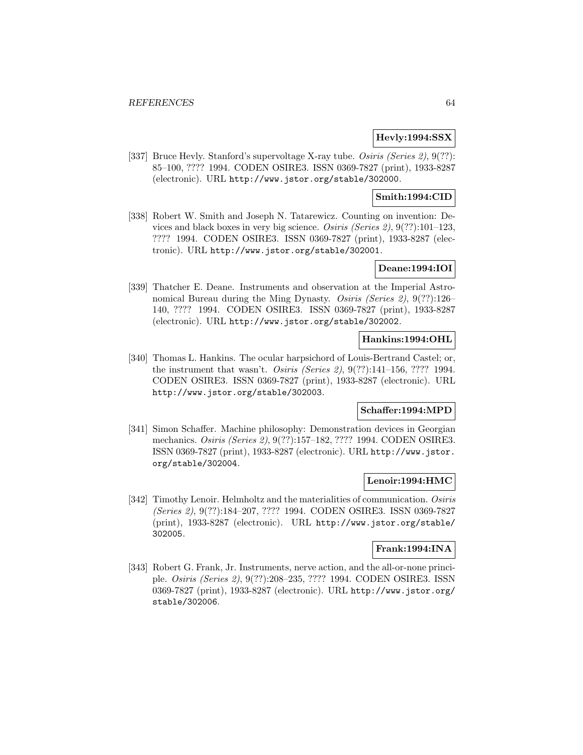**Hevly:1994:SSX**

[337] Bruce Hevly. Stanford's supervoltage X-ray tube. *Osiris (Series 2)*, 9(??): 85–100, ???? 1994. CODEN OSIRE3. ISSN 0369-7827 (print), 1933-8287 (electronic). URL http://www.jstor.org/stable/302000.

**Smith:1994:CID**

[338] Robert W. Smith and Joseph N. Tatarewicz. Counting on invention: Devices and black boxes in very big science. *Osiris (Series 2)*, 9(??):101–123, ???? 1994. CODEN OSIRE3. ISSN 0369-7827 (print), 1933-8287 (electronic). URL http://www.jstor.org/stable/302001.

**Deane:1994:IOI**

[339] Thatcher E. Deane. Instruments and observation at the Imperial Astronomical Bureau during the Ming Dynasty. *Osiris (Series 2)*, 9(??):126–140, ???? 1994. CODEN OSIRE3. ISSN 0369-7827 (print), 1933-8287 (electronic). URL http://www.jstor.org/stable/302002.

**Hankins:1994:OHL**

[340] Thomas L. Hankins. The ocular harpsichord of Louis-Bertrand Castel; or, the instrument that wasn't. *Osiris (Series 2)*, 9(??):141–156, ???? 1994. CODEN OSIRE3. ISSN 0369-7827 (print), 1933-8287 (electronic). URL http://www.jstor.org/stable/302003.

**Schaffer:1994:MPD**

[341] Simon Schaffer. Machine philosophy: Demonstration devices in Georgian mechanics. *Osiris (Series 2)*, 9(??):157–182, ???? 1994. CODEN OSIRE3. ISSN 0369-7827 (print), 1933-8287 (electronic). URL http://www.jstor.org/stable/302004.

**Lenoir:1994:HMC**

[342] Timothy Lenoir. Helmholtz and the materialities of communication. *Osiris (Series 2)*, 9(??):184–207, ???? 1994. CODEN OSIRE3. ISSN 0369-7827 (print), 1933-8287 (electronic). URL http://www.jstor.org/stable/302005.

**Frank:1994:INA**

[343] Robert G. Frank, Jr. Instruments, nerve action, and the all-or-none principle. *Osiris (Series 2)*, 9(??):208–235, ???? 1994. CODEN OSIRE3. ISSN 0369-7827 (print), 1933-8287 (electronic). URL http://www.jstor.org/stable/302006.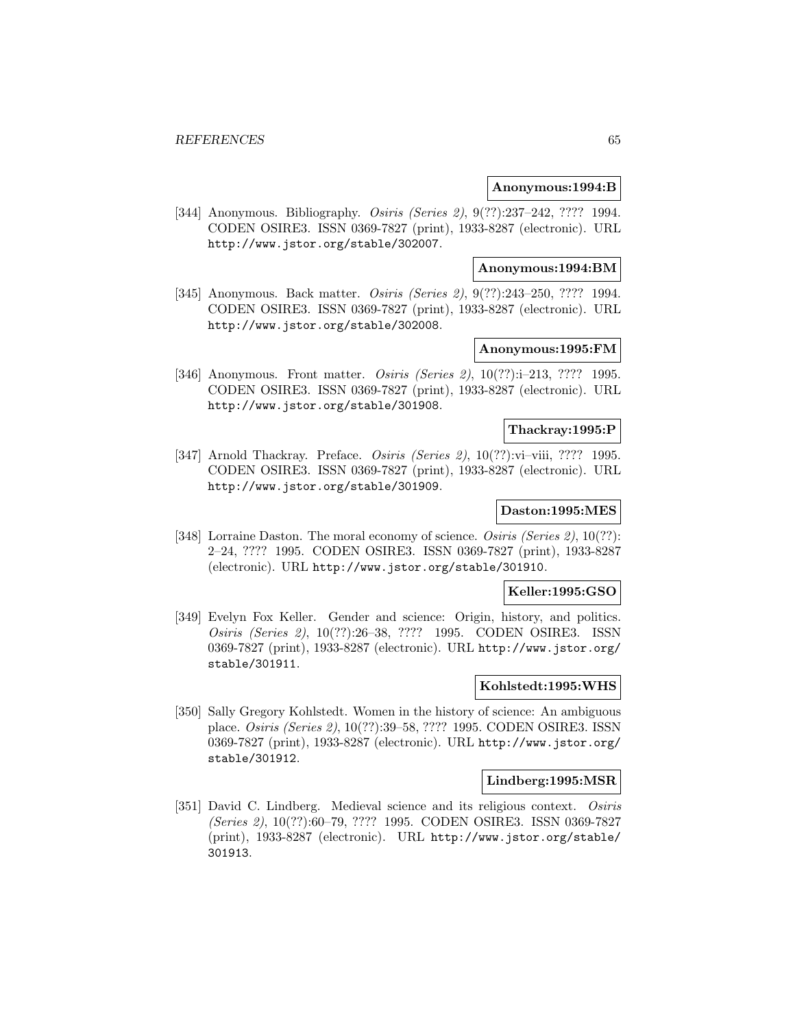**Anonymous:1994:B**

[344] Anonymous. Bibliography. *Osiris (Series 2)*, 9(??):237–242, ???? 1994. CODEN OSIRE3. ISSN 0369-7827 (print), 1933-8287 (electronic). URL http://www.jstor.org/stable/302007.

**Anonymous:1994:BM**

[345] Anonymous. Back matter. *Osiris (Series 2)*, 9(??):243–250, ???? 1994. CODEN OSIRE3. ISSN 0369-7827 (print), 1933-8287 (electronic). URL http://www.jstor.org/stable/302008.

**Anonymous:1995:FM**

[346] Anonymous. Front matter. *Osiris (Series 2)*, 10(??):i–213, ???? 1995. CODEN OSIRE3. ISSN 0369-7827 (print), 1933-8287 (electronic). URL http://www.jstor.org/stable/301908.

**Thackray:1995:P**

[347] Arnold Thackray. Preface. *Osiris (Series 2)*, 10(??):vi–viii, ???? 1995. CODEN OSIRE3. ISSN 0369-7827 (print), 1933-8287 (electronic). URL http://www.jstor.org/stable/301909.

**Daston:1995:MES**

[348] Lorraine Daston. The moral economy of science. *Osiris (Series 2)*, 10(??): 2–24, ???? 1995. CODEN OSIRE3. ISSN 0369-7827 (print), 1933-8287 (electronic). URL http://www.jstor.org/stable/301910.

**Keller:1995:GSO**

[349] Evelyn Fox Keller. Gender and science: Origin, history, and politics. *Osiris (Series 2)*, 10(??):26–38, ???? 1995. CODEN OSIRE3. ISSN 0369-7827 (print), 1933-8287 (electronic). URL http://www.jstor.org/stable/301911.

**Kohlstedt:1995:WHS**

[350] Sally Gregory Kohlstedt. Women in the history of science: An ambiguous place. *Osiris (Series 2)*, 10(??):39–58, ???? 1995. CODEN OSIRE3. ISSN 0369-7827 (print), 1933-8287 (electronic). URL http://www.jstor.org/stable/301912.

**Lindberg:1995:MSR**

[351] David C. Lindberg. Medieval science and its religious context. *Osiris (Series 2)*, 10(??):60–79, ???? 1995. CODEN OSIRE3. ISSN 0369-7827 (print), 1933-8287 (electronic). URL http://www.jstor.org/stable/301913.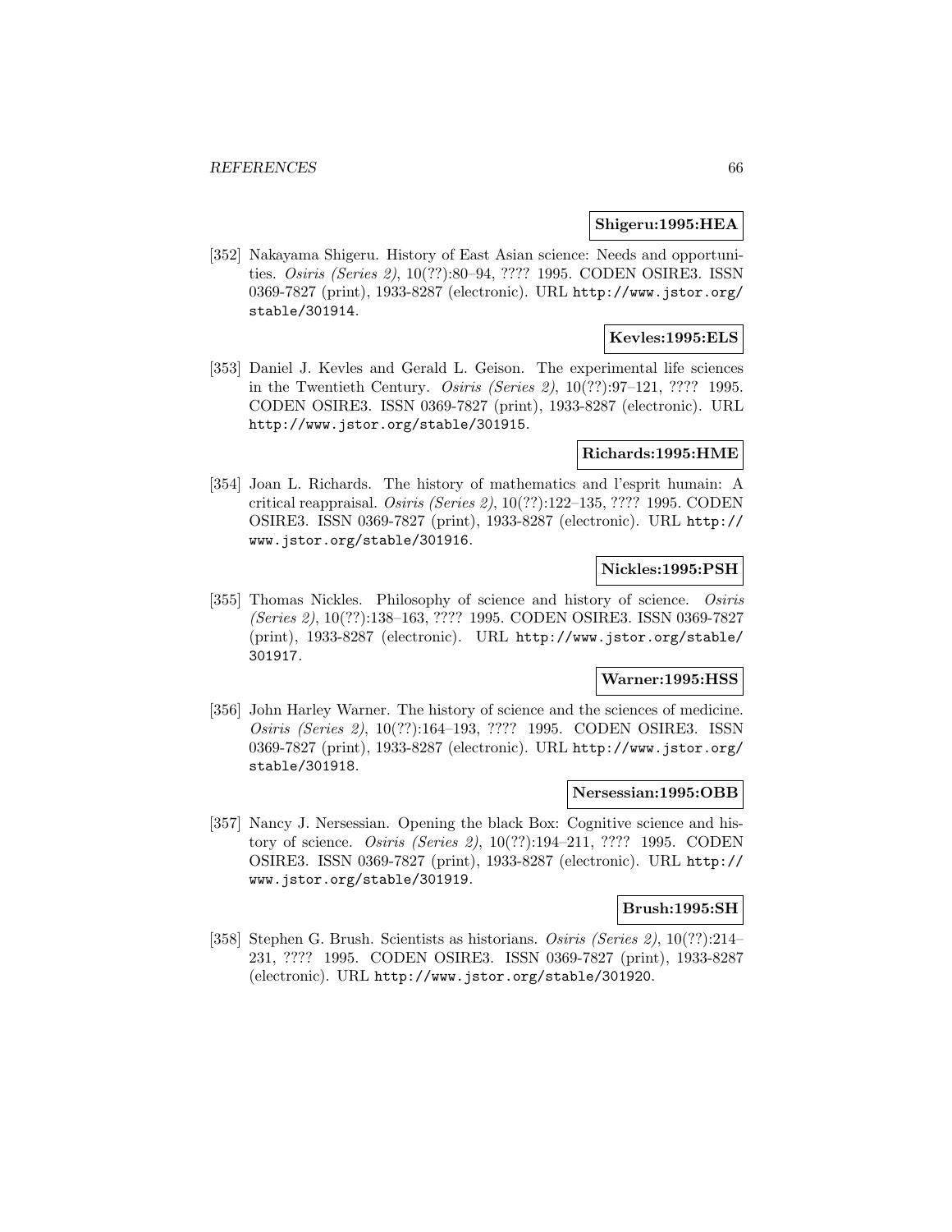**Shigeru:1995:HEA**

[352] Nakayama Shigeru. History of East Asian science: Needs and opportunities. *Osiris (Series 2)*, 10(??):80–94, ???? 1995. CODEN OSIRE3. ISSN 0369-7827 (print), 1933-8287 (electronic). URL http://www.jstor.org/stable/301914.

**Kevles:1995:ELS**

[353] Daniel J. Kevles and Gerald L. Geison. The experimental life sciences in the Twentieth Century. *Osiris (Series 2)*, 10(??):97–121, ???? 1995. CODEN OSIRE3. ISSN 0369-7827 (print), 1933-8287 (electronic). URL http://www.jstor.org/stable/301915.

**Richards:1995:HME**

[354] Joan L. Richards. The history of mathematics and l'esprit humain: A critical reappraisal. *Osiris (Series 2)*, 10(??):122–135, ???? 1995. CODEN OSIRE3. ISSN 0369-7827 (print), 1933-8287 (electronic). URL http://www.jstor.org/stable/301916.

**Nickles:1995:PSH**

[355] Thomas Nickles. Philosophy of science and history of science. *Osiris (Series 2)*, 10(??):138–163, ???? 1995. CODEN OSIRE3. ISSN 0369-7827 (print), 1933-8287 (electronic). URL http://www.jstor.org/stable/301917.

**Warner:1995:HSS**

[356] John Harley Warner. The history of science and the sciences of medicine. *Osiris (Series 2)*, 10(??):164–193, ???? 1995. CODEN OSIRE3. ISSN 0369-7827 (print), 1933-8287 (electronic). URL http://www.jstor.org/stable/301918.

**Nersessian:1995:OBB**

[357] Nancy J. Nersessian. Opening the black Box: Cognitive science and history of science. *Osiris (Series 2)*, 10(??):194–211, ???? 1995. CODEN OSIRE3. ISSN 0369-7827 (print), 1933-8287 (electronic). URL http://www.jstor.org/stable/301919.

**Brush:1995:SH**

[358] Stephen G. Brush. Scientists as historians. *Osiris (Series 2)*, 10(??):214–231, ???? 1995. CODEN OSIRE3. ISSN 0369-7827 (print), 1933-8287 (electronic). URL http://www.jstor.org/stable/301920.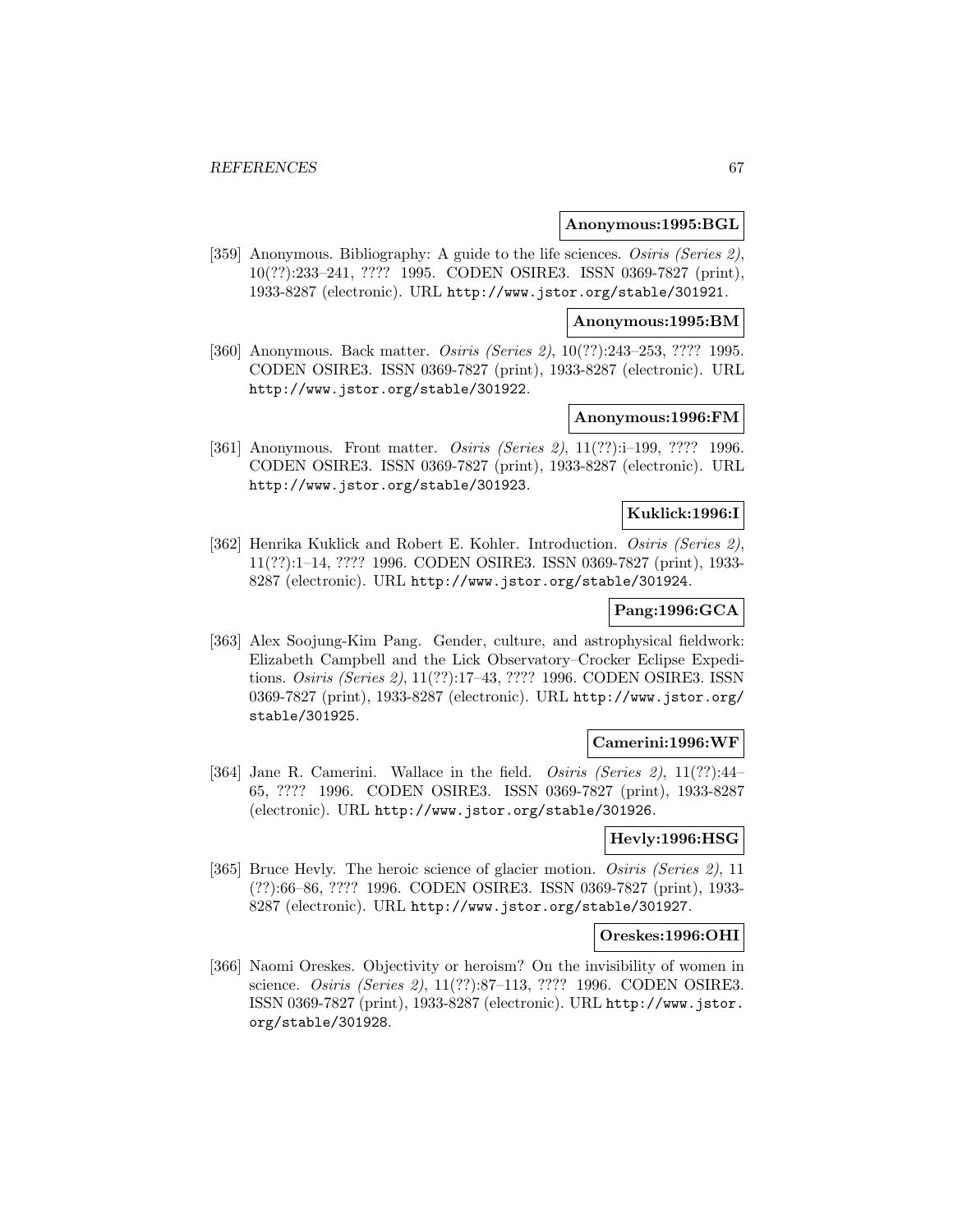**Anonymous:1995:BGL**

[359] Anonymous. Bibliography: A guide to the life sciences. *Osiris (Series 2)*, 10(??):233–241, ???? 1995. CODEN OSIRE3. ISSN 0369-7827 (print), 1933-8287 (electronic). URL http://www.jstor.org/stable/301921.

**Anonymous:1995:BM**

[360] Anonymous. Back matter. *Osiris (Series 2)*, 10(??):243–253, ???? 1995. CODEN OSIRE3. ISSN 0369-7827 (print), 1933-8287 (electronic). URL http://www.jstor.org/stable/301922.

**Anonymous:1996:FM**

[361] Anonymous. Front matter. *Osiris (Series 2)*, 11(??):i–199, ???? 1996. CODEN OSIRE3. ISSN 0369-7827 (print), 1933-8287 (electronic). URL http://www.jstor.org/stable/301923.

**Kuklick:1996:I**

[362] Henrika Kuklick and Robert E. Kohler. Introduction. *Osiris (Series 2)*, 11(??):1–14, ???? 1996. CODEN OSIRE3. ISSN 0369-7827 (print), 1933-8287 (electronic). URL http://www.jstor.org/stable/301924.

**Pang:1996:GCA**

[363] Alex Soojung-Kim Pang. Gender, culture, and astrophysical fieldwork: Elizabeth Campbell and the Lick Observatory–Crocker Eclipse Expeditions. *Osiris (Series 2)*, 11(??):17–43, ???? 1996. CODEN OSIRE3. ISSN 0369-7827 (print), 1933-8287 (electronic). URL http://www.jstor.org/stable/301925.

**Camerini:1996:WF**

[364] Jane R. Camerini. Wallace in the field. *Osiris (Series 2)*, 11(??):44–65, ???? 1996. CODEN OSIRE3. ISSN 0369-7827 (print), 1933-8287 (electronic). URL http://www.jstor.org/stable/301926.

**Hevly:1996:HSG**

[365] Bruce Hevly. The heroic science of glacier motion. *Osiris (Series 2)*, 11 (??):66–86, ???? 1996. CODEN OSIRE3. ISSN 0369-7827 (print), 1933-8287 (electronic). URL http://www.jstor.org/stable/301927.

**Oreskes:1996:OHI**

[366] Naomi Oreskes. Objectivity or heroism? On the invisibility of women in science. *Osiris (Series 2)*, 11(??):87–113, ???? 1996. CODEN OSIRE3. ISSN 0369-7827 (print), 1933-8287 (electronic). URL http://www.jstor.org/stable/301928.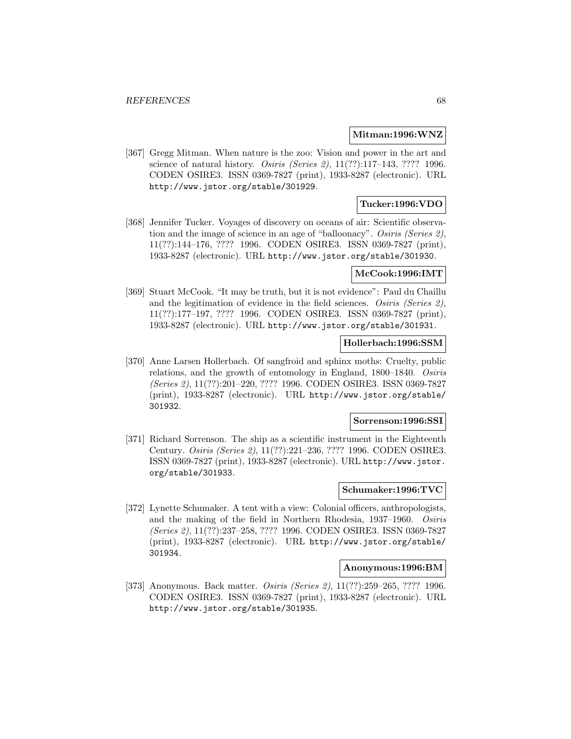**Mitman:1996:WNZ**

[367] Gregg Mitman. When nature is the zoo: Vision and power in the art and science of natural history. *Osiris (Series 2)*, 11(??):117–143, ???? 1996. CODEN OSIRE3. ISSN 0369-7827 (print), 1933-8287 (electronic). URL http://www.jstor.org/stable/301929.

**Tucker:1996:VDO**

[368] Jennifer Tucker. Voyages of discovery on oceans of air: Scientific observation and the image of science in an age of "balloonacy". *Osiris (Series 2)*, 11(??):144–176, ???? 1996. CODEN OSIRE3. ISSN 0369-7827 (print), 1933-8287 (electronic). URL http://www.jstor.org/stable/301930.

**McCook:1996:IMT**

[369] Stuart McCook. "It may be truth, but it is not evidence": Paul du Chaillu and the legitimation of evidence in the field sciences. *Osiris (Series 2)*, 11(??):177–197, ???? 1996. CODEN OSIRE3. ISSN 0369-7827 (print), 1933-8287 (electronic). URL http://www.jstor.org/stable/301931.

**Hollerbach:1996:SSM**

[370] Anne Larsen Hollerbach. Of sangfroid and sphinx moths: Cruelty, public relations, and the growth of entomology in England, 1800–1840. *Osiris (Series 2)*, 11(??):201–220, ???? 1996. CODEN OSIRE3. ISSN 0369-7827 (print), 1933-8287 (electronic). URL http://www.jstor.org/stable/301932.

**Sorrenson:1996:SSI**

[371] Richard Sorrenson. The ship as a scientific instrument in the Eighteenth Century. *Osiris (Series 2)*, 11(??):221–236, ???? 1996. CODEN OSIRE3. ISSN 0369-7827 (print), 1933-8287 (electronic). URL http://www.jstor.org/stable/301933.

**Schumaker:1996:TVC**

[372] Lynette Schumaker. A tent with a view: Colonial officers, anthropologists, and the making of the field in Northern Rhodesia, 1937–1960. *Osiris (Series 2)*, 11(??):237–258, ???? 1996. CODEN OSIRE3. ISSN 0369-7827 (print), 1933-8287 (electronic). URL http://www.jstor.org/stable/301934.

**Anonymous:1996:BM**

[373] Anonymous. Back matter. *Osiris (Series 2)*, 11(??):259–265, ???? 1996. CODEN OSIRE3. ISSN 0369-7827 (print), 1933-8287 (electronic). URL http://www.jstor.org/stable/301935.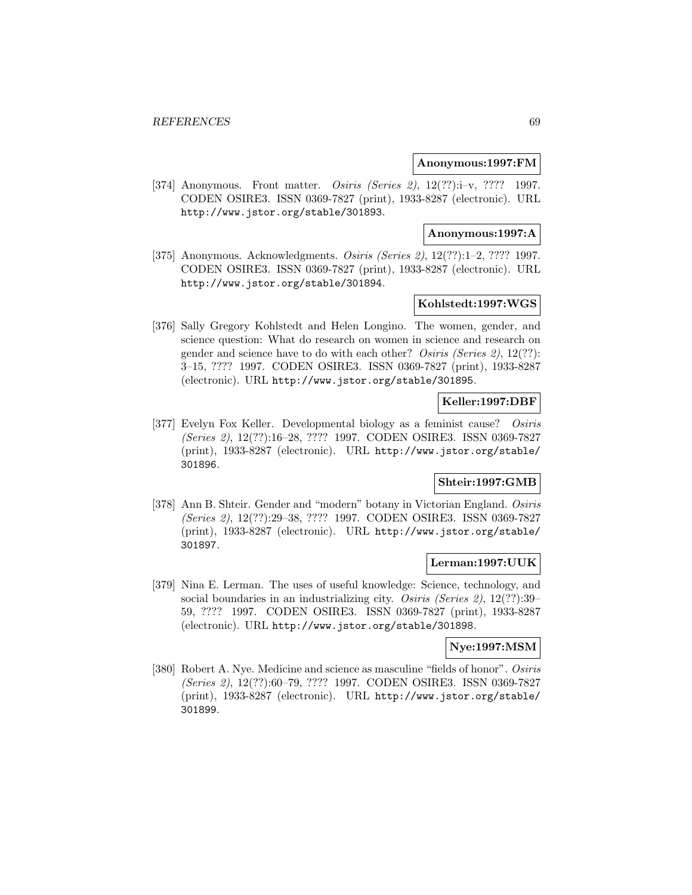**Anonymous:1997:FM**

[374] Anonymous. Front matter. *Osiris (Series 2)*, 12(??):i–v, ???? 1997. CODEN OSIRE3. ISSN 0369-7827 (print), 1933-8287 (electronic). URL http://www.jstor.org/stable/301893.

**Anonymous:1997:A**

[375] Anonymous. Acknowledgments. *Osiris (Series 2)*, 12(??):1–2, ???? 1997. CODEN OSIRE3. ISSN 0369-7827 (print), 1933-8287 (electronic). URL http://www.jstor.org/stable/301894.

**Kohlstedt:1997:WGS**

[376] Sally Gregory Kohlstedt and Helen Longino. The women, gender, and science question: What do research on women in science and research on gender and science have to do with each other? *Osiris (Series 2)*, 12(??): 3–15, ???? 1997. CODEN OSIRE3. ISSN 0369-7827 (print), 1933-8287 (electronic). URL http://www.jstor.org/stable/301895.

**Keller:1997:DBF**

[377] Evelyn Fox Keller. Developmental biology as a feminist cause? *Osiris (Series 2)*, 12(??):16–28, ???? 1997. CODEN OSIRE3. ISSN 0369-7827 (print), 1933-8287 (electronic). URL http://www.jstor.org/stable/301896.

**Shteir:1997:GMB**

[378] Ann B. Shteir. Gender and "modern" botany in Victorian England. *Osiris (Series 2)*, 12(??):29–38, ???? 1997. CODEN OSIRE3. ISSN 0369-7827 (print), 1933-8287 (electronic). URL http://www.jstor.org/stable/301897.

**Lerman:1997:UUK**

[379] Nina E. Lerman. The uses of useful knowledge: Science, technology, and social boundaries in an industrializing city. *Osiris (Series 2)*, 12(??):39–59, ???? 1997. CODEN OSIRE3. ISSN 0369-7827 (print), 1933-8287 (electronic). URL http://www.jstor.org/stable/301898.

**Nye:1997:MSM**

[380] Robert A. Nye. Medicine and science as masculine "fields of honor". *Osiris (Series 2)*, 12(??):60–79, ???? 1997. CODEN OSIRE3. ISSN 0369-7827 (print), 1933-8287 (electronic). URL http://www.jstor.org/stable/301899.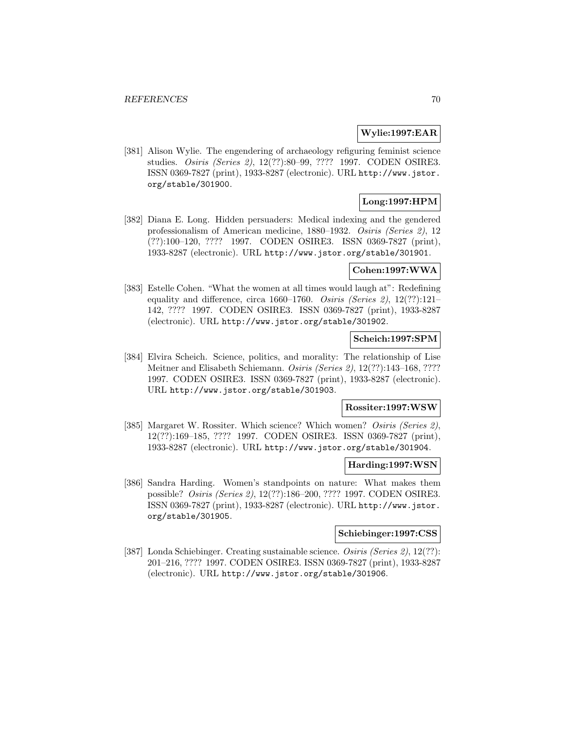**Wylie:1997:EAR**

[381] Alison Wylie. The engendering of archaeology refiguring feminist science studies. *Osiris (Series 2)*, 12(??):80–99, ???? 1997. CODEN OSIRE3. ISSN 0369-7827 (print), 1933-8287 (electronic). URL http://www.jstor.org/stable/301900.

**Long:1997:HPM**

[382] Diana E. Long. Hidden persuaders: Medical indexing and the gendered professionalism of American medicine, 1880–1932. *Osiris (Series 2)*, 12 (??):100–120, ???? 1997. CODEN OSIRE3. ISSN 0369-7827 (print), 1933-8287 (electronic). URL http://www.jstor.org/stable/301901.

**Cohen:1997:WWA**

[383] Estelle Cohen. "What the women at all times would laugh at": Redefining equality and difference, circa 1660–1760. *Osiris (Series 2)*, 12(??):121–142, ???? 1997. CODEN OSIRE3. ISSN 0369-7827 (print), 1933-8287 (electronic). URL http://www.jstor.org/stable/301902.

**Scheich:1997:SPM**

[384] Elvira Scheich. Science, politics, and morality: The relationship of Lise Meitner and Elisabeth Schiemann. *Osiris (Series 2)*, 12(??):143–168, ???? 1997. CODEN OSIRE3. ISSN 0369-7827 (print), 1933-8287 (electronic). URL http://www.jstor.org/stable/301903.

**Rossiter:1997:WSW**

[385] Margaret W. Rossiter. Which science? Which women? *Osiris (Series 2)*, 12(??):169–185, ???? 1997. CODEN OSIRE3. ISSN 0369-7827 (print), 1933-8287 (electronic). URL http://www.jstor.org/stable/301904.

**Harding:1997:WSN**

[386] Sandra Harding. Women's standpoints on nature: What makes them possible? *Osiris (Series 2)*, 12(??):186–200, ???? 1997. CODEN OSIRE3. ISSN 0369-7827 (print), 1933-8287 (electronic). URL http://www.jstor.org/stable/301905.

**Schiebinger:1997:CSS**

[387] Londa Schiebinger. Creating sustainable science. *Osiris (Series 2)*, 12(??): 201–216, ???? 1997. CODEN OSIRE3. ISSN 0369-7827 (print), 1933-8287 (electronic). URL http://www.jstor.org/stable/301906.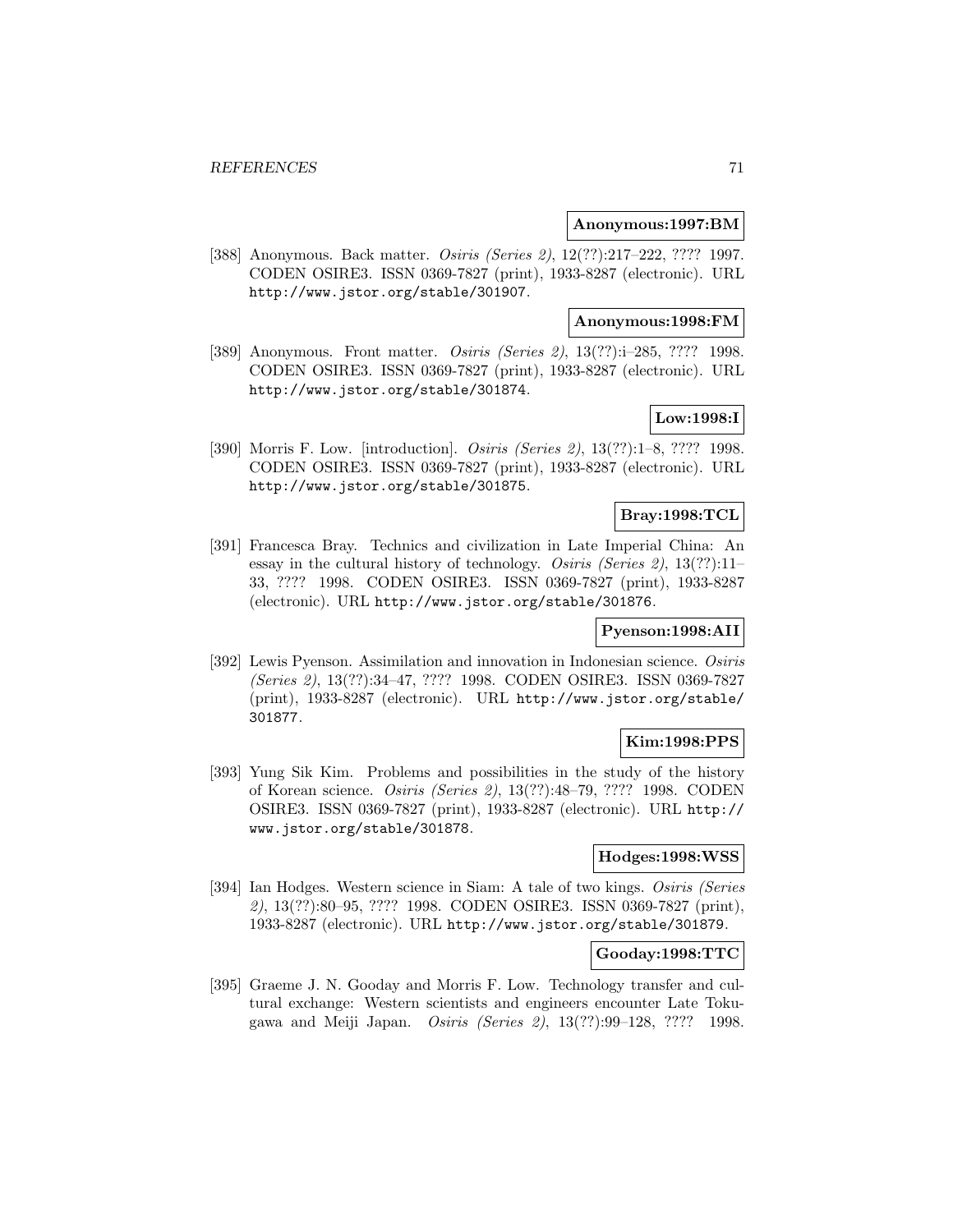**Anonymous:1997:BM**

[388] Anonymous. Back matter. *Osiris (Series 2)*, 12(??):217–222, ???? 1997. CODEN OSIRE3. ISSN 0369-7827 (print), 1933-8287 (electronic). URL http://www.jstor.org/stable/301907.

**Anonymous:1998:FM**

[389] Anonymous. Front matter. *Osiris (Series 2)*, 13(??):i–285, ???? 1998. CODEN OSIRE3. ISSN 0369-7827 (print), 1933-8287 (electronic). URL http://www.jstor.org/stable/301874.

**Low:1998:I**

[390] Morris F. Low. [introduction]. *Osiris (Series 2)*, 13(??):1–8, ???? 1998. CODEN OSIRE3. ISSN 0369-7827 (print), 1933-8287 (electronic). URL http://www.jstor.org/stable/301875.

**Bray:1998:TCL**

[391] Francesca Bray. Technics and civilization in Late Imperial China: An essay in the cultural history of technology. *Osiris (Series 2)*, 13(??):11–33, ???? 1998. CODEN OSIRE3. ISSN 0369-7827 (print), 1933-8287 (electronic). URL http://www.jstor.org/stable/301876.

**Pyenson:1998:AII**

[392] Lewis Pyenson. Assimilation and innovation in Indonesian science. *Osiris (Series 2)*, 13(??):34–47, ???? 1998. CODEN OSIRE3. ISSN 0369-7827 (print), 1933-8287 (electronic). URL http://www.jstor.org/stable/301877.

**Kim:1998:PPS**

[393] Yung Sik Kim. Problems and possibilities in the study of the history of Korean science. *Osiris (Series 2)*, 13(??):48–79, ???? 1998. CODEN OSIRE3. ISSN 0369-7827 (print), 1933-8287 (electronic). URL http://www.jstor.org/stable/301878.

**Hodges:1998:WSS**

[394] Ian Hodges. Western science in Siam: A tale of two kings. *Osiris (Series 2)*, 13(??):80–95, ???? 1998. CODEN OSIRE3. ISSN 0369-7827 (print), 1933-8287 (electronic). URL http://www.jstor.org/stable/301879.

**Gooday:1998:TTC**

[395] Graeme J. N. Gooday and Morris F. Low. Technology transfer and cultural exchange: Western scientists and engineers encounter Late Tokugawa and Meiji Japan. *Osiris (Series 2)*, 13(??):99–128, ???? 1998.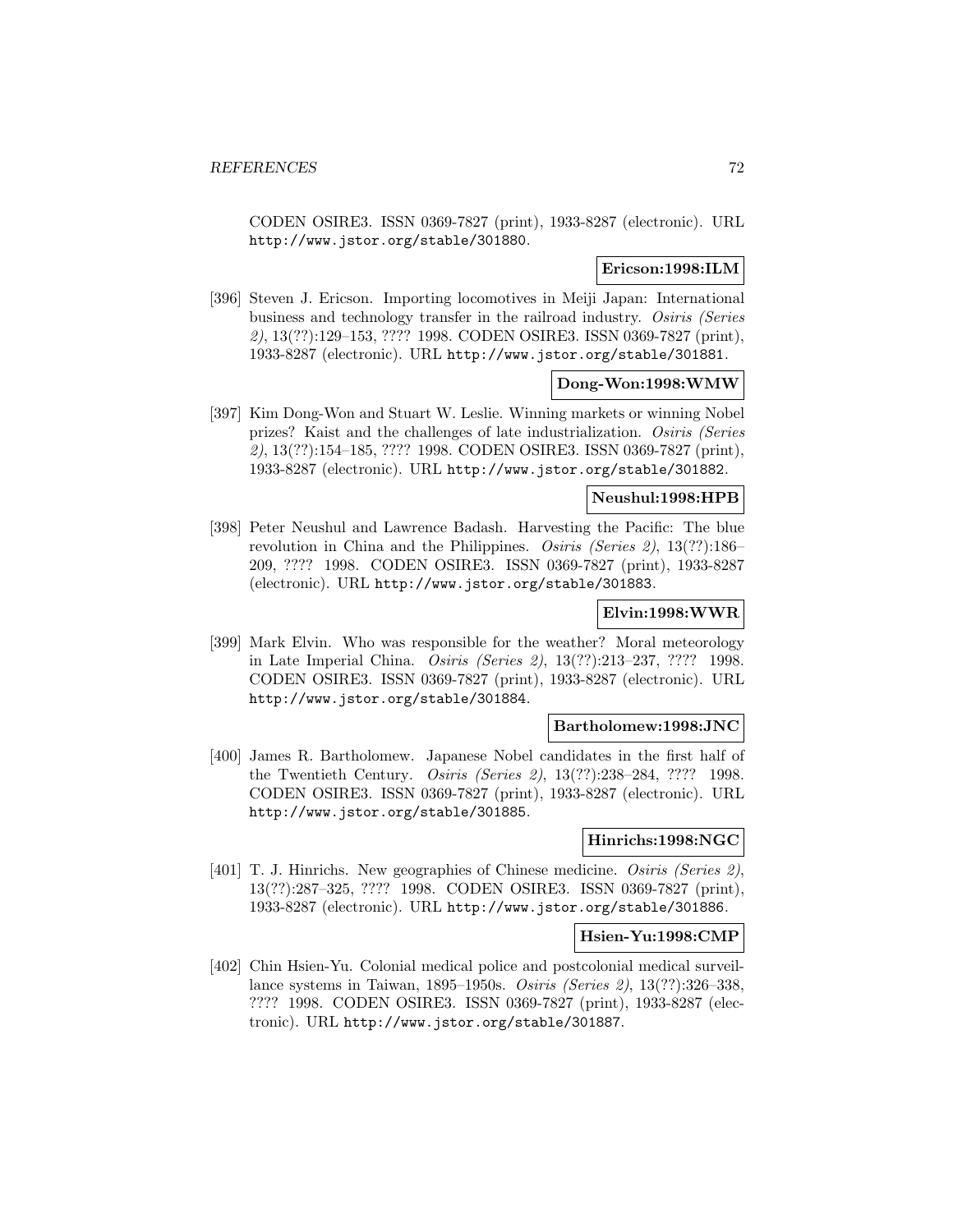CODEN OSIRE3. ISSN 0369-7827 (print), 1933-8287 (electronic). URL http://www.jstor.org/stable/301880.

**Ericson:1998:ILM**

[396] Steven J. Ericson. Importing locomotives in Meiji Japan: International business and technology transfer in the railroad industry. *Osiris (Series 2)*, 13(??):129–153, ???? 1998. CODEN OSIRE3. ISSN 0369-7827 (print), 1933-8287 (electronic). URL http://www.jstor.org/stable/301881.

**Dong-Won:1998:WMW**

[397] Kim Dong-Won and Stuart W. Leslie. Winning markets or winning Nobel prizes? Kaist and the challenges of late industrialization. *Osiris (Series 2)*, 13(??):154–185, ???? 1998. CODEN OSIRE3. ISSN 0369-7827 (print), 1933-8287 (electronic). URL http://www.jstor.org/stable/301882.

**Neushul:1998:HPB**

[398] Peter Neushul and Lawrence Badash. Harvesting the Pacific: The blue revolution in China and the Philippines. *Osiris (Series 2)*, 13(??):186–209, ???? 1998. CODEN OSIRE3. ISSN 0369-7827 (print), 1933-8287 (electronic). URL http://www.jstor.org/stable/301883.

**Elvin:1998:WWR**

[399] Mark Elvin. Who was responsible for the weather? Moral meteorology in Late Imperial China. *Osiris (Series 2)*, 13(??):213–237, ???? 1998. CODEN OSIRE3. ISSN 0369-7827 (print), 1933-8287 (electronic). URL http://www.jstor.org/stable/301884.

**Bartholomew:1998:JNC**

[400] James R. Bartholomew. Japanese Nobel candidates in the first half of the Twentieth Century. *Osiris (Series 2)*, 13(??):238–284, ???? 1998. CODEN OSIRE3. ISSN 0369-7827 (print), 1933-8287 (electronic). URL http://www.jstor.org/stable/301885.

**Hinrichs:1998:NGC**

[401] T. J. Hinrichs. New geographies of Chinese medicine. *Osiris (Series 2)*, 13(??):287–325, ???? 1998. CODEN OSIRE3. ISSN 0369-7827 (print), 1933-8287 (electronic). URL http://www.jstor.org/stable/301886.

**Hsien-Yu:1998:CMP**

[402] Chin Hsien-Yu. Colonial medical police and postcolonial medical surveillance systems in Taiwan, 1895–1950s. *Osiris (Series 2)*, 13(??):326–338, ???? 1998. CODEN OSIRE3. ISSN 0369-7827 (print), 1933-8287 (electronic). URL http://www.jstor.org/stable/301887.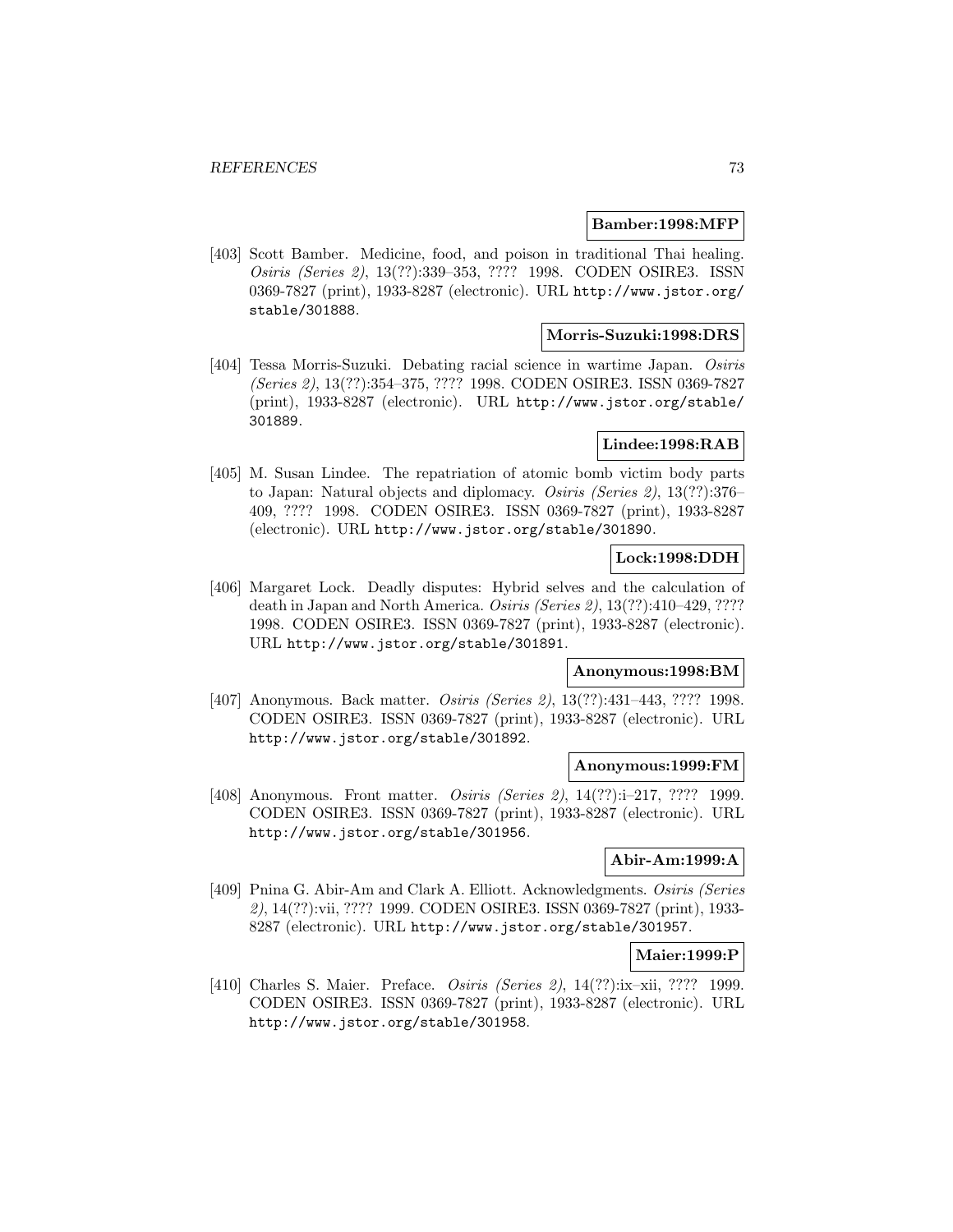**Bamber:1998:MFP**

[403] Scott Bamber. Medicine, food, and poison in traditional Thai healing. *Osiris (Series 2)*, 13(??):339–353, ???? 1998. CODEN OSIRE3. ISSN 0369-7827 (print), 1933-8287 (electronic). URL http://www.jstor.org/stable/301888.

**Morris-Suzuki:1998:DRS**

[404] Tessa Morris-Suzuki. Debating racial science in wartime Japan. *Osiris (Series 2)*, 13(??):354–375, ???? 1998. CODEN OSIRE3. ISSN 0369-7827 (print), 1933-8287 (electronic). URL http://www.jstor.org/stable/301889.

**Lindee:1998:RAB**

[405] M. Susan Lindee. The repatriation of atomic bomb victim body parts to Japan: Natural objects and diplomacy. *Osiris (Series 2)*, 13(??):376–409, ???? 1998. CODEN OSIRE3. ISSN 0369-7827 (print), 1933-8287 (electronic). URL http://www.jstor.org/stable/301890.

**Lock:1998:DDH**

[406] Margaret Lock. Deadly disputes: Hybrid selves and the calculation of death in Japan and North America. *Osiris (Series 2)*, 13(??):410–429, ???? 1998. CODEN OSIRE3. ISSN 0369-7827 (print), 1933-8287 (electronic). URL http://www.jstor.org/stable/301891.

**Anonymous:1998:BM**

[407] Anonymous. Back matter. *Osiris (Series 2)*, 13(??):431–443, ???? 1998. CODEN OSIRE3. ISSN 0369-7827 (print), 1933-8287 (electronic). URL http://www.jstor.org/stable/301892.

**Anonymous:1999:FM**

[408] Anonymous. Front matter. *Osiris (Series 2)*, 14(??):i–217, ???? 1999. CODEN OSIRE3. ISSN 0369-7827 (print), 1933-8287 (electronic). URL http://www.jstor.org/stable/301956.

**Abir-Am:1999:A**

[409] Pnina G. Abir-Am and Clark A. Elliott. Acknowledgments. *Osiris (Series 2)*, 14(??):vii, ???? 1999. CODEN OSIRE3. ISSN 0369-7827 (print), 1933-8287 (electronic). URL http://www.jstor.org/stable/301957.

**Maier:1999:P**

[410] Charles S. Maier. Preface. *Osiris (Series 2)*, 14(??):ix–xii, ???? 1999. CODEN OSIRE3. ISSN 0369-7827 (print), 1933-8287 (electronic). URL http://www.jstor.org/stable/301958.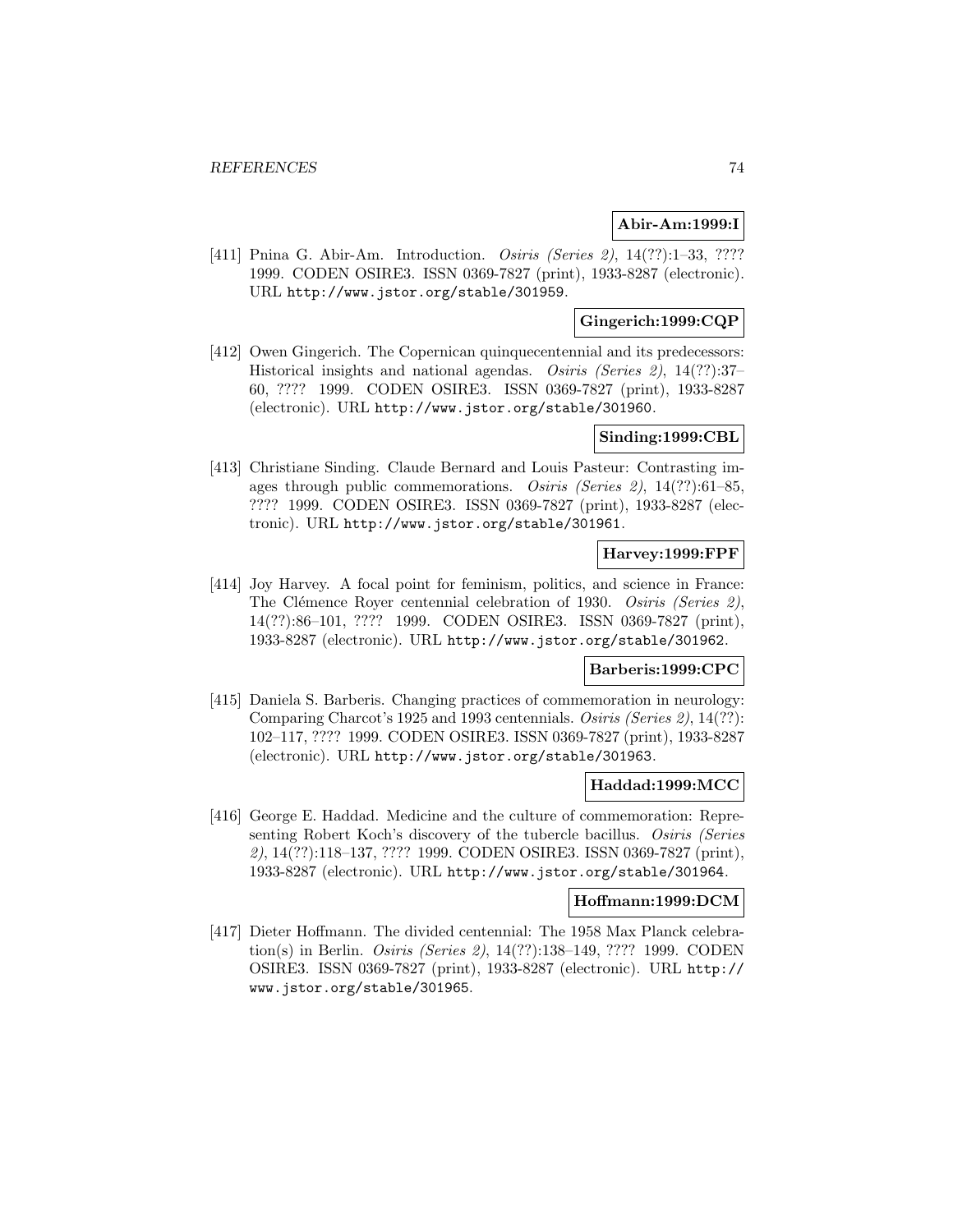**Abir-Am:1999:I**

[411] Pnina G. Abir-Am. Introduction. *Osiris (Series 2)*, 14(??):1–33, ???? 1999. CODEN OSIRE3. ISSN 0369-7827 (print), 1933-8287 (electronic). URL http://www.jstor.org/stable/301959.

**Gingerich:1999:CQP**

[412] Owen Gingerich. The Copernican quinquecentennial and its predecessors: Historical insights and national agendas. *Osiris (Series 2)*, 14(??):37–60, ???? 1999. CODEN OSIRE3. ISSN 0369-7827 (print), 1933-8287 (electronic). URL http://www.jstor.org/stable/301960.

**Sinding:1999:CBL**

[413] Christiane Sinding. Claude Bernard and Louis Pasteur: Contrasting images through public commemorations. *Osiris (Series 2)*, 14(??):61–85, ???? 1999. CODEN OSIRE3. ISSN 0369-7827 (print), 1933-8287 (electronic). URL http://www.jstor.org/stable/301961.

**Harvey:1999:FPF**

[414] Joy Harvey. A focal point for feminism, politics, and science in France: The Clémence Royer centennial celebration of 1930. *Osiris (Series 2)*, 14(??):86–101, ???? 1999. CODEN OSIRE3. ISSN 0369-7827 (print), 1933-8287 (electronic). URL http://www.jstor.org/stable/301962.

**Barberis:1999:CPC**

[415] Daniela S. Barberis. Changing practices of commemoration in neurology: Comparing Charcot's 1925 and 1993 centennials. *Osiris (Series 2)*, 14(??): 102–117, ???? 1999. CODEN OSIRE3. ISSN 0369-7827 (print), 1933-8287 (electronic). URL http://www.jstor.org/stable/301963.

**Haddad:1999:MCC**

[416] George E. Haddad. Medicine and the culture of commemoration: Representing Robert Koch's discovery of the tubercle bacillus. *Osiris (Series 2)*, 14(??):118–137, ???? 1999. CODEN OSIRE3. ISSN 0369-7827 (print), 1933-8287 (electronic). URL http://www.jstor.org/stable/301964.

**Hoffmann:1999:DCM**

[417] Dieter Hoffmann. The divided centennial: The 1958 Max Planck celebration(s) in Berlin. *Osiris (Series 2)*, 14(??):138–149, ???? 1999. CODEN OSIRE3. ISSN 0369-7827 (print), 1933-8287 (electronic). URL http://www.jstor.org/stable/301965.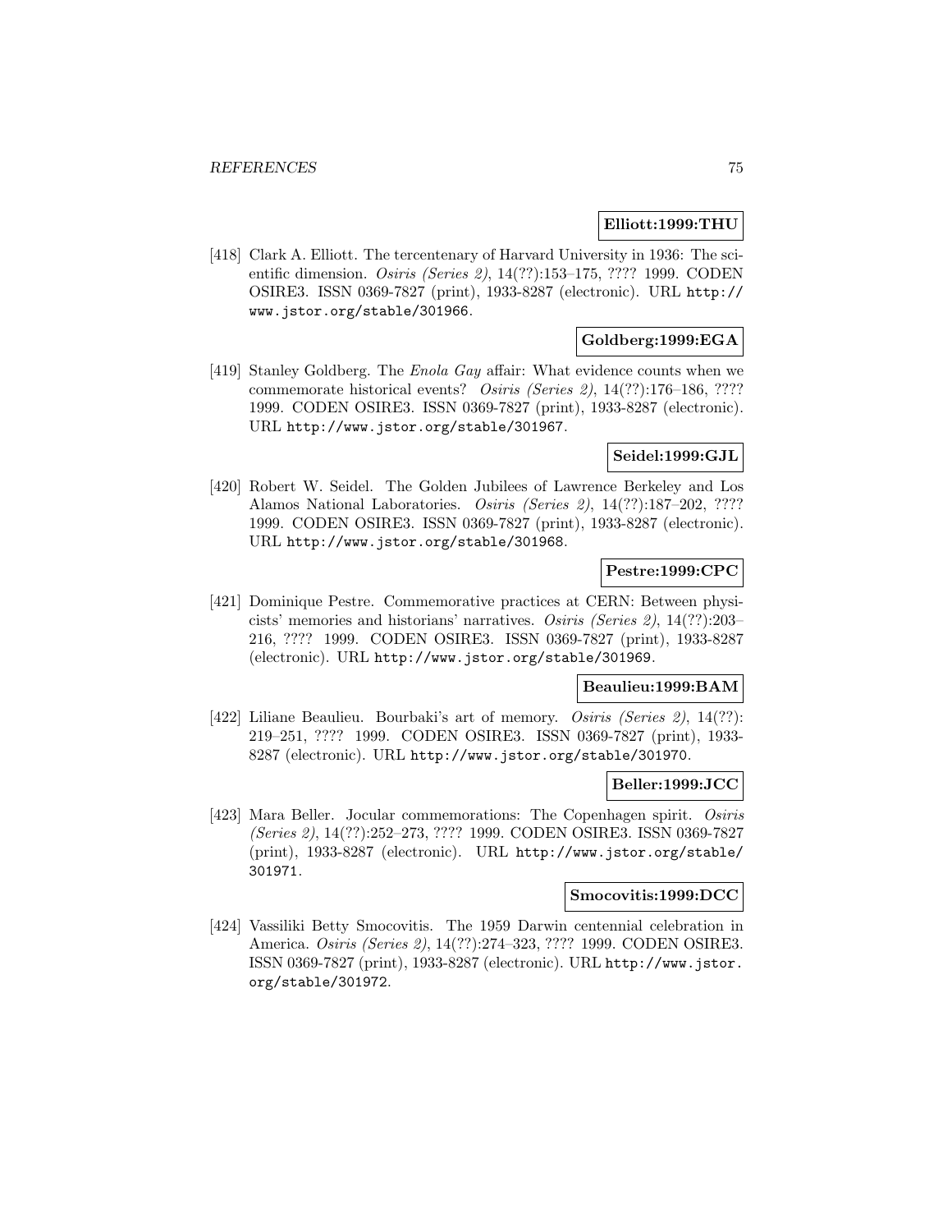**Elliott:1999:THU**

[418] Clark A. Elliott. The tercentenary of Harvard University in 1936: The scientific dimension. *Osiris (Series 2)*, 14(??):153–175, ???? 1999. CODEN OSIRE3. ISSN 0369-7827 (print), 1933-8287 (electronic). URL http://www.jstor.org/stable/301966.

**Goldberg:1999:EGA**

[419] Stanley Goldberg. The *Enola Gay* affair: What evidence counts when we commemorate historical events? *Osiris (Series 2)*, 14(??):176–186, ???? 1999. CODEN OSIRE3. ISSN 0369-7827 (print), 1933-8287 (electronic). URL http://www.jstor.org/stable/301967.

**Seidel:1999:GJL**

[420] Robert W. Seidel. The Golden Jubilees of Lawrence Berkeley and Los Alamos National Laboratories. *Osiris (Series 2)*, 14(??):187–202, ???? 1999. CODEN OSIRE3. ISSN 0369-7827 (print), 1933-8287 (electronic). URL http://www.jstor.org/stable/301968.

**Pestre:1999:CPC**

[421] Dominique Pestre. Commemorative practices at CERN: Between physicists' memories and historians' narratives. *Osiris (Series 2)*, 14(??):203–216, ???? 1999. CODEN OSIRE3. ISSN 0369-7827 (print), 1933-8287 (electronic). URL http://www.jstor.org/stable/301969.

**Beaulieu:1999:BAM**

[422] Liliane Beaulieu. Bourbaki's art of memory. *Osiris (Series 2)*, 14(??):219–251, ???? 1999. CODEN OSIRE3. ISSN 0369-7827 (print), 1933-8287 (electronic). URL http://www.jstor.org/stable/301970.

**Beller:1999:JCC**

[423] Mara Beller. Jocular commemorations: The Copenhagen spirit. *Osiris (Series 2)*, 14(??):252–273, ???? 1999. CODEN OSIRE3. ISSN 0369-7827 (print), 1933-8287 (electronic). URL http://www.jstor.org/stable/301971.

**Smocovitis:1999:DCC**

[424] Vassiliki Betty Smocovitis. The 1959 Darwin centennial celebration in America. *Osiris (Series 2)*, 14(??):274–323, ???? 1999. CODEN OSIRE3. ISSN 0369-7827 (print), 1933-8287 (electronic). URL http://www.jstor.org/stable/301972.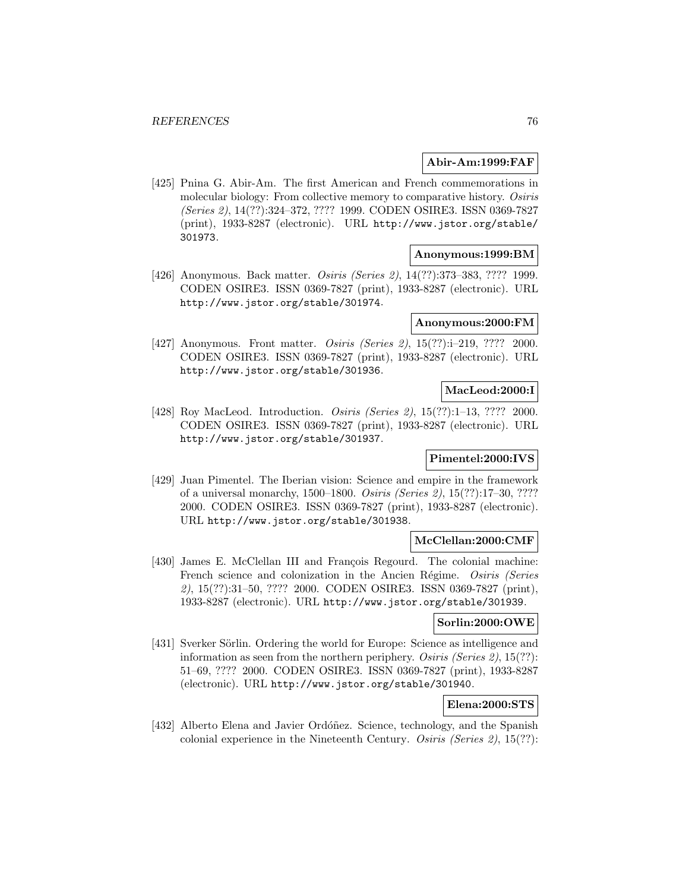**Abir-Am:1999:FAF**

[425] Pnina G. Abir-Am. The first American and French commemorations in molecular biology: From collective memory to comparative history. *Osiris (Series 2)*, 14(??):324–372, ???? 1999. CODEN OSIRE3. ISSN 0369-7827 (print), 1933-8287 (electronic). URL http://www.jstor.org/stable/301973.

**Anonymous:1999:BM**

[426] Anonymous. Back matter. *Osiris (Series 2)*, 14(??):373–383, ???? 1999. CODEN OSIRE3. ISSN 0369-7827 (print), 1933-8287 (electronic). URL http://www.jstor.org/stable/301974.

**Anonymous:2000:FM**

[427] Anonymous. Front matter. *Osiris (Series 2)*, 15(??):i–219, ???? 2000. CODEN OSIRE3. ISSN 0369-7827 (print), 1933-8287 (electronic). URL http://www.jstor.org/stable/301936.

**MacLeod:2000:I**

[428] Roy MacLeod. Introduction. *Osiris (Series 2)*, 15(??):1–13, ???? 2000. CODEN OSIRE3. ISSN 0369-7827 (print), 1933-8287 (electronic). URL http://www.jstor.org/stable/301937.

**Pimentel:2000:IVS**

[429] Juan Pimentel. The Iberian vision: Science and empire in the framework of a universal monarchy, 1500–1800. *Osiris (Series 2)*, 15(??):17–30, ???? 2000. CODEN OSIRE3. ISSN 0369-7827 (print), 1933-8287 (electronic). URL http://www.jstor.org/stable/301938.

**McClellan:2000:CMF**

[430] James E. McClellan III and François Regourd. The colonial machine: French science and colonization in the Ancien Régime. *Osiris (Series 2)*, 15(??):31–50, ???? 2000. CODEN OSIRE3. ISSN 0369-7827 (print), 1933-8287 (electronic). URL http://www.jstor.org/stable/301939.

**Sorlin:2000:OWE**

[431] Sverker Sörlin. Ordering the world for Europe: Science as intelligence and information as seen from the northern periphery. *Osiris (Series 2)*, 15(??): 51–69, ???? 2000. CODEN OSIRE3. ISSN 0369-7827 (print), 1933-8287 (electronic). URL http://www.jstor.org/stable/301940.

**Elena:2000:STS**

[432] Alberto Elena and Javier Ordóñez. Science, technology, and the Spanish colonial experience in the Nineteenth Century. *Osiris (Series 2)*, 15(??):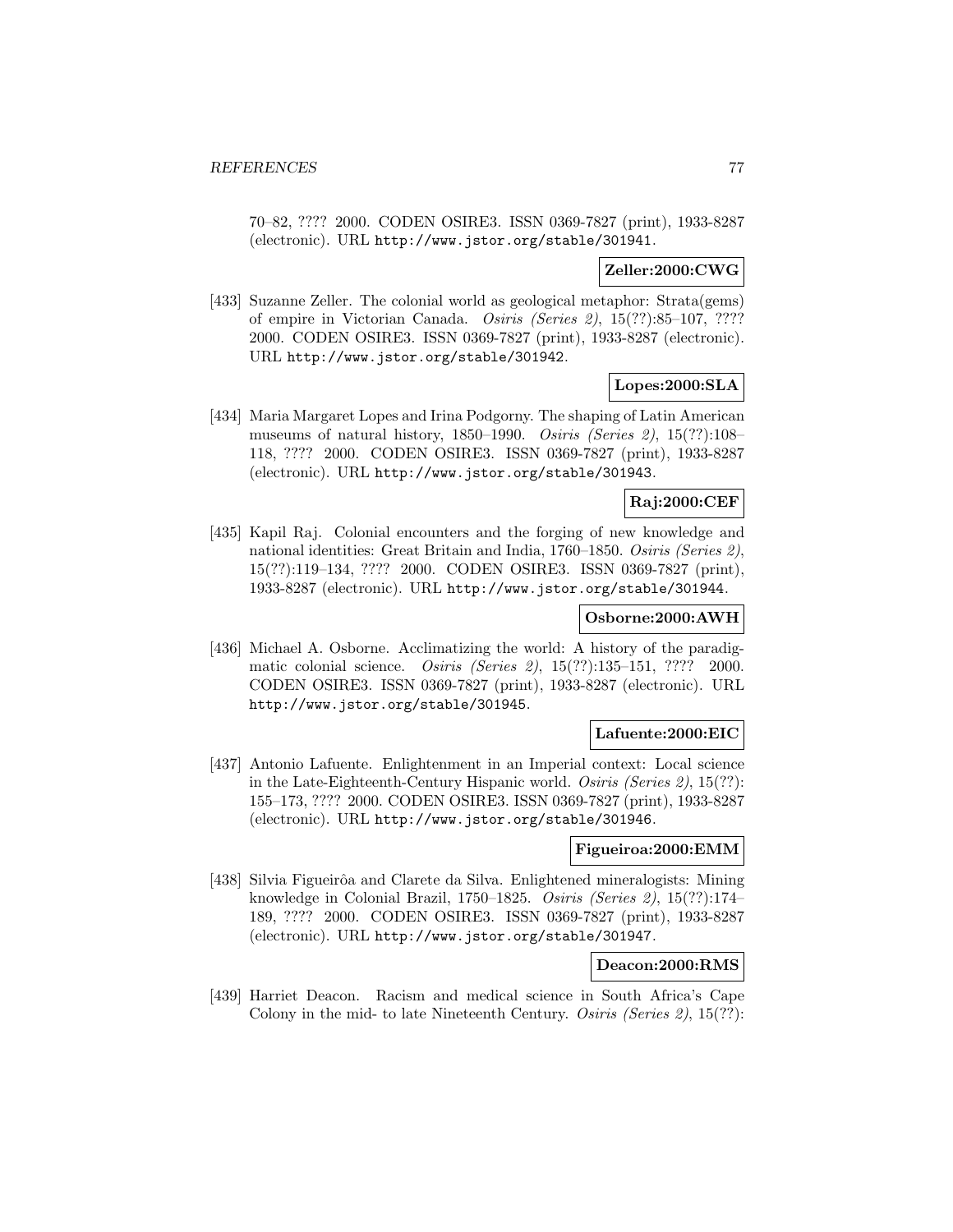70–82, ???? 2000. CODEN OSIRE3. ISSN 0369-7827 (print), 1933-8287 (electronic). URL http://www.jstor.org/stable/301941.

**Zeller:2000:CWG**

[433] Suzanne Zeller. The colonial world as geological metaphor: Strata(gems) of empire in Victorian Canada. *Osiris (Series 2)*, 15(??):85–107, ???? 2000. CODEN OSIRE3. ISSN 0369-7827 (print), 1933-8287 (electronic). URL http://www.jstor.org/stable/301942.

**Lopes:2000:SLA**

[434] Maria Margaret Lopes and Irina Podgorny. The shaping of Latin American museums of natural history, 1850–1990. *Osiris (Series 2)*, 15(??):108–118, ???? 2000. CODEN OSIRE3. ISSN 0369-7827 (print), 1933-8287 (electronic). URL http://www.jstor.org/stable/301943.

**Raj:2000:CEF**

[435] Kapil Raj. Colonial encounters and the forging of new knowledge and national identities: Great Britain and India, 1760–1850. *Osiris (Series 2)*, 15(??):119–134, ???? 2000. CODEN OSIRE3. ISSN 0369-7827 (print), 1933-8287 (electronic). URL http://www.jstor.org/stable/301944.

**Osborne:2000:AWH**

[436] Michael A. Osborne. Acclimatizing the world: A history of the paradigmatic colonial science. *Osiris (Series 2)*, 15(??):135–151, ???? 2000. CODEN OSIRE3. ISSN 0369-7827 (print), 1933-8287 (electronic). URL http://www.jstor.org/stable/301945.

**Lafuente:2000:EIC**

[437] Antonio Lafuente. Enlightenment in an Imperial context: Local science in the Late-Eighteenth-Century Hispanic world. *Osiris (Series 2)*, 15(??):155–173, ???? 2000. CODEN OSIRE3. ISSN 0369-7827 (print), 1933-8287 (electronic). URL http://www.jstor.org/stable/301946.

**Figueiroa:2000:EMM**

[438] Silvia Figueirôa and Clarete da Silva. Enlightened mineralogists: Mining knowledge in Colonial Brazil, 1750–1825. *Osiris (Series 2)*, 15(??):174–189, ???? 2000. CODEN OSIRE3. ISSN 0369-7827 (print), 1933-8287 (electronic). URL http://www.jstor.org/stable/301947.

**Deacon:2000:RMS**

[439] Harriet Deacon. Racism and medical science in South Africa's Cape Colony in the mid- to late Nineteenth Century. *Osiris (Series 2)*, 15(??):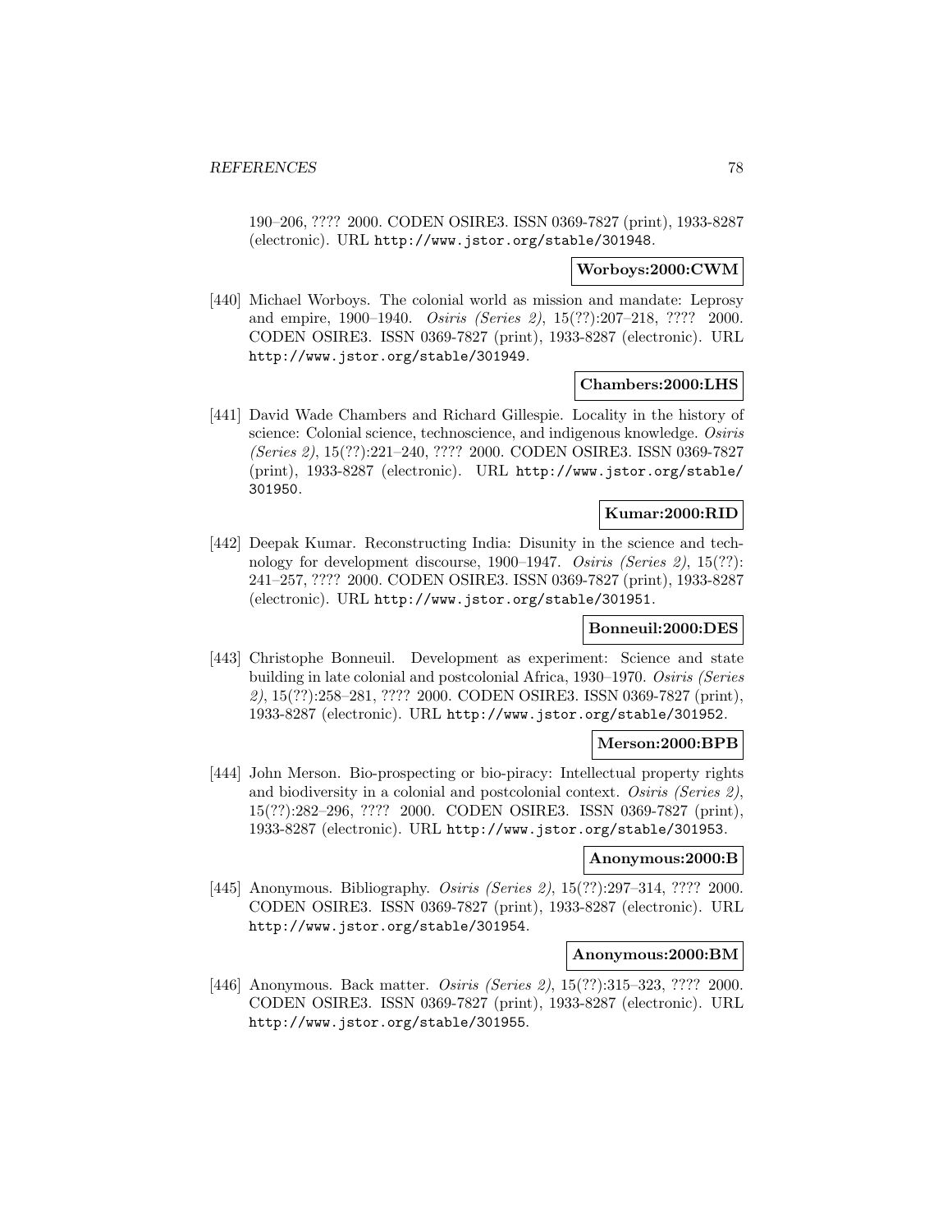190–206, ???? 2000. CODEN OSIRE3. ISSN 0369-7827 (print), 1933-8287 (electronic). URL http://www.jstor.org/stable/301948.

**Worboys:2000:CWM**

[440] Michael Worboys. The colonial world as mission and mandate: Leprosy and empire, 1900–1940. *Osiris (Series 2)*, 15(??):207–218, ???? 2000. CODEN OSIRE3. ISSN 0369-7827 (print), 1933-8287 (electronic). URL http://www.jstor.org/stable/301949.

**Chambers:2000:LHS**

[441] David Wade Chambers and Richard Gillespie. Locality in the history of science: Colonial science, technoscience, and indigenous knowledge. *Osiris (Series 2)*, 15(??):221–240, ???? 2000. CODEN OSIRE3. ISSN 0369-7827 (print), 1933-8287 (electronic). URL http://www.jstor.org/stable/301950.

**Kumar:2000:RID**

[442] Deepak Kumar. Reconstructing India: Disunity in the science and technology for development discourse, 1900–1947. *Osiris (Series 2)*, 15(??): 241–257, ???? 2000. CODEN OSIRE3. ISSN 0369-7827 (print), 1933-8287 (electronic). URL http://www.jstor.org/stable/301951.

**Bonneuil:2000:DES**

[443] Christophe Bonneuil. Development as experiment: Science and state building in late colonial and postcolonial Africa, 1930–1970. *Osiris (Series 2)*, 15(??):258–281, ???? 2000. CODEN OSIRE3. ISSN 0369-7827 (print), 1933-8287 (electronic). URL http://www.jstor.org/stable/301952.

**Merson:2000:BPB**

[444] John Merson. Bio-prospecting or bio-piracy: Intellectual property rights and biodiversity in a colonial and postcolonial context. *Osiris (Series 2)*, 15(??):282–296, ???? 2000. CODEN OSIRE3. ISSN 0369-7827 (print), 1933-8287 (electronic). URL http://www.jstor.org/stable/301953.

**Anonymous:2000:B**

[445] Anonymous. Bibliography. *Osiris (Series 2)*, 15(??):297–314, ???? 2000. CODEN OSIRE3. ISSN 0369-7827 (print), 1933-8287 (electronic). URL http://www.jstor.org/stable/301954.

**Anonymous:2000:BM**

[446] Anonymous. Back matter. *Osiris (Series 2)*, 15(??):315–323, ???? 2000. CODEN OSIRE3. ISSN 0369-7827 (print), 1933-8287 (electronic). URL http://www.jstor.org/stable/301955.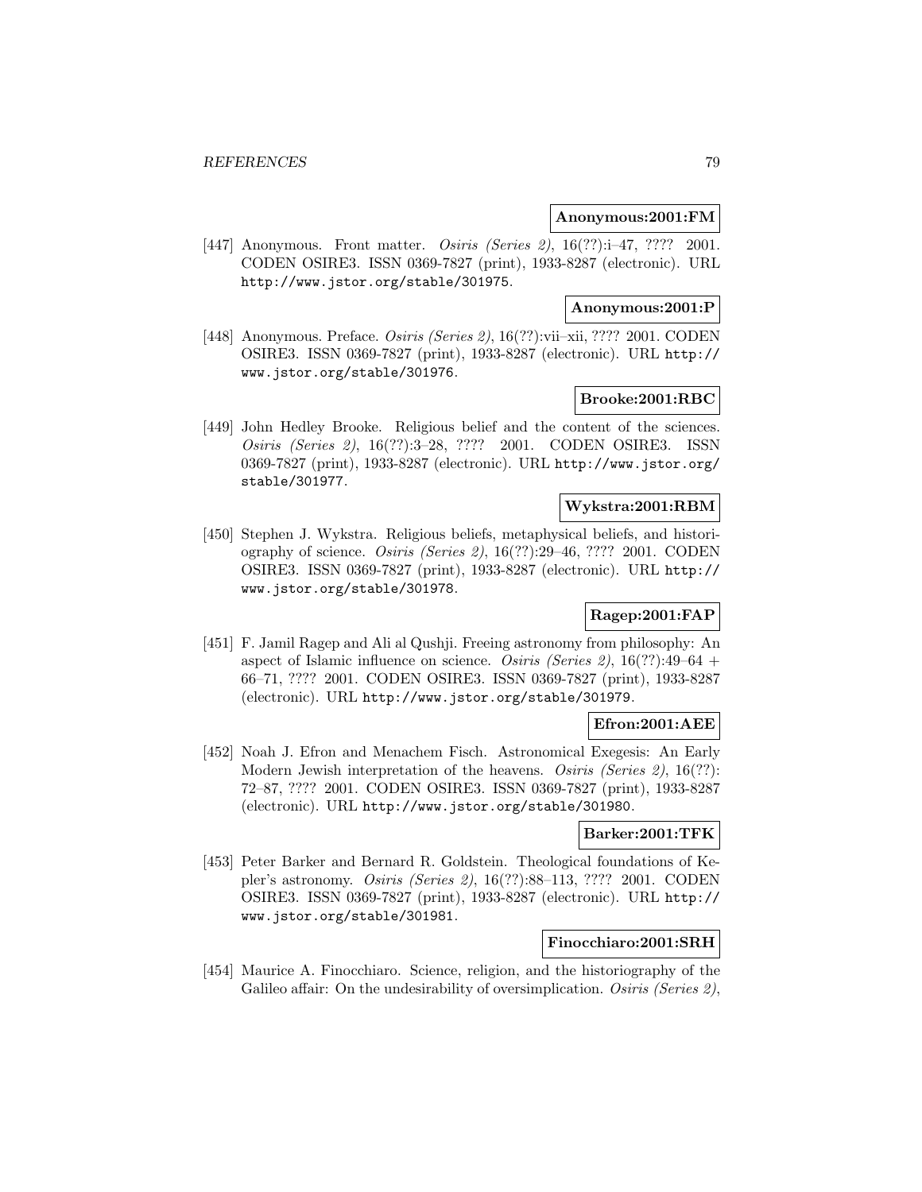**Anonymous:2001:FM**

[447] Anonymous. Front matter. *Osiris (Series 2)*, 16(??):i–47, ???? 2001. CODEN OSIRE3. ISSN 0369-7827 (print), 1933-8287 (electronic). URL http://www.jstor.org/stable/301975.

**Anonymous:2001:P**

[448] Anonymous. Preface. *Osiris (Series 2)*, 16(??):vii–xii, ???? 2001. CODEN OSIRE3. ISSN 0369-7827 (print), 1933-8287 (electronic). URL http://www.jstor.org/stable/301976.

**Brooke:2001:RBC**

[449] John Hedley Brooke. Religious belief and the content of the sciences. *Osiris (Series 2)*, 16(??):3–28, ???? 2001. CODEN OSIRE3. ISSN 0369-7827 (print), 1933-8287 (electronic). URL http://www.jstor.org/stable/301977.

**Wykstra:2001:RBM**

[450] Stephen J. Wykstra. Religious beliefs, metaphysical beliefs, and historiography of science. *Osiris (Series 2)*, 16(??):29–46, ???? 2001. CODEN OSIRE3. ISSN 0369-7827 (print), 1933-8287 (electronic). URL http://www.jstor.org/stable/301978.

**Ragep:2001:FAP**

[451] F. Jamil Ragep and Ali al Qushji. Freeing astronomy from philosophy: An aspect of Islamic influence on science. *Osiris (Series 2)*, 16(??):49–64 + 66–71, ???? 2001. CODEN OSIRE3. ISSN 0369-7827 (print), 1933-8287 (electronic). URL http://www.jstor.org/stable/301979.

**Efron:2001:AEE**

[452] Noah J. Efron and Menachem Fisch. Astronomical Exegesis: An Early Modern Jewish interpretation of the heavens. *Osiris (Series 2)*, 16(??): 72–87, ???? 2001. CODEN OSIRE3. ISSN 0369-7827 (print), 1933-8287 (electronic). URL http://www.jstor.org/stable/301980.

**Barker:2001:TFK**

[453] Peter Barker and Bernard R. Goldstein. Theological foundations of Kepler's astronomy. *Osiris (Series 2)*, 16(??):88–113, ???? 2001. CODEN OSIRE3. ISSN 0369-7827 (print), 1933-8287 (electronic). URL http://www.jstor.org/stable/301981.

**Finocchiaro:2001:SRH**

[454] Maurice A. Finocchiaro. Science, religion, and the historiography of the Galileo affair: On the undesirability of oversimplication. *Osiris (Series 2)*,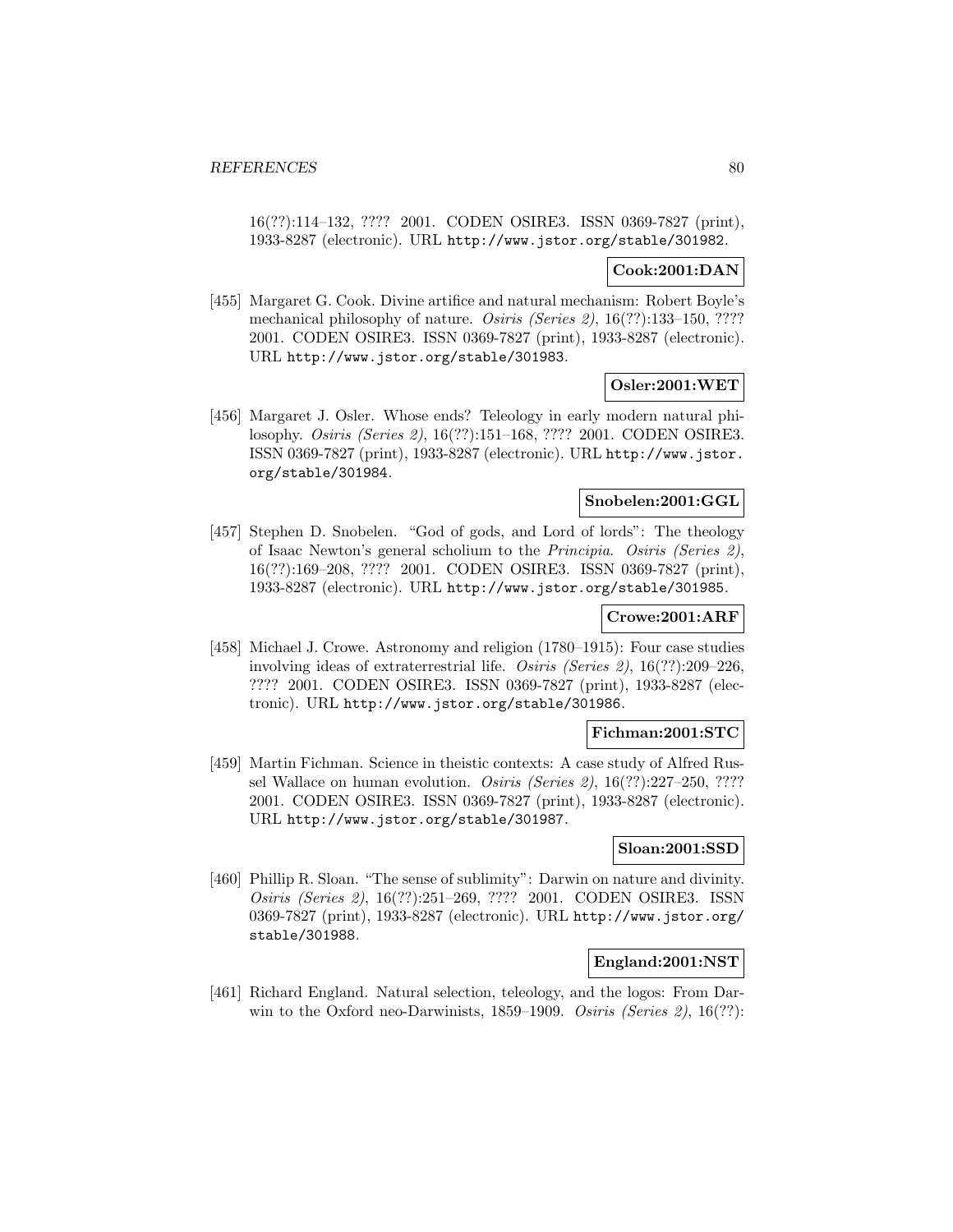16(??):114–132, ???? 2001. CODEN OSIRE3. ISSN 0369-7827 (print), 1933-8287 (electronic). URL http://www.jstor.org/stable/301982.

**Cook:2001:DAN**

[455] Margaret G. Cook. Divine artifice and natural mechanism: Robert Boyle's mechanical philosophy of nature. *Osiris (Series 2)*, 16(??):133–150, ???? 2001. CODEN OSIRE3. ISSN 0369-7827 (print), 1933-8287 (electronic). URL http://www.jstor.org/stable/301983.

**Osler:2001:WET**

[456] Margaret J. Osler. Whose ends? Teleology in early modern natural philosophy. *Osiris (Series 2)*, 16(??):151–168, ???? 2001. CODEN OSIRE3. ISSN 0369-7827 (print), 1933-8287 (electronic). URL http://www.jstor.org/stable/301984.

**Snobelen:2001:GGL**

[457] Stephen D. Snobelen. "God of gods, and Lord of lords": The theology of Isaac Newton's general scholium to the *Principia*. *Osiris (Series 2)*, 16(??):169–208, ???? 2001. CODEN OSIRE3. ISSN 0369-7827 (print), 1933-8287 (electronic). URL http://www.jstor.org/stable/301985.

**Crowe:2001:ARF**

[458] Michael J. Crowe. Astronomy and religion (1780–1915): Four case studies involving ideas of extraterrestrial life. *Osiris (Series 2)*, 16(??):209–226, ???? 2001. CODEN OSIRE3. ISSN 0369-7827 (print), 1933-8287 (electronic). URL http://www.jstor.org/stable/301986.

**Fichman:2001:STC**

[459] Martin Fichman. Science in theistic contexts: A case study of Alfred Russel Wallace on human evolution. *Osiris (Series 2)*, 16(??):227–250, ???? 2001. CODEN OSIRE3. ISSN 0369-7827 (print), 1933-8287 (electronic). URL http://www.jstor.org/stable/301987.

**Sloan:2001:SSD**

[460] Phillip R. Sloan. "The sense of sublimity": Darwin on nature and divinity. *Osiris (Series 2)*, 16(??):251–269, ???? 2001. CODEN OSIRE3. ISSN 0369-7827 (print), 1933-8287 (electronic). URL http://www.jstor.org/stable/301988.

**England:2001:NST**

[461] Richard England. Natural selection, teleology, and the logos: From Darwin to the Oxford neo-Darwinists, 1859–1909. *Osiris (Series 2)*, 16(??):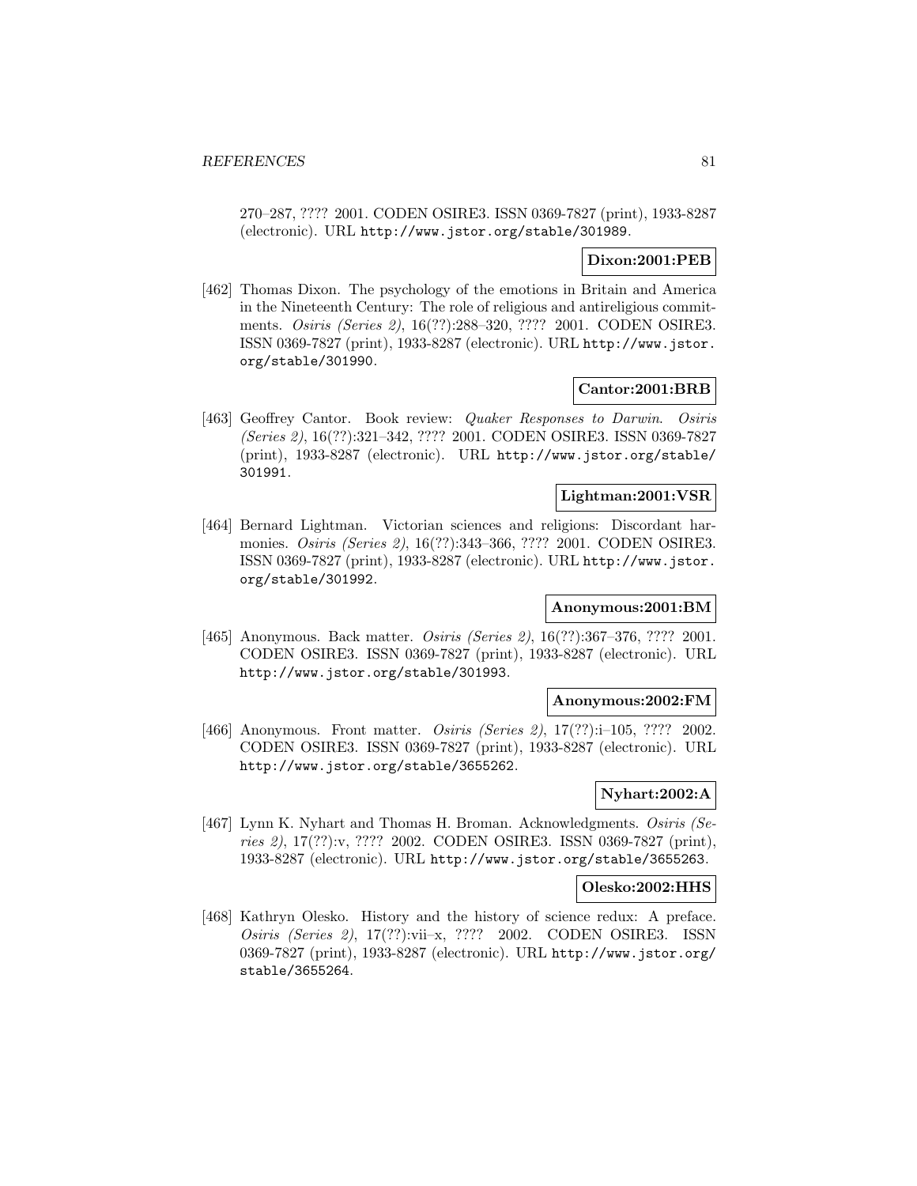270–287, ???? 2001. CODEN OSIRE3. ISSN 0369-7827 (print), 1933-8287 (electronic). URL http://www.jstor.org/stable/301989.

**Dixon:2001:PEB**

[462] Thomas Dixon. The psychology of the emotions in Britain and America in the Nineteenth Century: The role of religious and antireligious commitments. *Osiris (Series 2)*, 16(??):288–320, ???? 2001. CODEN OSIRE3. ISSN 0369-7827 (print), 1933-8287 (electronic). URL http://www.jstor.org/stable/301990.

**Cantor:2001:BRB**

[463] Geoffrey Cantor. Book review: *Quaker Responses to Darwin*. *Osiris (Series 2)*, 16(??):321–342, ???? 2001. CODEN OSIRE3. ISSN 0369-7827 (print), 1933-8287 (electronic). URL http://www.jstor.org/stable/301991.

**Lightman:2001:VSR**

[464] Bernard Lightman. Victorian sciences and religions: Discordant harmonies. *Osiris (Series 2)*, 16(??):343–366, ???? 2001. CODEN OSIRE3. ISSN 0369-7827 (print), 1933-8287 (electronic). URL http://www.jstor.org/stable/301992.

**Anonymous:2001:BM**

[465] Anonymous. Back matter. *Osiris (Series 2)*, 16(??):367–376, ???? 2001. CODEN OSIRE3. ISSN 0369-7827 (print), 1933-8287 (electronic). URL http://www.jstor.org/stable/301993.

**Anonymous:2002:FM**

[466] Anonymous. Front matter. *Osiris (Series 2)*, 17(??):i–105, ???? 2002. CODEN OSIRE3. ISSN 0369-7827 (print), 1933-8287 (electronic). URL http://www.jstor.org/stable/3655262.

**Nyhart:2002:A**

[467] Lynn K. Nyhart and Thomas H. Broman. Acknowledgments. *Osiris (Series 2)*, 17(??):v, ???? 2002. CODEN OSIRE3. ISSN 0369-7827 (print), 1933-8287 (electronic). URL http://www.jstor.org/stable/3655263.

**Olesko:2002:HHS**

[468] Kathryn Olesko. History and the history of science redux: A preface. *Osiris (Series 2)*, 17(??):vii–x, ???? 2002. CODEN OSIRE3. ISSN 0369-7827 (print), 1933-8287 (electronic). URL http://www.jstor.org/stable/3655264.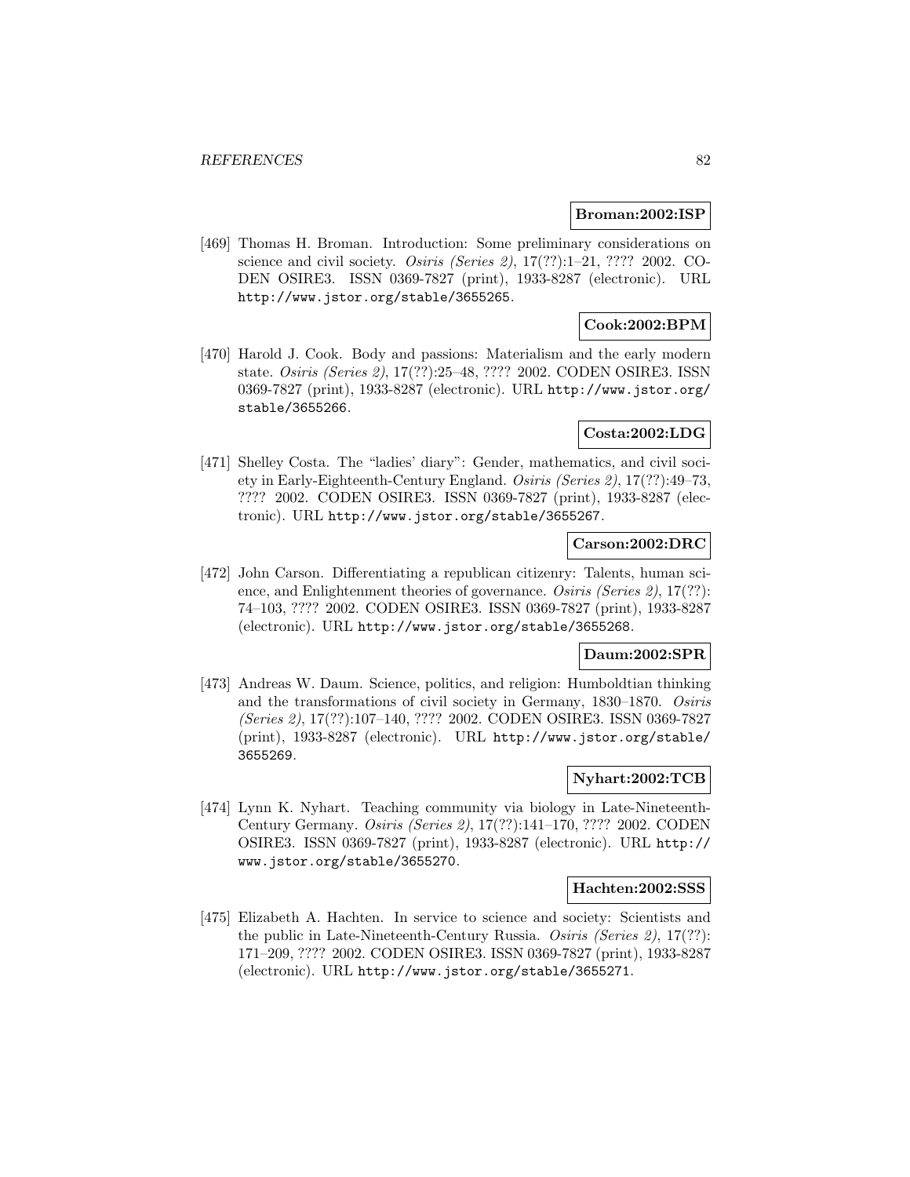**Broman:2002:ISP**

[469] Thomas H. Broman. Introduction: Some preliminary considerations on science and civil society. *Osiris (Series 2)*, 17(??):1–21, ???? 2002. CODEN OSIRE3. ISSN 0369-7827 (print), 1933-8287 (electronic). URL http://www.jstor.org/stable/3655265.

**Cook:2002:BPM**

[470] Harold J. Cook. Body and passions: Materialism and the early modern state. *Osiris (Series 2)*, 17(??):25–48, ???? 2002. CODEN OSIRE3. ISSN 0369-7827 (print), 1933-8287 (electronic). URL http://www.jstor.org/stable/3655266.

**Costa:2002:LDG**

[471] Shelley Costa. The "ladies' diary": Gender, mathematics, and civil society in Early-Eighteenth-Century England. *Osiris (Series 2)*, 17(??):49–73, ???? 2002. CODEN OSIRE3. ISSN 0369-7827 (print), 1933-8287 (electronic). URL http://www.jstor.org/stable/3655267.

**Carson:2002:DRC**

[472] John Carson. Differentiating a republican citizenry: Talents, human science, and Enlightenment theories of governance. *Osiris (Series 2)*, 17(??): 74–103, ???? 2002. CODEN OSIRE3. ISSN 0369-7827 (print), 1933-8287 (electronic). URL http://www.jstor.org/stable/3655268.

**Daum:2002:SPR**

[473] Andreas W. Daum. Science, politics, and religion: Humboldtian thinking and the transformations of civil society in Germany, 1830–1870. *Osiris (Series 2)*, 17(??):107–140, ???? 2002. CODEN OSIRE3. ISSN 0369-7827 (print), 1933-8287 (electronic). URL http://www.jstor.org/stable/3655269.

**Nyhart:2002:TCB**

[474] Lynn K. Nyhart. Teaching community via biology in Late-Nineteenth-Century Germany. *Osiris (Series 2)*, 17(??):141–170, ???? 2002. CODEN OSIRE3. ISSN 0369-7827 (print), 1933-8287 (electronic). URL http://www.jstor.org/stable/3655270.

**Hachten:2002:SSS**

[475] Elizabeth A. Hachten. In service to science and society: Scientists and the public in Late-Nineteenth-Century Russia. *Osiris (Series 2)*, 17(??): 171–209, ???? 2002. CODEN OSIRE3. ISSN 0369-7827 (print), 1933-8287 (electronic). URL http://www.jstor.org/stable/3655271.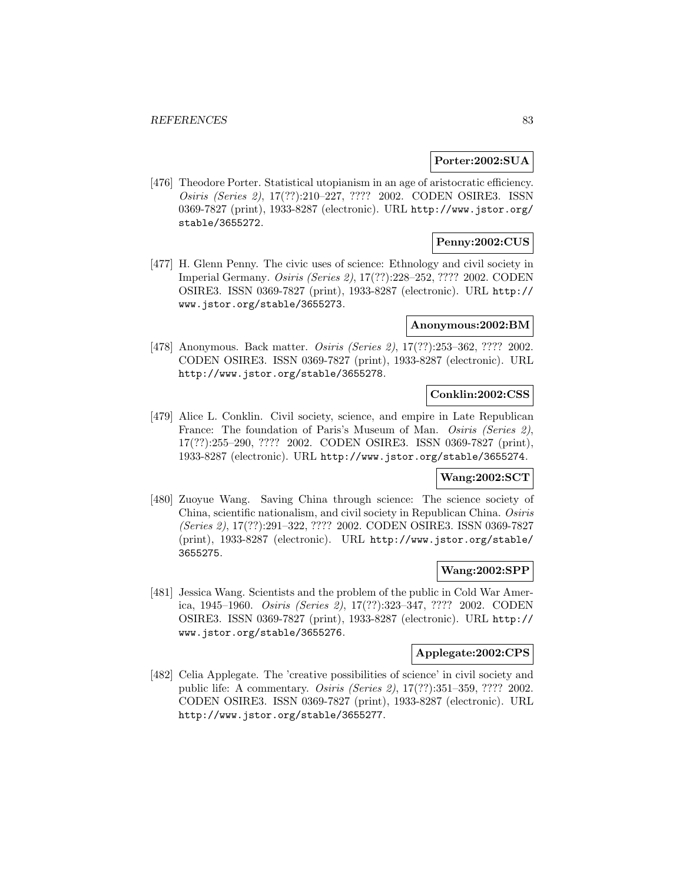**Porter:2002:SUA**

[476] Theodore Porter. Statistical utopianism in an age of aristocratic efficiency. *Osiris (Series 2)*, 17(??):210–227, ???? 2002. CODEN OSIRE3. ISSN 0369-7827 (print), 1933-8287 (electronic). URL http://www.jstor.org/stable/3655272.

**Penny:2002:CUS**

[477] H. Glenn Penny. The civic uses of science: Ethnology and civil society in Imperial Germany. *Osiris (Series 2)*, 17(??):228–252, ???? 2002. CODEN OSIRE3. ISSN 0369-7827 (print), 1933-8287 (electronic). URL http://www.jstor.org/stable/3655273.

**Anonymous:2002:BM**

[478] Anonymous. Back matter. *Osiris (Series 2)*, 17(??):253–362, ???? 2002. CODEN OSIRE3. ISSN 0369-7827 (print), 1933-8287 (electronic). URL http://www.jstor.org/stable/3655278.

**Conklin:2002:CSS**

[479] Alice L. Conklin. Civil society, science, and empire in Late Republican France: The foundation of Paris's Museum of Man. *Osiris (Series 2)*, 17(??):255–290, ???? 2002. CODEN OSIRE3. ISSN 0369-7827 (print), 1933-8287 (electronic). URL http://www.jstor.org/stable/3655274.

**Wang:2002:SCT**

[480] Zuoyue Wang. Saving China through science: The science society of China, scientific nationalism, and civil society in Republican China. *Osiris (Series 2)*, 17(??):291–322, ???? 2002. CODEN OSIRE3. ISSN 0369-7827 (print), 1933-8287 (electronic). URL http://www.jstor.org/stable/3655275.

**Wang:2002:SPP**

[481] Jessica Wang. Scientists and the problem of the public in Cold War America, 1945–1960. *Osiris (Series 2)*, 17(??):323–347, ???? 2002. CODEN OSIRE3. ISSN 0369-7827 (print), 1933-8287 (electronic). URL http://www.jstor.org/stable/3655276.

**Applegate:2002:CPS**

[482] Celia Applegate. The 'creative possibilities of science' in civil society and public life: A commentary. *Osiris (Series 2)*, 17(??):351–359, ???? 2002. CODEN OSIRE3. ISSN 0369-7827 (print), 1933-8287 (electronic). URL http://www.jstor.org/stable/3655277.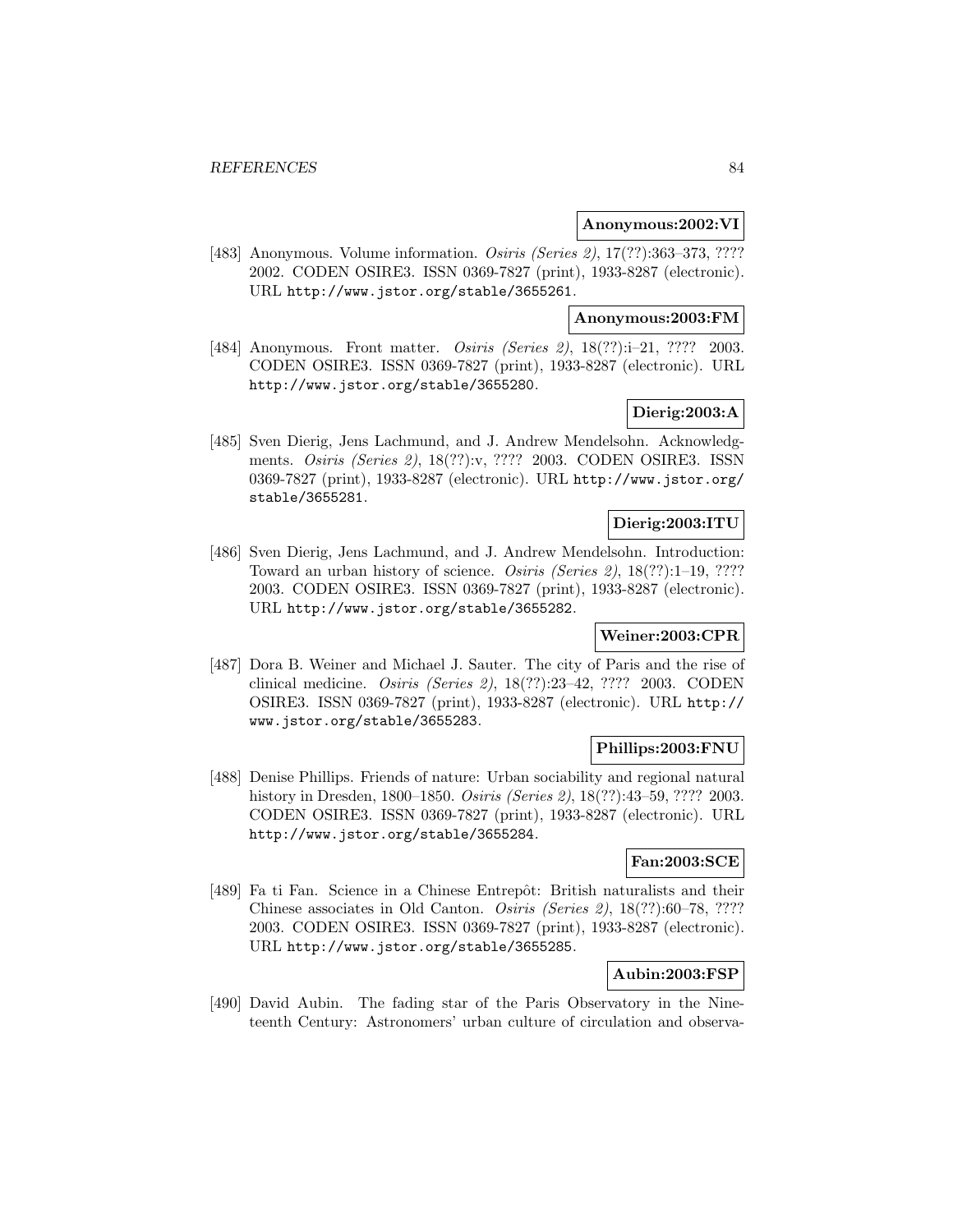**Anonymous:2002:VI**

[483] Anonymous. Volume information. *Osiris (Series 2)*, 17(??):363–373, ???? 2002. CODEN OSIRE3. ISSN 0369-7827 (print), 1933-8287 (electronic). URL http://www.jstor.org/stable/3655261.

**Anonymous:2003:FM**

[484] Anonymous. Front matter. *Osiris (Series 2)*, 18(??):i–21, ???? 2003. CODEN OSIRE3. ISSN 0369-7827 (print), 1933-8287 (electronic). URL http://www.jstor.org/stable/3655280.

**Dierig:2003:A**

[485] Sven Dierig, Jens Lachmund, and J. Andrew Mendelsohn. Acknowledgments. *Osiris (Series 2)*, 18(??):v, ???? 2003. CODEN OSIRE3. ISSN 0369-7827 (print), 1933-8287 (electronic). URL http://www.jstor.org/stable/3655281.

**Dierig:2003:ITU**

[486] Sven Dierig, Jens Lachmund, and J. Andrew Mendelsohn. Introduction: Toward an urban history of science. *Osiris (Series 2)*, 18(??):1–19, ???? 2003. CODEN OSIRE3. ISSN 0369-7827 (print), 1933-8287 (electronic). URL http://www.jstor.org/stable/3655282.

**Weiner:2003:CPR**

[487] Dora B. Weiner and Michael J. Sauter. The city of Paris and the rise of clinical medicine. *Osiris (Series 2)*, 18(??):23–42, ???? 2003. CODEN OSIRE3. ISSN 0369-7827 (print), 1933-8287 (electronic). URL http://www.jstor.org/stable/3655283.

**Phillips:2003:FNU**

[488] Denise Phillips. Friends of nature: Urban sociability and regional natural history in Dresden, 1800–1850. *Osiris (Series 2)*, 18(??):43–59, ???? 2003. CODEN OSIRE3. ISSN 0369-7827 (print), 1933-8287 (electronic). URL http://www.jstor.org/stable/3655284.

**Fan:2003:SCE**

[489] Fa ti Fan. Science in a Chinese Entrepôt: British naturalists and their Chinese associates in Old Canton. *Osiris (Series 2)*, 18(??):60–78, ???? 2003. CODEN OSIRE3. ISSN 0369-7827 (print), 1933-8287 (electronic). URL http://www.jstor.org/stable/3655285.

**Aubin:2003:FSP**

[490] David Aubin. The fading star of the Paris Observatory in the Nineteenth Century: Astronomers' urban culture of circulation and observa-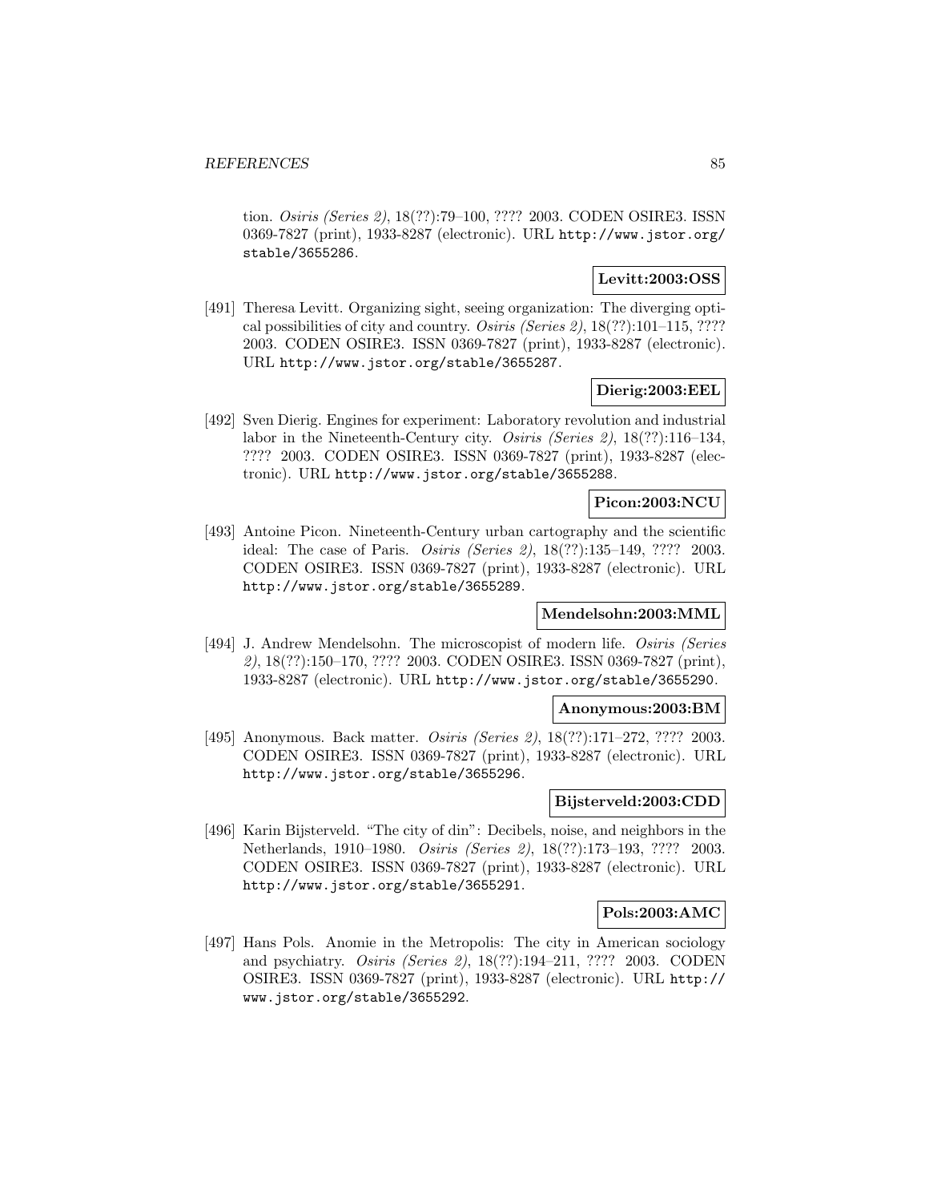tion. *Osiris (Series 2)*, 18(??):79–100, ???? 2003. CODEN OSIRE3. ISSN 0369-7827 (print), 1933-8287 (electronic). URL http://www.jstor.org/stable/3655286.

**Levitt:2003:OSS**

[491] Theresa Levitt. Organizing sight, seeing organization: The diverging optical possibilities of city and country. *Osiris (Series 2)*, 18(??):101–115, ???? 2003. CODEN OSIRE3. ISSN 0369-7827 (print), 1933-8287 (electronic). URL http://www.jstor.org/stable/3655287.

**Dierig:2003:EEL**

[492] Sven Dierig. Engines for experiment: Laboratory revolution and industrial labor in the Nineteenth-Century city. *Osiris (Series 2)*, 18(??):116–134, ???? 2003. CODEN OSIRE3. ISSN 0369-7827 (print), 1933-8287 (electronic). URL http://www.jstor.org/stable/3655288.

**Picon:2003:NCU**

[493] Antoine Picon. Nineteenth-Century urban cartography and the scientific ideal: The case of Paris. *Osiris (Series 2)*, 18(??):135–149, ???? 2003. CODEN OSIRE3. ISSN 0369-7827 (print), 1933-8287 (electronic). URL http://www.jstor.org/stable/3655289.

**Mendelsohn:2003:MML**

[494] J. Andrew Mendelsohn. The microscopist of modern life. *Osiris (Series 2)*, 18(??):150–170, ???? 2003. CODEN OSIRE3. ISSN 0369-7827 (print), 1933-8287 (electronic). URL http://www.jstor.org/stable/3655290.

**Anonymous:2003:BM**

[495] Anonymous. Back matter. *Osiris (Series 2)*, 18(??):171–272, ???? 2003. CODEN OSIRE3. ISSN 0369-7827 (print), 1933-8287 (electronic). URL http://www.jstor.org/stable/3655296.

**Bijsterveld:2003:CDD**

[496] Karin Bijsterveld. "The city of din": Decibels, noise, and neighbors in the Netherlands, 1910–1980. *Osiris (Series 2)*, 18(??):173–193, ???? 2003. CODEN OSIRE3. ISSN 0369-7827 (print), 1933-8287 (electronic). URL http://www.jstor.org/stable/3655291.

**Pols:2003:AMC**

[497] Hans Pols. Anomie in the Metropolis: The city in American sociology and psychiatry. *Osiris (Series 2)*, 18(??):194–211, ???? 2003. CODEN OSIRE3. ISSN 0369-7827 (print), 1933-8287 (electronic). URL http://www.jstor.org/stable/3655292.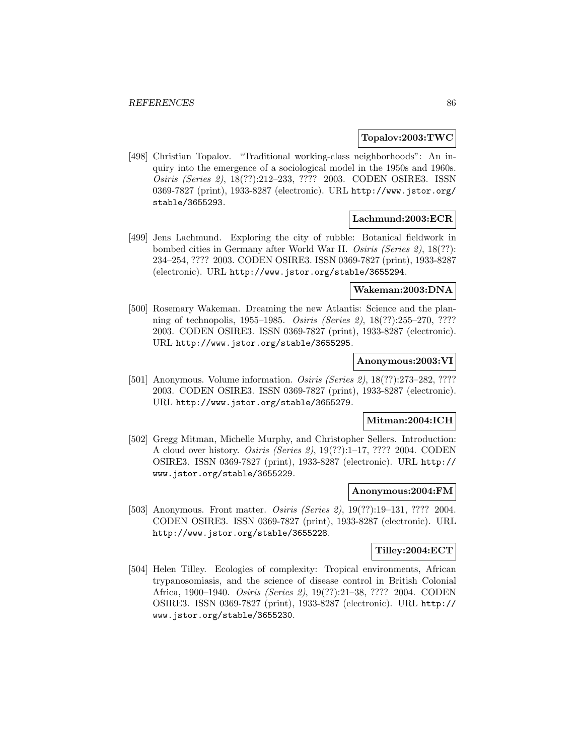**Topalov:2003:TWC**

[498] Christian Topalov. "Traditional working-class neighborhoods": An inquiry into the emergence of a sociological model in the 1950s and 1960s. *Osiris (Series 2)*, 18(??):212–233, ???? 2003. CODEN OSIRE3. ISSN 0369-7827 (print), 1933-8287 (electronic). URL http://www.jstor.org/stable/3655293.

**Lachmund:2003:ECR**

[499] Jens Lachmund. Exploring the city of rubble: Botanical fieldwork in bombed cities in Germany after World War II. *Osiris (Series 2)*, 18(??): 234–254, ???? 2003. CODEN OSIRE3. ISSN 0369-7827 (print), 1933-8287 (electronic). URL http://www.jstor.org/stable/3655294.

**Wakeman:2003:DNA**

[500] Rosemary Wakeman. Dreaming the new Atlantis: Science and the planning of technopolis, 1955–1985. *Osiris (Series 2)*, 18(??):255–270, ???? 2003. CODEN OSIRE3. ISSN 0369-7827 (print), 1933-8287 (electronic). URL http://www.jstor.org/stable/3655295.

**Anonymous:2003:VI**

[501] Anonymous. Volume information. *Osiris (Series 2)*, 18(??):273–282, ???? 2003. CODEN OSIRE3. ISSN 0369-7827 (print), 1933-8287 (electronic). URL http://www.jstor.org/stable/3655279.

**Mitman:2004:ICH**

[502] Gregg Mitman, Michelle Murphy, and Christopher Sellers. Introduction: A cloud over history. *Osiris (Series 2)*, 19(??):1–17, ???? 2004. CODEN OSIRE3. ISSN 0369-7827 (print), 1933-8287 (electronic). URL http://www.jstor.org/stable/3655229.

**Anonymous:2004:FM**

[503] Anonymous. Front matter. *Osiris (Series 2)*, 19(??):19–131, ???? 2004. CODEN OSIRE3. ISSN 0369-7827 (print), 1933-8287 (electronic). URL http://www.jstor.org/stable/3655228.

**Tilley:2004:ECT**

[504] Helen Tilley. Ecologies of complexity: Tropical environments, African trypanosomiasis, and the science of disease control in British Colonial Africa, 1900–1940. *Osiris (Series 2)*, 19(??):21–38, ???? 2004. CODEN OSIRE3. ISSN 0369-7827 (print), 1933-8287 (electronic). URL http://www.jstor.org/stable/3655230.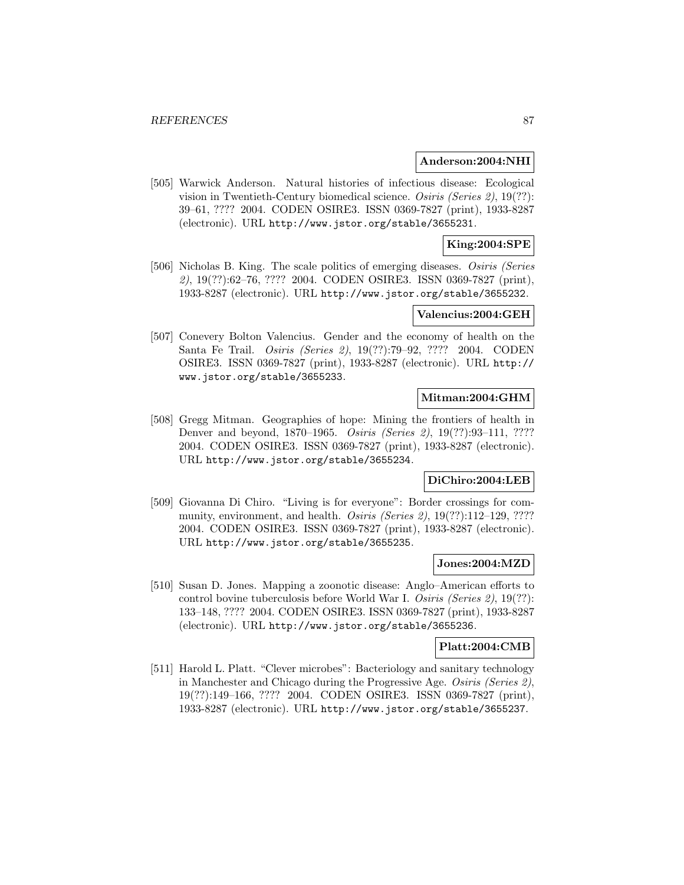**Anderson:2004:NHI**

[505] Warwick Anderson. Natural histories of infectious disease: Ecological vision in Twentieth-Century biomedical science. *Osiris (Series 2)*, 19(??): 39–61, ???? 2004. CODEN OSIRE3. ISSN 0369-7827 (print), 1933-8287 (electronic). URL http://www.jstor.org/stable/3655231.

**King:2004:SPE**

[506] Nicholas B. King. The scale politics of emerging diseases. *Osiris (Series 2)*, 19(??):62–76, ???? 2004. CODEN OSIRE3. ISSN 0369-7827 (print), 1933-8287 (electronic). URL http://www.jstor.org/stable/3655232.

**Valencius:2004:GEH**

[507] Conevery Bolton Valencius. Gender and the economy of health on the Santa Fe Trail. *Osiris (Series 2)*, 19(??):79–92, ???? 2004. CODEN OSIRE3. ISSN 0369-7827 (print), 1933-8287 (electronic). URL http://www.jstor.org/stable/3655233.

**Mitman:2004:GHM**

[508] Gregg Mitman. Geographies of hope: Mining the frontiers of health in Denver and beyond, 1870–1965. *Osiris (Series 2)*, 19(??):93–111, ???? 2004. CODEN OSIRE3. ISSN 0369-7827 (print), 1933-8287 (electronic). URL http://www.jstor.org/stable/3655234.

**DiChiro:2004:LEB**

[509] Giovanna Di Chiro. "Living is for everyone": Border crossings for community, environment, and health. *Osiris (Series 2)*, 19(??):112–129, ???? 2004. CODEN OSIRE3. ISSN 0369-7827 (print), 1933-8287 (electronic). URL http://www.jstor.org/stable/3655235.

**Jones:2004:MZD**

[510] Susan D. Jones. Mapping a zoonotic disease: Anglo–American efforts to control bovine tuberculosis before World War I. *Osiris (Series 2)*, 19(??): 133–148, ???? 2004. CODEN OSIRE3. ISSN 0369-7827 (print), 1933-8287 (electronic). URL http://www.jstor.org/stable/3655236.

**Platt:2004:CMB**

[511] Harold L. Platt. "Clever microbes": Bacteriology and sanitary technology in Manchester and Chicago during the Progressive Age. *Osiris (Series 2)*, 19(??):149–166, ???? 2004. CODEN OSIRE3. ISSN 0369-7827 (print), 1933-8287 (electronic). URL http://www.jstor.org/stable/3655237.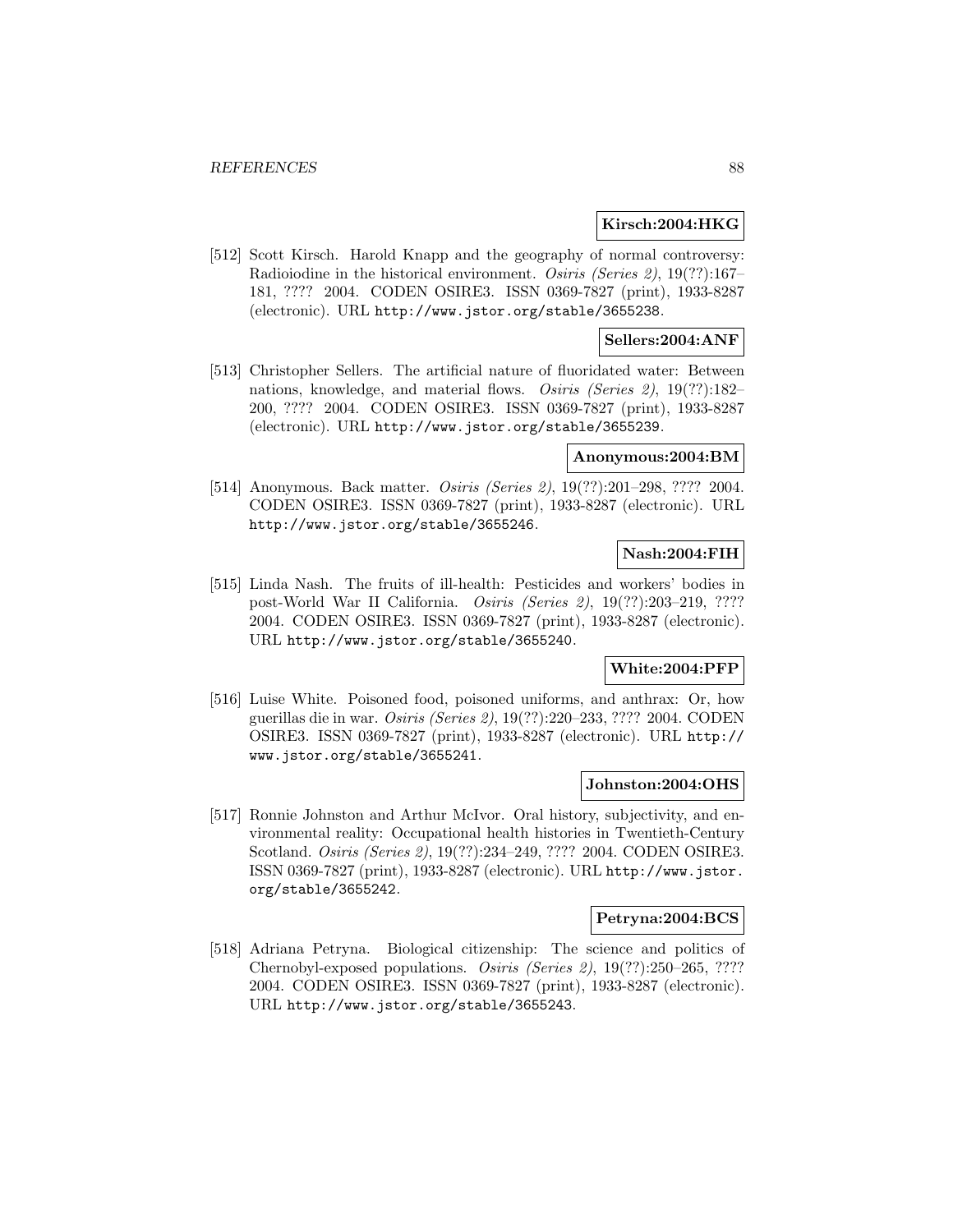**Kirsch:2004:HKG**

[512] Scott Kirsch. Harold Knapp and the geography of normal controversy: Radioiodine in the historical environment. *Osiris (Series 2)*, 19(??):167–181, ???? 2004. CODEN OSIRE3. ISSN 0369-7827 (print), 1933-8287 (electronic). URL http://www.jstor.org/stable/3655238.

**Sellers:2004:ANF**

[513] Christopher Sellers. The artificial nature of fluoridated water: Between nations, knowledge, and material flows. *Osiris (Series 2)*, 19(??):182–200, ???? 2004. CODEN OSIRE3. ISSN 0369-7827 (print), 1933-8287 (electronic). URL http://www.jstor.org/stable/3655239.

**Anonymous:2004:BM**

[514] Anonymous. Back matter. *Osiris (Series 2)*, 19(??):201–298, ???? 2004. CODEN OSIRE3. ISSN 0369-7827 (print), 1933-8287 (electronic). URL http://www.jstor.org/stable/3655246.

**Nash:2004:FIH**

[515] Linda Nash. The fruits of ill-health: Pesticides and workers' bodies in post-World War II California. *Osiris (Series 2)*, 19(??):203–219, ???? 2004. CODEN OSIRE3. ISSN 0369-7827 (print), 1933-8287 (electronic). URL http://www.jstor.org/stable/3655240.

**White:2004:PFP**

[516] Luise White. Poisoned food, poisoned uniforms, and anthrax: Or, how guerillas die in war. *Osiris (Series 2)*, 19(??):220–233, ???? 2004. CODEN OSIRE3. ISSN 0369-7827 (print), 1933-8287 (electronic). URL http://www.jstor.org/stable/3655241.

**Johnston:2004:OHS**

[517] Ronnie Johnston and Arthur McIvor. Oral history, subjectivity, and environmental reality: Occupational health histories in Twentieth-Century Scotland. *Osiris (Series 2)*, 19(??):234–249, ???? 2004. CODEN OSIRE3. ISSN 0369-7827 (print), 1933-8287 (electronic). URL http://www.jstor.org/stable/3655242.

**Petryna:2004:BCS**

[518] Adriana Petryna. Biological citizenship: The science and politics of Chernobyl-exposed populations. *Osiris (Series 2)*, 19(??):250–265, ???? 2004. CODEN OSIRE3. ISSN 0369-7827 (print), 1933-8287 (electronic). URL http://www.jstor.org/stable/3655243.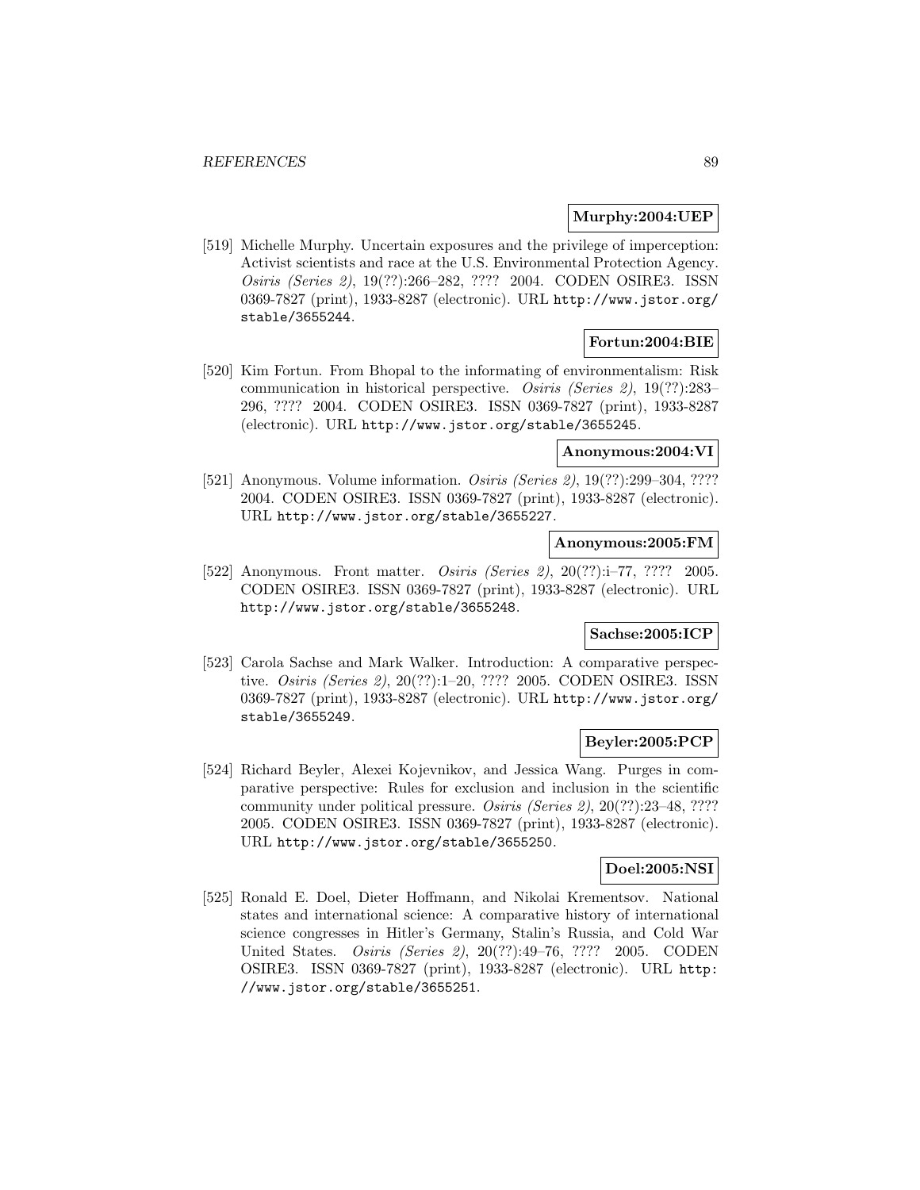**Murphy:2004:UEP**

[519] Michelle Murphy. Uncertain exposures and the privilege of imperception: Activist scientists and race at the U.S. Environmental Protection Agency. *Osiris (Series 2)*, 19(??):266–282, ???? 2004. CODEN OSIRE3. ISSN 0369-7827 (print), 1933-8287 (electronic). URL http://www.jstor.org/stable/3655244.

**Fortun:2004:BIE**

[520] Kim Fortun. From Bhopal to the informating of environmentalism: Risk communication in historical perspective. *Osiris (Series 2)*, 19(??):283–296, ???? 2004. CODEN OSIRE3. ISSN 0369-7827 (print), 1933-8287 (electronic). URL http://www.jstor.org/stable/3655245.

**Anonymous:2004:VI**

[521] Anonymous. Volume information. *Osiris (Series 2)*, 19(??):299–304, ???? 2004. CODEN OSIRE3. ISSN 0369-7827 (print), 1933-8287 (electronic). URL http://www.jstor.org/stable/3655227.

**Anonymous:2005:FM**

[522] Anonymous. Front matter. *Osiris (Series 2)*, 20(??):i–77, ???? 2005. CODEN OSIRE3. ISSN 0369-7827 (print), 1933-8287 (electronic). URL http://www.jstor.org/stable/3655248.

**Sachse:2005:ICP**

[523] Carola Sachse and Mark Walker. Introduction: A comparative perspective. *Osiris (Series 2)*, 20(??):1–20, ???? 2005. CODEN OSIRE3. ISSN 0369-7827 (print), 1933-8287 (electronic). URL http://www.jstor.org/stable/3655249.

**Beyler:2005:PCP**

[524] Richard Beyler, Alexei Kojevnikov, and Jessica Wang. Purges in comparative perspective: Rules for exclusion and inclusion in the scientific community under political pressure. *Osiris (Series 2)*, 20(??):23–48, ???? 2005. CODEN OSIRE3. ISSN 0369-7827 (print), 1933-8287 (electronic). URL http://www.jstor.org/stable/3655250.

**Doel:2005:NSI**

[525] Ronald E. Doel, Dieter Hoffmann, and Nikolai Krementsov. National states and international science: A comparative history of international science congresses in Hitler's Germany, Stalin's Russia, and Cold War United States. *Osiris (Series 2)*, 20(??):49–76, ???? 2005. CODEN OSIRE3. ISSN 0369-7827 (print), 1933-8287 (electronic). URL http://www.jstor.org/stable/3655251.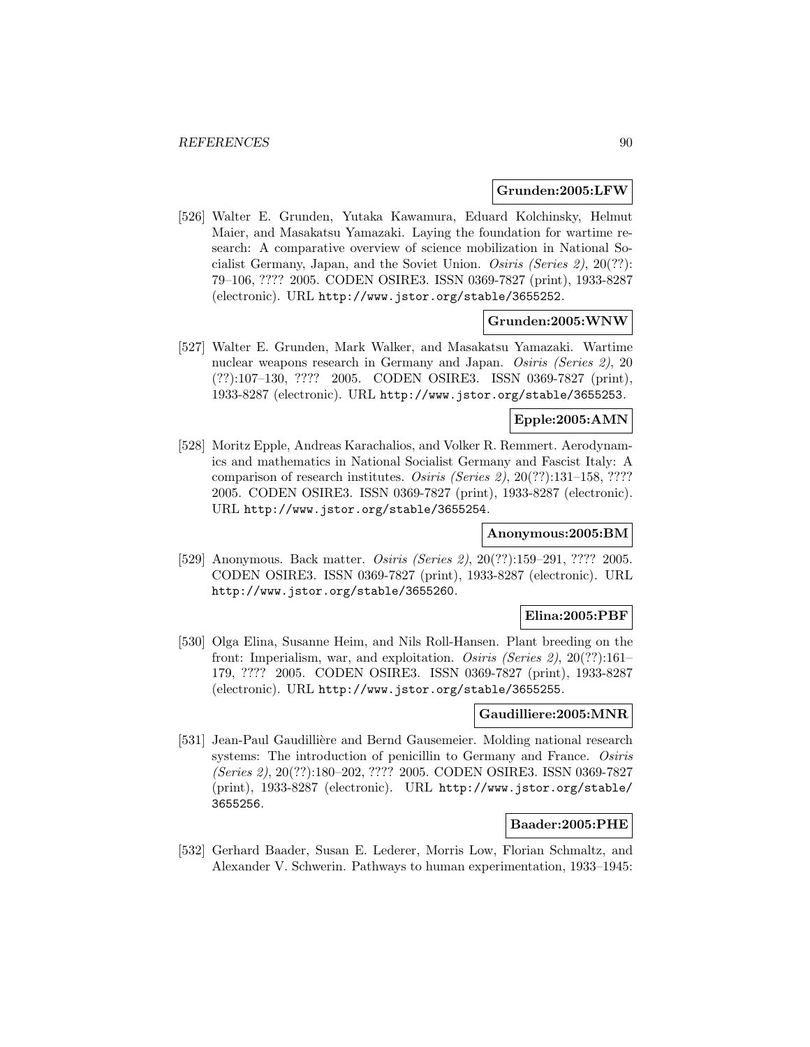**Grunden:2005:LFW**

[526] Walter E. Grunden, Yutaka Kawamura, Eduard Kolchinsky, Helmut Maier, and Masakatsu Yamazaki. Laying the foundation for wartime research: A comparative overview of science mobilization in National Socialist Germany, Japan, and the Soviet Union. *Osiris (Series 2)*, 20(??): 79–106, ???? 2005. CODEN OSIRE3. ISSN 0369-7827 (print), 1933-8287 (electronic). URL http://www.jstor.org/stable/3655252.

**Grunden:2005:WNW**

[527] Walter E. Grunden, Mark Walker, and Masakatsu Yamazaki. Wartime nuclear weapons research in Germany and Japan. *Osiris (Series 2)*, 20 (??):107–130, ???? 2005. CODEN OSIRE3. ISSN 0369-7827 (print), 1933-8287 (electronic). URL http://www.jstor.org/stable/3655253.

**Epple:2005:AMN**

[528] Moritz Epple, Andreas Karachalios, and Volker R. Remmert. Aerodynamics and mathematics in National Socialist Germany and Fascist Italy: A comparison of research institutes. *Osiris (Series 2)*, 20(??):131–158, ???? 2005. CODEN OSIRE3. ISSN 0369-7827 (print), 1933-8287 (electronic). URL http://www.jstor.org/stable/3655254.

**Anonymous:2005:BM**

[529] Anonymous. Back matter. *Osiris (Series 2)*, 20(??):159–291, ???? 2005. CODEN OSIRE3. ISSN 0369-7827 (print), 1933-8287 (electronic). URL http://www.jstor.org/stable/3655260.

**Elina:2005:PBF**

[530] Olga Elina, Susanne Heim, and Nils Roll-Hansen. Plant breeding on the front: Imperialism, war, and exploitation. *Osiris (Series 2)*, 20(??):161–179, ???? 2005. CODEN OSIRE3. ISSN 0369-7827 (print), 1933-8287 (electronic). URL http://www.jstor.org/stable/3655255.

**Gaudilliere:2005:MNR**

[531] Jean-Paul Gaudillière and Bernd Gausemeier. Molding national research systems: The introduction of penicillin to Germany and France. *Osiris (Series 2)*, 20(??):180–202, ???? 2005. CODEN OSIRE3. ISSN 0369-7827 (print), 1933-8287 (electronic). URL http://www.jstor.org/stable/3655256.

**Baader:2005:PHE**

[532] Gerhard Baader, Susan E. Lederer, Morris Low, Florian Schmaltz, and Alexander V. Schwerin. Pathways to human experimentation, 1933–1945: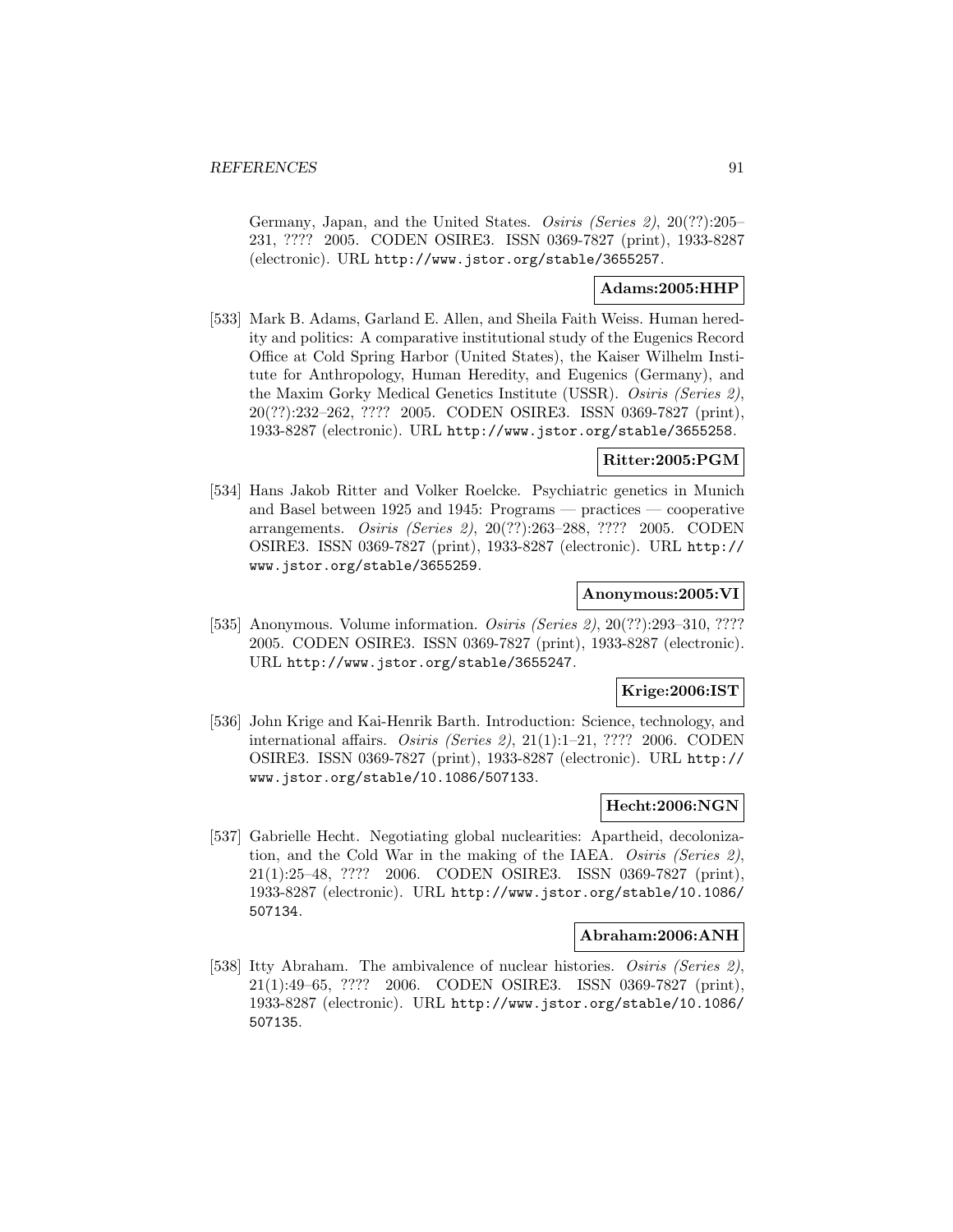Germany, Japan, and the United States. *Osiris (Series 2)*, 20(??):205–231, ???? 2005. CODEN OSIRE3. ISSN 0369-7827 (print), 1933-8287 (electronic). URL http://www.jstor.org/stable/3655257.

**Adams:2005:HHP**

[533] Mark B. Adams, Garland E. Allen, and Sheila Faith Weiss. Human heredity and politics: A comparative institutional study of the Eugenics Record Office at Cold Spring Harbor (United States), the Kaiser Wilhelm Institute for Anthropology, Human Heredity, and Eugenics (Germany), and the Maxim Gorky Medical Genetics Institute (USSR). *Osiris (Series 2)*, 20(??):232–262, ???? 2005. CODEN OSIRE3. ISSN 0369-7827 (print), 1933-8287 (electronic). URL http://www.jstor.org/stable/3655258.

**Ritter:2005:PGM**

[534] Hans Jakob Ritter and Volker Roelcke. Psychiatric genetics in Munich and Basel between 1925 and 1945: Programs — practices — cooperative arrangements. *Osiris (Series 2)*, 20(??):263–288, ???? 2005. CODEN OSIRE3. ISSN 0369-7827 (print), 1933-8287 (electronic). URL http://www.jstor.org/stable/3655259.

**Anonymous:2005:VI**

[535] Anonymous. Volume information. *Osiris (Series 2)*, 20(??):293–310, ???? 2005. CODEN OSIRE3. ISSN 0369-7827 (print), 1933-8287 (electronic). URL http://www.jstor.org/stable/3655247.

**Krige:2006:IST**

[536] John Krige and Kai-Henrik Barth. Introduction: Science, technology, and international affairs. *Osiris (Series 2)*, 21(1):1–21, ???? 2006. CODEN OSIRE3. ISSN 0369-7827 (print), 1933-8287 (electronic). URL http://www.jstor.org/stable/10.1086/507133.

**Hecht:2006:NGN**

[537] Gabrielle Hecht. Negotiating global nuclearities: Apartheid, decolonization, and the Cold War in the making of the IAEA. *Osiris (Series 2)*, 21(1):25–48, ???? 2006. CODEN OSIRE3. ISSN 0369-7827 (print), 1933-8287 (electronic). URL http://www.jstor.org/stable/10.1086/507134.

**Abraham:2006:ANH**

[538] Itty Abraham. The ambivalence of nuclear histories. *Osiris (Series 2)*, 21(1):49–65, ???? 2006. CODEN OSIRE3. ISSN 0369-7827 (print), 1933-8287 (electronic). URL http://www.jstor.org/stable/10.1086/507135.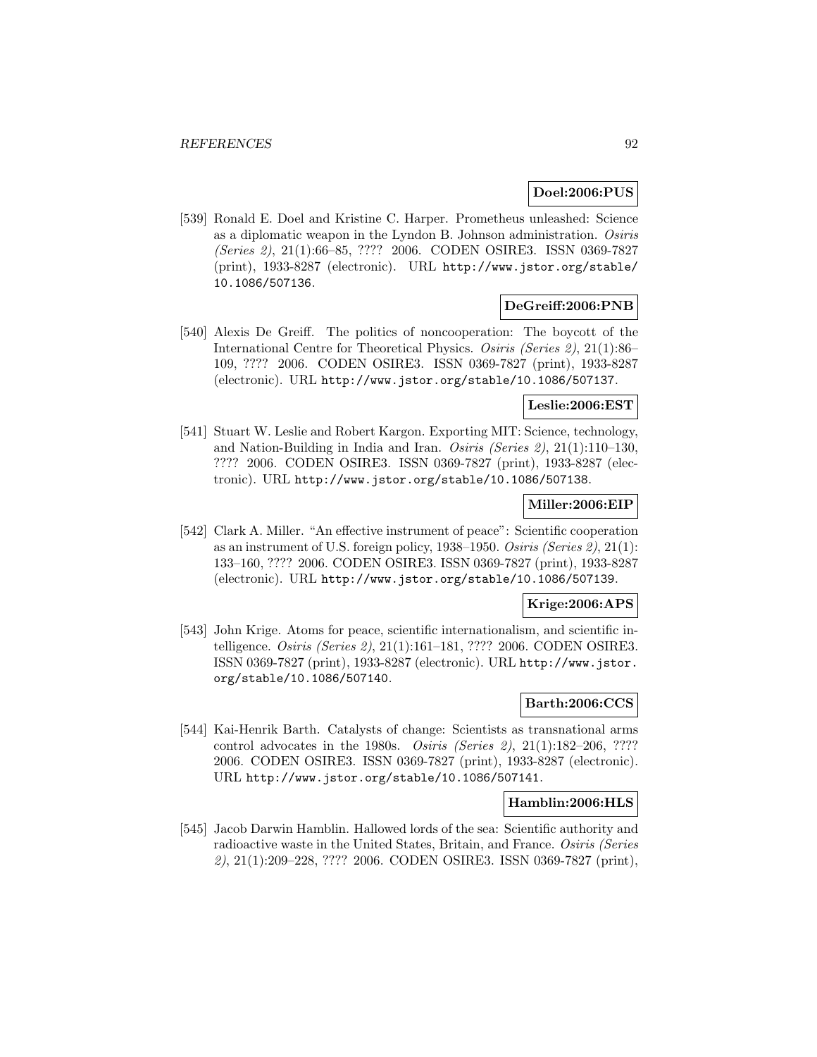**Doel:2006:PUS**

[539] Ronald E. Doel and Kristine C. Harper. Prometheus unleashed: Science as a diplomatic weapon in the Lyndon B. Johnson administration. *Osiris (Series 2)*, 21(1):66–85, ???? 2006. CODEN OSIRE3. ISSN 0369-7827 (print), 1933-8287 (electronic). URL http://www.jstor.org/stable/10.1086/507136.

**DeGreiff:2006:PNB**

[540] Alexis De Greiff. The politics of noncooperation: The boycott of the International Centre for Theoretical Physics. *Osiris (Series 2)*, 21(1):86–109, ???? 2006. CODEN OSIRE3. ISSN 0369-7827 (print), 1933-8287 (electronic). URL http://www.jstor.org/stable/10.1086/507137.

**Leslie:2006:EST**

[541] Stuart W. Leslie and Robert Kargon. Exporting MIT: Science, technology, and Nation-Building in India and Iran. *Osiris (Series 2)*, 21(1):110–130, ???? 2006. CODEN OSIRE3. ISSN 0369-7827 (print), 1933-8287 (electronic). URL http://www.jstor.org/stable/10.1086/507138.

**Miller:2006:EIP**

[542] Clark A. Miller. "An effective instrument of peace": Scientific cooperation as an instrument of U.S. foreign policy, 1938–1950. *Osiris (Series 2)*, 21(1): 133–160, ???? 2006. CODEN OSIRE3. ISSN 0369-7827 (print), 1933-8287 (electronic). URL http://www.jstor.org/stable/10.1086/507139.

**Krige:2006:APS**

[543] John Krige. Atoms for peace, scientific internationalism, and scientific intelligence. *Osiris (Series 2)*, 21(1):161–181, ???? 2006. CODEN OSIRE3. ISSN 0369-7827 (print), 1933-8287 (electronic). URL http://www.jstor.org/stable/10.1086/507140.

**Barth:2006:CCS**

[544] Kai-Henrik Barth. Catalysts of change: Scientists as transnational arms control advocates in the 1980s. *Osiris (Series 2)*, 21(1):182–206, ???? 2006. CODEN OSIRE3. ISSN 0369-7827 (print), 1933-8287 (electronic). URL http://www.jstor.org/stable/10.1086/507141.

**Hamblin:2006:HLS**

[545] Jacob Darwin Hamblin. Hallowed lords of the sea: Scientific authority and radioactive waste in the United States, Britain, and France. *Osiris (Series 2)*, 21(1):209–228, ???? 2006. CODEN OSIRE3. ISSN 0369-7827 (print),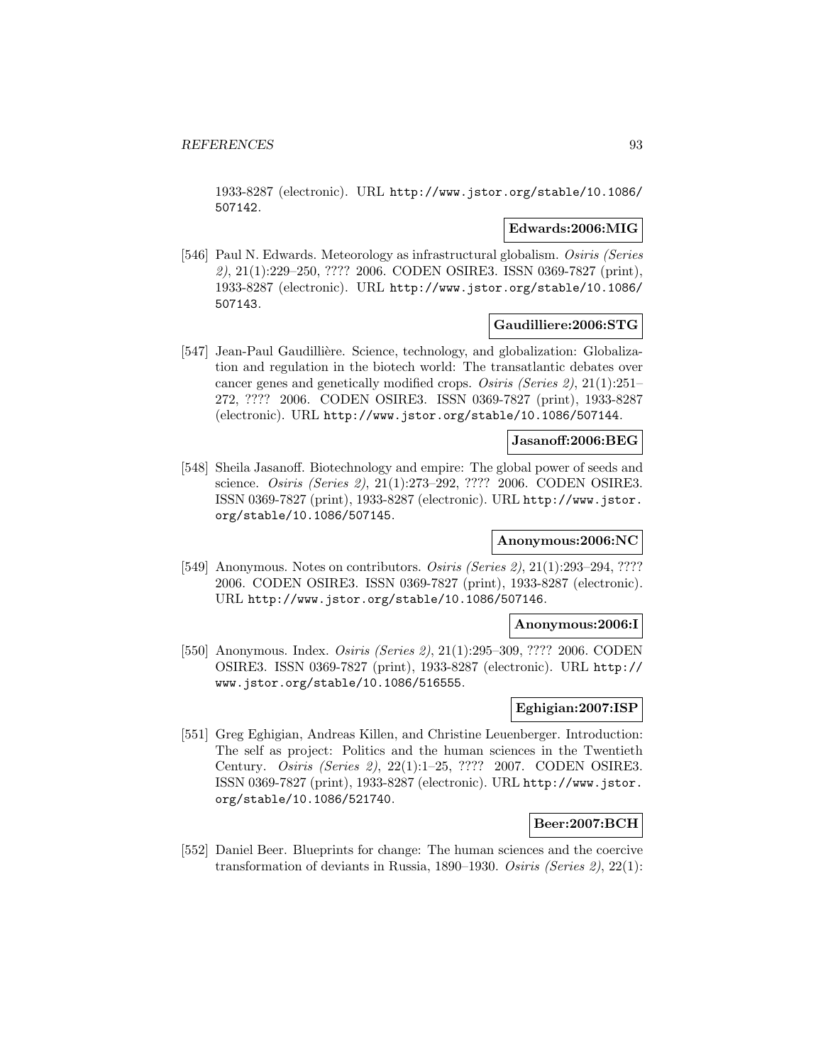1933-8287 (electronic). URL http://www.jstor.org/stable/10.1086/507142.

**Edwards:2006:MIG**

[546] Paul N. Edwards. Meteorology as infrastructural globalism. *Osiris (Series 2)*, 21(1):229–250, ???? 2006. CODEN OSIRE3. ISSN 0369-7827 (print), 1933-8287 (electronic). URL http://www.jstor.org/stable/10.1086/507143.

**Gaudilliere:2006:STG**

[547] Jean-Paul Gaudillière. Science, technology, and globalization: Globalization and regulation in the biotech world: The transatlantic debates over cancer genes and genetically modified crops. *Osiris (Series 2)*, 21(1):251–272, ???? 2006. CODEN OSIRE3. ISSN 0369-7827 (print), 1933-8287 (electronic). URL http://www.jstor.org/stable/10.1086/507144.

**Jasanoff:2006:BEG**

[548] Sheila Jasanoff. Biotechnology and empire: The global power of seeds and science. *Osiris (Series 2)*, 21(1):273–292, ???? 2006. CODEN OSIRE3. ISSN 0369-7827 (print), 1933-8287 (electronic). URL http://www.jstor.org/stable/10.1086/507145.

**Anonymous:2006:NC**

[549] Anonymous. Notes on contributors. *Osiris (Series 2)*, 21(1):293–294, ???? 2006. CODEN OSIRE3. ISSN 0369-7827 (print), 1933-8287 (electronic). URL http://www.jstor.org/stable/10.1086/507146.

**Anonymous:2006:I**

[550] Anonymous. Index. *Osiris (Series 2)*, 21(1):295–309, ???? 2006. CODEN OSIRE3. ISSN 0369-7827 (print), 1933-8287 (electronic). URL http://www.jstor.org/stable/10.1086/516555.

**Eghigian:2007:ISP**

[551] Greg Eghigian, Andreas Killen, and Christine Leuenberger. Introduction: The self as project: Politics and the human sciences in the Twentieth Century. *Osiris (Series 2)*, 22(1):1–25, ???? 2007. CODEN OSIRE3. ISSN 0369-7827 (print), 1933-8287 (electronic). URL http://www.jstor.org/stable/10.1086/521740.

**Beer:2007:BCH**

[552] Daniel Beer. Blueprints for change: The human sciences and the coercive transformation of deviants in Russia, 1890–1930. *Osiris (Series 2)*, 22(1):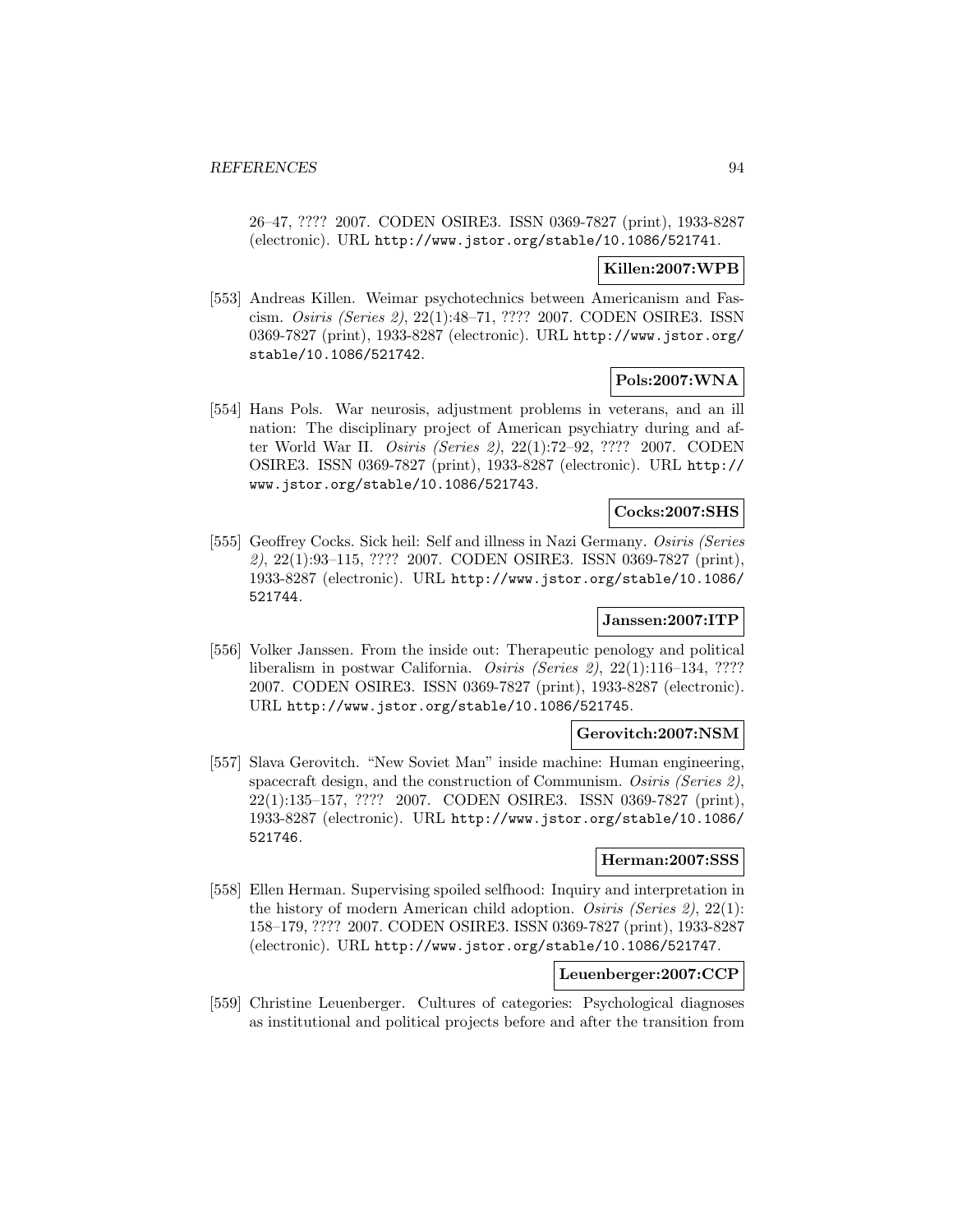26–47, ???? 2007. CODEN OSIRE3. ISSN 0369-7827 (print), 1933-8287 (electronic). URL http://www.jstor.org/stable/10.1086/521741.

**Killen:2007:WPB**

[553] Andreas Killen. Weimar psychotechnics between Americanism and Fascism. *Osiris (Series 2)*, 22(1):48–71, ???? 2007. CODEN OSIRE3. ISSN 0369-7827 (print), 1933-8287 (electronic). URL http://www.jstor.org/stable/10.1086/521742.

**Pols:2007:WNA**

[554] Hans Pols. War neurosis, adjustment problems in veterans, and an ill nation: The disciplinary project of American psychiatry during and after World War II. *Osiris (Series 2)*, 22(1):72–92, ???? 2007. CODEN OSIRE3. ISSN 0369-7827 (print), 1933-8287 (electronic). URL http://www.jstor.org/stable/10.1086/521743.

**Cocks:2007:SHS**

[555] Geoffrey Cocks. Sick heil: Self and illness in Nazi Germany. *Osiris (Series 2)*, 22(1):93–115, ???? 2007. CODEN OSIRE3. ISSN 0369-7827 (print), 1933-8287 (electronic). URL http://www.jstor.org/stable/10.1086/521744.

**Janssen:2007:ITP**

[556] Volker Janssen. From the inside out: Therapeutic penology and political liberalism in postwar California. *Osiris (Series 2)*, 22(1):116–134, ???? 2007. CODEN OSIRE3. ISSN 0369-7827 (print), 1933-8287 (electronic). URL http://www.jstor.org/stable/10.1086/521745.

**Gerovitch:2007:NSM**

[557] Slava Gerovitch. "New Soviet Man" inside machine: Human engineering, spacecraft design, and the construction of Communism. *Osiris (Series 2)*, 22(1):135–157, ???? 2007. CODEN OSIRE3. ISSN 0369-7827 (print), 1933-8287 (electronic). URL http://www.jstor.org/stable/10.1086/521746.

**Herman:2007:SSS**

[558] Ellen Herman. Supervising spoiled selfhood: Inquiry and interpretation in the history of modern American child adoption. *Osiris (Series 2)*, 22(1):158–179, ???? 2007. CODEN OSIRE3. ISSN 0369-7827 (print), 1933-8287 (electronic). URL http://www.jstor.org/stable/10.1086/521747.

**Leuenberger:2007:CCP**

[559] Christine Leuenberger. Cultures of categories: Psychological diagnoses as institutional and political projects before and after the transition from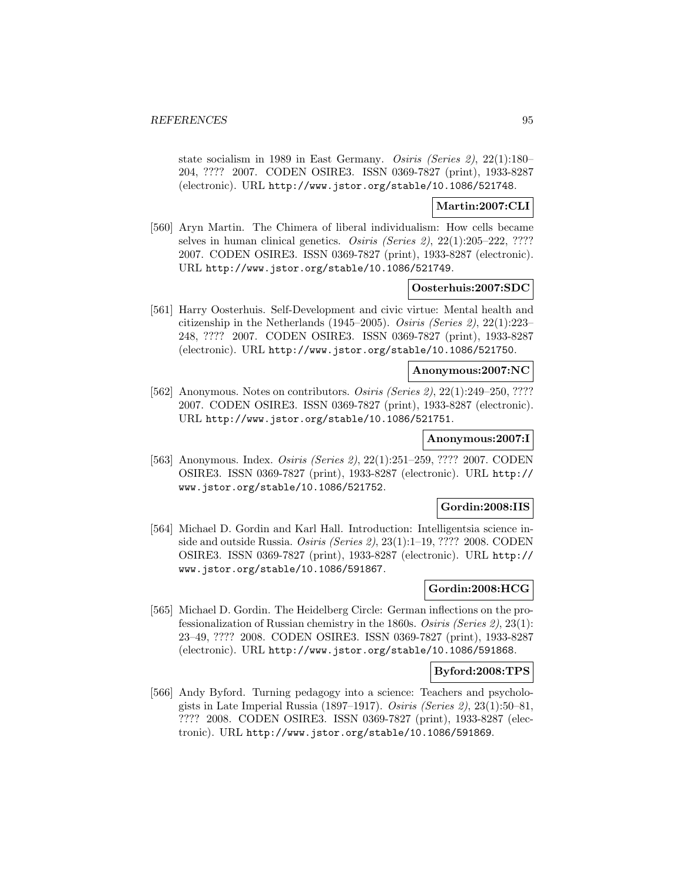state socialism in 1989 in East Germany. *Osiris (Series 2)*, 22(1):180–204, ???? 2007. CODEN OSIRE3. ISSN 0369-7827 (print), 1933-8287 (electronic). URL http://www.jstor.org/stable/10.1086/521748.

**Martin:2007:CLI**

[560] Aryn Martin. The Chimera of liberal individualism: How cells became selves in human clinical genetics. *Osiris (Series 2)*, 22(1):205–222, ???? 2007. CODEN OSIRE3. ISSN 0369-7827 (print), 1933-8287 (electronic). URL http://www.jstor.org/stable/10.1086/521749.

**Oosterhuis:2007:SDC**

[561] Harry Oosterhuis. Self-Development and civic virtue: Mental health and citizenship in the Netherlands (1945–2005). *Osiris (Series 2)*, 22(1):223–248, ???? 2007. CODEN OSIRE3. ISSN 0369-7827 (print), 1933-8287 (electronic). URL http://www.jstor.org/stable/10.1086/521750.

**Anonymous:2007:NC**

[562] Anonymous. Notes on contributors. *Osiris (Series 2)*, 22(1):249–250, ???? 2007. CODEN OSIRE3. ISSN 0369-7827 (print), 1933-8287 (electronic). URL http://www.jstor.org/stable/10.1086/521751.

**Anonymous:2007:I**

[563] Anonymous. Index. *Osiris (Series 2)*, 22(1):251–259, ???? 2007. CODEN OSIRE3. ISSN 0369-7827 (print), 1933-8287 (electronic). URL http://www.jstor.org/stable/10.1086/521752.

**Gordin:2008:IIS**

[564] Michael D. Gordin and Karl Hall. Introduction: Intelligentsia science inside and outside Russia. *Osiris (Series 2)*, 23(1):1–19, ???? 2008. CODEN OSIRE3. ISSN 0369-7827 (print), 1933-8287 (electronic). URL http://www.jstor.org/stable/10.1086/591867.

**Gordin:2008:HCG**

[565] Michael D. Gordin. The Heidelberg Circle: German inflections on the professionalization of Russian chemistry in the 1860s. *Osiris (Series 2)*, 23(1):23–49, ???? 2008. CODEN OSIRE3. ISSN 0369-7827 (print), 1933-8287 (electronic). URL http://www.jstor.org/stable/10.1086/591868.

**Byford:2008:TPS**

[566] Andy Byford. Turning pedagogy into a science: Teachers and psychologists in Late Imperial Russia (1897–1917). *Osiris (Series 2)*, 23(1):50–81, ???? 2008. CODEN OSIRE3. ISSN 0369-7827 (print), 1933-8287 (electronic). URL http://www.jstor.org/stable/10.1086/591869.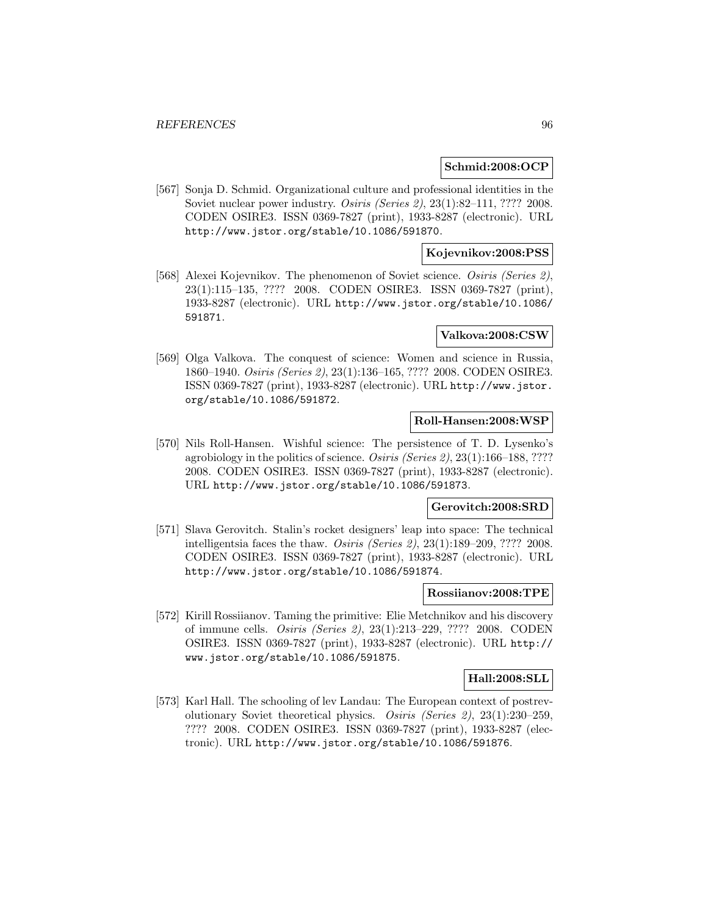**Schmid:2008:OCP**

[567] Sonja D. Schmid. Organizational culture and professional identities in the Soviet nuclear power industry. *Osiris (Series 2)*, 23(1):82–111, ???? 2008. CODEN OSIRE3. ISSN 0369-7827 (print), 1933-8287 (electronic). URL http://www.jstor.org/stable/10.1086/591870.

**Kojevnikov:2008:PSS**

[568] Alexei Kojevnikov. The phenomenon of Soviet science. *Osiris (Series 2)*, 23(1):115–135, ???? 2008. CODEN OSIRE3. ISSN 0369-7827 (print), 1933-8287 (electronic). URL http://www.jstor.org/stable/10.1086/591871.

**Valkova:2008:CSW**

[569] Olga Valkova. The conquest of science: Women and science in Russia, 1860–1940. *Osiris (Series 2)*, 23(1):136–165, ???? 2008. CODEN OSIRE3. ISSN 0369-7827 (print), 1933-8287 (electronic). URL http://www.jstor.org/stable/10.1086/591872.

**Roll-Hansen:2008:WSP**

[570] Nils Roll-Hansen. Wishful science: The persistence of T. D. Lysenko's agrobiology in the politics of science. *Osiris (Series 2)*, 23(1):166–188, ???? 2008. CODEN OSIRE3. ISSN 0369-7827 (print), 1933-8287 (electronic). URL http://www.jstor.org/stable/10.1086/591873.

**Gerovitch:2008:SRD**

[571] Slava Gerovitch. Stalin's rocket designers' leap into space: The technical intelligentsia faces the thaw. *Osiris (Series 2)*, 23(1):189–209, ???? 2008. CODEN OSIRE3. ISSN 0369-7827 (print), 1933-8287 (electronic). URL http://www.jstor.org/stable/10.1086/591874.

**Rossiianov:2008:TPE**

[572] Kirill Rossiianov. Taming the primitive: Elie Metchnikov and his discovery of immune cells. *Osiris (Series 2)*, 23(1):213–229, ???? 2008. CODEN OSIRE3. ISSN 0369-7827 (print), 1933-8287 (electronic). URL http://www.jstor.org/stable/10.1086/591875.

**Hall:2008:SLL**

[573] Karl Hall. The schooling of lev Landau: The European context of postrevolutionary Soviet theoretical physics. *Osiris (Series 2)*, 23(1):230–259, ???? 2008. CODEN OSIRE3. ISSN 0369-7827 (print), 1933-8287 (electronic). URL http://www.jstor.org/stable/10.1086/591876.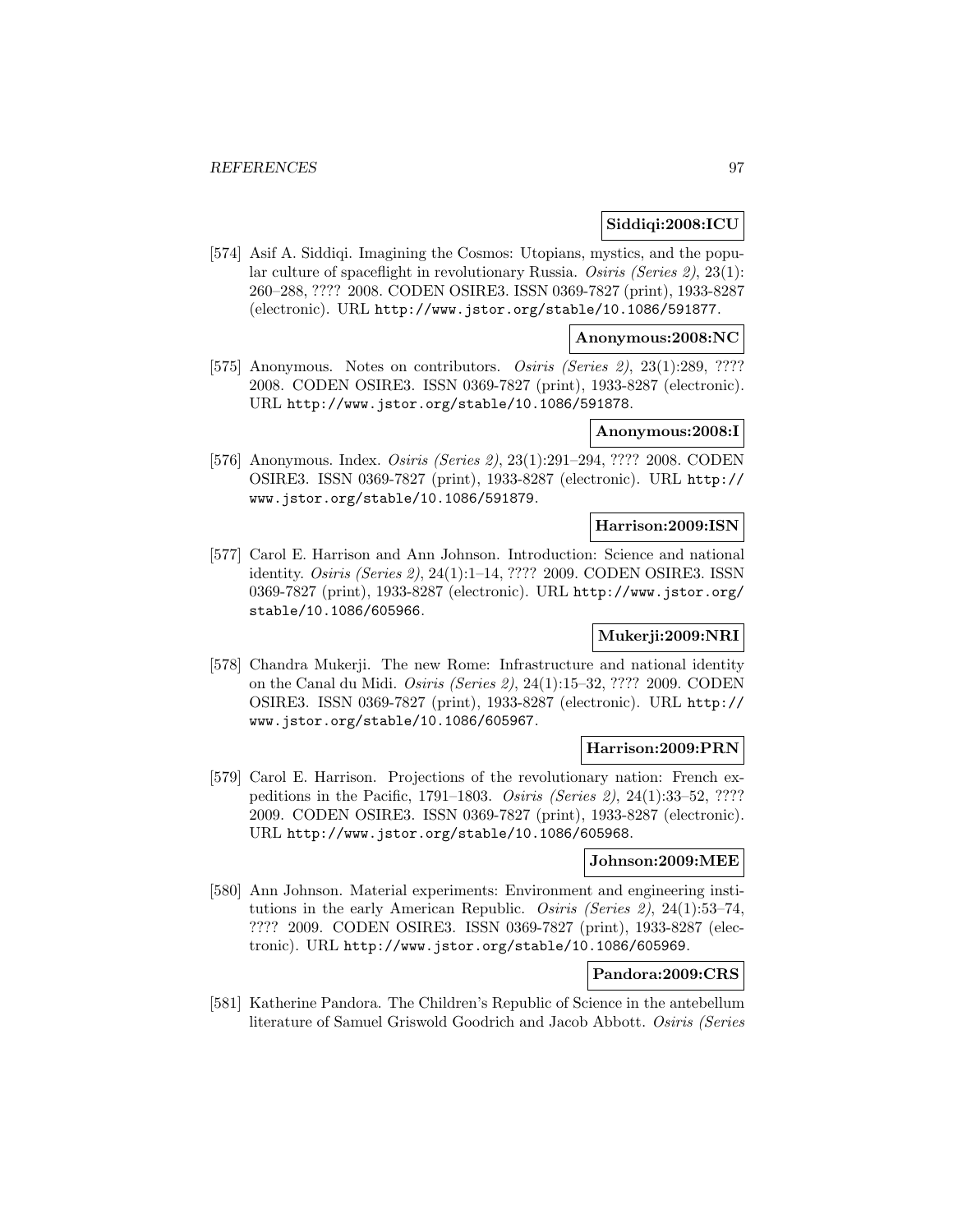**Siddiqi:2008:ICU**

[574] Asif A. Siddiqi. Imagining the Cosmos: Utopians, mystics, and the popular culture of spaceflight in revolutionary Russia. *Osiris (Series 2)*, 23(1): 260–288, ???? 2008. CODEN OSIRE3. ISSN 0369-7827 (print), 1933-8287 (electronic). URL http://www.jstor.org/stable/10.1086/591877.

**Anonymous:2008:NC**

[575] Anonymous. Notes on contributors. *Osiris (Series 2)*, 23(1):289, ???? 2008. CODEN OSIRE3. ISSN 0369-7827 (print), 1933-8287 (electronic). URL http://www.jstor.org/stable/10.1086/591878.

**Anonymous:2008:I**

[576] Anonymous. Index. *Osiris (Series 2)*, 23(1):291–294, ???? 2008. CODEN OSIRE3. ISSN 0369-7827 (print), 1933-8287 (electronic). URL http://www.jstor.org/stable/10.1086/591879.

**Harrison:2009:ISN**

[577] Carol E. Harrison and Ann Johnson. Introduction: Science and national identity. *Osiris (Series 2)*, 24(1):1–14, ???? 2009. CODEN OSIRE3. ISSN 0369-7827 (print), 1933-8287 (electronic). URL http://www.jstor.org/stable/10.1086/605966.

**Mukerji:2009:NRI**

[578] Chandra Mukerji. The new Rome: Infrastructure and national identity on the Canal du Midi. *Osiris (Series 2)*, 24(1):15–32, ???? 2009. CODEN OSIRE3. ISSN 0369-7827 (print), 1933-8287 (electronic). URL http://www.jstor.org/stable/10.1086/605967.

**Harrison:2009:PRN**

[579] Carol E. Harrison. Projections of the revolutionary nation: French expeditions in the Pacific, 1791–1803. *Osiris (Series 2)*, 24(1):33–52, ???? 2009. CODEN OSIRE3. ISSN 0369-7827 (print), 1933-8287 (electronic). URL http://www.jstor.org/stable/10.1086/605968.

**Johnson:2009:MEE**

[580] Ann Johnson. Material experiments: Environment and engineering institutions in the early American Republic. *Osiris (Series 2)*, 24(1):53–74, ???? 2009. CODEN OSIRE3. ISSN 0369-7827 (print), 1933-8287 (electronic). URL http://www.jstor.org/stable/10.1086/605969.

**Pandora:2009:CRS**

[581] Katherine Pandora. The Children's Republic of Science in the antebellum literature of Samuel Griswold Goodrich and Jacob Abbott. *Osiris (Series*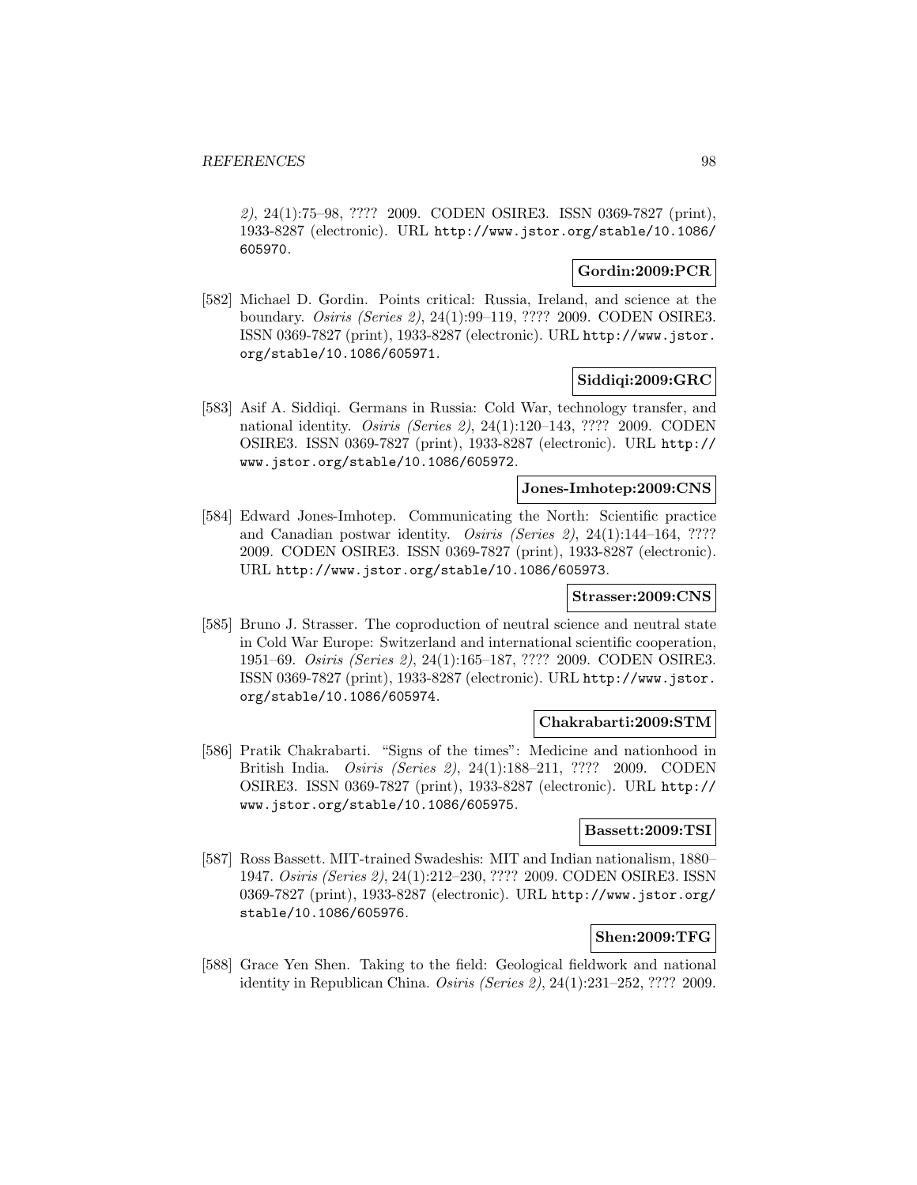2), 24(1):75–98, ???? 2009. CODEN OSIRE3. ISSN 0369-7827 (print), 1933-8287 (electronic). URL http://www.jstor.org/stable/10.1086/605970.

**Gordin:2009:PCR**

[582] Michael D. Gordin. Points critical: Russia, Ireland, and science at the boundary. *Osiris (Series 2)*, 24(1):99–119, ???? 2009. CODEN OSIRE3. ISSN 0369-7827 (print), 1933-8287 (electronic). URL http://www.jstor.org/stable/10.1086/605971.

**Siddiqi:2009:GRC**

[583] Asif A. Siddiqi. Germans in Russia: Cold War, technology transfer, and national identity. *Osiris (Series 2)*, 24(1):120–143, ???? 2009. CODEN OSIRE3. ISSN 0369-7827 (print), 1933-8287 (electronic). URL http://www.jstor.org/stable/10.1086/605972.

**Jones-Imhotep:2009:CNS**

[584] Edward Jones-Imhotep. Communicating the North: Scientific practice and Canadian postwar identity. *Osiris (Series 2)*, 24(1):144–164, ???? 2009. CODEN OSIRE3. ISSN 0369-7827 (print), 1933-8287 (electronic). URL http://www.jstor.org/stable/10.1086/605973.

**Strasser:2009:CNS**

[585] Bruno J. Strasser. The coproduction of neutral science and neutral state in Cold War Europe: Switzerland and international scientific cooperation, 1951–69. *Osiris (Series 2)*, 24(1):165–187, ???? 2009. CODEN OSIRE3. ISSN 0369-7827 (print), 1933-8287 (electronic). URL http://www.jstor.org/stable/10.1086/605974.

**Chakrabarti:2009:STM**

[586] Pratik Chakrabarti. "Signs of the times": Medicine and nationhood in British India. *Osiris (Series 2)*, 24(1):188–211, ???? 2009. CODEN OSIRE3. ISSN 0369-7827 (print), 1933-8287 (electronic). URL http://www.jstor.org/stable/10.1086/605975.

**Bassett:2009:TSI**

[587] Ross Bassett. MIT-trained Swadeshis: MIT and Indian nationalism, 1880–1947. *Osiris (Series 2)*, 24(1):212–230, ???? 2009. CODEN OSIRE3. ISSN 0369-7827 (print), 1933-8287 (electronic). URL http://www.jstor.org/stable/10.1086/605976.

**Shen:2009:TFG**

[588] Grace Yen Shen. Taking to the field: Geological fieldwork and national identity in Republican China. *Osiris (Series 2)*, 24(1):231–252, ???? 2009.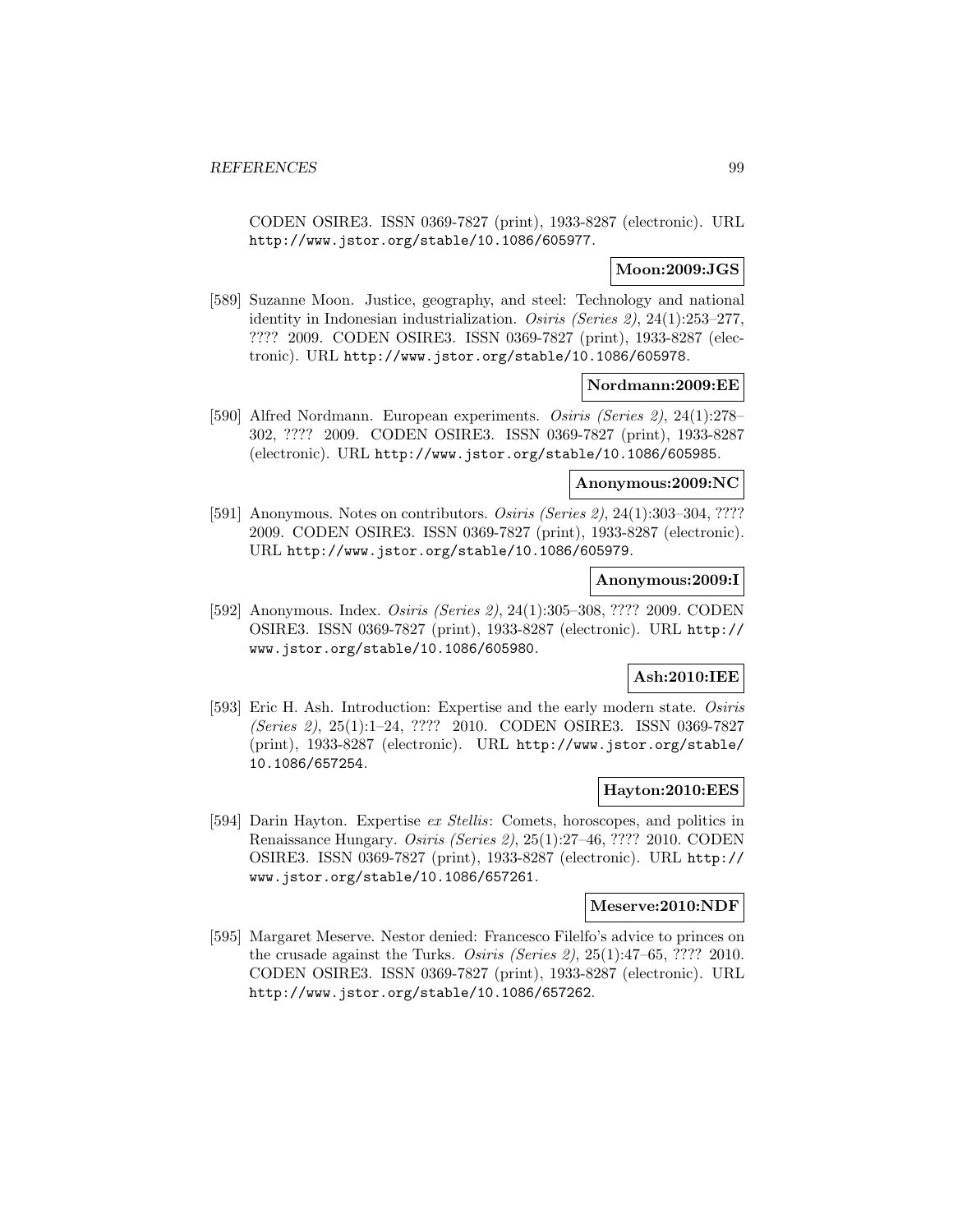CODEN OSIRE3. ISSN 0369-7827 (print), 1933-8287 (electronic). URL http://www.jstor.org/stable/10.1086/605977.

**Moon:2009:JGS**

[589] Suzanne Moon. Justice, geography, and steel: Technology and national identity in Indonesian industrialization. *Osiris (Series 2)*, 24(1):253–277, ???? 2009. CODEN OSIRE3. ISSN 0369-7827 (print), 1933-8287 (electronic). URL http://www.jstor.org/stable/10.1086/605978.

**Nordmann:2009:EE**

[590] Alfred Nordmann. European experiments. *Osiris (Series 2)*, 24(1):278–302, ???? 2009. CODEN OSIRE3. ISSN 0369-7827 (print), 1933-8287 (electronic). URL http://www.jstor.org/stable/10.1086/605985.

**Anonymous:2009:NC**

[591] Anonymous. Notes on contributors. *Osiris (Series 2)*, 24(1):303–304, ???? 2009. CODEN OSIRE3. ISSN 0369-7827 (print), 1933-8287 (electronic). URL http://www.jstor.org/stable/10.1086/605979.

**Anonymous:2009:I**

[592] Anonymous. Index. *Osiris (Series 2)*, 24(1):305–308, ???? 2009. CODEN OSIRE3. ISSN 0369-7827 (print), 1933-8287 (electronic). URL http://www.jstor.org/stable/10.1086/605980.

**Ash:2010:IEE**

[593] Eric H. Ash. Introduction: Expertise and the early modern state. *Osiris (Series 2)*, 25(1):1–24, ???? 2010. CODEN OSIRE3. ISSN 0369-7827 (print), 1933-8287 (electronic). URL http://www.jstor.org/stable/10.1086/657254.

**Hayton:2010:EES**

[594] Darin Hayton. Expertise *ex Stellis*: Comets, horoscopes, and politics in Renaissance Hungary. *Osiris (Series 2)*, 25(1):27–46, ???? 2010. CODEN OSIRE3. ISSN 0369-7827 (print), 1933-8287 (electronic). URL http://www.jstor.org/stable/10.1086/657261.

**Meserve:2010:NDF**

[595] Margaret Meserve. Nestor denied: Francesco Filelfo's advice to princes on the crusade against the Turks. *Osiris (Series 2)*, 25(1):47–65, ???? 2010. CODEN OSIRE3. ISSN 0369-7827 (print), 1933-8287 (electronic). URL http://www.jstor.org/stable/10.1086/657262.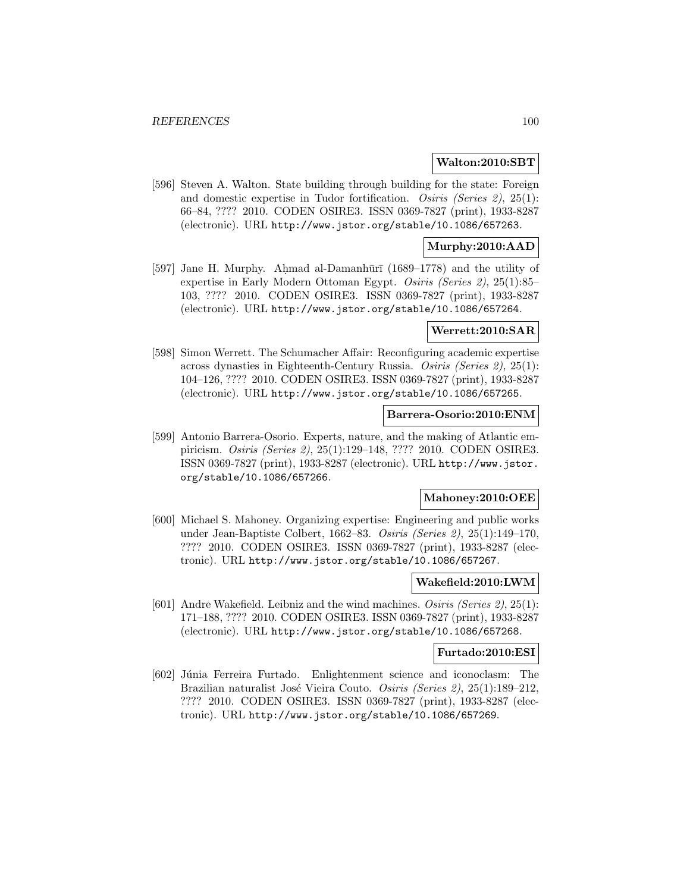**Walton:2010:SBT**

[596] Steven A. Walton. State building through building for the state: Foreign and domestic expertise in Tudor fortification. *Osiris (Series 2)*, 25(1): 66–84, ???? 2010. CODEN OSIRE3. ISSN 0369-7827 (print), 1933-8287 (electronic). URL http://www.jstor.org/stable/10.1086/657263.

**Murphy:2010:AAD**

[597] Jane H. Murphy. Aḥmad al-Damanhūrī (1689–1778) and the utility of expertise in Early Modern Ottoman Egypt. *Osiris (Series 2)*, 25(1):85–103, ???? 2010. CODEN OSIRE3. ISSN 0369-7827 (print), 1933-8287 (electronic). URL http://www.jstor.org/stable/10.1086/657264.

**Werrett:2010:SAR**

[598] Simon Werrett. The Schumacher Affair: Reconfiguring academic expertise across dynasties in Eighteenth-Century Russia. *Osiris (Series 2)*, 25(1): 104–126, ???? 2010. CODEN OSIRE3. ISSN 0369-7827 (print), 1933-8287 (electronic). URL http://www.jstor.org/stable/10.1086/657265.

**Barrera-Osorio:2010:ENM**

[599] Antonio Barrera-Osorio. Experts, nature, and the making of Atlantic empiricism. *Osiris (Series 2)*, 25(1):129–148, ???? 2010. CODEN OSIRE3. ISSN 0369-7827 (print), 1933-8287 (electronic). URL http://www.jstor.org/stable/10.1086/657266.

**Mahoney:2010:OEE**

[600] Michael S. Mahoney. Organizing expertise: Engineering and public works under Jean-Baptiste Colbert, 1662–83. *Osiris (Series 2)*, 25(1):149–170, ???? 2010. CODEN OSIRE3. ISSN 0369-7827 (print), 1933-8287 (electronic). URL http://www.jstor.org/stable/10.1086/657267.

**Wakefield:2010:LWM**

[601] Andre Wakefield. Leibniz and the wind machines. *Osiris (Series 2)*, 25(1): 171–188, ???? 2010. CODEN OSIRE3. ISSN 0369-7827 (print), 1933-8287 (electronic). URL http://www.jstor.org/stable/10.1086/657268.

**Furtado:2010:ESI**

[602] Júnia Ferreira Furtado. Enlightenment science and iconoclasm: The Brazilian naturalist José Vieira Couto. *Osiris (Series 2)*, 25(1):189–212, ???? 2010. CODEN OSIRE3. ISSN 0369-7827 (print), 1933-8287 (electronic). URL http://www.jstor.org/stable/10.1086/657269.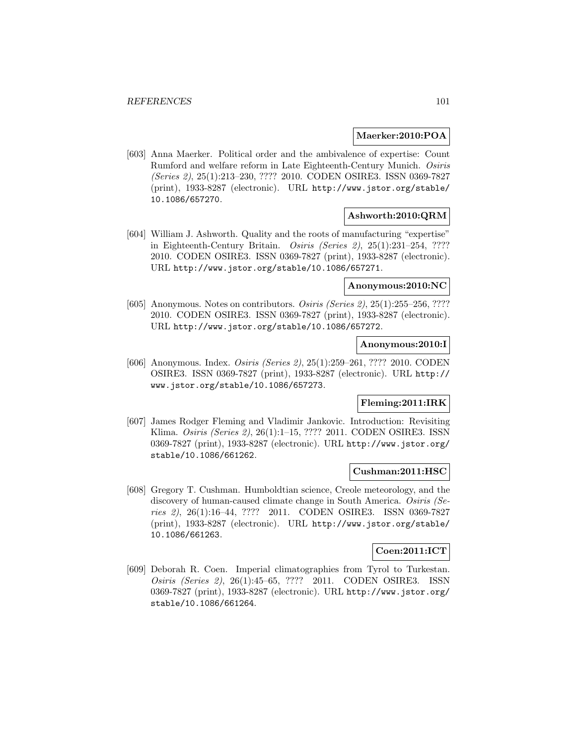**Maerker:2010:POA**

[603] Anna Maerker. Political order and the ambivalence of expertise: Count Rumford and welfare reform in Late Eighteenth-Century Munich. *Osiris (Series 2)*, 25(1):213–230, ???? 2010. CODEN OSIRE3. ISSN 0369-7827 (print), 1933-8287 (electronic). URL http://www.jstor.org/stable/10.1086/657270.

**Ashworth:2010:QRM**

[604] William J. Ashworth. Quality and the roots of manufacturing "expertise" in Eighteenth-Century Britain. *Osiris (Series 2)*, 25(1):231–254, ???? 2010. CODEN OSIRE3. ISSN 0369-7827 (print), 1933-8287 (electronic). URL http://www.jstor.org/stable/10.1086/657271.

**Anonymous:2010:NC**

[605] Anonymous. Notes on contributors. *Osiris (Series 2)*, 25(1):255–256, ???? 2010. CODEN OSIRE3. ISSN 0369-7827 (print), 1933-8287 (electronic). URL http://www.jstor.org/stable/10.1086/657272.

**Anonymous:2010:I**

[606] Anonymous. Index. *Osiris (Series 2)*, 25(1):259–261, ???? 2010. CODEN OSIRE3. ISSN 0369-7827 (print), 1933-8287 (electronic). URL http://www.jstor.org/stable/10.1086/657273.

**Fleming:2011:IRK**

[607] James Rodger Fleming and Vladimir Jankovic. Introduction: Revisiting Klima. *Osiris (Series 2)*, 26(1):1–15, ???? 2011. CODEN OSIRE3. ISSN 0369-7827 (print), 1933-8287 (electronic). URL http://www.jstor.org/stable/10.1086/661262.

**Cushman:2011:HSC**

[608] Gregory T. Cushman. Humboldtian science, Creole meteorology, and the discovery of human-caused climate change in South America. *Osiris (Series 2)*, 26(1):16–44, ???? 2011. CODEN OSIRE3. ISSN 0369-7827 (print), 1933-8287 (electronic). URL http://www.jstor.org/stable/10.1086/661263.

**Coen:2011:ICT**

[609] Deborah R. Coen. Imperial climatographies from Tyrol to Turkestan. *Osiris (Series 2)*, 26(1):45–65, ???? 2011. CODEN OSIRE3. ISSN 0369-7827 (print), 1933-8287 (electronic). URL http://www.jstor.org/stable/10.1086/661264.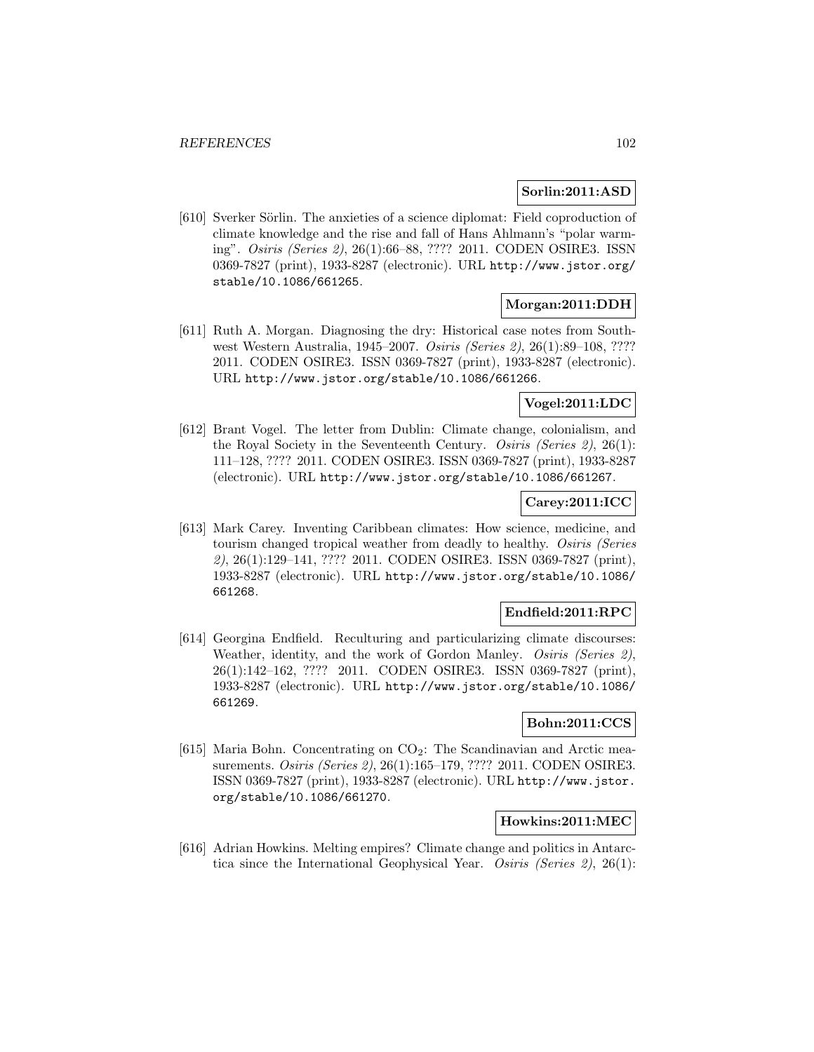**Sorlin:2011:ASD**

[610] Sverker Sörlin. The anxieties of a science diplomat: Field coproduction of climate knowledge and the rise and fall of Hans Ahlmann's "polar warming". *Osiris (Series 2)*, 26(1):66–88, ???? 2011. CODEN OSIRE3. ISSN 0369-7827 (print), 1933-8287 (electronic). URL http://www.jstor.org/stable/10.1086/661265.

**Morgan:2011:DDH**

[611] Ruth A. Morgan. Diagnosing the dry: Historical case notes from Southwest Western Australia, 1945–2007. *Osiris (Series 2)*, 26(1):89–108, ???? 2011. CODEN OSIRE3. ISSN 0369-7827 (print), 1933-8287 (electronic). URL http://www.jstor.org/stable/10.1086/661266.

**Vogel:2011:LDC**

[612] Brant Vogel. The letter from Dublin: Climate change, colonialism, and the Royal Society in the Seventeenth Century. *Osiris (Series 2)*, 26(1): 111–128, ???? 2011. CODEN OSIRE3. ISSN 0369-7827 (print), 1933-8287 (electronic). URL http://www.jstor.org/stable/10.1086/661267.

**Carey:2011:ICC**

[613] Mark Carey. Inventing Caribbean climates: How science, medicine, and tourism changed tropical weather from deadly to healthy. *Osiris (Series 2)*, 26(1):129–141, ???? 2011. CODEN OSIRE3. ISSN 0369-7827 (print), 1933-8287 (electronic). URL http://www.jstor.org/stable/10.1086/661268.

**Endfield:2011:RPC**

[614] Georgina Endfield. Reculturing and particularizing climate discourses: Weather, identity, and the work of Gordon Manley. *Osiris (Series 2)*, 26(1):142–162, ???? 2011. CODEN OSIRE3. ISSN 0369-7827 (print), 1933-8287 (electronic). URL http://www.jstor.org/stable/10.1086/661269.

**Bohn:2011:CCS**

[615] Maria Bohn. Concentrating on $CO_2$: The Scandinavian and Arctic measurements. *Osiris (Series 2)*, 26(1):165–179, ???? 2011. CODEN OSIRE3. ISSN 0369-7827 (print), 1933-8287 (electronic). URL http://www.jstor.org/stable/10.1086/661270.

**Howkins:2011:MEC**

[616] Adrian Howkins. Melting empires? Climate change and politics in Antarctica since the International Geophysical Year. *Osiris (Series 2)*, 26(1):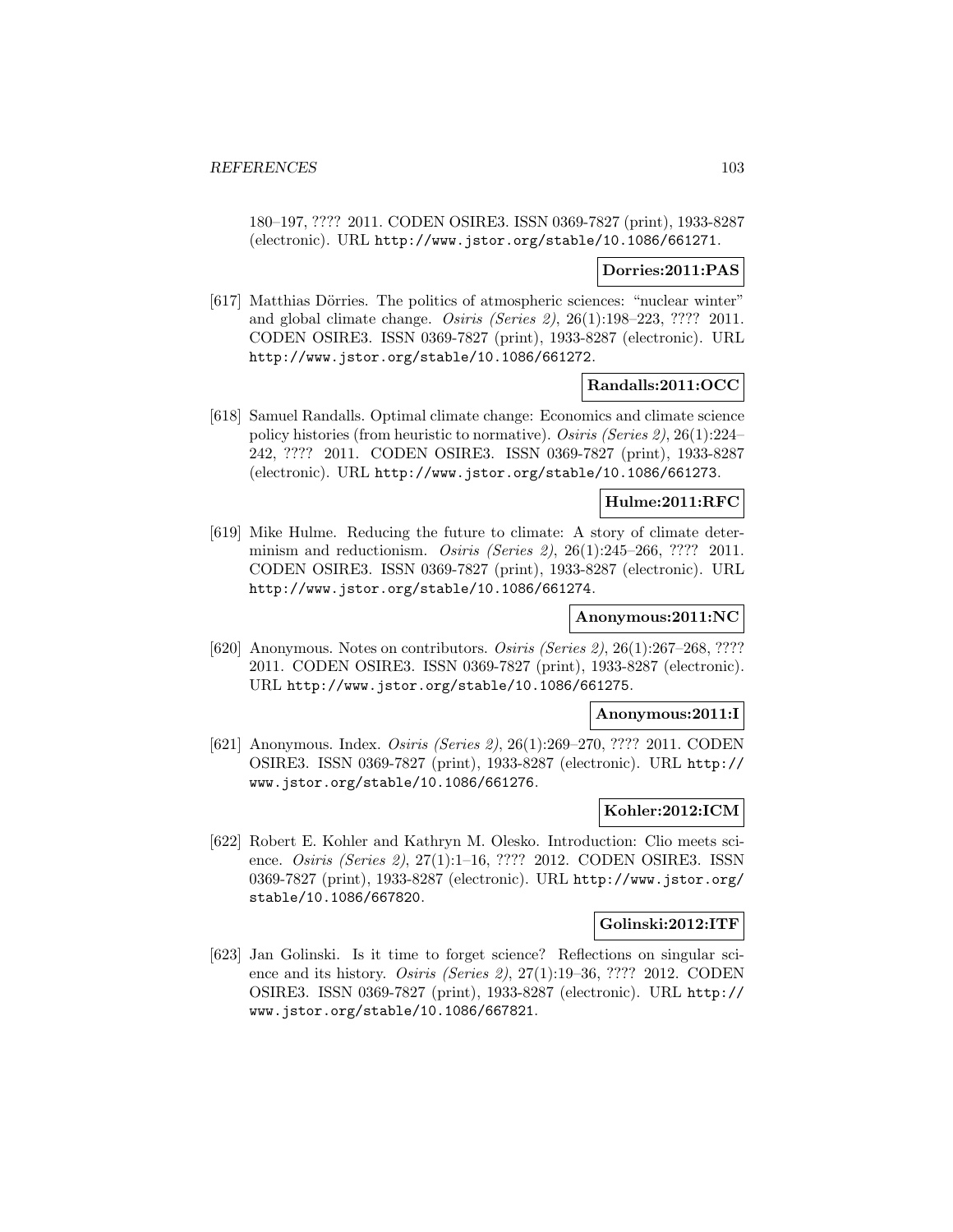180–197, ???? 2011. CODEN OSIRE3. ISSN 0369-7827 (print), 1933-8287 (electronic). URL http://www.jstor.org/stable/10.1086/661271.

**Dorries:2011:PAS**

[617] Matthias Dörries. The politics of atmospheric sciences: "nuclear winter" and global climate change. *Osiris (Series 2)*, 26(1):198–223, ???? 2011. CODEN OSIRE3. ISSN 0369-7827 (print), 1933-8287 (electronic). URL http://www.jstor.org/stable/10.1086/661272.

**Randalls:2011:OCC**

[618] Samuel Randalls. Optimal climate change: Economics and climate science policy histories (from heuristic to normative). *Osiris (Series 2)*, 26(1):224–242, ???? 2011. CODEN OSIRE3. ISSN 0369-7827 (print), 1933-8287 (electronic). URL http://www.jstor.org/stable/10.1086/661273.

**Hulme:2011:RFC**

[619] Mike Hulme. Reducing the future to climate: A story of climate determinism and reductionism. *Osiris (Series 2)*, 26(1):245–266, ???? 2011. CODEN OSIRE3. ISSN 0369-7827 (print), 1933-8287 (electronic). URL http://www.jstor.org/stable/10.1086/661274.

**Anonymous:2011:NC**

[620] Anonymous. Notes on contributors. *Osiris (Series 2)*, 26(1):267–268, ???? 2011. CODEN OSIRE3. ISSN 0369-7827 (print), 1933-8287 (electronic). URL http://www.jstor.org/stable/10.1086/661275.

**Anonymous:2011:I**

[621] Anonymous. Index. *Osiris (Series 2)*, 26(1):269–270, ???? 2011. CODEN OSIRE3. ISSN 0369-7827 (print), 1933-8287 (electronic). URL http://www.jstor.org/stable/10.1086/661276.

**Kohler:2012:ICM**

[622] Robert E. Kohler and Kathryn M. Olesko. Introduction: Clio meets science. *Osiris (Series 2)*, 27(1):1–16, ???? 2012. CODEN OSIRE3. ISSN 0369-7827 (print), 1933-8287 (electronic). URL http://www.jstor.org/stable/10.1086/667820.

**Golinski:2012:ITF**

[623] Jan Golinski. Is it time to forget science? Reflections on singular science and its history. *Osiris (Series 2)*, 27(1):19–36, ???? 2012. CODEN OSIRE3. ISSN 0369-7827 (print), 1933-8287 (electronic). URL http://www.jstor.org/stable/10.1086/667821.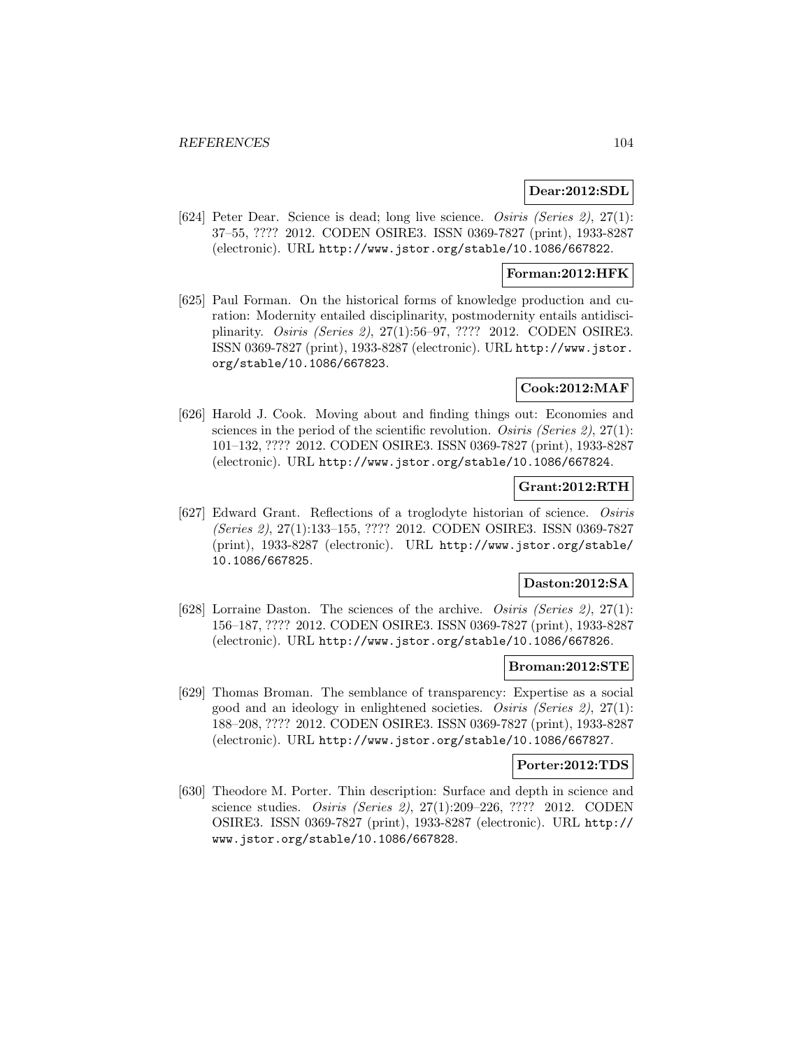**Dear:2012:SDL**

[624] Peter Dear. Science is dead; long live science. *Osiris (Series 2)*, 27(1): 37–55, ???? 2012. CODEN OSIRE3. ISSN 0369-7827 (print), 1933-8287 (electronic). URL http://www.jstor.org/stable/10.1086/667822.

**Forman:2012:HFK**

[625] Paul Forman. On the historical forms of knowledge production and curation: Modernity entailed disciplinarity, postmodernity entails antidisciplinarity. *Osiris (Series 2)*, 27(1):56–97, ???? 2012. CODEN OSIRE3. ISSN 0369-7827 (print), 1933-8287 (electronic). URL http://www.jstor.org/stable/10.1086/667823.

**Cook:2012:MAF**

[626] Harold J. Cook. Moving about and finding things out: Economies and sciences in the period of the scientific revolution. *Osiris (Series 2)*, 27(1): 101–132, ???? 2012. CODEN OSIRE3. ISSN 0369-7827 (print), 1933-8287 (electronic). URL http://www.jstor.org/stable/10.1086/667824.

**Grant:2012:RTH**

[627] Edward Grant. Reflections of a troglodyte historian of science. *Osiris (Series 2)*, 27(1):133–155, ???? 2012. CODEN OSIRE3. ISSN 0369-7827 (print), 1933-8287 (electronic). URL http://www.jstor.org/stable/10.1086/667825.

**Daston:2012:SA**

[628] Lorraine Daston. The sciences of the archive. *Osiris (Series 2)*, 27(1): 156–187, ???? 2012. CODEN OSIRE3. ISSN 0369-7827 (print), 1933-8287 (electronic). URL http://www.jstor.org/stable/10.1086/667826.

**Broman:2012:STE**

[629] Thomas Broman. The semblance of transparency: Expertise as a social good and an ideology in enlightened societies. *Osiris (Series 2)*, 27(1): 188–208, ???? 2012. CODEN OSIRE3. ISSN 0369-7827 (print), 1933-8287 (electronic). URL http://www.jstor.org/stable/10.1086/667827.

**Porter:2012:TDS**

[630] Theodore M. Porter. Thin description: Surface and depth in science and science studies. *Osiris (Series 2)*, 27(1):209–226, ???? 2012. CODEN OSIRE3. ISSN 0369-7827 (print), 1933-8287 (electronic). URL http://www.jstor.org/stable/10.1086/667828.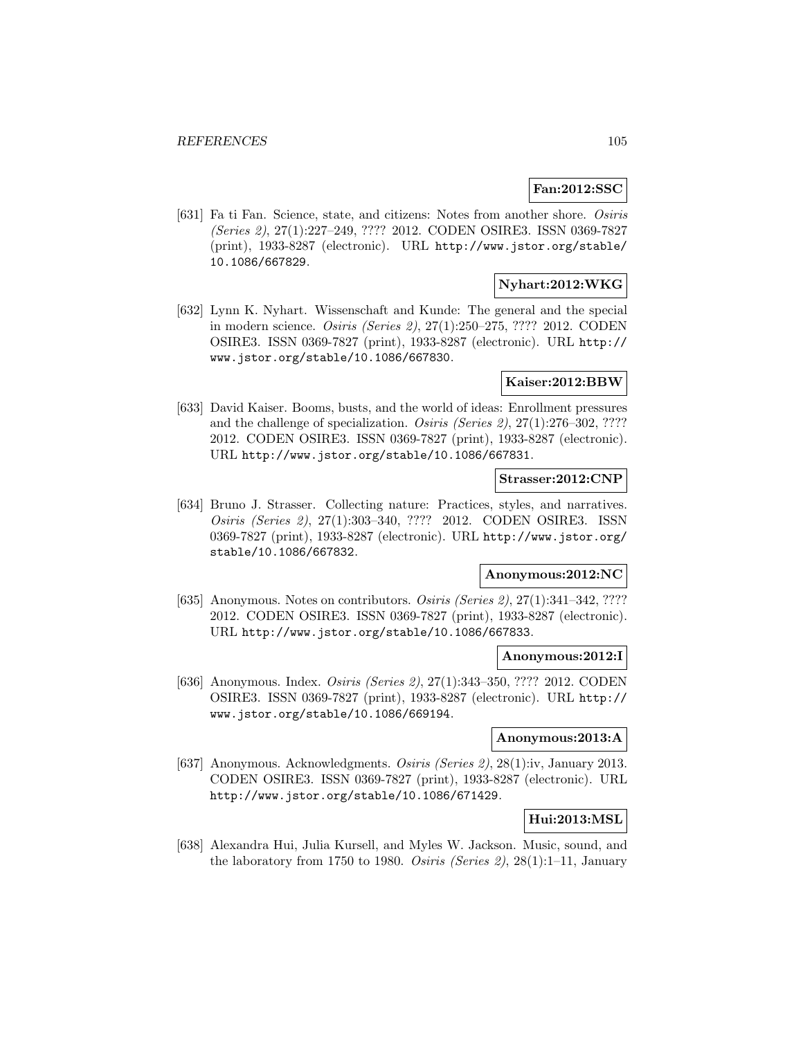**Fan:2012:SSC**

[631] Fa ti Fan. Science, state, and citizens: Notes from another shore. *Osiris (Series 2)*, 27(1):227–249, ???? 2012. CODEN OSIRE3. ISSN 0369-7827 (print), 1933-8287 (electronic). URL http://www.jstor.org/stable/10.1086/667829.

**Nyhart:2012:WKG**

[632] Lynn K. Nyhart. Wissenschaft and Kunde: The general and the special in modern science. *Osiris (Series 2)*, 27(1):250–275, ???? 2012. CODEN OSIRE3. ISSN 0369-7827 (print), 1933-8287 (electronic). URL http://www.jstor.org/stable/10.1086/667830.

**Kaiser:2012:BBW**

[633] David Kaiser. Booms, busts, and the world of ideas: Enrollment pressures and the challenge of specialization. *Osiris (Series 2)*, 27(1):276–302, ???? 2012. CODEN OSIRE3. ISSN 0369-7827 (print), 1933-8287 (electronic). URL http://www.jstor.org/stable/10.1086/667831.

**Strasser:2012:CNP**

[634] Bruno J. Strasser. Collecting nature: Practices, styles, and narratives. *Osiris (Series 2)*, 27(1):303–340, ???? 2012. CODEN OSIRE3. ISSN 0369-7827 (print), 1933-8287 (electronic). URL http://www.jstor.org/stable/10.1086/667832.

**Anonymous:2012:NC**

[635] Anonymous. Notes on contributors. *Osiris (Series 2)*, 27(1):341–342, ???? 2012. CODEN OSIRE3. ISSN 0369-7827 (print), 1933-8287 (electronic). URL http://www.jstor.org/stable/10.1086/667833.

**Anonymous:2012:I**

[636] Anonymous. Index. *Osiris (Series 2)*, 27(1):343–350, ???? 2012. CODEN OSIRE3. ISSN 0369-7827 (print), 1933-8287 (electronic). URL http://www.jstor.org/stable/10.1086/669194.

**Anonymous:2013:A**

[637] Anonymous. Acknowledgments. *Osiris (Series 2)*, 28(1):iv, January 2013. CODEN OSIRE3. ISSN 0369-7827 (print), 1933-8287 (electronic). URL http://www.jstor.org/stable/10.1086/671429.

**Hui:2013:MSL**

[638] Alexandra Hui, Julia Kursell, and Myles W. Jackson. Music, sound, and the laboratory from 1750 to 1980. *Osiris (Series 2)*, 28(1):1–11, January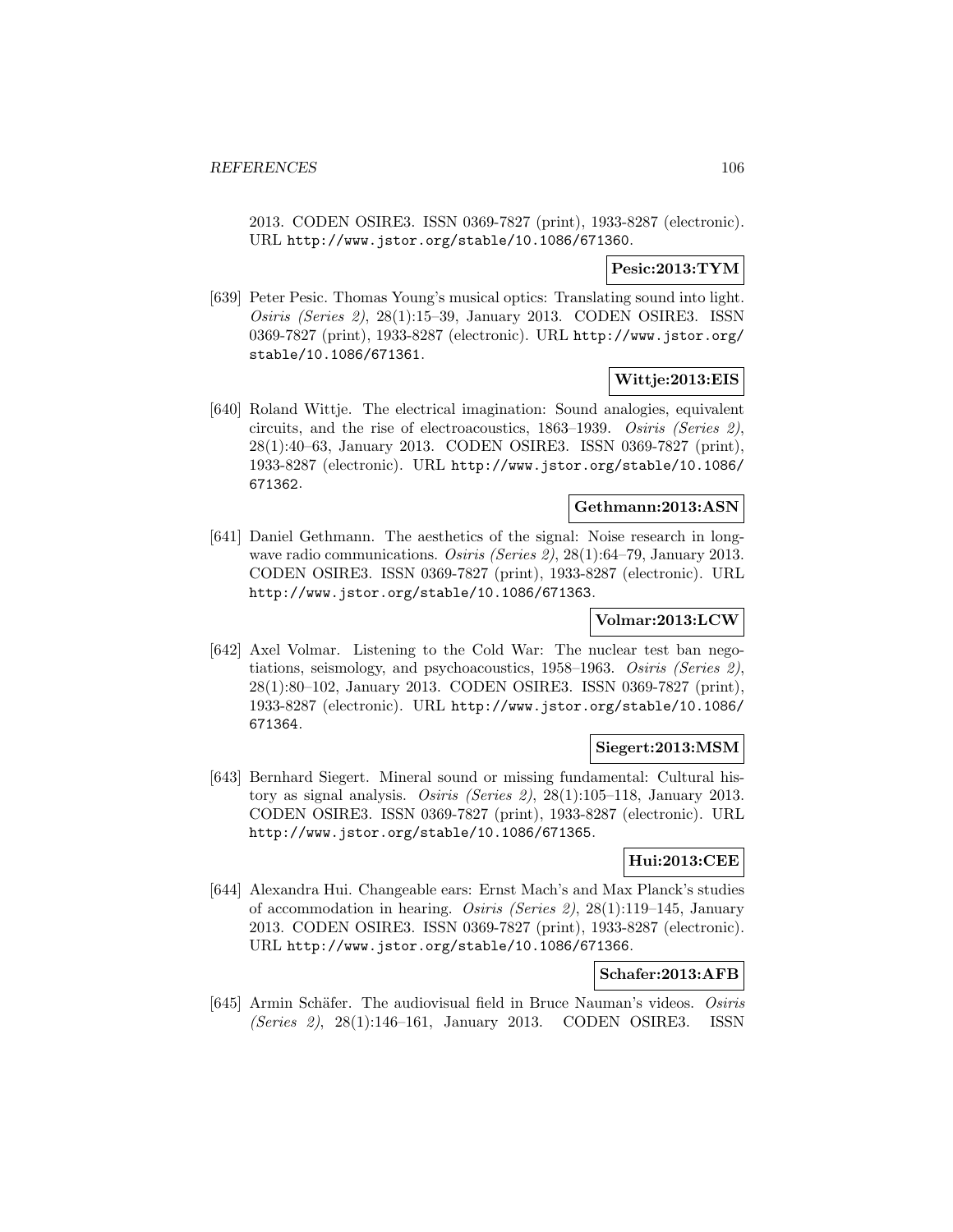2013. CODEN OSIRE3. ISSN 0369-7827 (print), 1933-8287 (electronic). URL http://www.jstor.org/stable/10.1086/671360.

**Pesic:2013:TYM**

[639] Peter Pesic. Thomas Young's musical optics: Translating sound into light. *Osiris (Series 2)*, 28(1):15–39, January 2013. CODEN OSIRE3. ISSN 0369-7827 (print), 1933-8287 (electronic). URL http://www.jstor.org/stable/10.1086/671361.

**Wittje:2013:EIS**

[640] Roland Wittje. The electrical imagination: Sound analogies, equivalent circuits, and the rise of electroacoustics, 1863–1939. *Osiris (Series 2)*, 28(1):40–63, January 2013. CODEN OSIRE3. ISSN 0369-7827 (print), 1933-8287 (electronic). URL http://www.jstor.org/stable/10.1086/671362.

**Gethmann:2013:ASN**

[641] Daniel Gethmann. The aesthetics of the signal: Noise research in long-wave radio communications. *Osiris (Series 2)*, 28(1):64–79, January 2013. CODEN OSIRE3. ISSN 0369-7827 (print), 1933-8287 (electronic). URL http://www.jstor.org/stable/10.1086/671363.

**Volmar:2013:LCW**

[642] Axel Volmar. Listening to the Cold War: The nuclear test ban negotiations, seismology, and psychoacoustics, 1958–1963. *Osiris (Series 2)*, 28(1):80–102, January 2013. CODEN OSIRE3. ISSN 0369-7827 (print), 1933-8287 (electronic). URL http://www.jstor.org/stable/10.1086/671364.

**Siegert:2013:MSM**

[643] Bernhard Siegert. Mineral sound or missing fundamental: Cultural history as signal analysis. *Osiris (Series 2)*, 28(1):105–118, January 2013. CODEN OSIRE3. ISSN 0369-7827 (print), 1933-8287 (electronic). URL http://www.jstor.org/stable/10.1086/671365.

**Hui:2013:CEE**

[644] Alexandra Hui. Changeable ears: Ernst Mach's and Max Planck's studies of accommodation in hearing. *Osiris (Series 2)*, 28(1):119–145, January 2013. CODEN OSIRE3. ISSN 0369-7827 (print), 1933-8287 (electronic). URL http://www.jstor.org/stable/10.1086/671366.

**Schafer:2013:AFB**

[645] Armin Schäfer. The audiovisual field in Bruce Nauman's videos. *Osiris (Series 2)*, 28(1):146–161, January 2013. CODEN OSIRE3. ISSN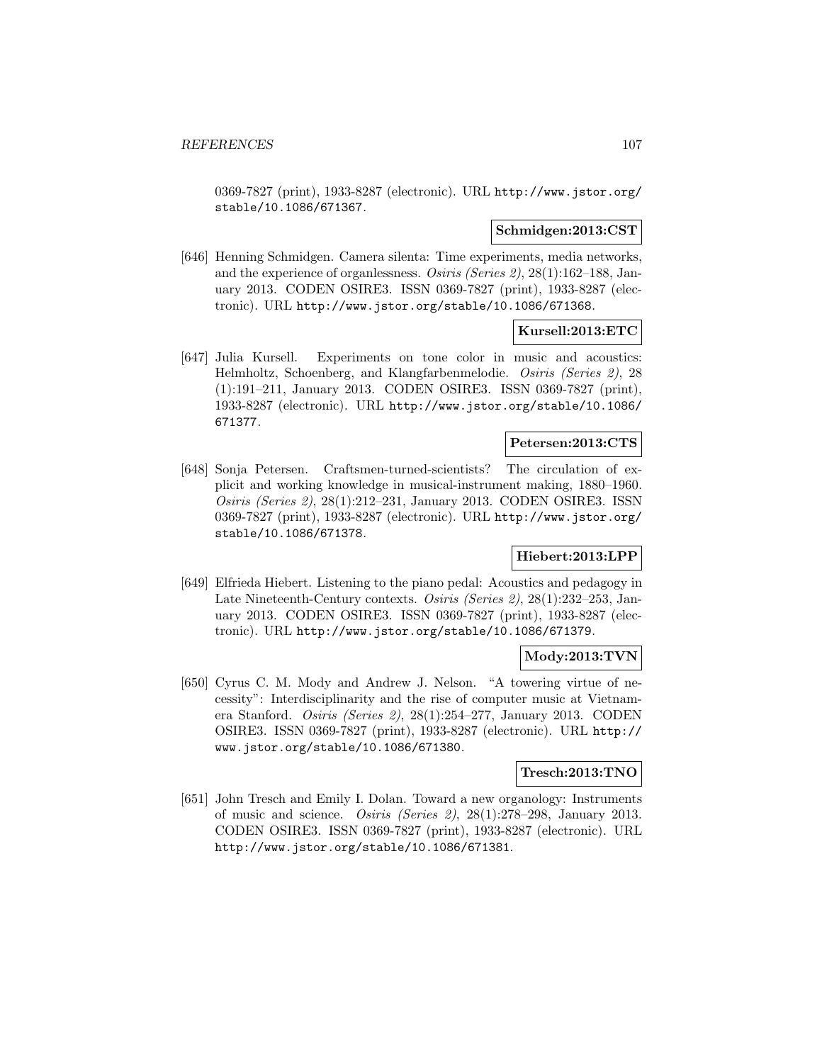0369-7827 (print), 1933-8287 (electronic). URL http://www.jstor.org/stable/10.1086/671367.

**Schmidgen:2013:CST**

[646] Henning Schmidgen. Camera silenta: Time experiments, media networks, and the experience of organlessness. *Osiris (Series 2)*, 28(1):162–188, January 2013. CODEN OSIRE3. ISSN 0369-7827 (print), 1933-8287 (electronic). URL http://www.jstor.org/stable/10.1086/671368.

**Kursell:2013:ETC**

[647] Julia Kursell. Experiments on tone color in music and acoustics: Helmholtz, Schoenberg, and Klangfarbenmelodie. *Osiris (Series 2)*, 28 (1):191–211, January 2013. CODEN OSIRE3. ISSN 0369-7827 (print), 1933-8287 (electronic). URL http://www.jstor.org/stable/10.1086/671377.

**Petersen:2013:CTS**

[648] Sonja Petersen. Craftsmen-turned-scientists? The circulation of explicit and working knowledge in musical-instrument making, 1880–1960. *Osiris (Series 2)*, 28(1):212–231, January 2013. CODEN OSIRE3. ISSN 0369-7827 (print), 1933-8287 (electronic). URL http://www.jstor.org/stable/10.1086/671378.

**Hiebert:2013:LPP**

[649] Elfrieda Hiebert. Listening to the piano pedal: Acoustics and pedagogy in Late Nineteenth-Century contexts. *Osiris (Series 2)*, 28(1):232–253, January 2013. CODEN OSIRE3. ISSN 0369-7827 (print), 1933-8287 (electronic). URL http://www.jstor.org/stable/10.1086/671379.

**Mody:2013:TVN**

[650] Cyrus C. M. Mody and Andrew J. Nelson. "A towering virtue of necessity": Interdisciplinarity and the rise of computer music at Vietnam-era Stanford. *Osiris (Series 2)*, 28(1):254–277, January 2013. CODEN OSIRE3. ISSN 0369-7827 (print), 1933-8287 (electronic). URL http://www.jstor.org/stable/10.1086/671380.

**Tresch:2013:TNO**

[651] John Tresch and Emily I. Dolan. Toward a new organology: Instruments of music and science. *Osiris (Series 2)*, 28(1):278–298, January 2013. CODEN OSIRE3. ISSN 0369-7827 (print), 1933-8287 (electronic). URL http://www.jstor.org/stable/10.1086/671381.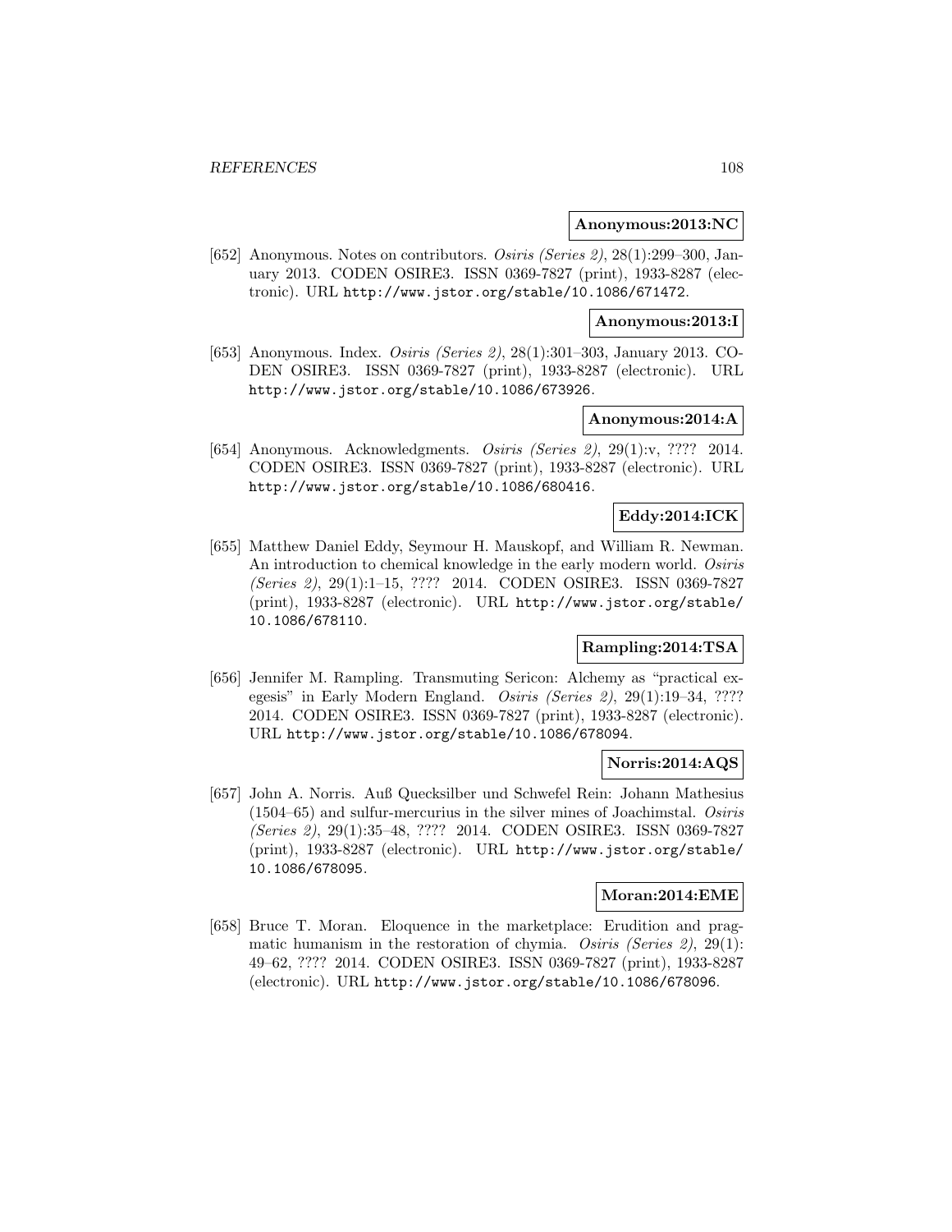**Anonymous:2013:NC**

[652] Anonymous. Notes on contributors. *Osiris (Series 2)*, 28(1):299–300, January 2013. CODEN OSIRE3. ISSN 0369-7827 (print), 1933-8287 (electronic). URL http://www.jstor.org/stable/10.1086/671472.

**Anonymous:2013:I**

[653] Anonymous. Index. *Osiris (Series 2)*, 28(1):301–303, January 2013. CODEN OSIRE3. ISSN 0369-7827 (print), 1933-8287 (electronic). URL http://www.jstor.org/stable/10.1086/673926.

**Anonymous:2014:A**

[654] Anonymous. Acknowledgments. *Osiris (Series 2)*, 29(1):v, ???? 2014. CODEN OSIRE3. ISSN 0369-7827 (print), 1933-8287 (electronic). URL http://www.jstor.org/stable/10.1086/680416.

**Eddy:2014:ICK**

[655] Matthew Daniel Eddy, Seymour H. Mauskopf, and William R. Newman. An introduction to chemical knowledge in the early modern world. *Osiris (Series 2)*, 29(1):1–15, ???? 2014. CODEN OSIRE3. ISSN 0369-7827 (print), 1933-8287 (electronic). URL http://www.jstor.org/stable/10.1086/678110.

**Rampling:2014:TSA**

[656] Jennifer M. Rampling. Transmuting Sericon: Alchemy as "practical exegesis" in Early Modern England. *Osiris (Series 2)*, 29(1):19–34, ???? 2014. CODEN OSIRE3. ISSN 0369-7827 (print), 1933-8287 (electronic). URL http://www.jstor.org/stable/10.1086/678094.

**Norris:2014:AQS**

[657] John A. Norris. Auß Quecksilber und Schwefel Rein: Johann Mathesius (1504–65) and sulfur-mercurius in the silver mines of Joachimstal. *Osiris (Series 2)*, 29(1):35–48, ???? 2014. CODEN OSIRE3. ISSN 0369-7827 (print), 1933-8287 (electronic). URL http://www.jstor.org/stable/10.1086/678095.

**Moran:2014:EME**

[658] Bruce T. Moran. Eloquence in the marketplace: Erudition and pragmatic humanism in the restoration of chymia. *Osiris (Series 2)*, 29(1): 49–62, ???? 2014. CODEN OSIRE3. ISSN 0369-7827 (print), 1933-8287 (electronic). URL http://www.jstor.org/stable/10.1086/678096.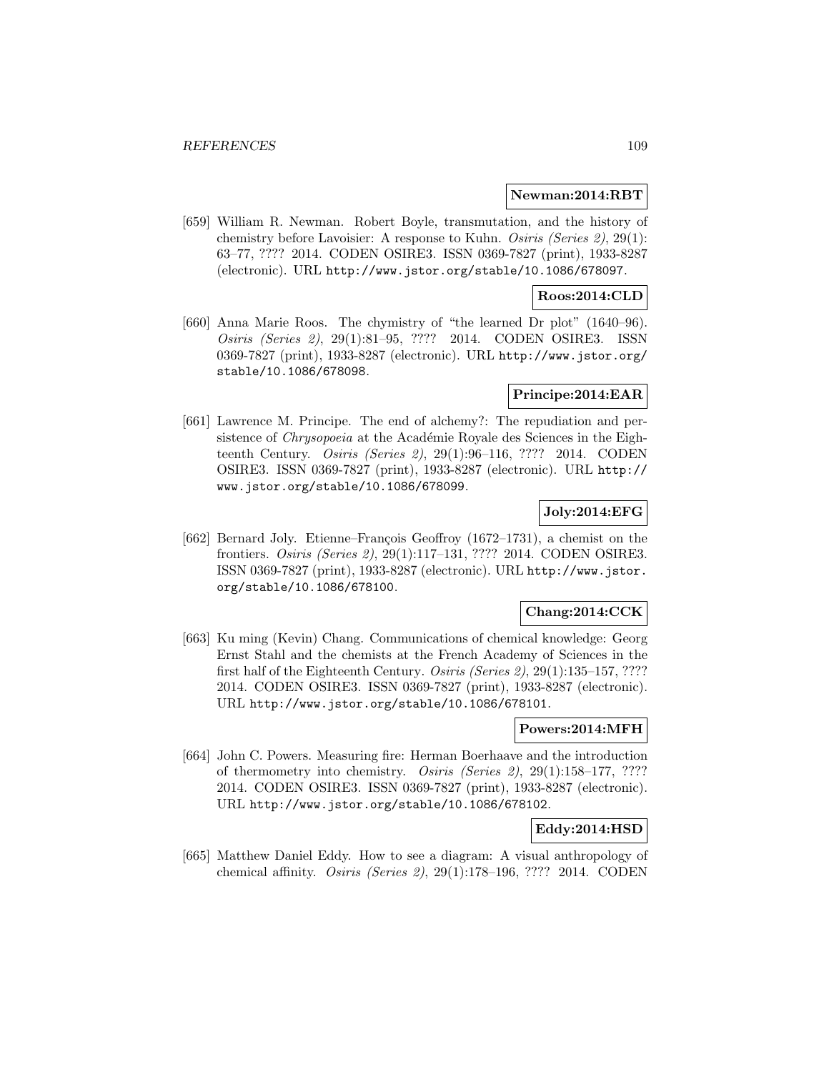**Newman:2014:RBT**

[659] William R. Newman. Robert Boyle, transmutation, and the history of chemistry before Lavoisier: A response to Kuhn. *Osiris (Series 2)*, 29(1): 63–77, ???? 2014. CODEN OSIRE3. ISSN 0369-7827 (print), 1933-8287 (electronic). URL `http://www.jstor.org/stable/10.1086/678097`.

**Roos:2014:CLD**

[660] Anna Marie Roos. The chymistry of "the learned Dr plot" (1640–96). *Osiris (Series 2)*, 29(1):81–95, ???? 2014. CODEN OSIRE3. ISSN 0369-7827 (print), 1933-8287 (electronic). URL `http://www.jstor.org/stable/10.1086/678098`.

**Principe:2014:EAR**

[661] Lawrence M. Principe. The end of alchemy?: The repudiation and persistence of *Chrysopoeia* at the Académie Royale des Sciences in the Eighteenth Century. *Osiris (Series 2)*, 29(1):96–116, ???? 2014. CODEN OSIRE3. ISSN 0369-7827 (print), 1933-8287 (electronic). URL `http://www.jstor.org/stable/10.1086/678099`.

**Joly:2014:EFG**

[662] Bernard Joly. Etienne–François Geoffroy (1672–1731), a chemist on the frontiers. *Osiris (Series 2)*, 29(1):117–131, ???? 2014. CODEN OSIRE3. ISSN 0369-7827 (print), 1933-8287 (electronic). URL `http://www.jstor.org/stable/10.1086/678100`.

**Chang:2014:CCK**

[663] Ku ming (Kevin) Chang. Communications of chemical knowledge: Georg Ernst Stahl and the chemists at the French Academy of Sciences in the first half of the Eighteenth Century. *Osiris (Series 2)*, 29(1):135–157, ???? 2014. CODEN OSIRE3. ISSN 0369-7827 (print), 1933-8287 (electronic). URL `http://www.jstor.org/stable/10.1086/678101`.

**Powers:2014:MFH**

[664] John C. Powers. Measuring fire: Herman Boerhaave and the introduction of thermometry into chemistry. *Osiris (Series 2)*, 29(1):158–177, ???? 2014. CODEN OSIRE3. ISSN 0369-7827 (print), 1933-8287 (electronic). URL `http://www.jstor.org/stable/10.1086/678102`.

**Eddy:2014:HSD**

[665] Matthew Daniel Eddy. How to see a diagram: A visual anthropology of chemical affinity. *Osiris (Series 2)*, 29(1):178–196, ???? 2014. CODEN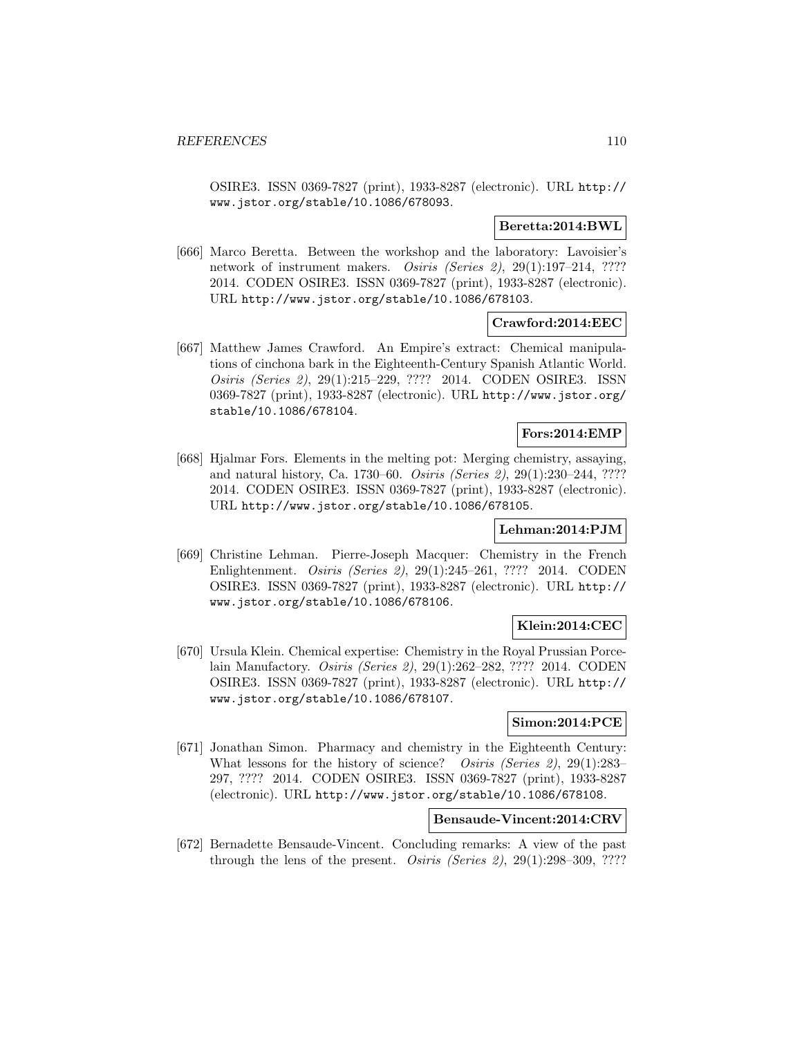OSIRE3. ISSN 0369-7827 (print), 1933-8287 (electronic). URL http://www.jstor.org/stable/10.1086/678093.

**Beretta:2014:BWL**

[666] Marco Beretta. Between the workshop and the laboratory: Lavoisier's network of instrument makers. *Osiris (Series 2)*, 29(1):197–214, ???? 2014. CODEN OSIRE3. ISSN 0369-7827 (print), 1933-8287 (electronic). URL http://www.jstor.org/stable/10.1086/678103.

**Crawford:2014:EEC**

[667] Matthew James Crawford. An Empire's extract: Chemical manipulations of cinchona bark in the Eighteenth-Century Spanish Atlantic World. *Osiris (Series 2)*, 29(1):215–229, ???? 2014. CODEN OSIRE3. ISSN 0369-7827 (print), 1933-8287 (electronic). URL http://www.jstor.org/stable/10.1086/678104.

**Fors:2014:EMP**

[668] Hjalmar Fors. Elements in the melting pot: Merging chemistry, assaying, and natural history, Ca. 1730–60. *Osiris (Series 2)*, 29(1):230–244, ???? 2014. CODEN OSIRE3. ISSN 0369-7827 (print), 1933-8287 (electronic). URL http://www.jstor.org/stable/10.1086/678105.

**Lehman:2014:PJM**

[669] Christine Lehman. Pierre-Joseph Macquer: Chemistry in the French Enlightenment. *Osiris (Series 2)*, 29(1):245–261, ???? 2014. CODEN OSIRE3. ISSN 0369-7827 (print), 1933-8287 (electronic). URL http://www.jstor.org/stable/10.1086/678106.

**Klein:2014:CEC**

[670] Ursula Klein. Chemical expertise: Chemistry in the Royal Prussian Porcelain Manufactory. *Osiris (Series 2)*, 29(1):262–282, ???? 2014. CODEN OSIRE3. ISSN 0369-7827 (print), 1933-8287 (electronic). URL http://www.jstor.org/stable/10.1086/678107.

**Simon:2014:PCE**

[671] Jonathan Simon. Pharmacy and chemistry in the Eighteenth Century: What lessons for the history of science? *Osiris (Series 2)*, 29(1):283–297, ???? 2014. CODEN OSIRE3. ISSN 0369-7827 (print), 1933-8287 (electronic). URL http://www.jstor.org/stable/10.1086/678108.

**Bensaude-Vincent:2014:CRV**

[672] Bernadette Bensaude-Vincent. Concluding remarks: A view of the past through the lens of the present. *Osiris (Series 2)*, 29(1):298–309, ????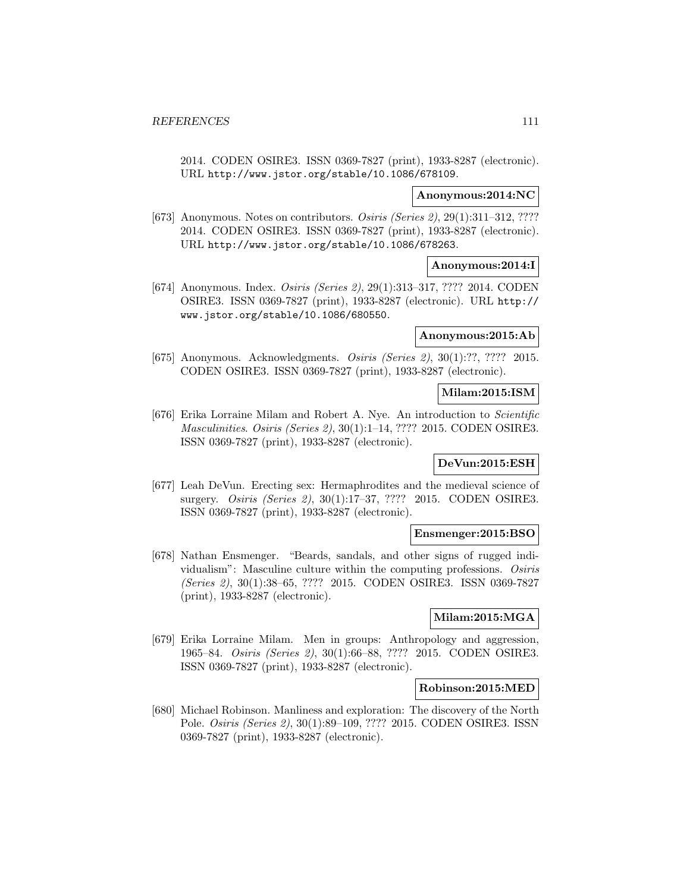2014. CODEN OSIRE3. ISSN 0369-7827 (print), 1933-8287 (electronic). URL http://www.jstor.org/stable/10.1086/678109.

**Anonymous:2014:NC**

[673] Anonymous. Notes on contributors. *Osiris (Series 2)*, 29(1):311–312, ???? 2014. CODEN OSIRE3. ISSN 0369-7827 (print), 1933-8287 (electronic). URL http://www.jstor.org/stable/10.1086/678263.

**Anonymous:2014:I**

[674] Anonymous. Index. *Osiris (Series 2)*, 29(1):313–317, ???? 2014. CODEN OSIRE3. ISSN 0369-7827 (print), 1933-8287 (electronic). URL http://www.jstor.org/stable/10.1086/680550.

**Anonymous:2015:Ab**

[675] Anonymous. Acknowledgments. *Osiris (Series 2)*, 30(1):??, ???? 2015. CODEN OSIRE3. ISSN 0369-7827 (print), 1933-8287 (electronic).

**Milam:2015:ISM**

[676] Erika Lorraine Milam and Robert A. Nye. An introduction to *Scientific Masculinities*. *Osiris (Series 2)*, 30(1):1–14, ???? 2015. CODEN OSIRE3. ISSN 0369-7827 (print), 1933-8287 (electronic).

**DeVun:2015:ESH**

[677] Leah DeVun. Erecting sex: Hermaphrodites and the medieval science of surgery. *Osiris (Series 2)*, 30(1):17–37, ???? 2015. CODEN OSIRE3. ISSN 0369-7827 (print), 1933-8287 (electronic).

**Ensmenger:2015:BSO**

[678] Nathan Ensmenger. "Beards, sandals, and other signs of rugged individualism": Masculine culture within the computing professions. *Osiris (Series 2)*, 30(1):38–65, ???? 2015. CODEN OSIRE3. ISSN 0369-7827 (print), 1933-8287 (electronic).

**Milam:2015:MGA**

[679] Erika Lorraine Milam. Men in groups: Anthropology and aggression, 1965–84. *Osiris (Series 2)*, 30(1):66–88, ???? 2015. CODEN OSIRE3. ISSN 0369-7827 (print), 1933-8287 (electronic).

**Robinson:2015:MED**

[680] Michael Robinson. Manliness and exploration: The discovery of the North Pole. *Osiris (Series 2)*, 30(1):89–109, ???? 2015. CODEN OSIRE3. ISSN 0369-7827 (print), 1933-8287 (electronic).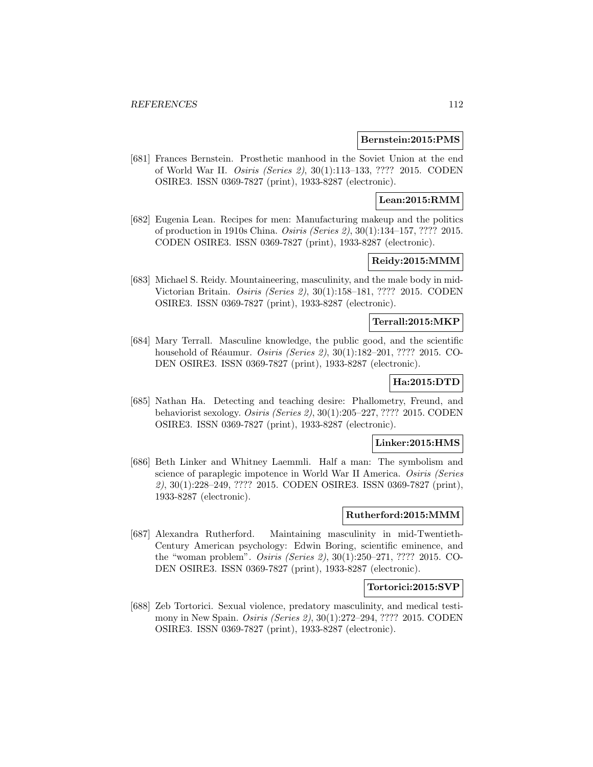**Bernstein:2015:PMS**

[681] Frances Bernstein. Prosthetic manhood in the Soviet Union at the end of World War II. *Osiris (Series 2)*, 30(1):113–133, ???? 2015. CODEN OSIRE3. ISSN 0369-7827 (print), 1933-8287 (electronic).

**Lean:2015:RMM**

[682] Eugenia Lean. Recipes for men: Manufacturing makeup and the politics of production in 1910s China. *Osiris (Series 2)*, 30(1):134–157, ???? 2015. CODEN OSIRE3. ISSN 0369-7827 (print), 1933-8287 (electronic).

**Reidy:2015:MMM**

[683] Michael S. Reidy. Mountaineering, masculinity, and the male body in mid-Victorian Britain. *Osiris (Series 2)*, 30(1):158–181, ???? 2015. CODEN OSIRE3. ISSN 0369-7827 (print), 1933-8287 (electronic).

**Terrall:2015:MKP**

[684] Mary Terrall. Masculine knowledge, the public good, and the scientific household of Réaumur. *Osiris (Series 2)*, 30(1):182–201, ???? 2015. CODEN OSIRE3. ISSN 0369-7827 (print), 1933-8287 (electronic).

**Ha:2015:DTD**

[685] Nathan Ha. Detecting and teaching desire: Phallometry, Freund, and behaviorist sexology. *Osiris (Series 2)*, 30(1):205–227, ???? 2015. CODEN OSIRE3. ISSN 0369-7827 (print), 1933-8287 (electronic).

**Linker:2015:HMS**

[686] Beth Linker and Whitney Laemmli. Half a man: The symbolism and science of paraplegic impotence in World War II America. *Osiris (Series 2)*, 30(1):228–249, ???? 2015. CODEN OSIRE3. ISSN 0369-7827 (print), 1933-8287 (electronic).

**Rutherford:2015:MMM**

[687] Alexandra Rutherford. Maintaining masculinity in mid-Twentieth-Century American psychology: Edwin Boring, scientific eminence, and the "woman problem". *Osiris (Series 2)*, 30(1):250–271, ???? 2015. CODEN OSIRE3. ISSN 0369-7827 (print), 1933-8287 (electronic).

**Tortorici:2015:SVP**

[688] Zeb Tortorici. Sexual violence, predatory masculinity, and medical testimony in New Spain. *Osiris (Series 2)*, 30(1):272–294, ???? 2015. CODEN OSIRE3. ISSN 0369-7827 (print), 1933-8287 (electronic).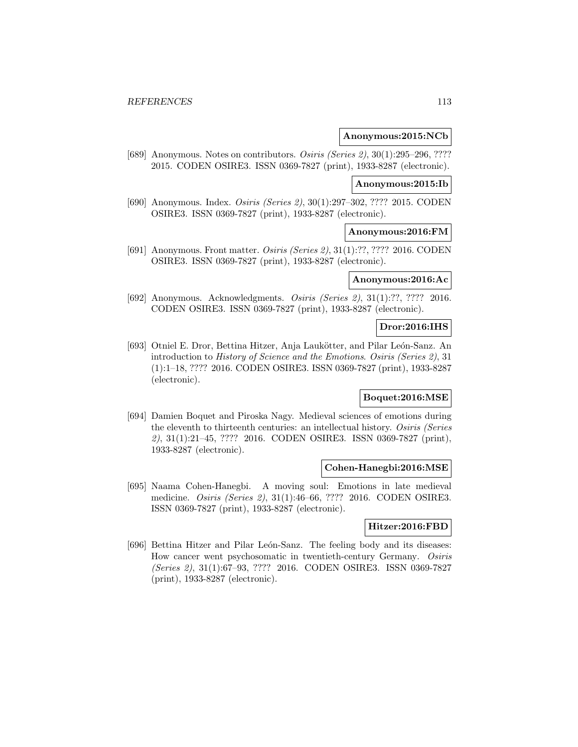**Anonymous:2015:NCb**

[689] Anonymous. Notes on contributors. *Osiris (Series 2)*, 30(1):295–296, ???? 2015. CODEN OSIRE3. ISSN 0369-7827 (print), 1933-8287 (electronic).

**Anonymous:2015:Ib**

[690] Anonymous. Index. *Osiris (Series 2)*, 30(1):297–302, ???? 2015. CODEN OSIRE3. ISSN 0369-7827 (print), 1933-8287 (electronic).

**Anonymous:2016:FM**

[691] Anonymous. Front matter. *Osiris (Series 2)*, 31(1):??, ???? 2016. CODEN OSIRE3. ISSN 0369-7827 (print), 1933-8287 (electronic).

**Anonymous:2016:Ac**

[692] Anonymous. Acknowledgments. *Osiris (Series 2)*, 31(1):??, ???? 2016. CODEN OSIRE3. ISSN 0369-7827 (print), 1933-8287 (electronic).

**Dror:2016:IHS**

[693] Otniel E. Dror, Bettina Hitzer, Anja Laukötter, and Pilar León-Sanz. An introduction to *History of Science and the Emotions*. *Osiris (Series 2)*, 31 (1):1–18, ???? 2016. CODEN OSIRE3. ISSN 0369-7827 (print), 1933-8287 (electronic).

**Boquet:2016:MSE**

[694] Damien Boquet and Piroska Nagy. Medieval sciences of emotions during the eleventh to thirteenth centuries: an intellectual history. *Osiris (Series 2)*, 31(1):21–45, ???? 2016. CODEN OSIRE3. ISSN 0369-7827 (print), 1933-8287 (electronic).

**Cohen-Hanegbi:2016:MSE**

[695] Naama Cohen-Hanegbi. A moving soul: Emotions in late medieval medicine. *Osiris (Series 2)*, 31(1):46–66, ???? 2016. CODEN OSIRE3. ISSN 0369-7827 (print), 1933-8287 (electronic).

**Hitzer:2016:FBD**

[696] Bettina Hitzer and Pilar León-Sanz. The feeling body and its diseases: How cancer went psychosomatic in twentieth-century Germany. *Osiris (Series 2)*, 31(1):67–93, ???? 2016. CODEN OSIRE3. ISSN 0369-7827 (print), 1933-8287 (electronic).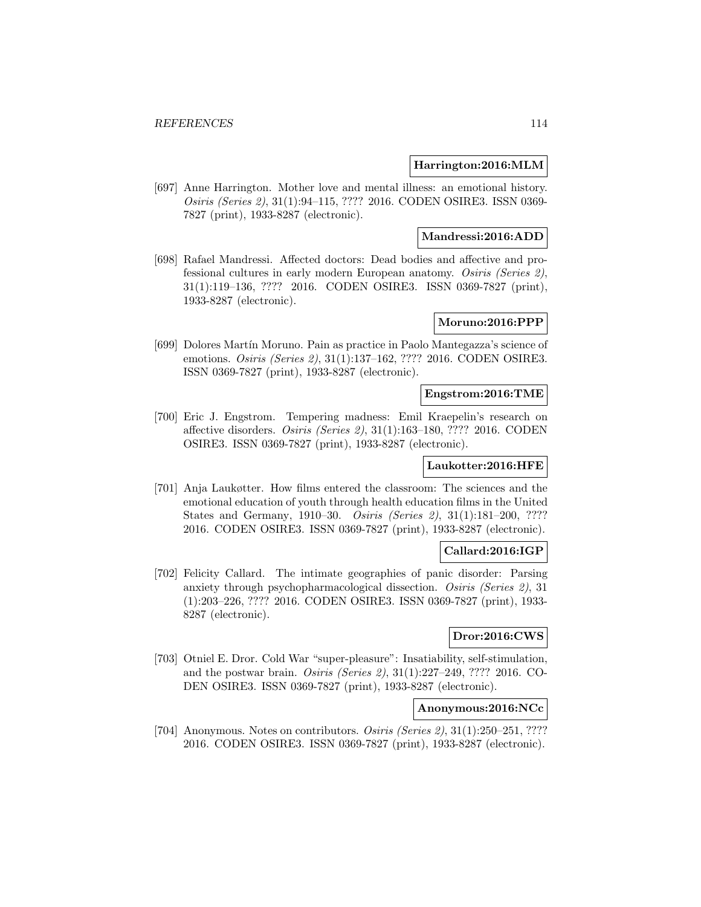**Harrington:2016:MLM**

[697] Anne Harrington. Mother love and mental illness: an emotional history. *Osiris (Series 2)*, 31(1):94–115, ???? 2016. CODEN OSIRE3. ISSN 0369-7827 (print), 1933-8287 (electronic).

**Mandressi:2016:ADD**

[698] Rafael Mandressi. Affected doctors: Dead bodies and affective and professional cultures in early modern European anatomy. *Osiris (Series 2)*, 31(1):119–136, ???? 2016. CODEN OSIRE3. ISSN 0369-7827 (print), 1933-8287 (electronic).

**Moruno:2016:PPP**

[699] Dolores Martín Moruno. Pain as practice in Paolo Mantegazza's science of emotions. *Osiris (Series 2)*, 31(1):137–162, ???? 2016. CODEN OSIRE3. ISSN 0369-7827 (print), 1933-8287 (electronic).

**Engstrom:2016:TME**

[700] Eric J. Engstrom. Tempering madness: Emil Kraepelin's research on affective disorders. *Osiris (Series 2)*, 31(1):163–180, ???? 2016. CODEN OSIRE3. ISSN 0369-7827 (print), 1933-8287 (electronic).

**Laukotter:2016:HFE**

[701] Anja Laukøtter. How films entered the classroom: The sciences and the emotional education of youth through health education films in the United States and Germany, 1910–30. *Osiris (Series 2)*, 31(1):181–200, ???? 2016. CODEN OSIRE3. ISSN 0369-7827 (print), 1933-8287 (electronic).

**Callard:2016:IGP**

[702] Felicity Callard. The intimate geographies of panic disorder: Parsing anxiety through psychopharmacological dissection. *Osiris (Series 2)*, 31 (1):203–226, ???? 2016. CODEN OSIRE3. ISSN 0369-7827 (print), 1933-8287 (electronic).

**Dror:2016:CWS**

[703] Otniel E. Dror. Cold War "super-pleasure": Insatiability, self-stimulation, and the postwar brain. *Osiris (Series 2)*, 31(1):227–249, ???? 2016. CODEN OSIRE3. ISSN 0369-7827 (print), 1933-8287 (electronic).

**Anonymous:2016:NCc**

[704] Anonymous. Notes on contributors. *Osiris (Series 2)*, 31(1):250–251, ???? 2016. CODEN OSIRE3. ISSN 0369-7827 (print), 1933-8287 (electronic).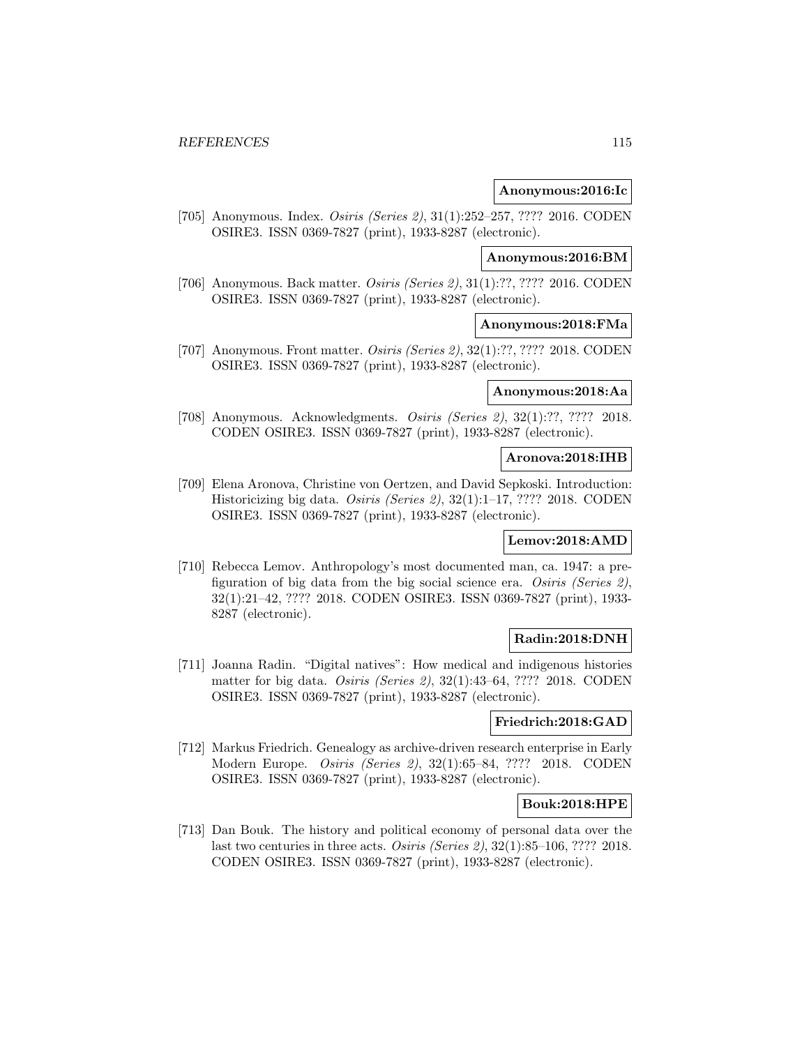**Anonymous:2016:Ic**

[705] Anonymous. Index. *Osiris (Series 2)*, 31(1):252–257, ???? 2016. CODEN OSIRE3. ISSN 0369-7827 (print), 1933-8287 (electronic).

**Anonymous:2016:BM**

[706] Anonymous. Back matter. *Osiris (Series 2)*, 31(1):??, ???? 2016. CODEN OSIRE3. ISSN 0369-7827 (print), 1933-8287 (electronic).

**Anonymous:2018:FMa**

[707] Anonymous. Front matter. *Osiris (Series 2)*, 32(1):??, ???? 2018. CODEN OSIRE3. ISSN 0369-7827 (print), 1933-8287 (electronic).

**Anonymous:2018:Aa**

[708] Anonymous. Acknowledgments. *Osiris (Series 2)*, 32(1):??, ???? 2018. CODEN OSIRE3. ISSN 0369-7827 (print), 1933-8287 (electronic).

**Aronova:2018:IHB**

[709] Elena Aronova, Christine von Oertzen, and David Sepkoski. Introduction: Historicizing big data. *Osiris (Series 2)*, 32(1):1–17, ???? 2018. CODEN OSIRE3. ISSN 0369-7827 (print), 1933-8287 (electronic).

**Lemov:2018:AMD**

[710] Rebecca Lemov. Anthropology's most documented man, ca. 1947: a prefiguration of big data from the big social science era. *Osiris (Series 2)*, 32(1):21–42, ???? 2018. CODEN OSIRE3. ISSN 0369-7827 (print), 1933-8287 (electronic).

**Radin:2018:DNH**

[711] Joanna Radin. "Digital natives": How medical and indigenous histories matter for big data. *Osiris (Series 2)*, 32(1):43–64, ???? 2018. CODEN OSIRE3. ISSN 0369-7827 (print), 1933-8287 (electronic).

**Friedrich:2018:GAD**

[712] Markus Friedrich. Genealogy as archive-driven research enterprise in Early Modern Europe. *Osiris (Series 2)*, 32(1):65–84, ???? 2018. CODEN OSIRE3. ISSN 0369-7827 (print), 1933-8287 (electronic).

**Bouk:2018:HPE**

[713] Dan Bouk. The history and political economy of personal data over the last two centuries in three acts. *Osiris (Series 2)*, 32(1):85–106, ???? 2018. CODEN OSIRE3. ISSN 0369-7827 (print), 1933-8287 (electronic).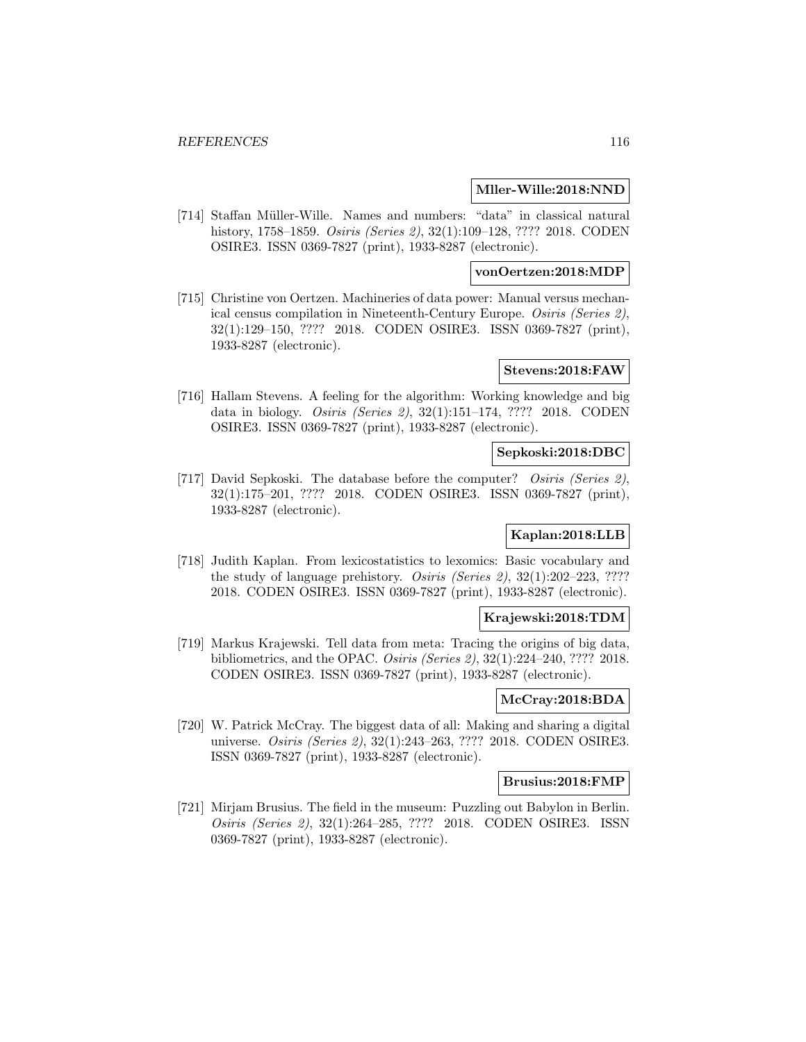**Mller-Wille:2018:NND**

[714] Staffan Müller-Wille. Names and numbers: "data" in classical natural history, 1758–1859. *Osiris (Series 2)*, 32(1):109–128, ???? 2018. CODEN OSIRE3. ISSN 0369-7827 (print), 1933-8287 (electronic).

**vonOertzen:2018:MDP**

[715] Christine von Oertzen. Machineries of data power: Manual versus mechanical census compilation in Nineteenth-Century Europe. *Osiris (Series 2)*, 32(1):129–150, ???? 2018. CODEN OSIRE3. ISSN 0369-7827 (print), 1933-8287 (electronic).

**Stevens:2018:FAW**

[716] Hallam Stevens. A feeling for the algorithm: Working knowledge and big data in biology. *Osiris (Series 2)*, 32(1):151–174, ???? 2018. CODEN OSIRE3. ISSN 0369-7827 (print), 1933-8287 (electronic).

**Sepkoski:2018:DBC**

[717] David Sepkoski. The database before the computer? *Osiris (Series 2)*, 32(1):175–201, ???? 2018. CODEN OSIRE3. ISSN 0369-7827 (print), 1933-8287 (electronic).

**Kaplan:2018:LLB**

[718] Judith Kaplan. From lexicostatistics to lexomics: Basic vocabulary and the study of language prehistory. *Osiris (Series 2)*, 32(1):202–223, ???? 2018. CODEN OSIRE3. ISSN 0369-7827 (print), 1933-8287 (electronic).

**Krajewski:2018:TDM**

[719] Markus Krajewski. Tell data from meta: Tracing the origins of big data, bibliometrics, and the OPAC. *Osiris (Series 2)*, 32(1):224–240, ???? 2018. CODEN OSIRE3. ISSN 0369-7827 (print), 1933-8287 (electronic).

**McCray:2018:BDA**

[720] W. Patrick McCray. The biggest data of all: Making and sharing a digital universe. *Osiris (Series 2)*, 32(1):243–263, ???? 2018. CODEN OSIRE3. ISSN 0369-7827 (print), 1933-8287 (electronic).

**Brusius:2018:FMP**

[721] Mirjam Brusius. The field in the museum: Puzzling out Babylon in Berlin. *Osiris (Series 2)*, 32(1):264–285, ???? 2018. CODEN OSIRE3. ISSN 0369-7827 (print), 1933-8287 (electronic).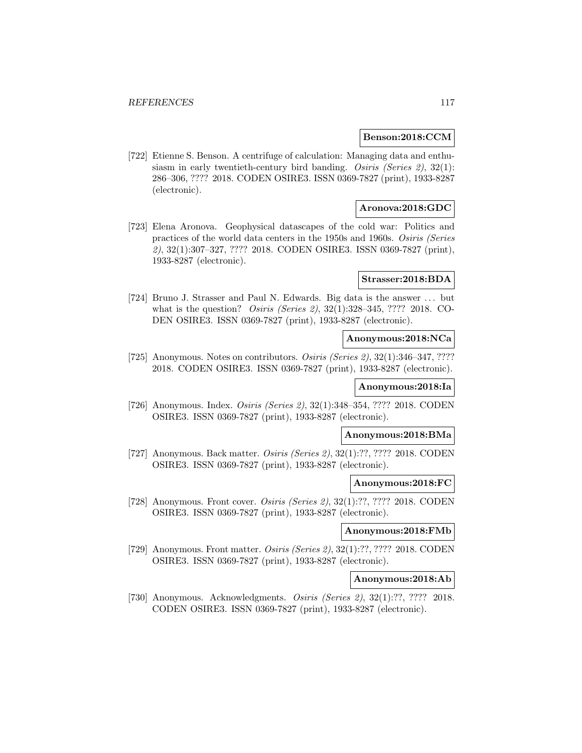**Benson:2018:CCM**

[722] Etienne S. Benson. A centrifuge of calculation: Managing data and enthusiasm in early twentieth-century bird banding. *Osiris (Series 2)*, 32(1): 286–306, ???? 2018. CODEN OSIRE3. ISSN 0369-7827 (print), 1933-8287 (electronic).

**Aronova:2018:GDC**

[723] Elena Aronova. Geophysical datascapes of the cold war: Politics and practices of the world data centers in the 1950s and 1960s. *Osiris (Series 2)*, 32(1):307–327, ???? 2018. CODEN OSIRE3. ISSN 0369-7827 (print), 1933-8287 (electronic).

**Strasser:2018:BDA**

[724] Bruno J. Strasser and Paul N. Edwards. Big data is the answer ... but what is the question? *Osiris (Series 2)*, 32(1):328–345, ???? 2018. CODEN OSIRE3. ISSN 0369-7827 (print), 1933-8287 (electronic).

**Anonymous:2018:NCa**

[725] Anonymous. Notes on contributors. *Osiris (Series 2)*, 32(1):346–347, ???? 2018. CODEN OSIRE3. ISSN 0369-7827 (print), 1933-8287 (electronic).

**Anonymous:2018:Ia**

[726] Anonymous. Index. *Osiris (Series 2)*, 32(1):348–354, ???? 2018. CODEN OSIRE3. ISSN 0369-7827 (print), 1933-8287 (electronic).

**Anonymous:2018:BMa**

[727] Anonymous. Back matter. *Osiris (Series 2)*, 32(1):??, ???? 2018. CODEN OSIRE3. ISSN 0369-7827 (print), 1933-8287 (electronic).

**Anonymous:2018:FC**

[728] Anonymous. Front cover. *Osiris (Series 2)*, 32(1):??, ???? 2018. CODEN OSIRE3. ISSN 0369-7827 (print), 1933-8287 (electronic).

**Anonymous:2018:FMb**

[729] Anonymous. Front matter. *Osiris (Series 2)*, 32(1):??, ???? 2018. CODEN OSIRE3. ISSN 0369-7827 (print), 1933-8287 (electronic).

**Anonymous:2018:Ab**

[730] Anonymous. Acknowledgments. *Osiris (Series 2)*, 32(1):??, ???? 2018. CODEN OSIRE3. ISSN 0369-7827 (print), 1933-8287 (electronic).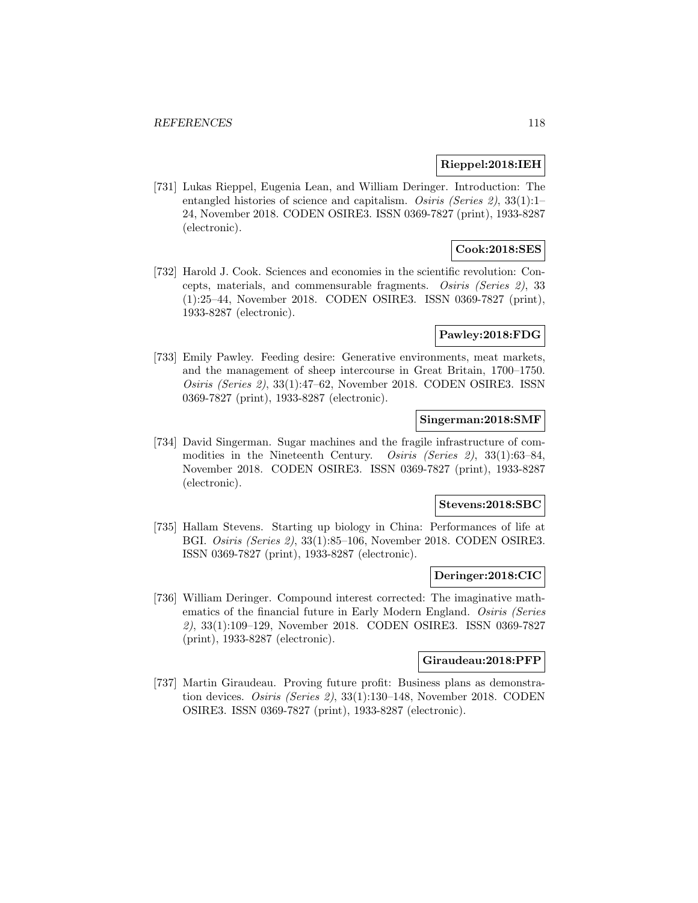**Rieppel:2018:IEH**

[731] Lukas Rieppel, Eugenia Lean, and William Deringer. Introduction: The entangled histories of science and capitalism. *Osiris (Series 2)*, 33(1):1–24, November 2018. CODEN OSIRE3. ISSN 0369-7827 (print), 1933-8287 (electronic).

**Cook:2018:SES**

[732] Harold J. Cook. Sciences and economies in the scientific revolution: Concepts, materials, and commensurable fragments. *Osiris (Series 2)*, 33 (1):25–44, November 2018. CODEN OSIRE3. ISSN 0369-7827 (print), 1933-8287 (electronic).

**Pawley:2018:FDG**

[733] Emily Pawley. Feeding desire: Generative environments, meat markets, and the management of sheep intercourse in Great Britain, 1700–1750. *Osiris (Series 2)*, 33(1):47–62, November 2018. CODEN OSIRE3. ISSN 0369-7827 (print), 1933-8287 (electronic).

**Singerman:2018:SMF**

[734] David Singerman. Sugar machines and the fragile infrastructure of commodities in the Nineteenth Century. *Osiris (Series 2)*, 33(1):63–84, November 2018. CODEN OSIRE3. ISSN 0369-7827 (print), 1933-8287 (electronic).

**Stevens:2018:SBC**

[735] Hallam Stevens. Starting up biology in China: Performances of life at BGI. *Osiris (Series 2)*, 33(1):85–106, November 2018. CODEN OSIRE3. ISSN 0369-7827 (print), 1933-8287 (electronic).

**Deringer:2018:CIC**

[736] William Deringer. Compound interest corrected: The imaginative mathematics of the financial future in Early Modern England. *Osiris (Series 2)*, 33(1):109–129, November 2018. CODEN OSIRE3. ISSN 0369-7827 (print), 1933-8287 (electronic).

**Giraudeau:2018:PFP**

[737] Martin Giraudeau. Proving future profit: Business plans as demonstration devices. *Osiris (Series 2)*, 33(1):130–148, November 2018. CODEN OSIRE3. ISSN 0369-7827 (print), 1933-8287 (electronic).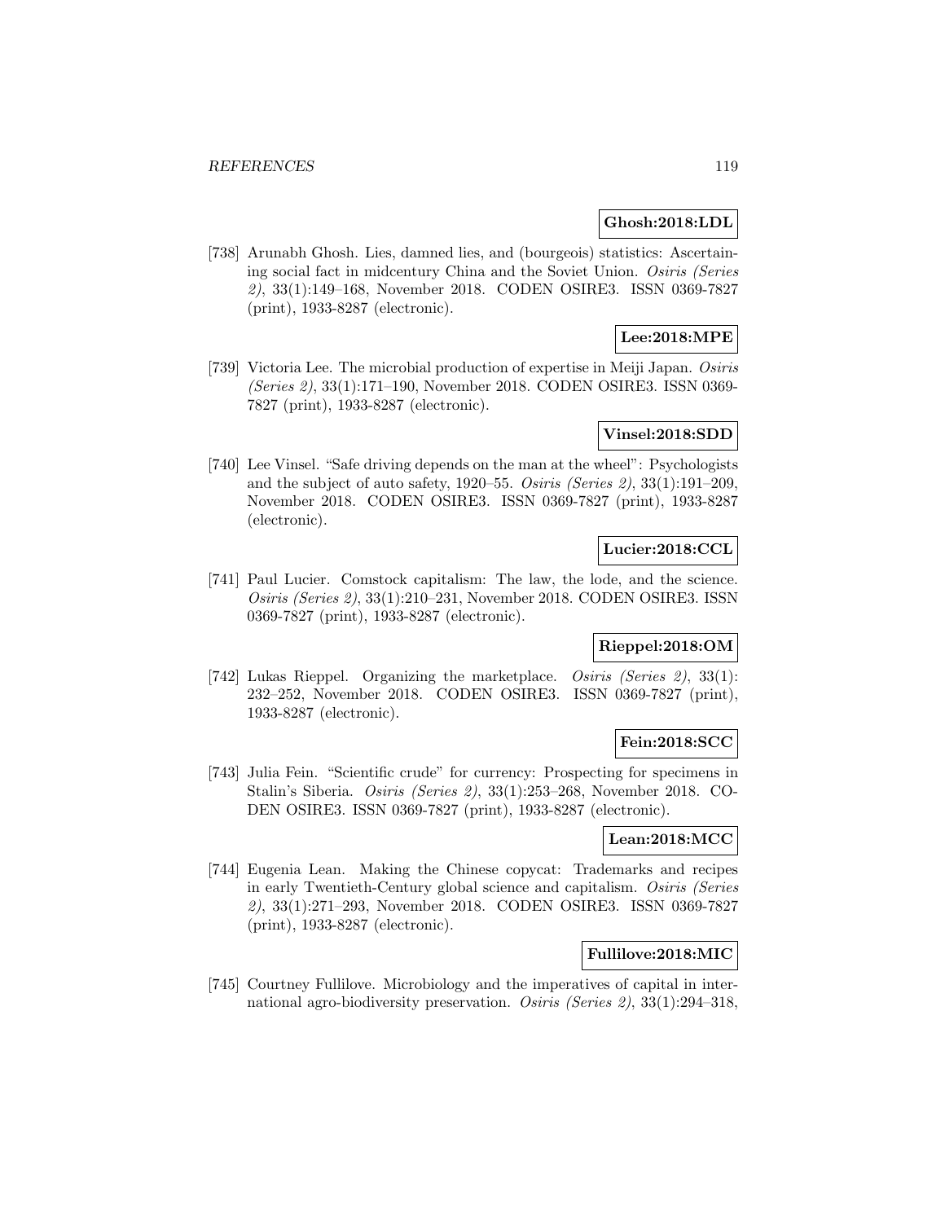**Ghosh:2018:LDL**

[738] Arunabh Ghosh. Lies, damned lies, and (bourgeois) statistics: Ascertaining social fact in midcentury China and the Soviet Union. *Osiris (Series 2)*, 33(1):149–168, November 2018. CODEN OSIRE3. ISSN 0369-7827 (print), 1933-8287 (electronic).

**Lee:2018:MPE**

[739] Victoria Lee. The microbial production of expertise in Meiji Japan. *Osiris (Series 2)*, 33(1):171–190, November 2018. CODEN OSIRE3. ISSN 0369-7827 (print), 1933-8287 (electronic).

**Vinsel:2018:SDD**

[740] Lee Vinsel. "Safe driving depends on the man at the wheel": Psychologists and the subject of auto safety, 1920–55. *Osiris (Series 2)*, 33(1):191–209, November 2018. CODEN OSIRE3. ISSN 0369-7827 (print), 1933-8287 (electronic).

**Lucier:2018:CCL**

[741] Paul Lucier. Comstock capitalism: The law, the lode, and the science. *Osiris (Series 2)*, 33(1):210–231, November 2018. CODEN OSIRE3. ISSN 0369-7827 (print), 1933-8287 (electronic).

**Rieppel:2018:OM**

[742] Lukas Rieppel. Organizing the marketplace. *Osiris (Series 2)*, 33(1): 232–252, November 2018. CODEN OSIRE3. ISSN 0369-7827 (print), 1933-8287 (electronic).

**Fein:2018:SCC**

[743] Julia Fein. "Scientific crude" for currency: Prospecting for specimens in Stalin's Siberia. *Osiris (Series 2)*, 33(1):253–268, November 2018. CODEN OSIRE3. ISSN 0369-7827 (print), 1933-8287 (electronic).

**Lean:2018:MCC**

[744] Eugenia Lean. Making the Chinese copycat: Trademarks and recipes in early Twentieth-Century global science and capitalism. *Osiris (Series 2)*, 33(1):271–293, November 2018. CODEN OSIRE3. ISSN 0369-7827 (print), 1933-8287 (electronic).

**Fullilove:2018:MIC**

[745] Courtney Fullilove. Microbiology and the imperatives of capital in international agro-biodiversity preservation. *Osiris (Series 2)*, 33(1):294–318,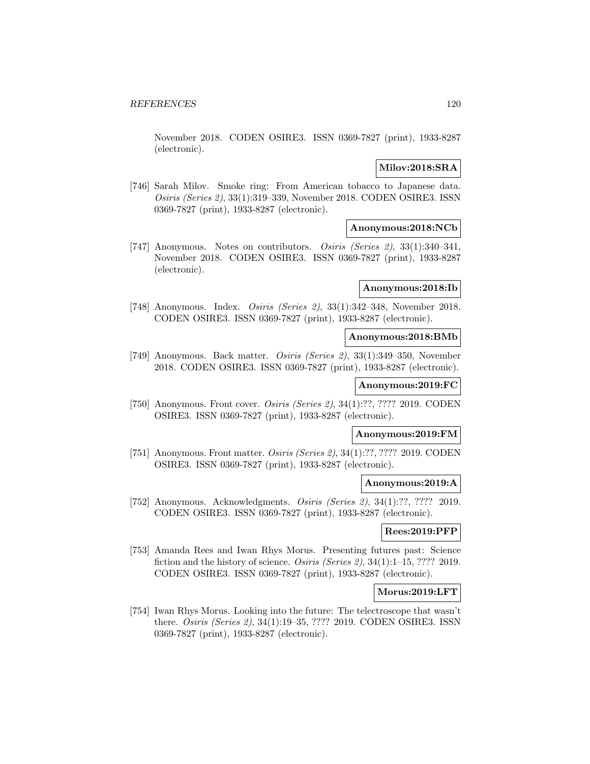November 2018. CODEN OSIRE3. ISSN 0369-7827 (print), 1933-8287 (electronic).

**Milov:2018:SRA**

[746] Sarah Milov. Smoke ring: From American tobacco to Japanese data. *Osiris (Series 2)*, 33(1):319–339, November 2018. CODEN OSIRE3. ISSN 0369-7827 (print), 1933-8287 (electronic).

**Anonymous:2018:NCb**

[747] Anonymous. Notes on contributors. *Osiris (Series 2)*, 33(1):340–341, November 2018. CODEN OSIRE3. ISSN 0369-7827 (print), 1933-8287 (electronic).

**Anonymous:2018:Ib**

[748] Anonymous. Index. *Osiris (Series 2)*, 33(1):342–348, November 2018. CODEN OSIRE3. ISSN 0369-7827 (print), 1933-8287 (electronic).

**Anonymous:2018:BMb**

[749] Anonymous. Back matter. *Osiris (Series 2)*, 33(1):349–350, November 2018. CODEN OSIRE3. ISSN 0369-7827 (print), 1933-8287 (electronic).

**Anonymous:2019:FC**

[750] Anonymous. Front cover. *Osiris (Series 2)*, 34(1):??, ???? 2019. CODEN OSIRE3. ISSN 0369-7827 (print), 1933-8287 (electronic).

**Anonymous:2019:FM**

[751] Anonymous. Front matter. *Osiris (Series 2)*, 34(1):??, ???? 2019. CODEN OSIRE3. ISSN 0369-7827 (print), 1933-8287 (electronic).

**Anonymous:2019:A**

[752] Anonymous. Acknowledgments. *Osiris (Series 2)*, 34(1):??, ???? 2019. CODEN OSIRE3. ISSN 0369-7827 (print), 1933-8287 (electronic).

**Rees:2019:PFP**

[753] Amanda Rees and Iwan Rhys Morus. Presenting futures past: Science fiction and the history of science. *Osiris (Series 2)*, 34(1):1–15, ???? 2019. CODEN OSIRE3. ISSN 0369-7827 (print), 1933-8287 (electronic).

**Morus:2019:LFT**

[754] Iwan Rhys Morus. Looking into the future: The telectroscope that wasn't there. *Osiris (Series 2)*, 34(1):19–35, ???? 2019. CODEN OSIRE3. ISSN 0369-7827 (print), 1933-8287 (electronic).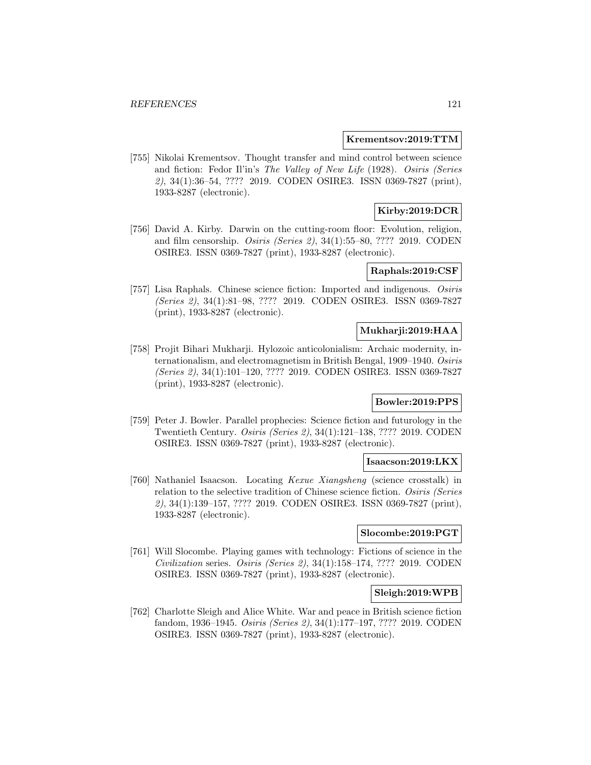**Krementsov:2019:TTM**

[755] Nikolai Krementsov. Thought transfer and mind control between science and fiction: Fedor Il'in's *The Valley of New Life* (1928). *Osiris (Series 2)*, 34(1):36–54, ???? 2019. CODEN OSIRE3. ISSN 0369-7827 (print), 1933-8287 (electronic).

**Kirby:2019:DCR**

[756] David A. Kirby. Darwin on the cutting-room floor: Evolution, religion, and film censorship. *Osiris (Series 2)*, 34(1):55–80, ???? 2019. CODEN OSIRE3. ISSN 0369-7827 (print), 1933-8287 (electronic).

**Raphals:2019:CSF**

[757] Lisa Raphals. Chinese science fiction: Imported and indigenous. *Osiris (Series 2)*, 34(1):81–98, ???? 2019. CODEN OSIRE3. ISSN 0369-7827 (print), 1933-8287 (electronic).

**Mukharji:2019:HAA**

[758] Projit Bihari Mukharji. Hylozoic anticolonialism: Archaic modernity, internationalism, and electromagnetism in British Bengal, 1909–1940. *Osiris (Series 2)*, 34(1):101–120, ???? 2019. CODEN OSIRE3. ISSN 0369-7827 (print), 1933-8287 (electronic).

**Bowler:2019:PPS**

[759] Peter J. Bowler. Parallel prophecies: Science fiction and futurology in the Twentieth Century. *Osiris (Series 2)*, 34(1):121–138, ???? 2019. CODEN OSIRE3. ISSN 0369-7827 (print), 1933-8287 (electronic).

**Isaacson:2019:LKX**

[760] Nathaniel Isaacson. Locating *Kexue Xiangsheng* (science crosstalk) in relation to the selective tradition of Chinese science fiction. *Osiris (Series 2)*, 34(1):139–157, ???? 2019. CODEN OSIRE3. ISSN 0369-7827 (print), 1933-8287 (electronic).

**Slocombe:2019:PGT**

[761] Will Slocombe. Playing games with technology: Fictions of science in the *Civilization* series. *Osiris (Series 2)*, 34(1):158–174, ???? 2019. CODEN OSIRE3. ISSN 0369-7827 (print), 1933-8287 (electronic).

**Sleigh:2019:WPB**

[762] Charlotte Sleigh and Alice White. War and peace in British science fiction fandom, 1936–1945. *Osiris (Series 2)*, 34(1):177–197, ???? 2019. CODEN OSIRE3. ISSN 0369-7827 (print), 1933-8287 (electronic).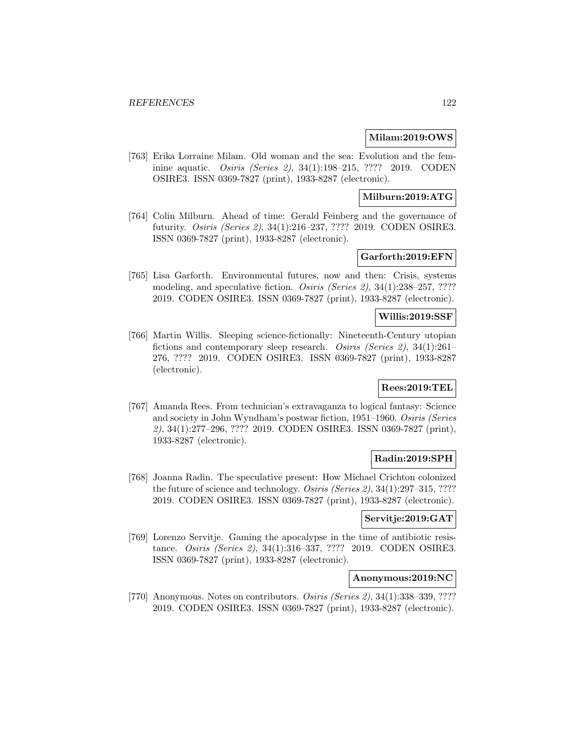**Milam:2019:OWS**

[763] Erika Lorraine Milam. Old woman and the sea: Evolution and the feminine aquatic. *Osiris (Series 2)*, 34(1):198–215, ???? 2019. CODEN OSIRE3. ISSN 0369-7827 (print), 1933-8287 (electronic).

**Milburn:2019:ATG**

[764] Colin Milburn. Ahead of time: Gerald Feinberg and the governance of futurity. *Osiris (Series 2)*, 34(1):216–237, ???? 2019. CODEN OSIRE3. ISSN 0369-7827 (print), 1933-8287 (electronic).

**Garforth:2019:EFN**

[765] Lisa Garforth. Environmental futures, now and then: Crisis, systems modeling, and speculative fiction. *Osiris (Series 2)*, 34(1):238–257, ???? 2019. CODEN OSIRE3. ISSN 0369-7827 (print), 1933-8287 (electronic).

**Willis:2019:SSF**

[766] Martin Willis. Sleeping science-fictionally: Nineteenth-Century utopian fictions and contemporary sleep research. *Osiris (Series 2)*, 34(1):261–276, ???? 2019. CODEN OSIRE3. ISSN 0369-7827 (print), 1933-8287 (electronic).

**Rees:2019:TEL**

[767] Amanda Rees. From technician's extravaganza to logical fantasy: Science and society in John Wyndham's postwar fiction, 1951–1960. *Osiris (Series 2)*, 34(1):277–296, ???? 2019. CODEN OSIRE3. ISSN 0369-7827 (print), 1933-8287 (electronic).

**Radin:2019:SPH**

[768] Joanna Radin. The speculative present: How Michael Crichton colonized the future of science and technology. *Osiris (Series 2)*, 34(1):297–315, ???? 2019. CODEN OSIRE3. ISSN 0369-7827 (print), 1933-8287 (electronic).

**Servitje:2019:GAT**

[769] Lorenzo Servitje. Gaming the apocalypse in the time of antibiotic resistance. *Osiris (Series 2)*, 34(1):316–337, ???? 2019. CODEN OSIRE3. ISSN 0369-7827 (print), 1933-8287 (electronic).

**Anonymous:2019:NC**

[770] Anonymous. Notes on contributors. *Osiris (Series 2)*, 34(1):338–339, ???? 2019. CODEN OSIRE3. ISSN 0369-7827 (print), 1933-8287 (electronic).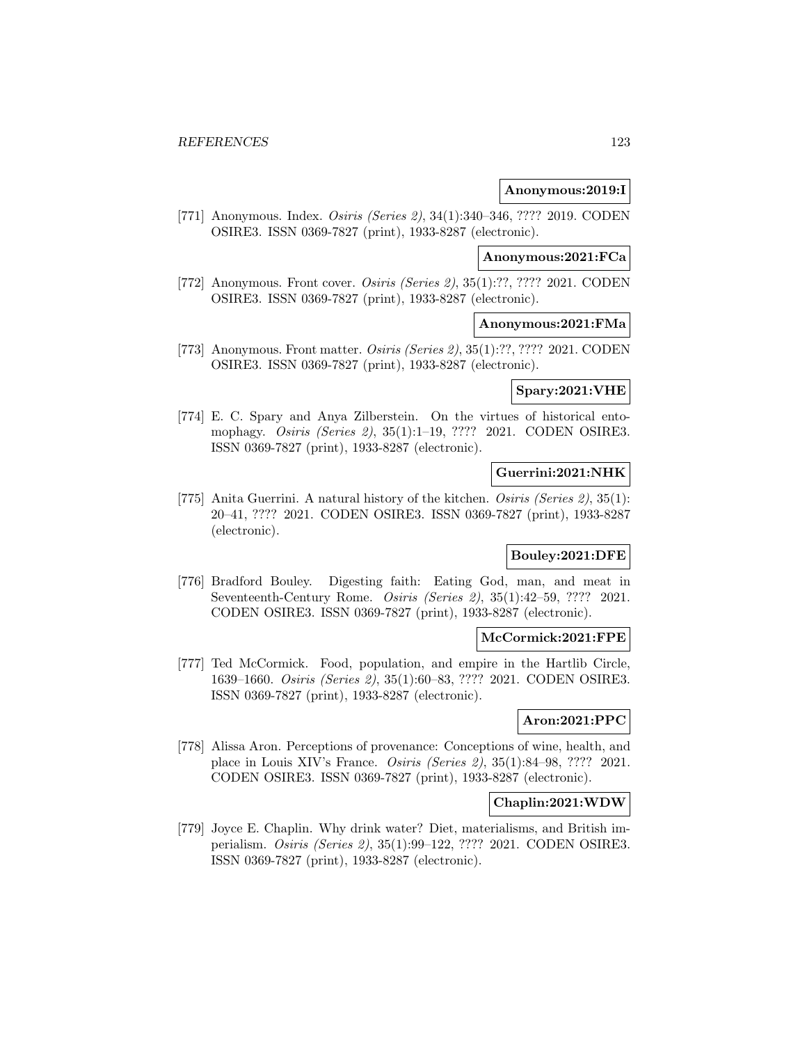**Anonymous:2019:I**

[771] Anonymous. Index. *Osiris (Series 2)*, 34(1):340–346, ???? 2019. CODEN OSIRE3. ISSN 0369-7827 (print), 1933-8287 (electronic).

**Anonymous:2021:FCa**

[772] Anonymous. Front cover. *Osiris (Series 2)*, 35(1):??, ???? 2021. CODEN OSIRE3. ISSN 0369-7827 (print), 1933-8287 (electronic).

**Anonymous:2021:FMa**

[773] Anonymous. Front matter. *Osiris (Series 2)*, 35(1):??, ???? 2021. CODEN OSIRE3. ISSN 0369-7827 (print), 1933-8287 (electronic).

**Spary:2021:VHE**

[774] E. C. Spary and Anya Zilberstein. On the virtues of historical entomophagy. *Osiris (Series 2)*, 35(1):1–19, ???? 2021. CODEN OSIRE3. ISSN 0369-7827 (print), 1933-8287 (electronic).

**Guerrini:2021:NHK**

[775] Anita Guerrini. A natural history of the kitchen. *Osiris (Series 2)*, 35(1): 20–41, ???? 2021. CODEN OSIRE3. ISSN 0369-7827 (print), 1933-8287 (electronic).

**Bouley:2021:DFE**

[776] Bradford Bouley. Digesting faith: Eating God, man, and meat in Seventeenth-Century Rome. *Osiris (Series 2)*, 35(1):42–59, ???? 2021. CODEN OSIRE3. ISSN 0369-7827 (print), 1933-8287 (electronic).

**McCormick:2021:FPE**

[777] Ted McCormick. Food, population, and empire in the Hartlib Circle, 1639–1660. *Osiris (Series 2)*, 35(1):60–83, ???? 2021. CODEN OSIRE3. ISSN 0369-7827 (print), 1933-8287 (electronic).

**Aron:2021:PPC**

[778] Alissa Aron. Perceptions of provenance: Conceptions of wine, health, and place in Louis XIV's France. *Osiris (Series 2)*, 35(1):84–98, ???? 2021. CODEN OSIRE3. ISSN 0369-7827 (print), 1933-8287 (electronic).

**Chaplin:2021:WDW**

[779] Joyce E. Chaplin. Why drink water? Diet, materialisms, and British imperialism. *Osiris (Series 2)*, 35(1):99–122, ???? 2021. CODEN OSIRE3. ISSN 0369-7827 (print), 1933-8287 (electronic).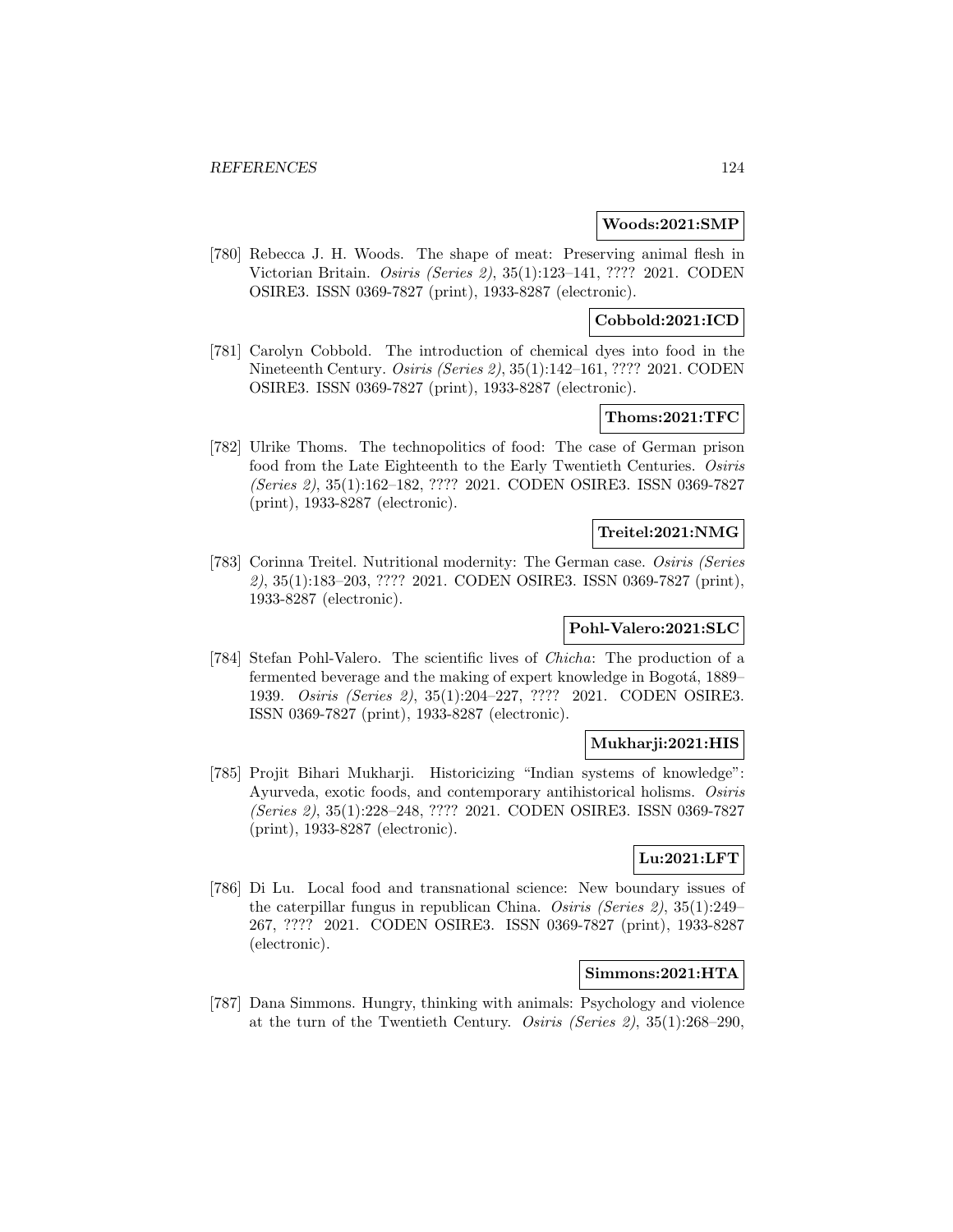**Woods:2021:SMP**

[780] Rebecca J. H. Woods. The shape of meat: Preserving animal flesh in Victorian Britain. *Osiris (Series 2)*, 35(1):123–141, ???? 2021. CODEN OSIRE3. ISSN 0369-7827 (print), 1933-8287 (electronic).

**Cobbold:2021:ICD**

[781] Carolyn Cobbold. The introduction of chemical dyes into food in the Nineteenth Century. *Osiris (Series 2)*, 35(1):142–161, ???? 2021. CODEN OSIRE3. ISSN 0369-7827 (print), 1933-8287 (electronic).

**Thoms:2021:TFC**

[782] Ulrike Thoms. The technopolitics of food: The case of German prison food from the Late Eighteenth to the Early Twentieth Centuries. *Osiris (Series 2)*, 35(1):162–182, ???? 2021. CODEN OSIRE3. ISSN 0369-7827 (print), 1933-8287 (electronic).

**Treitel:2021:NMG**

[783] Corinna Treitel. Nutritional modernity: The German case. *Osiris (Series 2)*, 35(1):183–203, ???? 2021. CODEN OSIRE3. ISSN 0369-7827 (print), 1933-8287 (electronic).

**Pohl-Valero:2021:SLC**

[784] Stefan Pohl-Valero. The scientific lives of *Chicha*: The production of a fermented beverage and the making of expert knowledge in Bogotá, 1889–1939. *Osiris (Series 2)*, 35(1):204–227, ???? 2021. CODEN OSIRE3. ISSN 0369-7827 (print), 1933-8287 (electronic).

**Mukharji:2021:HIS**

[785] Projit Bihari Mukharji. Historicizing "Indian systems of knowledge": Ayurveda, exotic foods, and contemporary antihistorical holisms. *Osiris (Series 2)*, 35(1):228–248, ???? 2021. CODEN OSIRE3. ISSN 0369-7827 (print), 1933-8287 (electronic).

**Lu:2021:LFT**

[786] Di Lu. Local food and transnational science: New boundary issues of the caterpillar fungus in republican China. *Osiris (Series 2)*, 35(1):249–267, ???? 2021. CODEN OSIRE3. ISSN 0369-7827 (print), 1933-8287 (electronic).

**Simmons:2021:HTA**

[787] Dana Simmons. Hungry, thinking with animals: Psychology and violence at the turn of the Twentieth Century. *Osiris (Series 2)*, 35(1):268–290,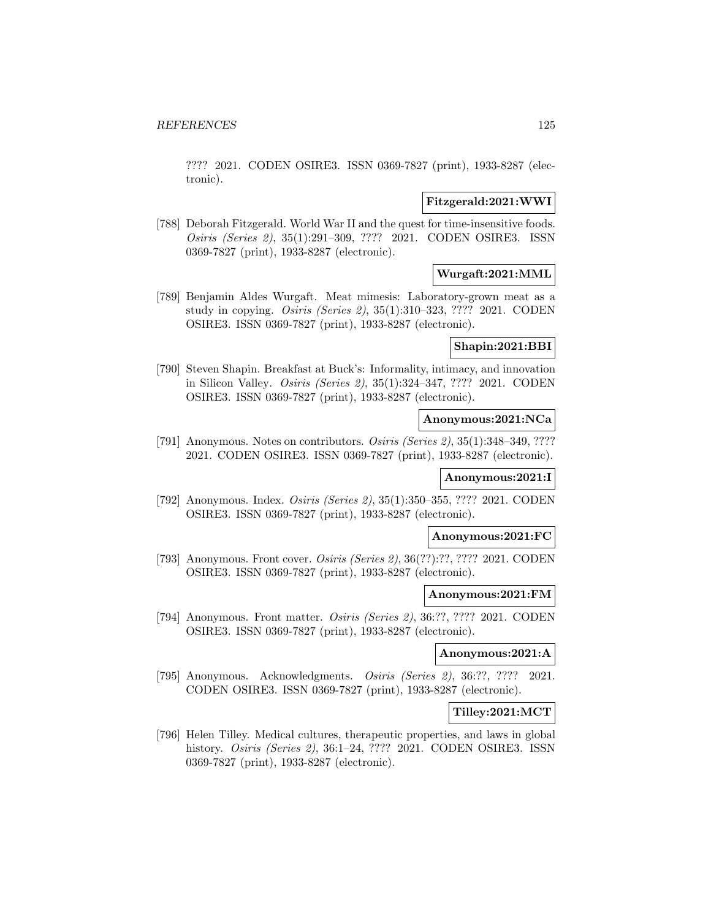???? 2021. CODEN OSIRE3. ISSN 0369-7827 (print), 1933-8287 (electronic).

**Fitzgerald:2021:WWI**

[788] Deborah Fitzgerald. World War II and the quest for time-insensitive foods. *Osiris (Series 2)*, 35(1):291–309, ???? 2021. CODEN OSIRE3. ISSN 0369-7827 (print), 1933-8287 (electronic).

**Wurgaft:2021:MML**

[789] Benjamin Aldes Wurgaft. Meat mimesis: Laboratory-grown meat as a study in copying. *Osiris (Series 2)*, 35(1):310–323, ???? 2021. CODEN OSIRE3. ISSN 0369-7827 (print), 1933-8287 (electronic).

**Shapin:2021:BBI**

[790] Steven Shapin. Breakfast at Buck's: Informality, intimacy, and innovation in Silicon Valley. *Osiris (Series 2)*, 35(1):324–347, ???? 2021. CODEN OSIRE3. ISSN 0369-7827 (print), 1933-8287 (electronic).

**Anonymous:2021:NCa**

[791] Anonymous. Notes on contributors. *Osiris (Series 2)*, 35(1):348–349, ???? 2021. CODEN OSIRE3. ISSN 0369-7827 (print), 1933-8287 (electronic).

**Anonymous:2021:I**

[792] Anonymous. Index. *Osiris (Series 2)*, 35(1):350–355, ???? 2021. CODEN OSIRE3. ISSN 0369-7827 (print), 1933-8287 (electronic).

**Anonymous:2021:FC**

[793] Anonymous. Front cover. *Osiris (Series 2)*, 36(??):??, ???? 2021. CODEN OSIRE3. ISSN 0369-7827 (print), 1933-8287 (electronic).

**Anonymous:2021:FM**

[794] Anonymous. Front matter. *Osiris (Series 2)*, 36:??, ???? 2021. CODEN OSIRE3. ISSN 0369-7827 (print), 1933-8287 (electronic).

**Anonymous:2021:A**

[795] Anonymous. Acknowledgments. *Osiris (Series 2)*, 36:??, ???? 2021. CODEN OSIRE3. ISSN 0369-7827 (print), 1933-8287 (electronic).

**Tilley:2021:MCT**

[796] Helen Tilley. Medical cultures, therapeutic properties, and laws in global history. *Osiris (Series 2)*, 36:1–24, ???? 2021. CODEN OSIRE3. ISSN 0369-7827 (print), 1933-8287 (electronic).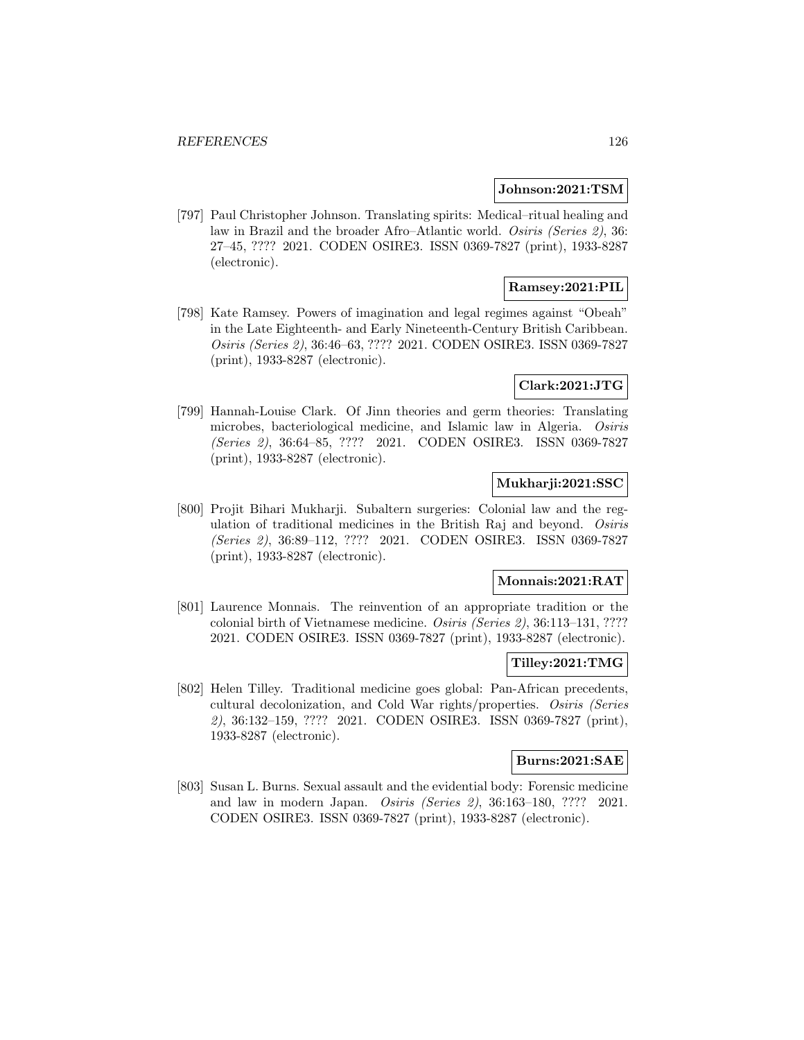**Johnson:2021:TSM**

[797] Paul Christopher Johnson. Translating spirits: Medical–ritual healing and law in Brazil and the broader Afro–Atlantic world. *Osiris (Series 2)*, 36: 27–45, ???? 2021. CODEN OSIRE3. ISSN 0369-7827 (print), 1933-8287 (electronic).

**Ramsey:2021:PIL**

[798] Kate Ramsey. Powers of imagination and legal regimes against "Obeah" in the Late Eighteenth- and Early Nineteenth-Century British Caribbean. *Osiris (Series 2)*, 36:46–63, ???? 2021. CODEN OSIRE3. ISSN 0369-7827 (print), 1933-8287 (electronic).

**Clark:2021:JTG**

[799] Hannah-Louise Clark. Of Jinn theories and germ theories: Translating microbes, bacteriological medicine, and Islamic law in Algeria. *Osiris (Series 2)*, 36:64–85, ???? 2021. CODEN OSIRE3. ISSN 0369-7827 (print), 1933-8287 (electronic).

**Mukharji:2021:SSC**

[800] Projit Bihari Mukharji. Subaltern surgeries: Colonial law and the regulation of traditional medicines in the British Raj and beyond. *Osiris (Series 2)*, 36:89–112, ???? 2021. CODEN OSIRE3. ISSN 0369-7827 (print), 1933-8287 (electronic).

**Monnais:2021:RAT**

[801] Laurence Monnais. The reinvention of an appropriate tradition or the colonial birth of Vietnamese medicine. *Osiris (Series 2)*, 36:113–131, ???? 2021. CODEN OSIRE3. ISSN 0369-7827 (print), 1933-8287 (electronic).

**Tilley:2021:TMG**

[802] Helen Tilley. Traditional medicine goes global: Pan-African precedents, cultural decolonization, and Cold War rights/properties. *Osiris (Series 2)*, 36:132–159, ???? 2021. CODEN OSIRE3. ISSN 0369-7827 (print), 1933-8287 (electronic).

**Burns:2021:SAE**

[803] Susan L. Burns. Sexual assault and the evidential body: Forensic medicine and law in modern Japan. *Osiris (Series 2)*, 36:163–180, ???? 2021. CODEN OSIRE3. ISSN 0369-7827 (print), 1933-8287 (electronic).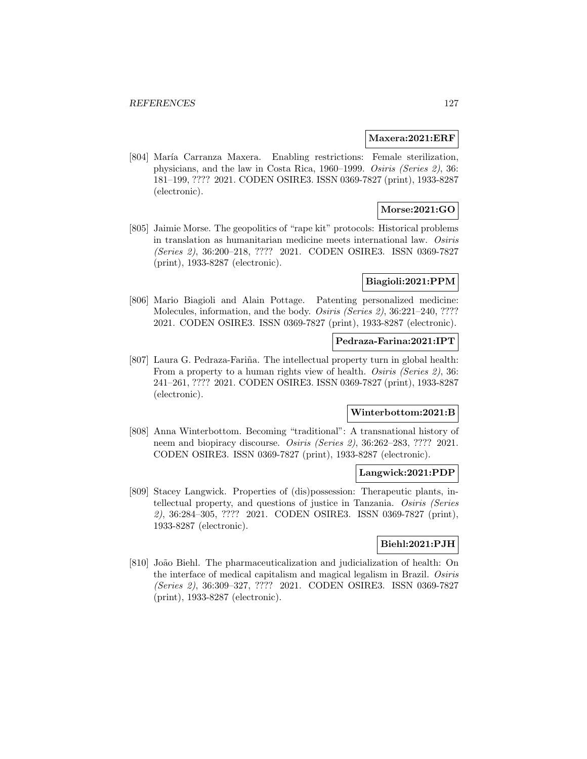**Maxera:2021:ERF**

[804] María Carranza Maxera. Enabling restrictions: Female sterilization, physicians, and the law in Costa Rica, 1960–1999. *Osiris (Series 2)*, 36: 181–199, ???? 2021. CODEN OSIRE3. ISSN 0369-7827 (print), 1933-8287 (electronic).

**Morse:2021:GO**

[805] Jaimie Morse. The geopolitics of "rape kit" protocols: Historical problems in translation as humanitarian medicine meets international law. *Osiris (Series 2)*, 36:200–218, ???? 2021. CODEN OSIRE3. ISSN 0369-7827 (print), 1933-8287 (electronic).

**Biagioli:2021:PPM**

[806] Mario Biagioli and Alain Pottage. Patenting personalized medicine: Molecules, information, and the body. *Osiris (Series 2)*, 36:221–240, ???? 2021. CODEN OSIRE3. ISSN 0369-7827 (print), 1933-8287 (electronic).

**Pedraza-Farina:2021:IPT**

[807] Laura G. Pedraza-Fariña. The intellectual property turn in global health: From a property to a human rights view of health. *Osiris (Series 2)*, 36: 241–261, ???? 2021. CODEN OSIRE3. ISSN 0369-7827 (print), 1933-8287 (electronic).

**Winterbottom:2021:B**

[808] Anna Winterbottom. Becoming "traditional": A transnational history of neem and biopiracy discourse. *Osiris (Series 2)*, 36:262–283, ???? 2021. CODEN OSIRE3. ISSN 0369-7827 (print), 1933-8287 (electronic).

**Langwick:2021:PDP**

[809] Stacey Langwick. Properties of (dis)possession: Therapeutic plants, intellectual property, and questions of justice in Tanzania. *Osiris (Series 2)*, 36:284–305, ???? 2021. CODEN OSIRE3. ISSN 0369-7827 (print), 1933-8287 (electronic).

**Biehl:2021:PJH**

[810] João Biehl. The pharmaceuticalization and judicialization of health: On the interface of medical capitalism and magical legalism in Brazil. *Osiris (Series 2)*, 36:309–327, ???? 2021. CODEN OSIRE3. ISSN 0369-7827 (print), 1933-8287 (electronic).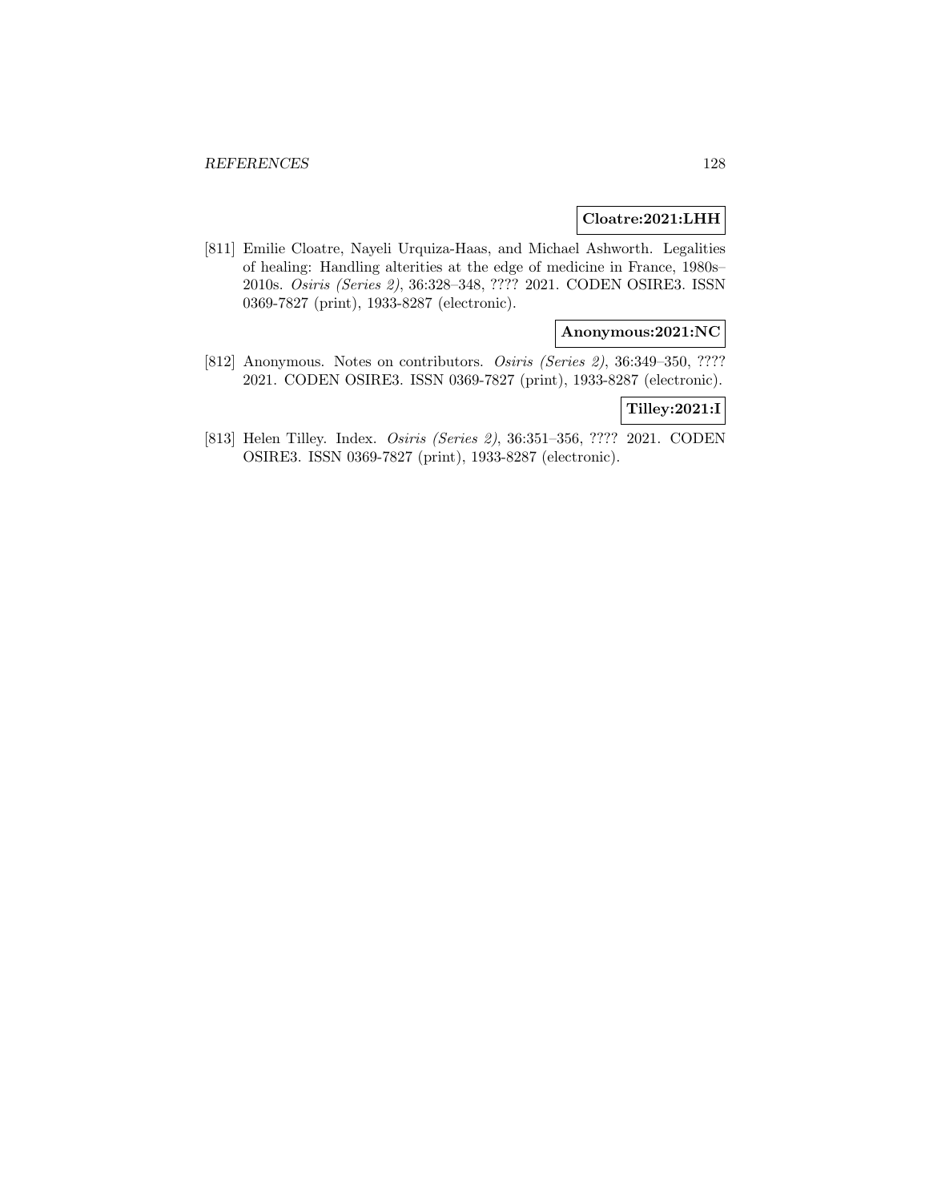**Cloatre:2021:LHH**

[811] Emilie Cloatre, Nayeli Urquiza-Haas, and Michael Ashworth. Legalities of healing: Handling alterities at the edge of medicine in France, 1980s–2010s. *Osiris (Series 2)*, 36:328–348, ???? 2021. CODEN OSIRE3. ISSN 0369-7827 (print), 1933-8287 (electronic).

**Anonymous:2021:NC**

[812] Anonymous. Notes on contributors. *Osiris (Series 2)*, 36:349–350, ???? 2021. CODEN OSIRE3. ISSN 0369-7827 (print), 1933-8287 (electronic).

**Tilley:2021:I**

[813] Helen Tilley. Index. *Osiris (Series 2)*, 36:351–356, ???? 2021. CODEN OSIRE3. ISSN 0369-7827 (print), 1933-8287 (electronic).